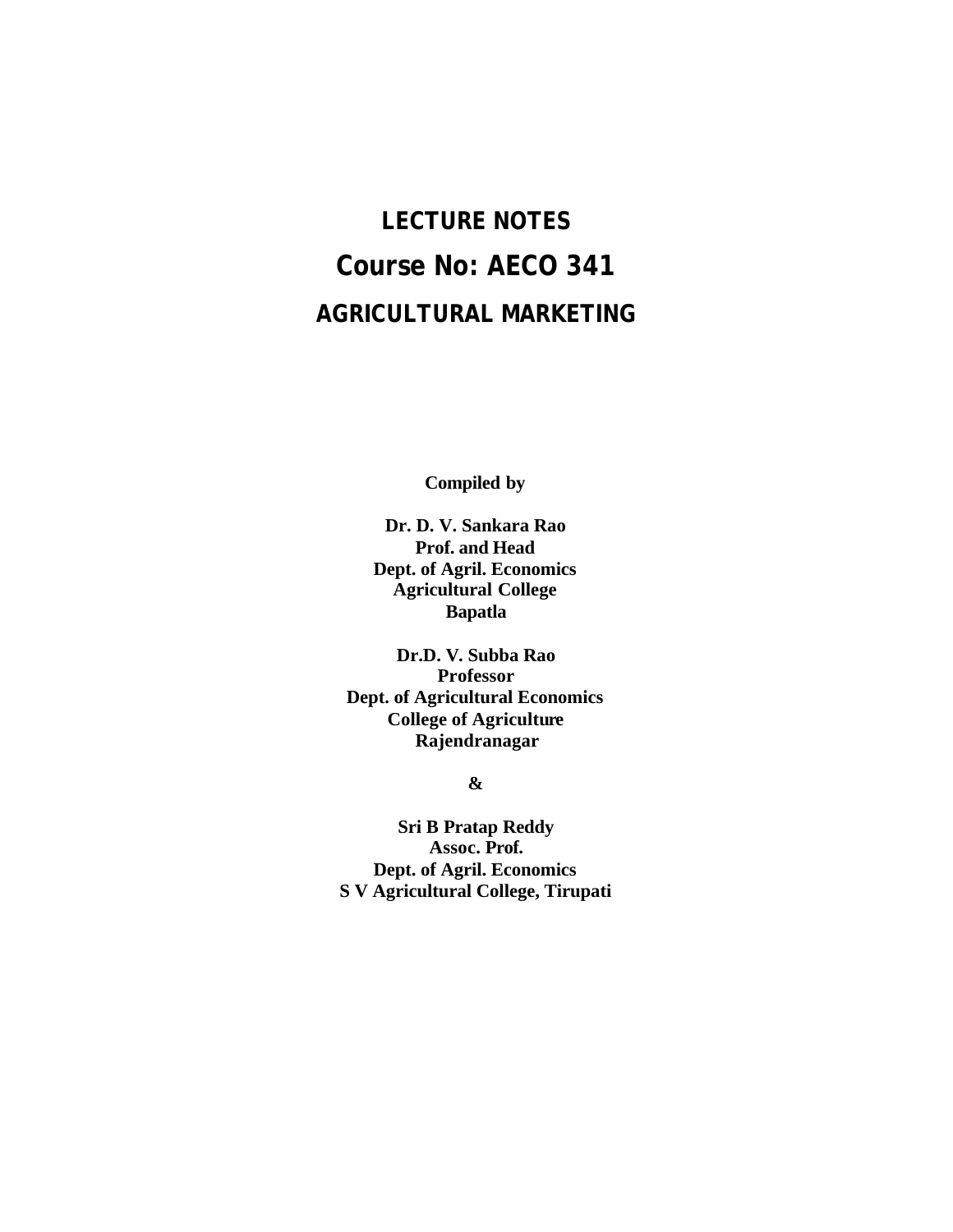# LECTURE NOTES

# Course No: AECO 341

## AGRICULTURAL MARKETING

**Compiled by**

**Dr. D. V. Sankara Rao**
**Prof. and Head**
**Dept. of Agril. Economics**
**Agricultural College**
**Bapatla**

**Dr.D. V. Subba Rao**
**Professor**
**Dept. of Agricultural Economics**
**College of Agriculture**
**Rajendranagar**

**&**

**Sri B Pratap Reddy**
**Assoc. Prof.**
**Dept. of Agril. Economics**
**S V Agricultural College, Tirupati**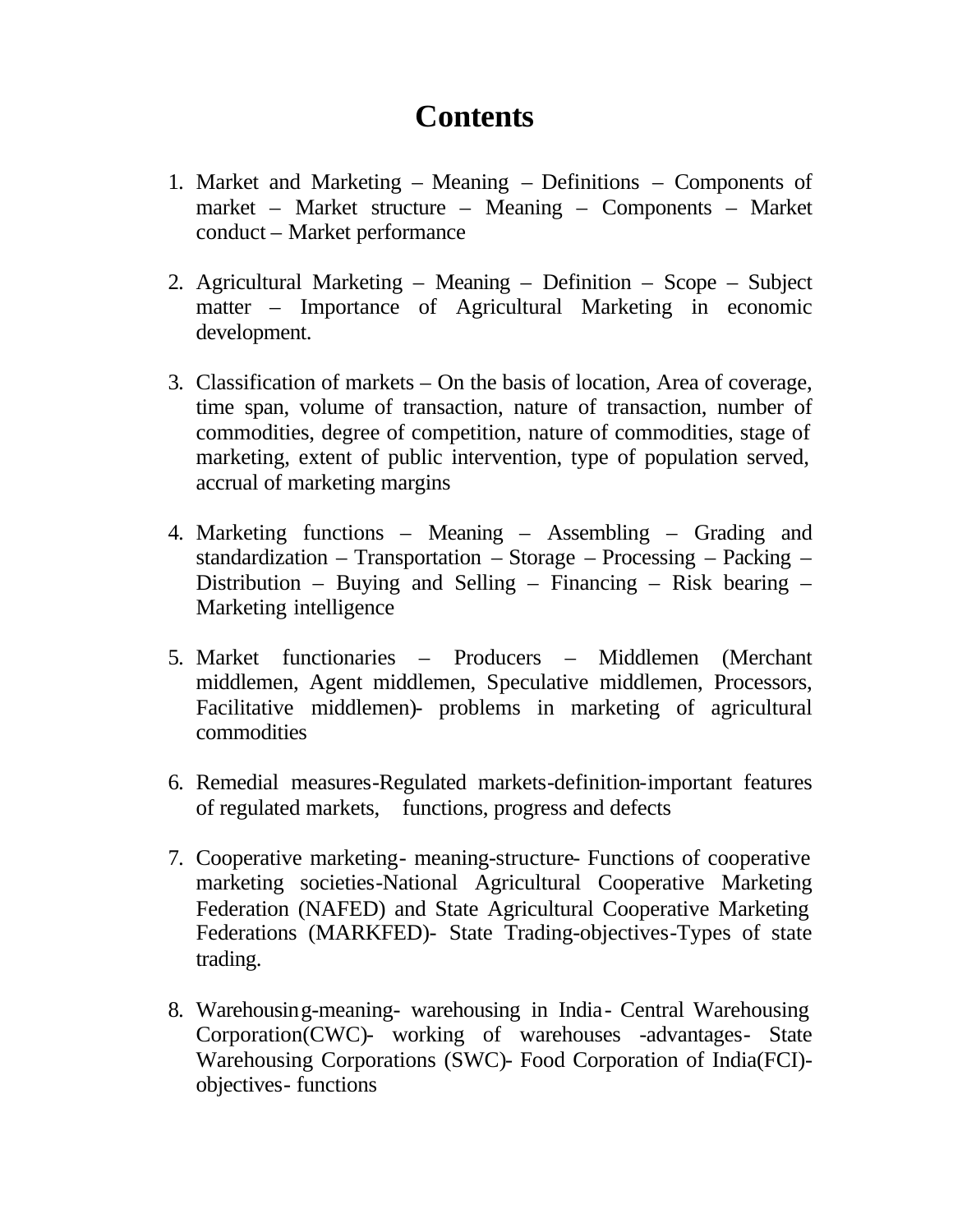# Contents

1. Market and Marketing – Meaning – Definitions – Components of market – Market structure – Meaning – Components – Market conduct – Market performance

2. Agricultural Marketing – Meaning – Definition – Scope – Subject matter – Importance of Agricultural Marketing in economic development.

3. Classification of markets – On the basis of location, Area of coverage, time span, volume of transaction, nature of transaction, number of commodities, degree of competition, nature of commodities, stage of marketing, extent of public intervention, type of population served, accrual of marketing margins

4. Marketing functions – Meaning – Assembling – Grading and standardization – Transportation – Storage – Processing – Packing – Distribution – Buying and Selling – Financing – Risk bearing – Marketing intelligence

5. Market functionaries – Producers – Middlemen (Merchant middlemen, Agent middlemen, Speculative middlemen, Processors, Facilitative middlemen)- problems in marketing of agricultural commodities

6. Remedial measures-Regulated markets-definition-important features of regulated markets, functions, progress and defects

7. Cooperative marketing- meaning-structure- Functions of cooperative marketing societies-National Agricultural Cooperative Marketing Federation (NAFED) and State Agricultural Cooperative Marketing Federations (MARKFED)- State Trading-objectives-Types of state trading.

8. Warehousing-meaning- warehousing in India- Central Warehousing Corporation(CWC)- working of warehouses -advantages- State Warehousing Corporations (SWC)- Food Corporation of India(FCI)- objectives- functions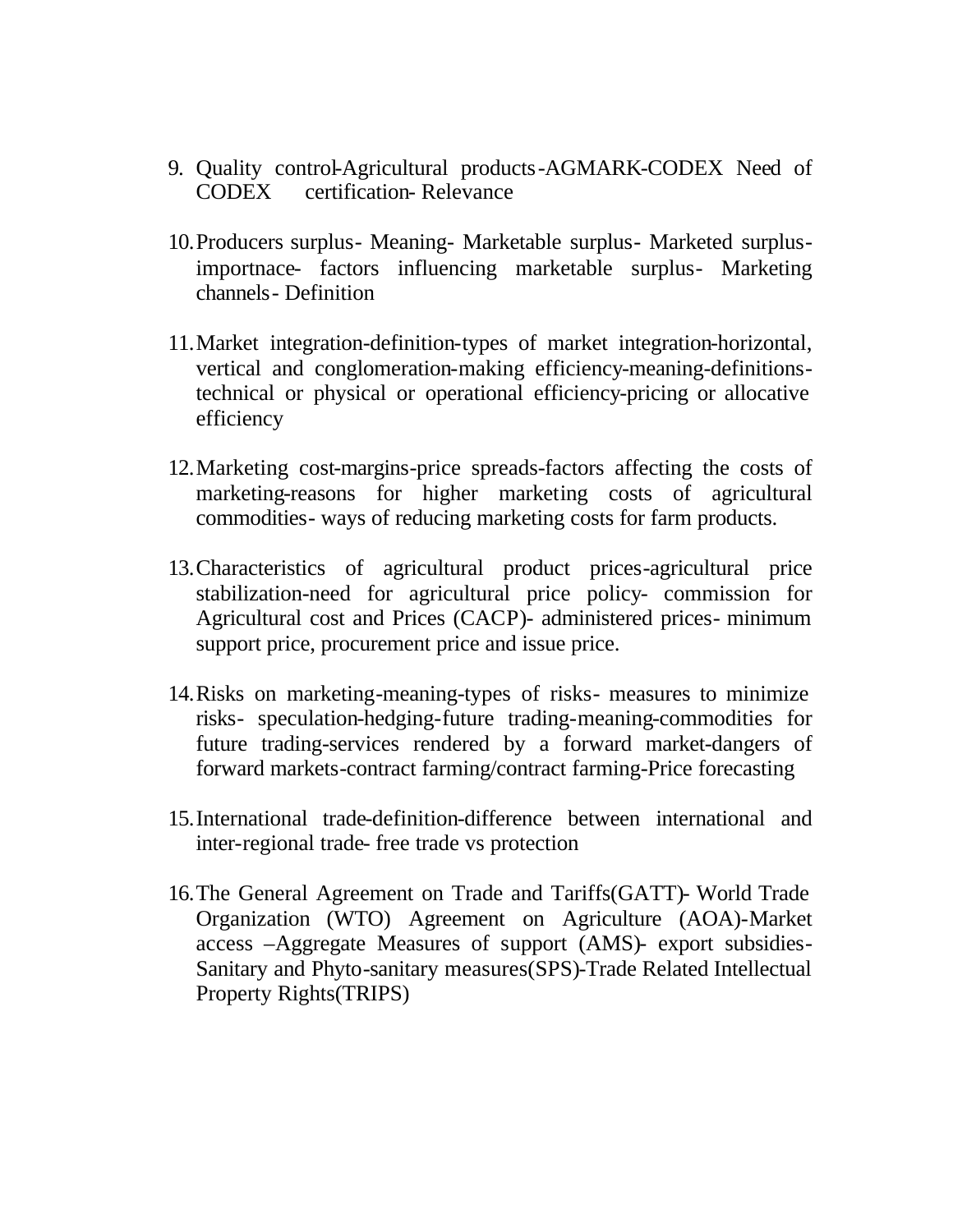9. Quality control-Agricultural products-AGMARK-CODEX Need of CODEX certification- Relevance

10. Producers surplus- Meaning- Marketable surplus- Marketed surplus- importnace- factors influencing marketable surplus- Marketing channels- Definition

11. Market integration-definition-types of market integration-horizontal, vertical and conglomeration-making efficiency-meaning-definitions-technical or physical or operational efficiency-pricing or allocative efficiency

12. Marketing cost-margins-price spreads-factors affecting the costs of marketing-reasons for higher marketing costs of agricultural commodities- ways of reducing marketing costs for farm products.

13. Characteristics of agricultural product prices-agricultural price stabilization-need for agricultural price policy- commission for Agricultural cost and Prices (CACP)- administered prices- minimum support price, procurement price and issue price.

14. Risks on marketing-meaning-types of risks- measures to minimize risks- speculation-hedging-future trading-meaning-commodities for future trading-services rendered by a forward market-dangers of forward markets-contract farming/contract farming-Price forecasting

15. International trade-definition-difference between international and inter-regional trade- free trade vs protection

16. The General Agreement on Trade and Tariffs(GATT)- World Trade Organization (WTO) Agreement on Agriculture (AOA)-Market access –Aggregate Measures of support (AMS)- export subsidies-Sanitary and Phyto-sanitary measures(SPS)-Trade Related Intellectual Property Rights(TRIPS)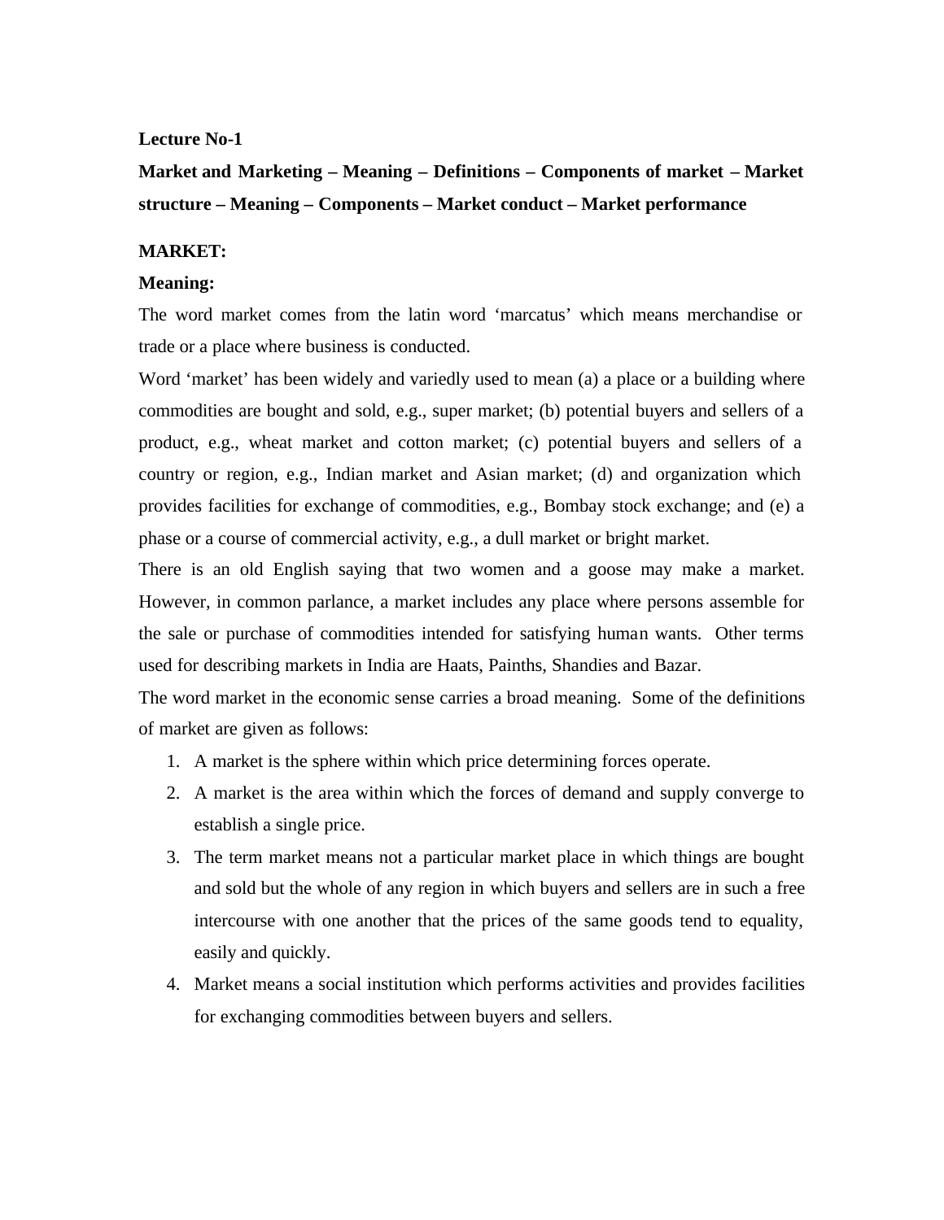**Lecture No-1**

**Market and Marketing – Meaning – Definitions – Components of market – Market structure – Meaning – Components – Market conduct – Market performance**

**MARKET:**

**Meaning:**

The word market comes from the latin word 'marcatus' which means merchandise or trade or a place where business is conducted.

Word 'market' has been widely and variedly used to mean (a) a place or a building where commodities are bought and sold, e.g., super market; (b) potential buyers and sellers of a product, e.g., wheat market and cotton market; (c) potential buyers and sellers of a country or region, e.g., Indian market and Asian market; (d) and organization which provides facilities for exchange of commodities, e.g., Bombay stock exchange; and (e) a phase or a course of commercial activity, e.g., a dull market or bright market.

There is an old English saying that two women and a goose may make a market. However, in common parlance, a market includes any place where persons assemble for the sale or purchase of commodities intended for satisfying human wants. Other terms used for describing markets in India are Haats, Painths, Shandies and Bazar.

The word market in the economic sense carries a broad meaning. Some of the definitions of market are given as follows:

1. A market is the sphere within which price determining forces operate.
2. A market is the area within which the forces of demand and supply converge to establish a single price.
3. The term market means not a particular market place in which things are bought and sold but the whole of any region in which buyers and sellers are in such a free intercourse with one another that the prices of the same goods tend to equality, easily and quickly.
4. Market means a social institution which performs activities and provides facilities for exchanging commodities between buyers and sellers.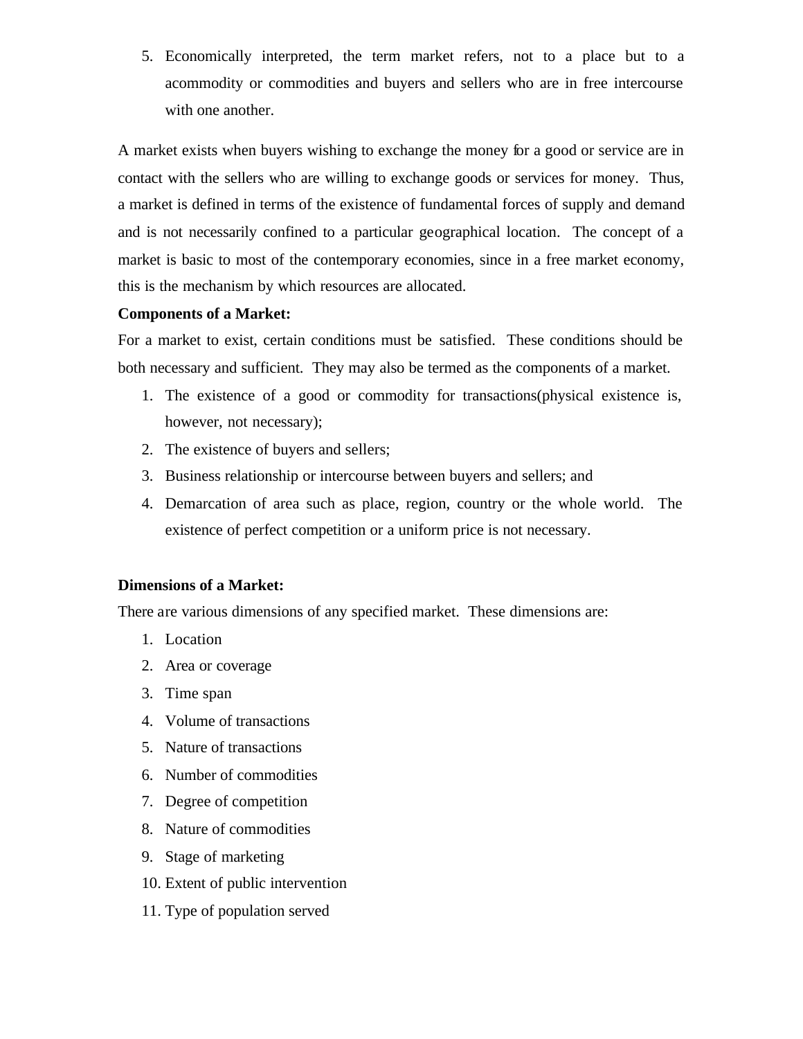5. Economically interpreted, the term market refers, not to a place but to a acommodity or commodities and buyers and sellers who are in free intercourse with one another.

A market exists when buyers wishing to exchange the money for a good or service are in contact with the sellers who are willing to exchange goods or services for money. Thus, a market is defined in terms of the existence of fundamental forces of supply and demand and is not necessarily confined to a particular geographical location. The concept of a market is basic to most of the contemporary economies, since in a free market economy, this is the mechanism by which resources are allocated.

**Components of a Market:**

For a market to exist, certain conditions must be satisfied. These conditions should be both necessary and sufficient. They may also be termed as the components of a market.

1. The existence of a good or commodity for transactions(physical existence is, however, not necessary);
2. The existence of buyers and sellers;
3. Business relationship or intercourse between buyers and sellers; and
4. Demarcation of area such as place, region, country or the whole world. The existence of perfect competition or a uniform price is not necessary.

**Dimensions of a Market:**

There are various dimensions of any specified market. These dimensions are:

1. Location
2. Area or coverage
3. Time span
4. Volume of transactions
5. Nature of transactions
6. Number of commodities
7. Degree of competition
8. Nature of commodities
9. Stage of marketing
10. Extent of public intervention
11. Type of population served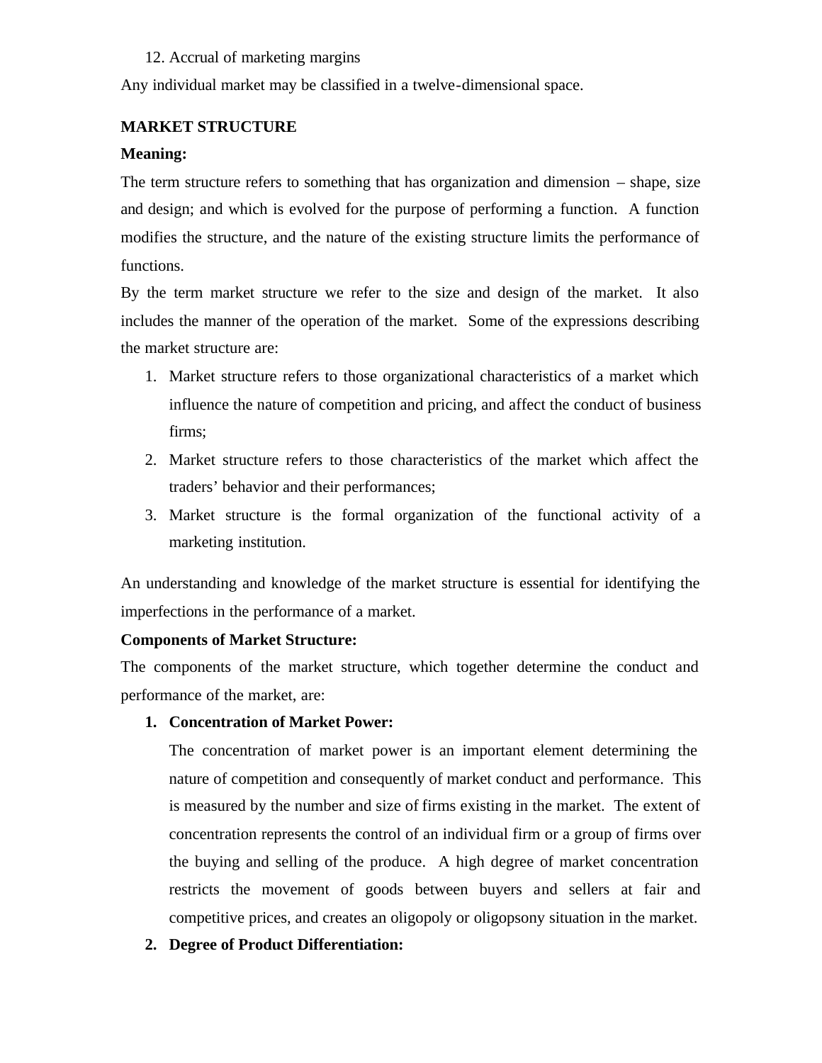12. Accrual of marketing margins

Any individual market may be classified in a twelve-dimensional space.

**MARKET STRUCTURE**

**Meaning:**

The term structure refers to something that has organization and dimension – shape, size and design; and which is evolved for the purpose of performing a function. A function modifies the structure, and the nature of the existing structure limits the performance of functions.

By the term market structure we refer to the size and design of the market. It also includes the manner of the operation of the market. Some of the expressions describing the market structure are:

1. Market structure refers to those organizational characteristics of a market which influence the nature of competition and pricing, and affect the conduct of business firms;
2. Market structure refers to those characteristics of the market which affect the traders' behavior and their performances;
3. Market structure is the formal organization of the functional activity of a marketing institution.

An understanding and knowledge of the market structure is essential for identifying the imperfections in the performance of a market.

**Components of Market Structure:**

The components of the market structure, which together determine the conduct and performance of the market, are:

1. **Concentration of Market Power:**

   The concentration of market power is an important element determining the nature of competition and consequently of market conduct and performance. This is measured by the number and size of firms existing in the market. The extent of concentration represents the control of an individual firm or a group of firms over the buying and selling of the produce. A high degree of market concentration restricts the movement of goods between buyers and sellers at fair and competitive prices, and creates an oligopoly or oligopsony situation in the market.

2. **Degree of Product Differentiation:**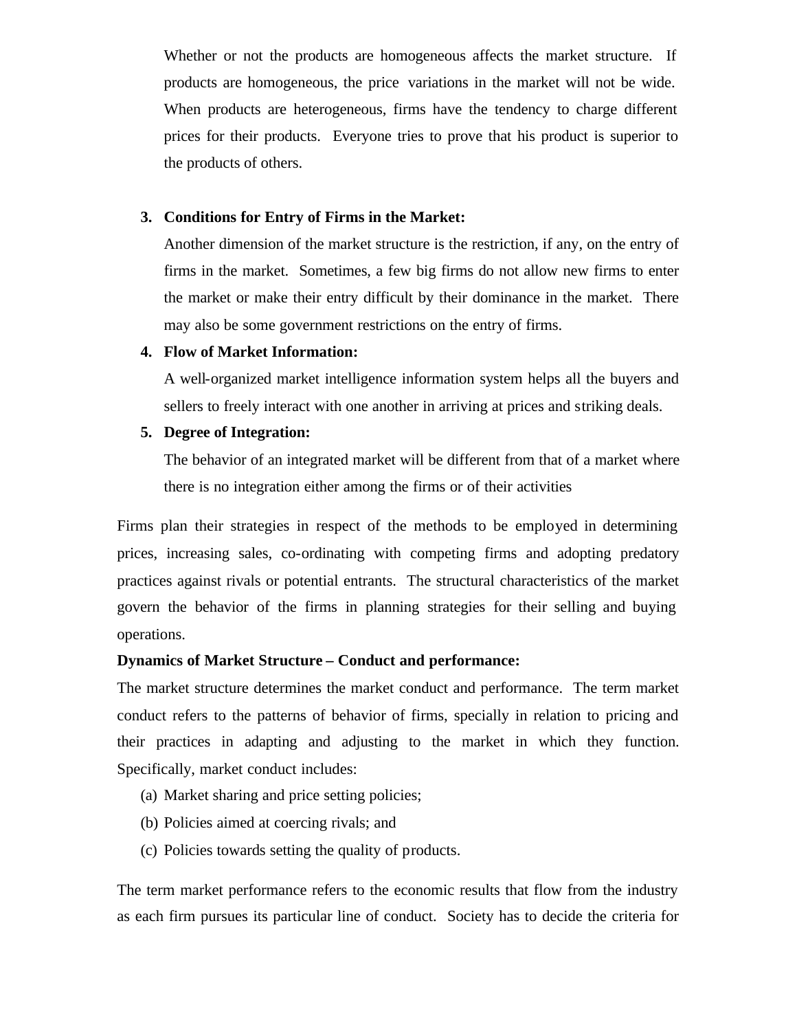Whether or not the products are homogeneous affects the market structure. If products are homogeneous, the price variations in the market will not be wide. When products are heterogeneous, firms have the tendency to charge different prices for their products. Everyone tries to prove that his product is superior to the products of others.

3. **Conditions for Entry of Firms in the Market:**

   Another dimension of the market structure is the restriction, if any, on the entry of firms in the market. Sometimes, a few big firms do not allow new firms to enter the market or make their entry difficult by their dominance in the market. There may also be some government restrictions on the entry of firms.

4. **Flow of Market Information:**

   A well-organized market intelligence information system helps all the buyers and sellers to freely interact with one another in arriving at prices and striking deals.

5. **Degree of Integration:**

   The behavior of an integrated market will be different from that of a market where there is no integration either among the firms or of their activities

Firms plan their strategies in respect of the methods to be employed in determining prices, increasing sales, co-ordinating with competing firms and adopting predatory practices against rivals or potential entrants. The structural characteristics of the market govern the behavior of the firms in planning strategies for their selling and buying operations.

**Dynamics of Market Structure – Conduct and performance:**

The market structure determines the market conduct and performance. The term market conduct refers to the patterns of behavior of firms, specially in relation to pricing and their practices in adapting and adjusting to the market in which they function. Specifically, market conduct includes:

(a) Market sharing and price setting policies;

(b) Policies aimed at coercing rivals; and

(c) Policies towards setting the quality of products.

The term market performance refers to the economic results that flow from the industry as each firm pursues its particular line of conduct. Society has to decide the criteria for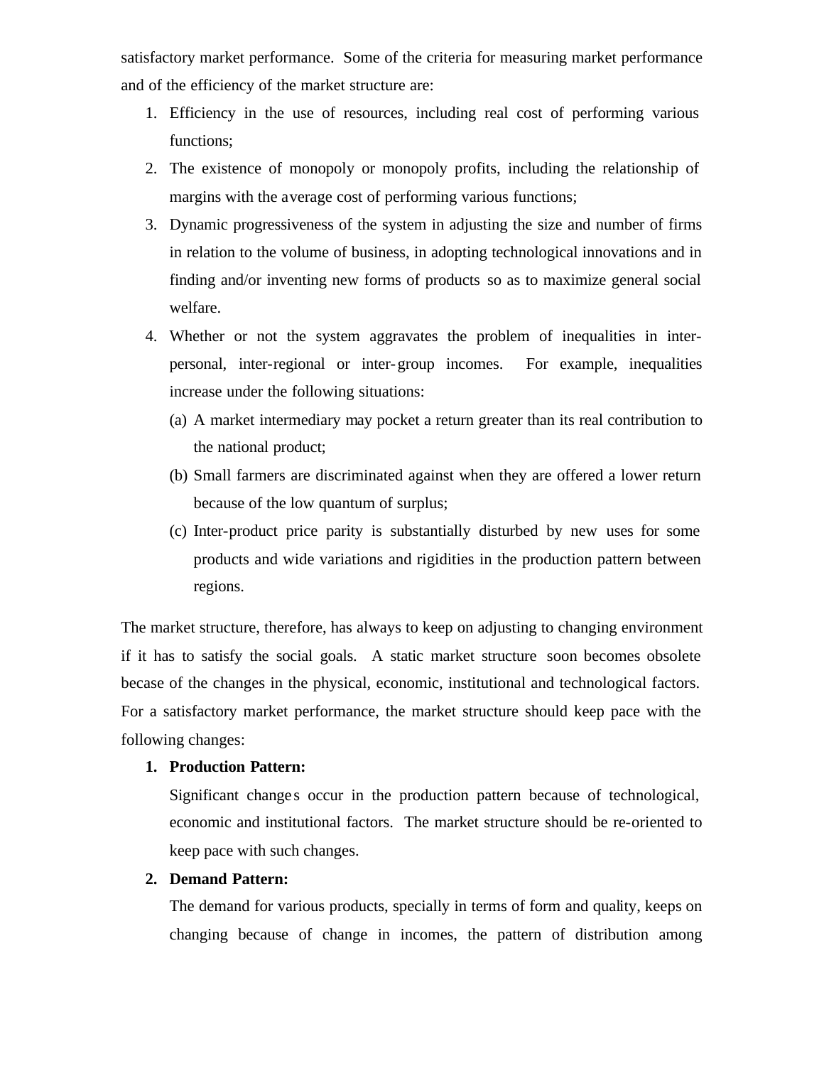satisfactory market performance. Some of the criteria for measuring market performance and of the efficiency of the market structure are:

1. Efficiency in the use of resources, including real cost of performing various functions;
2. The existence of monopoly or monopoly profits, including the relationship of margins with the average cost of performing various functions;
3. Dynamic progressiveness of the system in adjusting the size and number of firms in relation to the volume of business, in adopting technological innovations and in finding and/or inventing new forms of products so as to maximize general social welfare.
4. Whether or not the system aggravates the problem of inequalities in inter-personal, inter-regional or inter-group incomes. For example, inequalities increase under the following situations:
   (a) A market intermediary may pocket a return greater than its real contribution to the national product;
   (b) Small farmers are discriminated against when they are offered a lower return because of the low quantum of surplus;
   (c) Inter-product price parity is substantially disturbed by new uses for some products and wide variations and rigidities in the production pattern between regions.

The market structure, therefore, has always to keep on adjusting to changing environment if it has to satisfy the social goals. A static market structure soon becomes obsolete becase of the changes in the physical, economic, institutional and technological factors. For a satisfactory market performance, the market structure should keep pace with the following changes:

1. **Production Pattern:**

   Significant changes occur in the production pattern because of technological, economic and institutional factors. The market structure should be re-oriented to keep pace with such changes.

2. **Demand Pattern:**

   The demand for various products, specially in terms of form and quality, keeps on changing because of change in incomes, the pattern of distribution among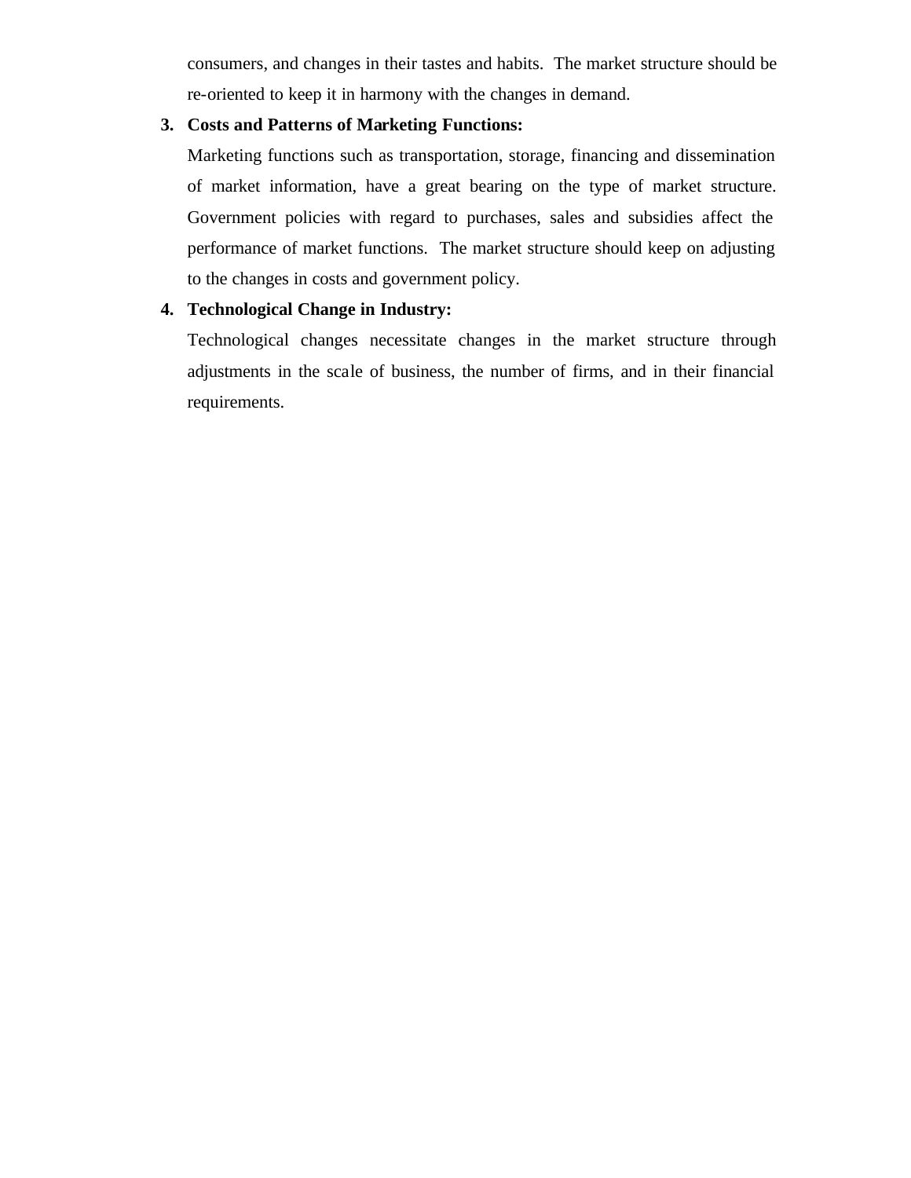consumers, and changes in their tastes and habits. The market structure should be re-oriented to keep it in harmony with the changes in demand.

3. **Costs and Patterns of Marketing Functions:**

   Marketing functions such as transportation, storage, financing and dissemination of market information, have a great bearing on the type of market structure. Government policies with regard to purchases, sales and subsidies affect the performance of market functions. The market structure should keep on adjusting to the changes in costs and government policy.

4. **Technological Change in Industry:**

   Technological changes necessitate changes in the market structure through adjustments in the scale of business, the number of firms, and in their financial requirements.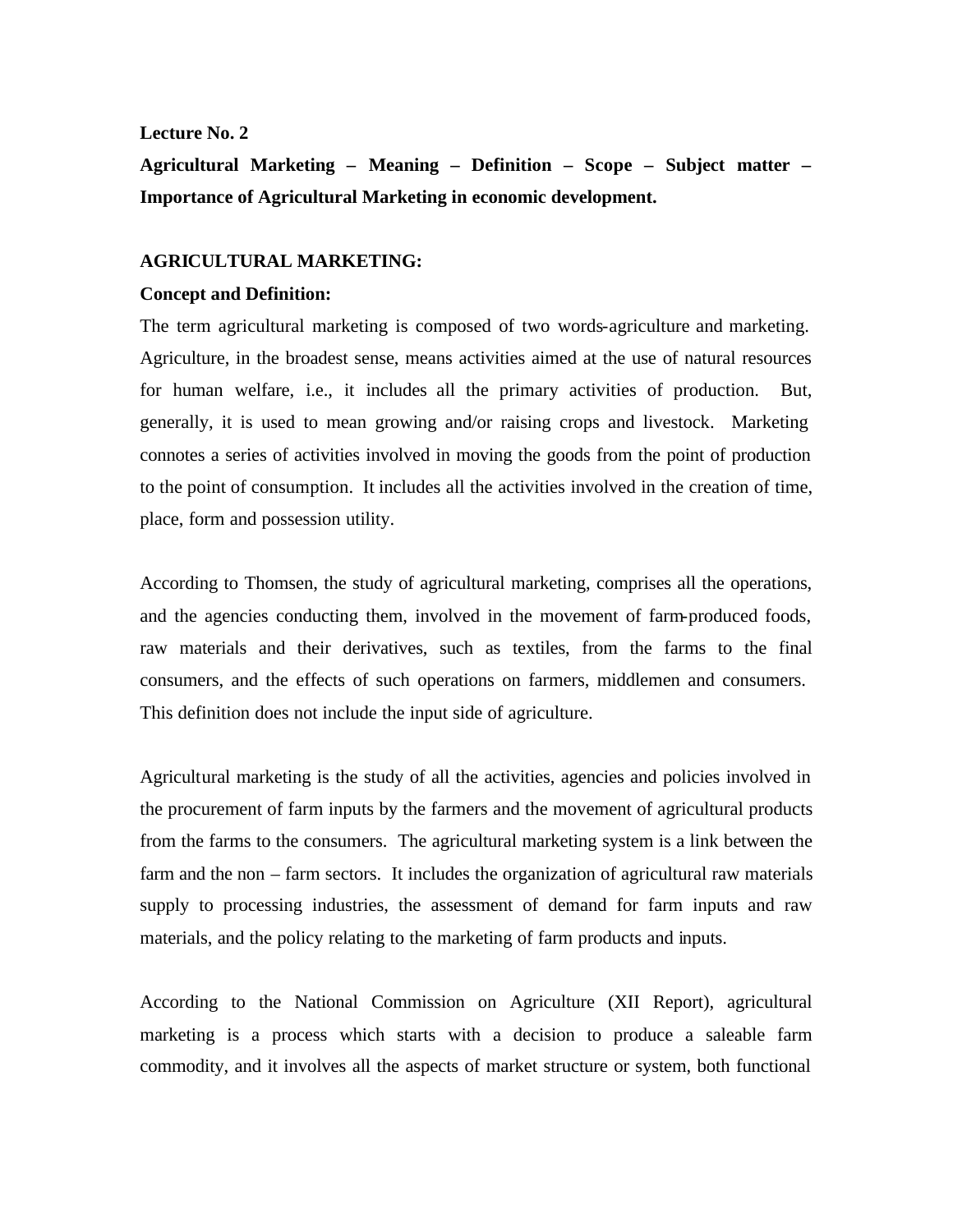**Lecture No. 2**

**Agricultural Marketing – Meaning – Definition – Scope – Subject matter – Importance of Agricultural Marketing in economic development.**

**AGRICULTURAL MARKETING:**

**Concept and Definition:**

The term agricultural marketing is composed of two words-agriculture and marketing. Agriculture, in the broadest sense, means activities aimed at the use of natural resources for human welfare, i.e., it includes all the primary activities of production. But, generally, it is used to mean growing and/or raising crops and livestock. Marketing connotes a series of activities involved in moving the goods from the point of production to the point of consumption. It includes all the activities involved in the creation of time, place, form and possession utility.

According to Thomsen, the study of agricultural marketing, comprises all the operations, and the agencies conducting them, involved in the movement of farm-produced foods, raw materials and their derivatives, such as textiles, from the farms to the final consumers, and the effects of such operations on farmers, middlemen and consumers. This definition does not include the input side of agriculture.

Agricultural marketing is the study of all the activities, agencies and policies involved in the procurement of farm inputs by the farmers and the movement of agricultural products from the farms to the consumers. The agricultural marketing system is a link between the farm and the non – farm sectors. It includes the organization of agricultural raw materials supply to processing industries, the assessment of demand for farm inputs and raw materials, and the policy relating to the marketing of farm products and inputs.

According to the National Commission on Agriculture (XII Report), agricultural marketing is a process which starts with a decision to produce a saleable farm commodity, and it involves all the aspects of market structure or system, both functional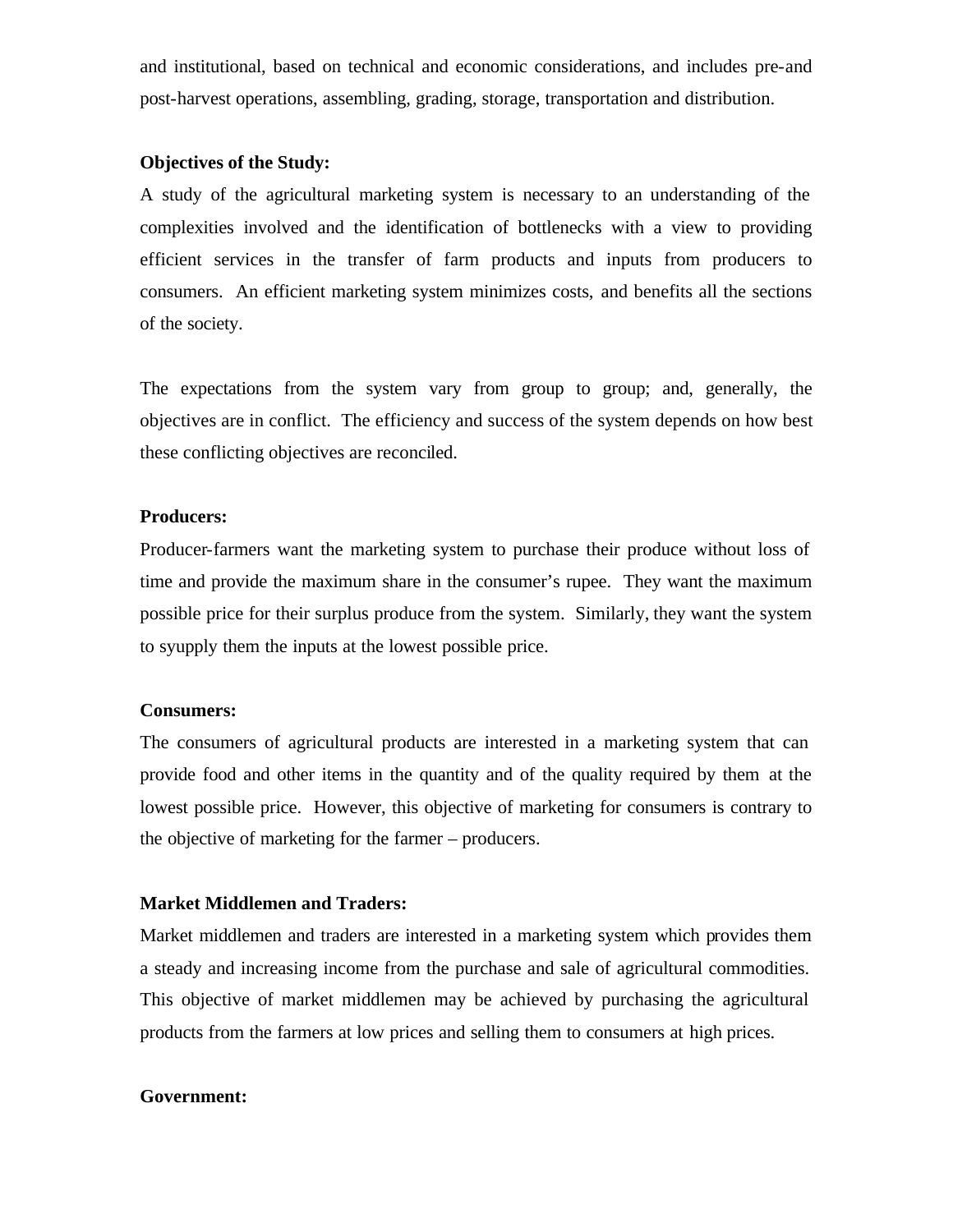and institutional, based on technical and economic considerations, and includes pre-and post-harvest operations, assembling, grading, storage, transportation and distribution.

**Objectives of the Study:**

A study of the agricultural marketing system is necessary to an understanding of the complexities involved and the identification of bottlenecks with a view to providing efficient services in the transfer of farm products and inputs from producers to consumers. An efficient marketing system minimizes costs, and benefits all the sections of the society.

The expectations from the system vary from group to group; and, generally, the objectives are in conflict. The efficiency and success of the system depends on how best these conflicting objectives are reconciled.

**Producers:**

Producer-farmers want the marketing system to purchase their produce without loss of time and provide the maximum share in the consumer's rupee. They want the maximum possible price for their surplus produce from the system. Similarly, they want the system to syupply them the inputs at the lowest possible price.

**Consumers:**

The consumers of agricultural products are interested in a marketing system that can provide food and other items in the quantity and of the quality required by them at the lowest possible price. However, this objective of marketing for consumers is contrary to the objective of marketing for the farmer – producers.

**Market Middlemen and Traders:**

Market middlemen and traders are interested in a marketing system which provides them a steady and increasing income from the purchase and sale of agricultural commodities. This objective of market middlemen may be achieved by purchasing the agricultural products from the farmers at low prices and selling them to consumers at high prices.

**Government:**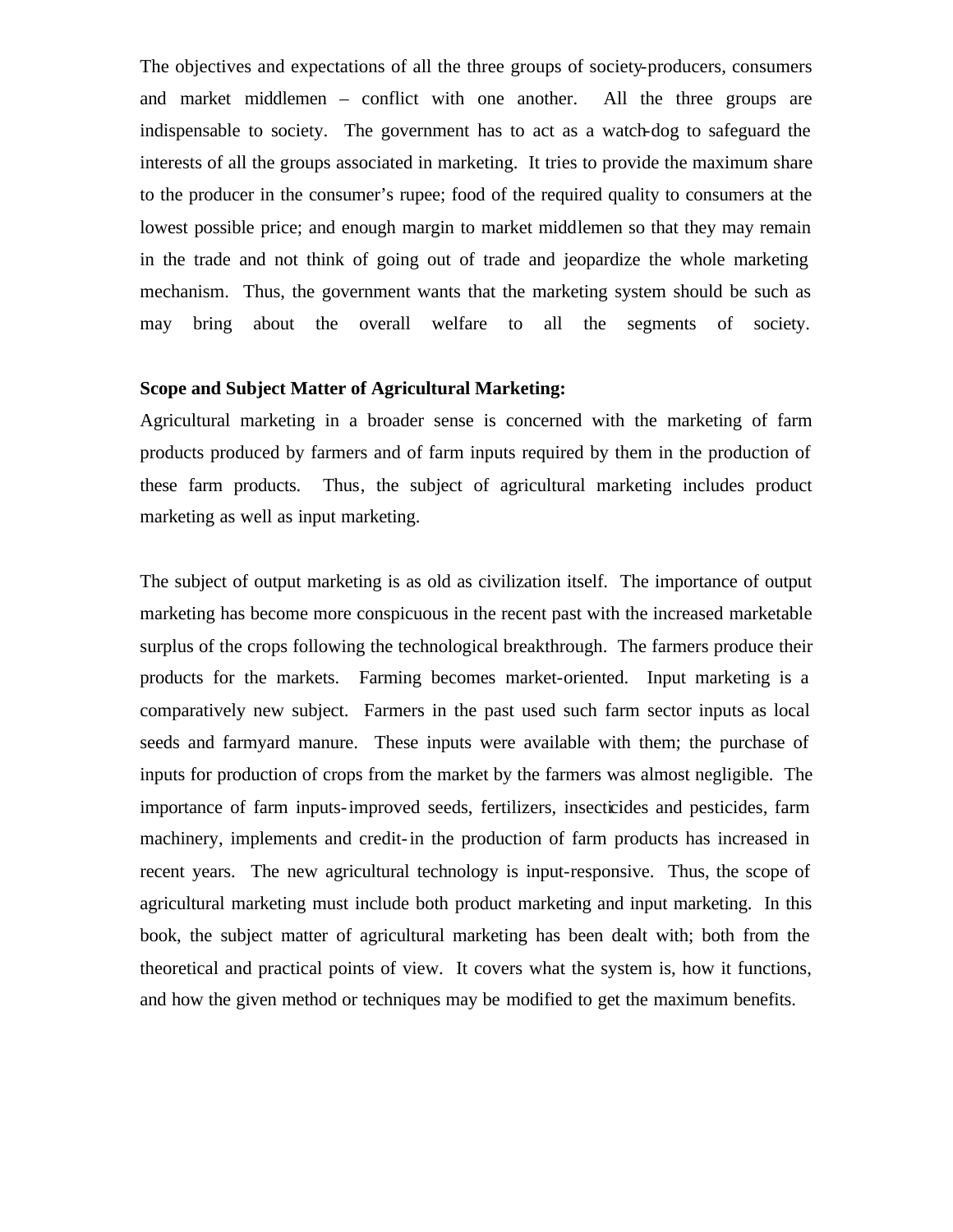The objectives and expectations of all the three groups of society-producers, consumers and market middlemen – conflict with one another. All the three groups are indispensable to society. The government has to act as a watch-dog to safeguard the interests of all the groups associated in marketing. It tries to provide the maximum share to the producer in the consumer's rupee; food of the required quality to consumers at the lowest possible price; and enough margin to market middlemen so that they may remain in the trade and not think of going out of trade and jeopardize the whole marketing mechanism. Thus, the government wants that the marketing system should be such as may bring about the overall welfare to all the segments of society.

**Scope and Subject Matter of Agricultural Marketing:**

Agricultural marketing in a broader sense is concerned with the marketing of farm products produced by farmers and of farm inputs required by them in the production of these farm products. Thus, the subject of agricultural marketing includes product marketing as well as input marketing.

The subject of output marketing is as old as civilization itself. The importance of output marketing has become more conspicuous in the recent past with the increased marketable surplus of the crops following the technological breakthrough. The farmers produce their products for the markets. Farming becomes market-oriented. Input marketing is a comparatively new subject. Farmers in the past used such farm sector inputs as local seeds and farmyard manure. These inputs were available with them; the purchase of inputs for production of crops from the market by the farmers was almost negligible. The importance of farm inputs-improved seeds, fertilizers, insecticides and pesticides, farm machinery, implements and credit-in the production of farm products has increased in recent years. The new agricultural technology is input-responsive. Thus, the scope of agricultural marketing must include both product marketing and input marketing. In this book, the subject matter of agricultural marketing has been dealt with; both from the theoretical and practical points of view. It covers what the system is, how it functions, and how the given method or techniques may be modified to get the maximum benefits.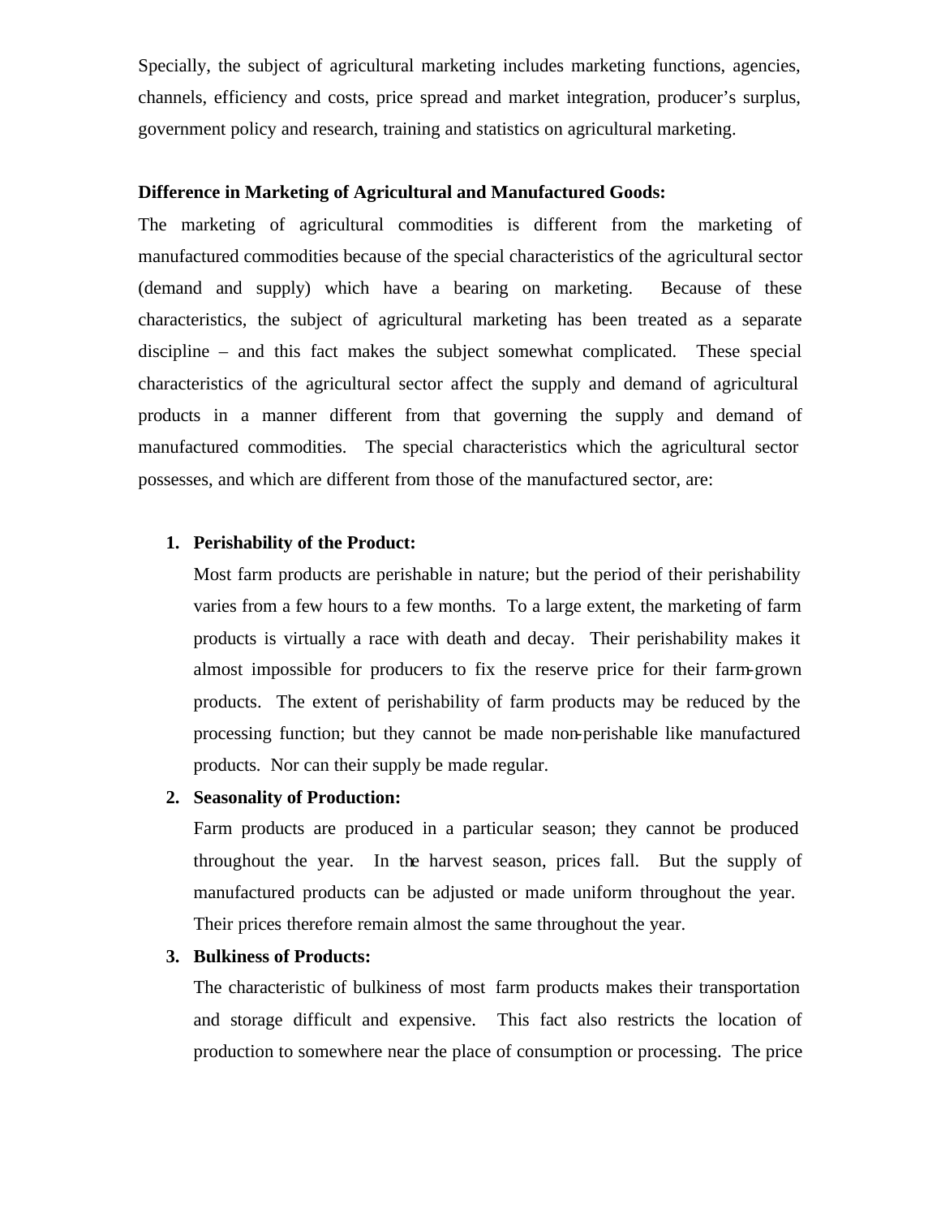Specially, the subject of agricultural marketing includes marketing functions, agencies, channels, efficiency and costs, price spread and market integration, producer's surplus, government policy and research, training and statistics on agricultural marketing.

**Difference in Marketing of Agricultural and Manufactured Goods:**

The marketing of agricultural commodities is different from the marketing of manufactured commodities because of the special characteristics of the agricultural sector (demand and supply) which have a bearing on marketing. Because of these characteristics, the subject of agricultural marketing has been treated as a separate discipline – and this fact makes the subject somewhat complicated. These special characteristics of the agricultural sector affect the supply and demand of agricultural products in a manner different from that governing the supply and demand of manufactured commodities. The special characteristics which the agricultural sector possesses, and which are different from those of the manufactured sector, are:

1. **Perishability of the Product:**

   Most farm products are perishable in nature; but the period of their perishability varies from a few hours to a few months. To a large extent, the marketing of farm products is virtually a race with death and decay. Their perishability makes it almost impossible for producers to fix the reserve price for their farm-grown products. The extent of perishability of farm products may be reduced by the processing function; but they cannot be made non-perishable like manufactured products. Nor can their supply be made regular.

2. **Seasonality of Production:**

   Farm products are produced in a particular season; they cannot be produced throughout the year. In the harvest season, prices fall. But the supply of manufactured products can be adjusted or made uniform throughout the year. Their prices therefore remain almost the same throughout the year.

3. **Bulkiness of Products:**

   The characteristic of bulkiness of most farm products makes their transportation and storage difficult and expensive. This fact also restricts the location of production to somewhere near the place of consumption or processing. The price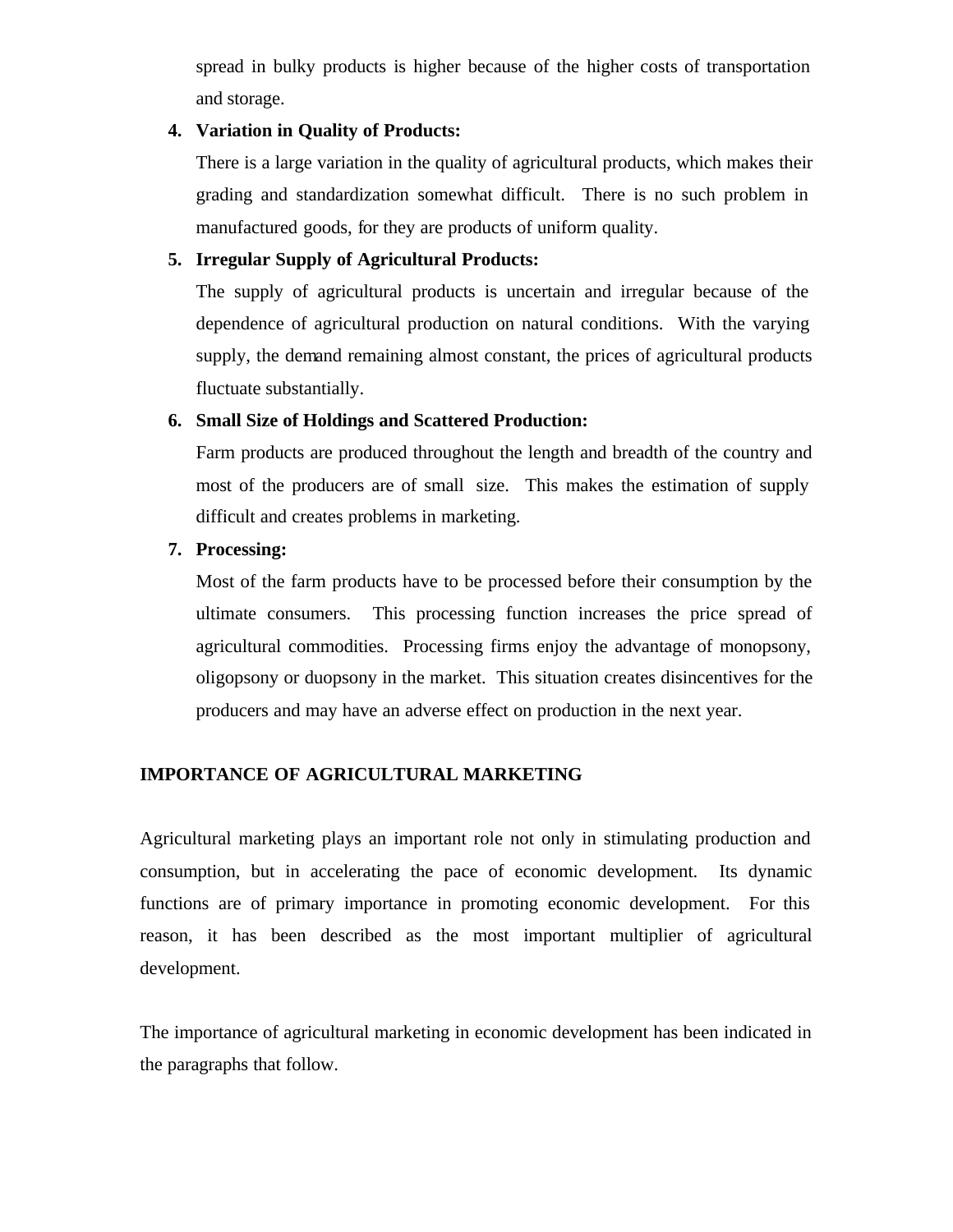spread in bulky products is higher because of the higher costs of transportation and storage.

4. **Variation in Quality of Products:**

   There is a large variation in the quality of agricultural products, which makes their grading and standardization somewhat difficult. There is no such problem in manufactured goods, for they are products of uniform quality.

5. **Irregular Supply of Agricultural Products:**

   The supply of agricultural products is uncertain and irregular because of the dependence of agricultural production on natural conditions. With the varying supply, the demand remaining almost constant, the prices of agricultural products fluctuate substantially.

6. **Small Size of Holdings and Scattered Production:**

   Farm products are produced throughout the length and breadth of the country and most of the producers are of small size. This makes the estimation of supply difficult and creates problems in marketing.

7. **Processing:**

   Most of the farm products have to be processed before their consumption by the ultimate consumers. This processing function increases the price spread of agricultural commodities. Processing firms enjoy the advantage of monopsony, oligopsony or duopsony in the market. This situation creates disincentives for the producers and may have an adverse effect on production in the next year.

## IMPORTANCE OF AGRICULTURAL MARKETING

Agricultural marketing plays an important role not only in stimulating production and consumption, but in accelerating the pace of economic development. Its dynamic functions are of primary importance in promoting economic development. For this reason, it has been described as the most important multiplier of agricultural development.

The importance of agricultural marketing in economic development has been indicated in the paragraphs that follow.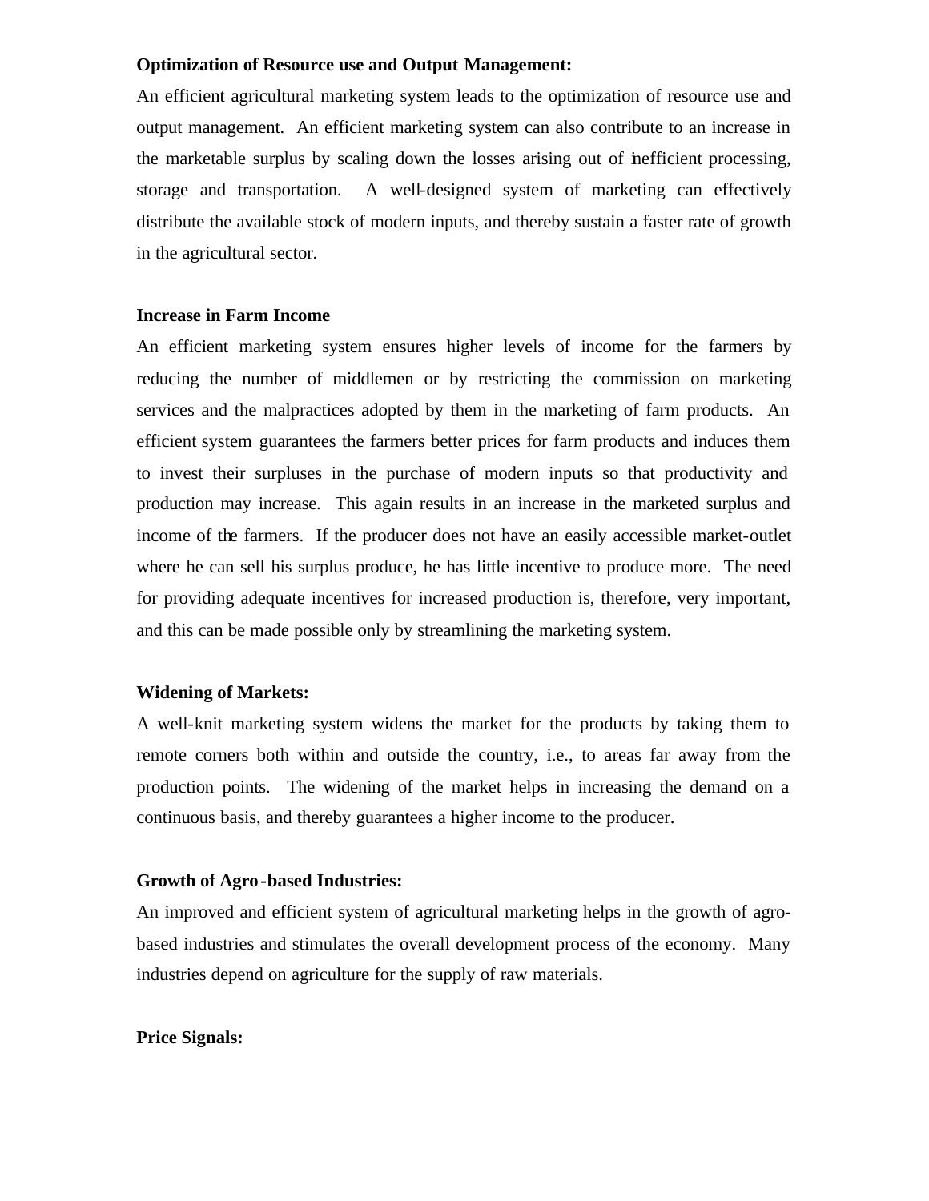**Optimization of Resource use and Output Management:**

An efficient agricultural marketing system leads to the optimization of resource use and output management. An efficient marketing system can also contribute to an increase in the marketable surplus by scaling down the losses arising out of inefficient processing, storage and transportation. A well-designed system of marketing can effectively distribute the available stock of modern inputs, and thereby sustain a faster rate of growth in the agricultural sector.

**Increase in Farm Income**

An efficient marketing system ensures higher levels of income for the farmers by reducing the number of middlemen or by restricting the commission on marketing services and the malpractices adopted by them in the marketing of farm products. An efficient system guarantees the farmers better prices for farm products and induces them to invest their surpluses in the purchase of modern inputs so that productivity and production may increase. This again results in an increase in the marketed surplus and income of the farmers. If the producer does not have an easily accessible market-outlet where he can sell his surplus produce, he has little incentive to produce more. The need for providing adequate incentives for increased production is, therefore, very important, and this can be made possible only by streamlining the marketing system.

**Widening of Markets:**

A well-knit marketing system widens the market for the products by taking them to remote corners both within and outside the country, i.e., to areas far away from the production points. The widening of the market helps in increasing the demand on a continuous basis, and thereby guarantees a higher income to the producer.

**Growth of Agro-based Industries:**

An improved and efficient system of agricultural marketing helps in the growth of agro-based industries and stimulates the overall development process of the economy. Many industries depend on agriculture for the supply of raw materials.

**Price Signals:**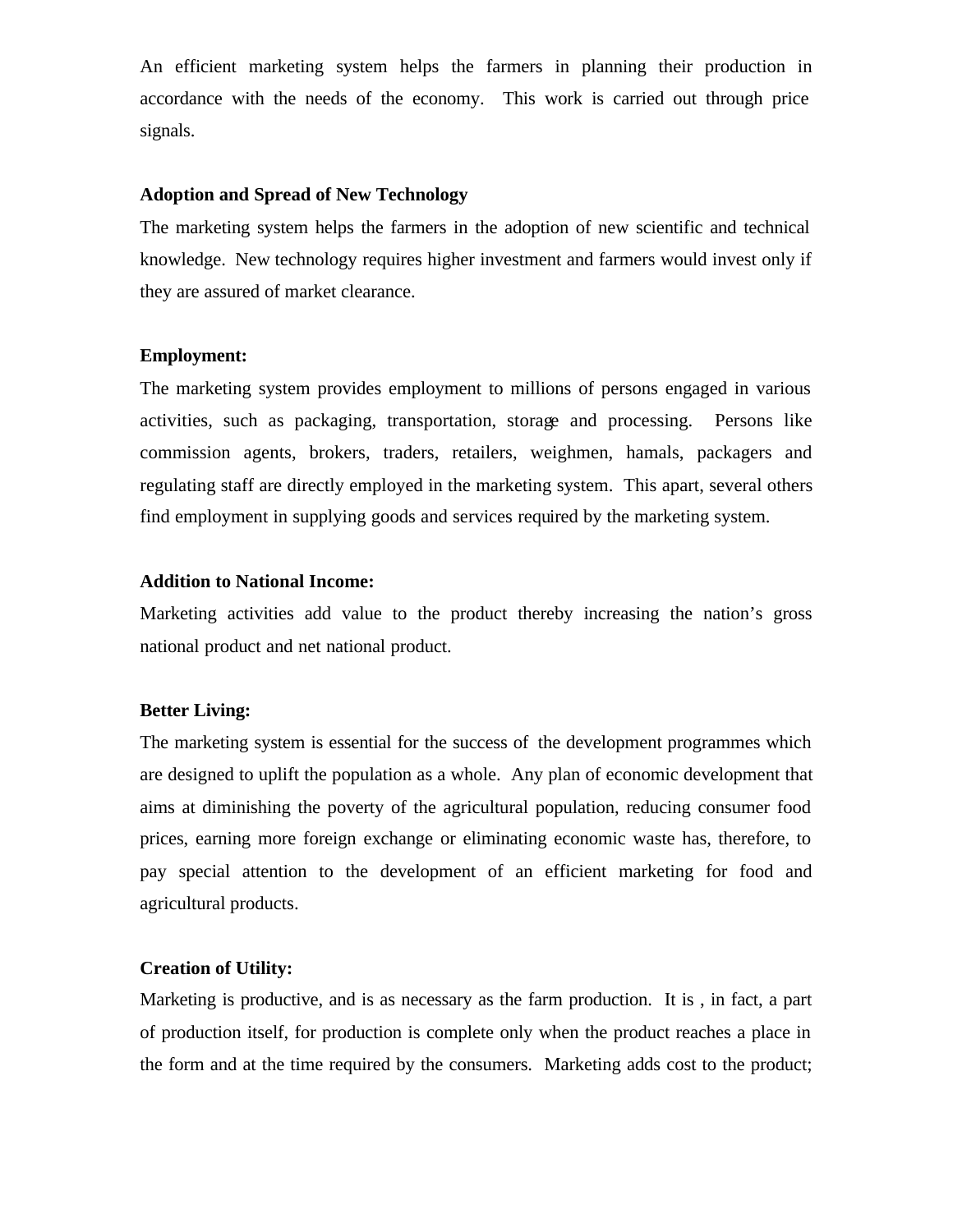An efficient marketing system helps the farmers in planning their production in accordance with the needs of the economy. This work is carried out through price signals.

**Adoption and Spread of New Technology**

The marketing system helps the farmers in the adoption of new scientific and technical knowledge. New technology requires higher investment and farmers would invest only if they are assured of market clearance.

**Employment:**

The marketing system provides employment to millions of persons engaged in various activities, such as packaging, transportation, storage and processing. Persons like commission agents, brokers, traders, retailers, weighmen, hamals, packagers and regulating staff are directly employed in the marketing system. This apart, several others find employment in supplying goods and services required by the marketing system.

**Addition to National Income:**

Marketing activities add value to the product thereby increasing the nation's gross national product and net national product.

**Better Living:**

The marketing system is essential for the success of the development programmes which are designed to uplift the population as a whole. Any plan of economic development that aims at diminishing the poverty of the agricultural population, reducing consumer food prices, earning more foreign exchange or eliminating economic waste has, therefore, to pay special attention to the development of an efficient marketing for food and agricultural products.

**Creation of Utility:**

Marketing is productive, and is as necessary as the farm production. It is , in fact, a part of production itself, for production is complete only when the product reaches a place in the form and at the time required by the consumers. Marketing adds cost to the product;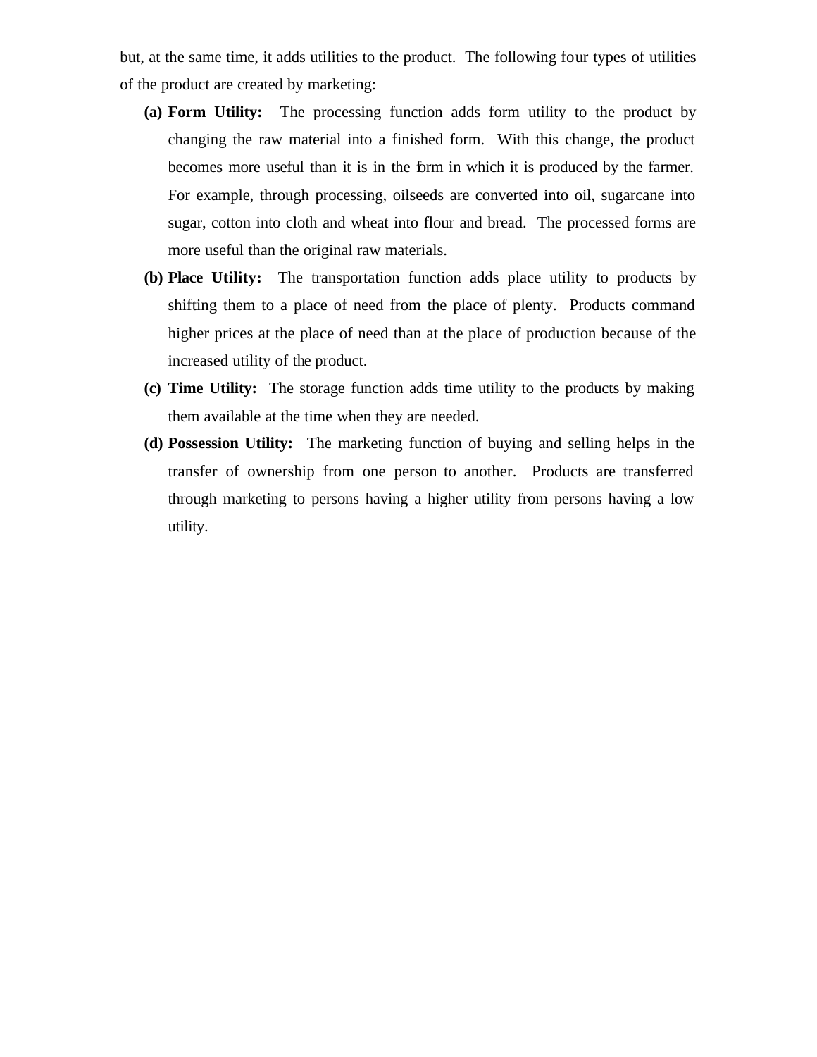but, at the same time, it adds utilities to the product. The following four types of utilities of the product are created by marketing:

**(a) Form Utility:** The processing function adds form utility to the product by changing the raw material into a finished form. With this change, the product becomes more useful than it is in the form in which it is produced by the farmer. For example, through processing, oilseeds are converted into oil, sugarcane into sugar, cotton into cloth and wheat into flour and bread. The processed forms are more useful than the original raw materials.

**(b) Place Utility:** The transportation function adds place utility to products by shifting them to a place of need from the place of plenty. Products command higher prices at the place of need than at the place of production because of the increased utility of the product.

**(c) Time Utility:** The storage function adds time utility to the products by making them available at the time when they are needed.

**(d) Possession Utility:** The marketing function of buying and selling helps in the transfer of ownership from one person to another. Products are transferred through marketing to persons having a higher utility from persons having a low utility.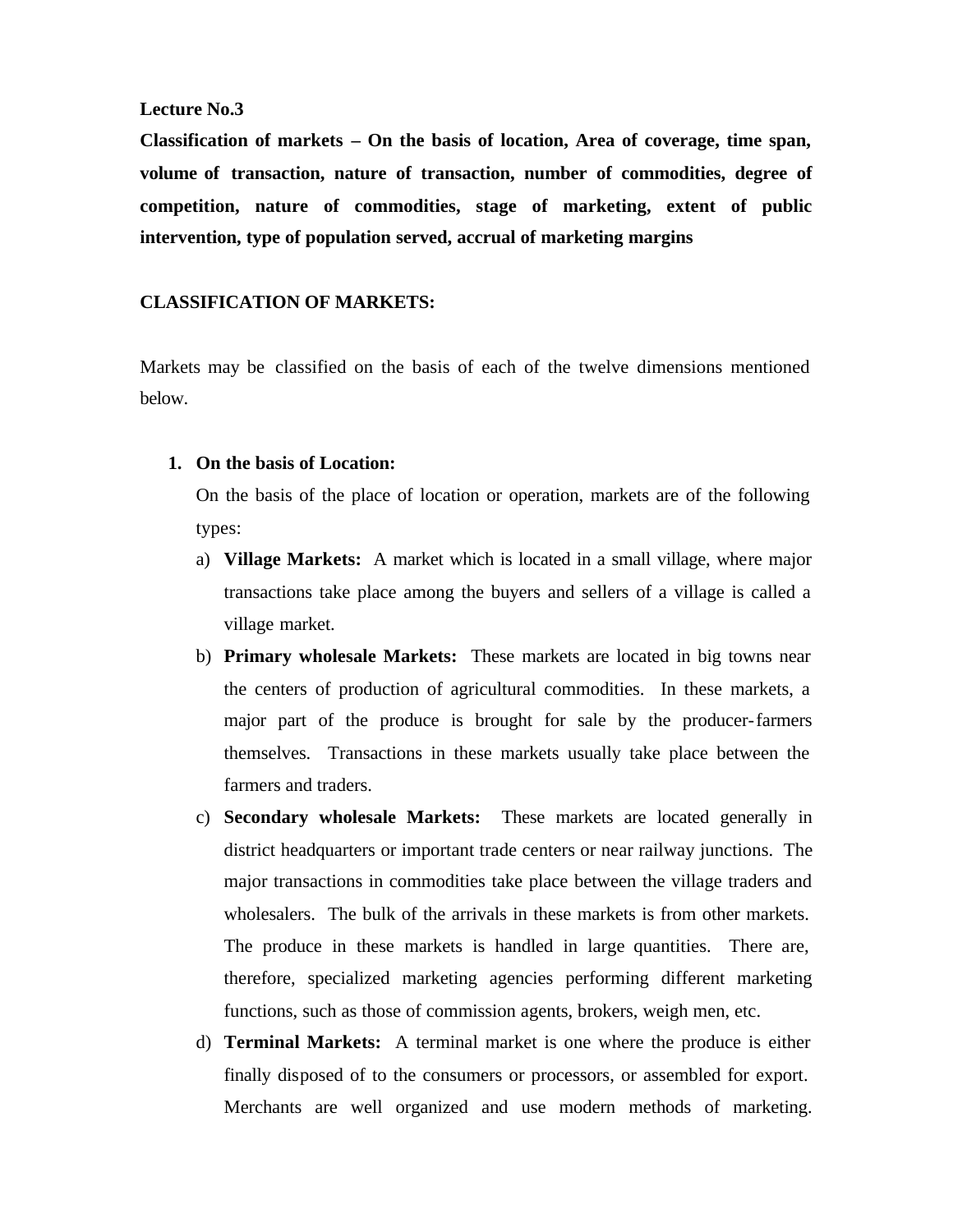**Lecture No.3**

**Classification of markets – On the basis of location, Area of coverage, time span, volume of transaction, nature of transaction, number of commodities, degree of competition, nature of commodities, stage of marketing, extent of public intervention, type of population served, accrual of marketing margins**

**CLASSIFICATION OF MARKETS:**

Markets may be classified on the basis of each of the twelve dimensions mentioned below.

1. **On the basis of Location:**

   On the basis of the place of location or operation, markets are of the following types:

   a) **Village Markets:** A market which is located in a small village, where major transactions take place among the buyers and sellers of a village is called a village market.

   b) **Primary wholesale Markets:** These markets are located in big towns near the centers of production of agricultural commodities. In these markets, a major part of the produce is brought for sale by the producer-farmers themselves. Transactions in these markets usually take place between the farmers and traders.

   c) **Secondary wholesale Markets:** These markets are located generally in district headquarters or important trade centers or near railway junctions. The major transactions in commodities take place between the village traders and wholesalers. The bulk of the arrivals in these markets is from other markets. The produce in these markets is handled in large quantities. There are, therefore, specialized marketing agencies performing different marketing functions, such as those of commission agents, brokers, weigh men, etc.

   d) **Terminal Markets:** A terminal market is one where the produce is either finally disposed of to the consumers or processors, or assembled for export. Merchants are well organized and use modern methods of marketing.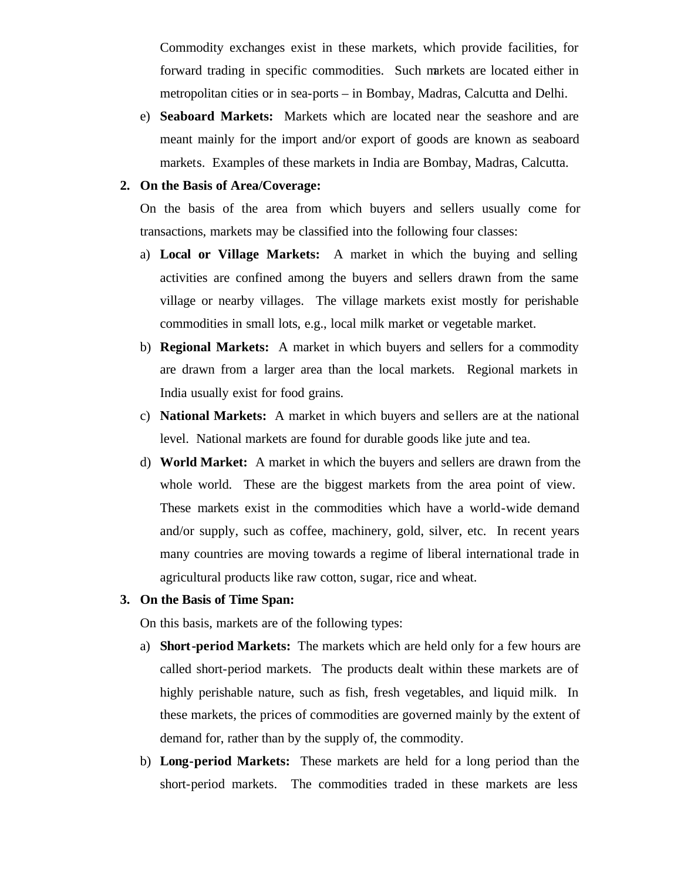Commodity exchanges exist in these markets, which provide facilities, for forward trading in specific commodities. Such markets are located either in metropolitan cities or in sea-ports – in Bombay, Madras, Calcutta and Delhi.

e) **Seaboard Markets:** Markets which are located near the seashore and are meant mainly for the import and/or export of goods are known as seaboard markets. Examples of these markets in India are Bombay, Madras, Calcutta.

**2. On the Basis of Area/Coverage:**

On the basis of the area from which buyers and sellers usually come for transactions, markets may be classified into the following four classes:

a) **Local or Village Markets:** A market in which the buying and selling activities are confined among the buyers and sellers drawn from the same village or nearby villages. The village markets exist mostly for perishable commodities in small lots, e.g., local milk market or vegetable market.

b) **Regional Markets:** A market in which buyers and sellers for a commodity are drawn from a larger area than the local markets. Regional markets in India usually exist for food grains.

c) **National Markets:** A market in which buyers and sellers are at the national level. National markets are found for durable goods like jute and tea.

d) **World Market:** A market in which the buyers and sellers are drawn from the whole world. These are the biggest markets from the area point of view. These markets exist in the commodities which have a world-wide demand and/or supply, such as coffee, machinery, gold, silver, etc. In recent years many countries are moving towards a regime of liberal international trade in agricultural products like raw cotton, sugar, rice and wheat.

**3. On the Basis of Time Span:**

On this basis, markets are of the following types:

a) **Short-period Markets:** The markets which are held only for a few hours are called short-period markets. The products dealt within these markets are of highly perishable nature, such as fish, fresh vegetables, and liquid milk. In these markets, the prices of commodities are governed mainly by the extent of demand for, rather than by the supply of, the commodity.

b) **Long-period Markets:** These markets are held for a long period than the short-period markets. The commodities traded in these markets are less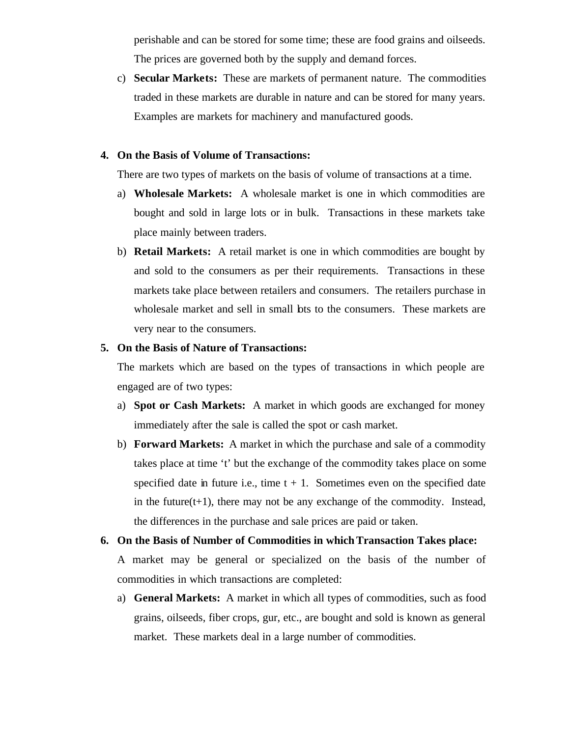perishable and can be stored for some time; these are food grains and oilseeds. The prices are governed both by the supply and demand forces.

c) **Secular Markets:** These are markets of permanent nature. The commodities traded in these markets are durable in nature and can be stored for many years. Examples are markets for machinery and manufactured goods.

**4. On the Basis of Volume of Transactions:**

There are two types of markets on the basis of volume of transactions at a time.

a) **Wholesale Markets:** A wholesale market is one in which commodities are bought and sold in large lots or in bulk. Transactions in these markets take place mainly between traders.

b) **Retail Markets:** A retail market is one in which commodities are bought by and sold to the consumers as per their requirements. Transactions in these markets take place between retailers and consumers. The retailers purchase in wholesale market and sell in small lots to the consumers. These markets are very near to the consumers.

**5. On the Basis of Nature of Transactions:**

The markets which are based on the types of transactions in which people are engaged are of two types:

a) **Spot or Cash Markets:** A market in which goods are exchanged for money immediately after the sale is called the spot or cash market.

b) **Forward Markets:** A market in which the purchase and sale of a commodity takes place at time 't' but the exchange of the commodity takes place on some specified date in future i.e., time $t + 1$. Sometimes even on the specified date in the future($t+1$), there may not be any exchange of the commodity. Instead, the differences in the purchase and sale prices are paid or taken.

**6. On the Basis of Number of Commodities in which Transaction Takes place:**

A market may be general or specialized on the basis of the number of commodities in which transactions are completed:

a) **General Markets:** A market in which all types of commodities, such as food grains, oilseeds, fiber crops, gur, etc., are bought and sold is known as general market. These markets deal in a large number of commodities.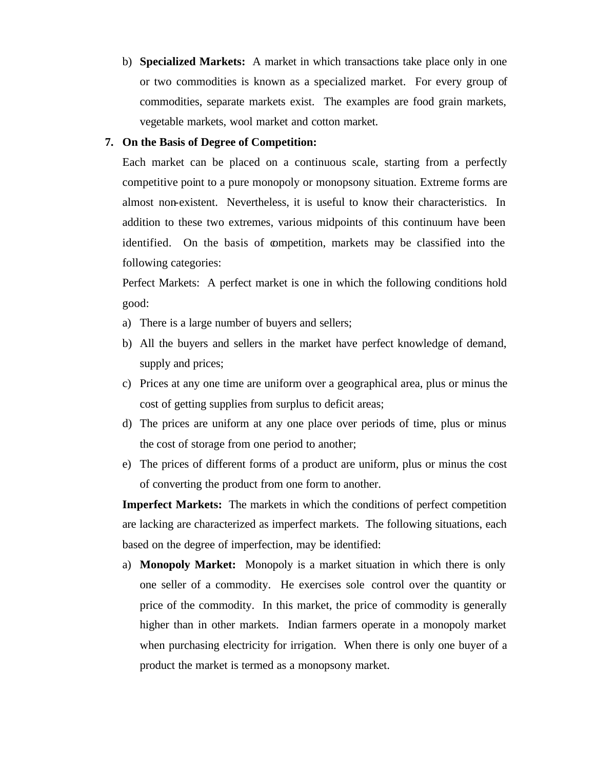b) **Specialized Markets:** A market in which transactions take place only in one or two commodities is known as a specialized market. For every group of commodities, separate markets exist. The examples are food grain markets, vegetable markets, wool market and cotton market.

7. **On the Basis of Degree of Competition:**

Each market can be placed on a continuous scale, starting from a perfectly competitive point to a pure monopoly or monopsony situation. Extreme forms are almost non-existent. Nevertheless, it is useful to know their characteristics. In addition to these two extremes, various midpoints of this continuum have been identified. On the basis of competition, markets may be classified into the following categories:

Perfect Markets: A perfect market is one in which the following conditions hold good:

a) There is a large number of buyers and sellers;
b) All the buyers and sellers in the market have perfect knowledge of demand, supply and prices;
c) Prices at any one time are uniform over a geographical area, plus or minus the cost of getting supplies from surplus to deficit areas;
d) The prices are uniform at any one place over periods of time, plus or minus the cost of storage from one period to another;
e) The prices of different forms of a product are uniform, plus or minus the cost of converting the product from one form to another.

**Imperfect Markets:** The markets in which the conditions of perfect competition are lacking are characterized as imperfect markets. The following situations, each based on the degree of imperfection, may be identified:

a) **Monopoly Market:** Monopoly is a market situation in which there is only one seller of a commodity. He exercises sole control over the quantity or price of the commodity. In this market, the price of commodity is generally higher than in other markets. Indian farmers operate in a monopoly market when purchasing electricity for irrigation. When there is only one buyer of a product the market is termed as a monopsony market.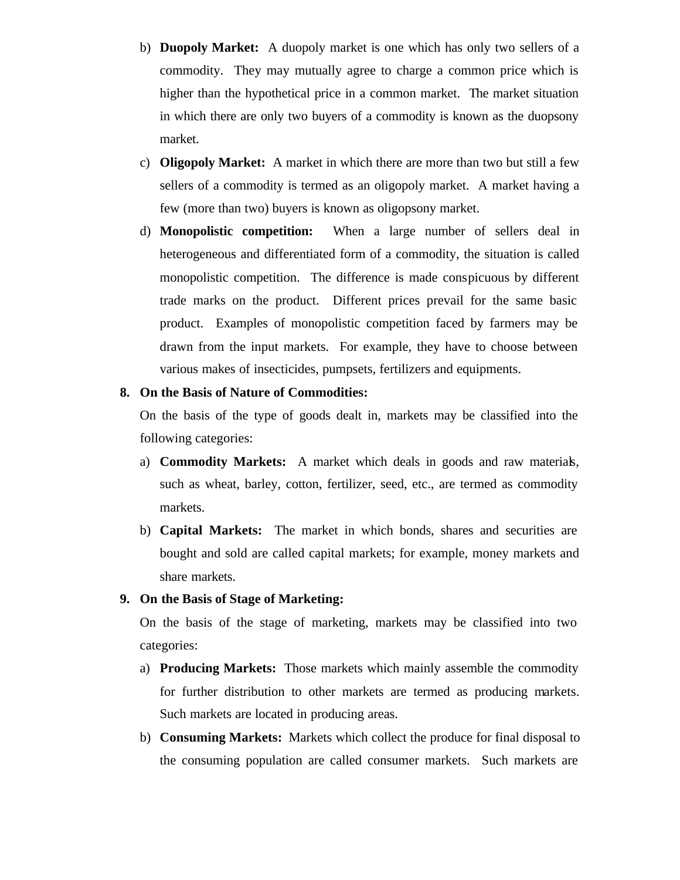b) **Duopoly Market:** A duopoly market is one which has only two sellers of a commodity. They may mutually agree to charge a common price which is higher than the hypothetical price in a common market. The market situation in which there are only two buyers of a commodity is known as the duopsony market.

c) **Oligopoly Market:** A market in which there are more than two but still a few sellers of a commodity is termed as an oligopoly market. A market having a few (more than two) buyers is known as oligopsony market.

d) **Monopolistic competition:** When a large number of sellers deal in heterogeneous and differentiated form of a commodity, the situation is called monopolistic competition. The difference is made conspicuous by different trade marks on the product. Different prices prevail for the same basic product. Examples of monopolistic competition faced by farmers may be drawn from the input markets. For example, they have to choose between various makes of insecticides, pumpsets, fertilizers and equipments.

**8. On the Basis of Nature of Commodities:**

On the basis of the type of goods dealt in, markets may be classified into the following categories:

a) **Commodity Markets:** A market which deals in goods and raw materials, such as wheat, barley, cotton, fertilizer, seed, etc., are termed as commodity markets.

b) **Capital Markets:** The market in which bonds, shares and securities are bought and sold are called capital markets; for example, money markets and share markets.

**9. On the Basis of Stage of Marketing:**

On the basis of the stage of marketing, markets may be classified into two categories:

a) **Producing Markets:** Those markets which mainly assemble the commodity for further distribution to other markets are termed as producing markets. Such markets are located in producing areas.

b) **Consuming Markets:** Markets which collect the produce for final disposal to the consuming population are called consumer markets. Such markets are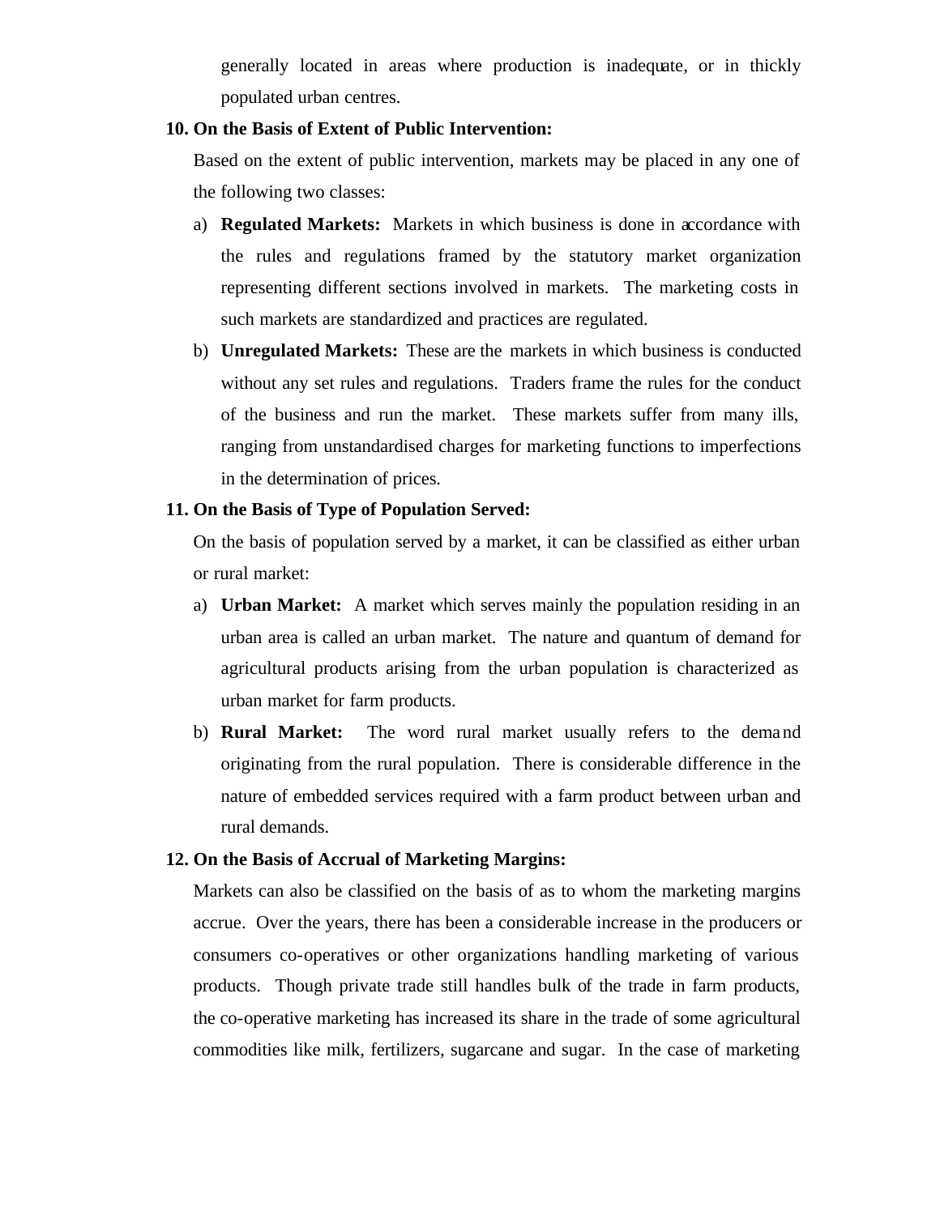generally located in areas where production is inadequate, or in thickly populated urban centres.

**10. On the Basis of Extent of Public Intervention:**

Based on the extent of public intervention, markets may be placed in any one of the following two classes:

a) **Regulated Markets:** Markets in which business is done in accordance with the rules and regulations framed by the statutory market organization representing different sections involved in markets. The marketing costs in such markets are standardized and practices are regulated.

b) **Unregulated Markets:** These are the markets in which business is conducted without any set rules and regulations. Traders frame the rules for the conduct of the business and run the market. These markets suffer from many ills, ranging from unstandardised charges for marketing functions to imperfections in the determination of prices.

**11. On the Basis of Type of Population Served:**

On the basis of population served by a market, it can be classified as either urban or rural market:

a) **Urban Market:** A market which serves mainly the population residing in an urban area is called an urban market. The nature and quantum of demand for agricultural products arising from the urban population is characterized as urban market for farm products.

b) **Rural Market:** The word rural market usually refers to the demand originating from the rural population. There is considerable difference in the nature of embedded services required with a farm product between urban and rural demands.

**12. On the Basis of Accrual of Marketing Margins:**

Markets can also be classified on the basis of as to whom the marketing margins accrue. Over the years, there has been a considerable increase in the producers or consumers co-operatives or other organizations handling marketing of various products. Though private trade still handles bulk of the trade in farm products, the co-operative marketing has increased its share in the trade of some agricultural commodities like milk, fertilizers, sugarcane and sugar. In the case of marketing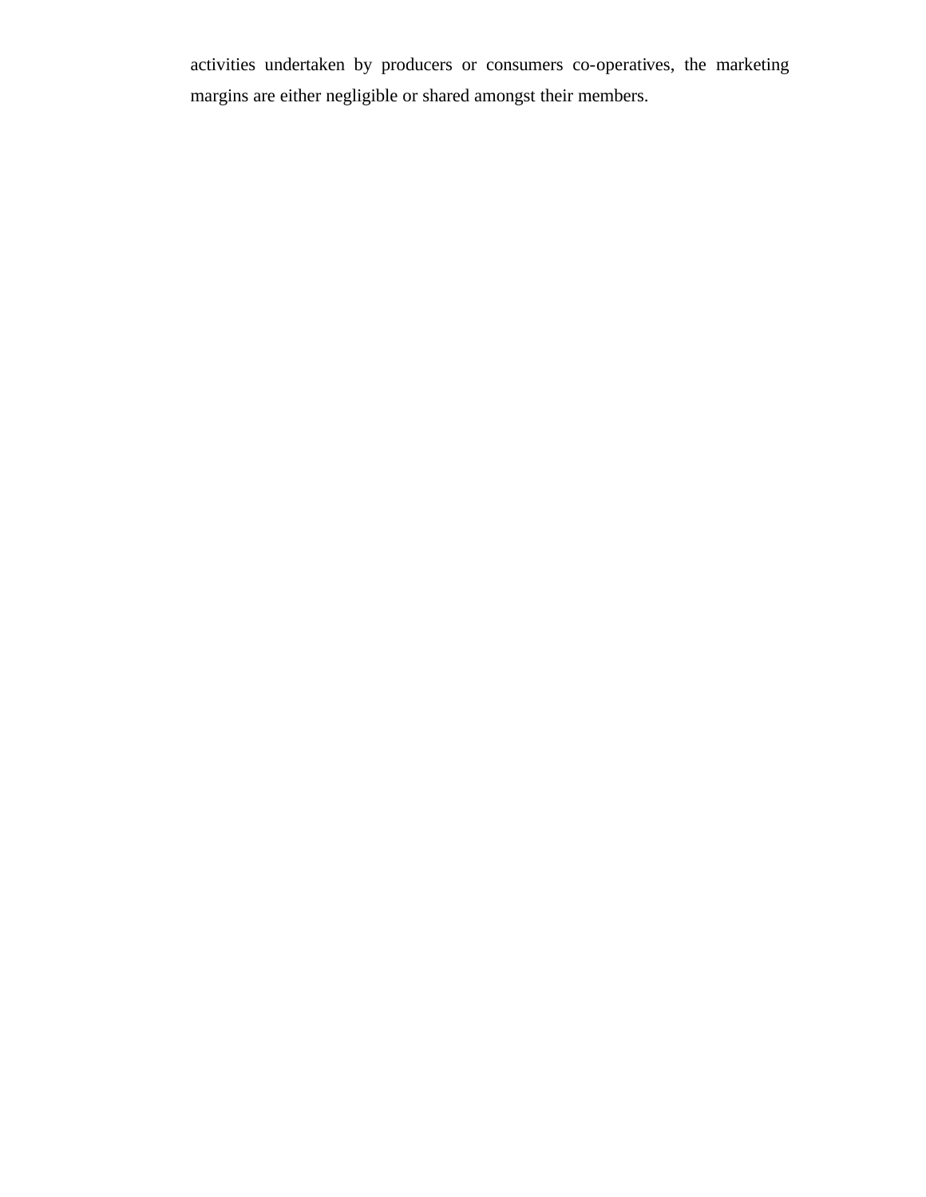activities undertaken by producers or consumers co-operatives, the marketing margins are either negligible or shared amongst their members.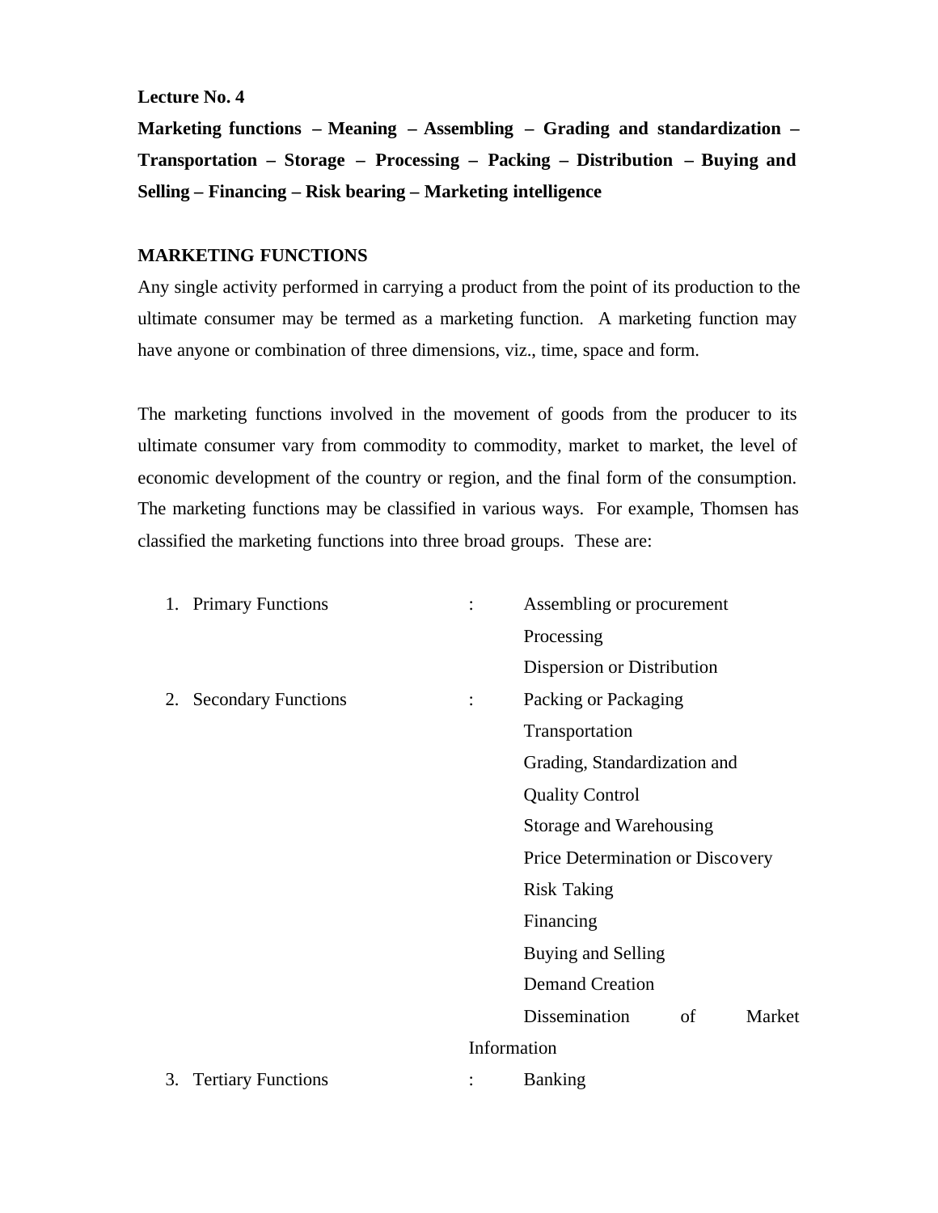**Lecture No. 4**

**Marketing functions – Meaning – Assembling – Grading and standardization – Transportation – Storage – Processing – Packing – Distribution – Buying and Selling – Financing – Risk bearing – Marketing intelligence**

**MARKETING FUNCTIONS**

Any single activity performed in carrying a product from the point of its production to the ultimate consumer may be termed as a marketing function. A marketing function may have anyone or combination of three dimensions, viz., time, space and form.

The marketing functions involved in the movement of goods from the producer to its ultimate consumer vary from commodity to commodity, market to market, the level of economic development of the country or region, and the final form of the consumption. The marketing functions may be classified in various ways. For example, Thomsen has classified the marketing functions into three broad groups. These are:

1. Primary Functions : Assembling or procurement
   Processing
   Dispersion or Distribution
2. Secondary Functions : Packing or Packaging
   Transportation
   Grading, Standardization and Quality Control
   Storage and Warehousing
   Price Determination or Discovery
   Risk Taking
   Financing
   Buying and Selling
   Demand Creation
   Dissemination of Market Information
3. Tertiary Functions : Banking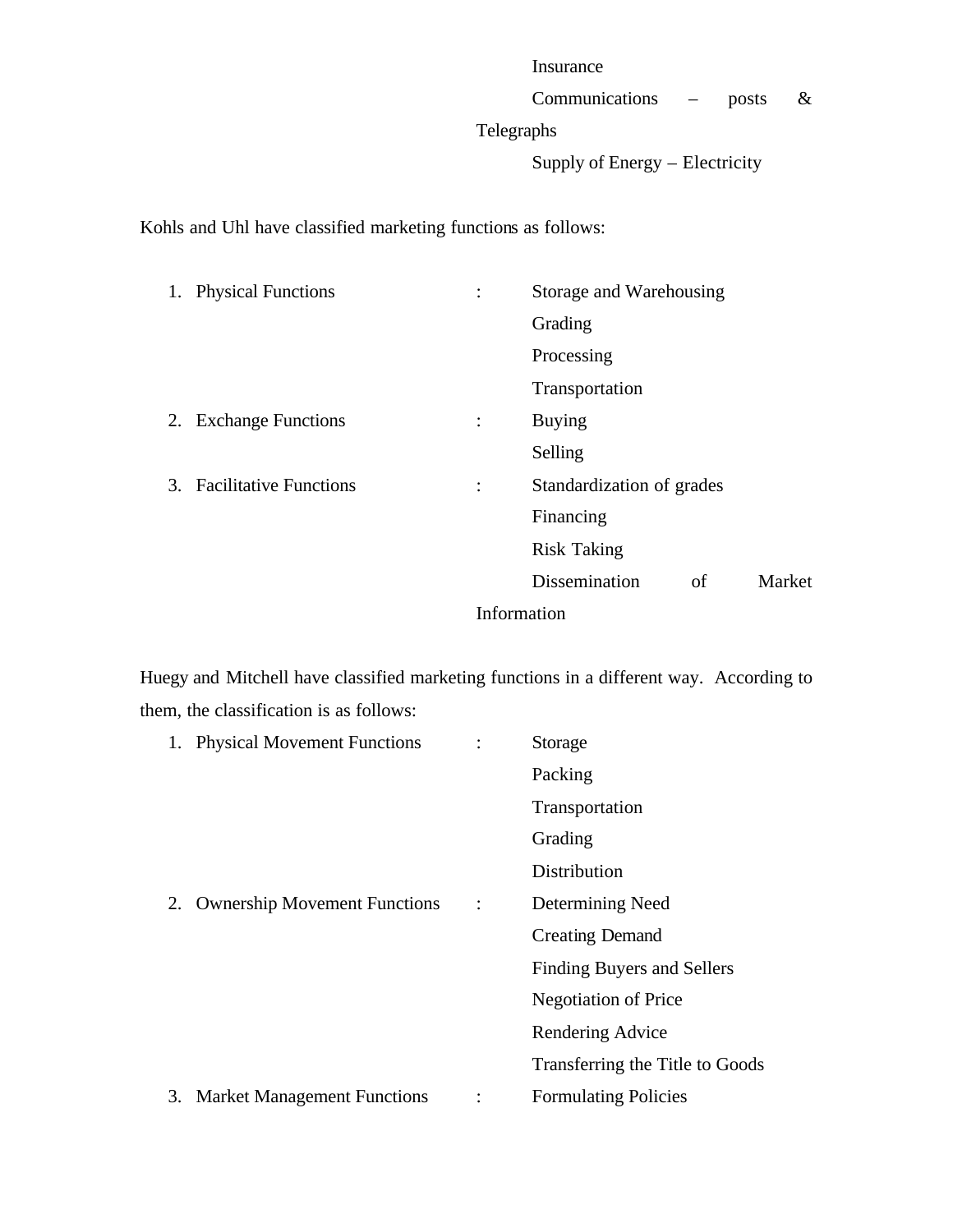Insurance

Communications – posts & Telegraphs

Supply of Energy – Electricity

Kohls and Uhl have classified marketing functions as follows:

1. Physical Functions : Storage and Warehousing
   Grading
   Processing
   Transportation
2. Exchange Functions : Buying
   Selling
3. Facilitative Functions : Standardization of grades
   Financing
   Risk Taking
   Dissemination of Market Information

Huegy and Mitchell have classified marketing functions in a different way. According to them, the classification is as follows:

1. Physical Movement Functions : Storage
   Packing
   Transportation
   Grading
   Distribution
2. Ownership Movement Functions : Determining Need
   Creating Demand
   Finding Buyers and Sellers
   Negotiation of Price
   Rendering Advice
   Transferring the Title to Goods
3. Market Management Functions : Formulating Policies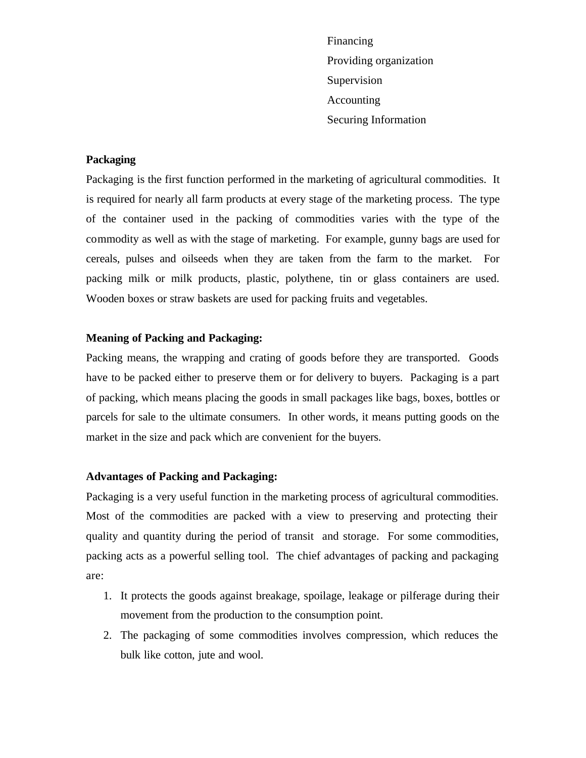Financing
Providing organization
Supervision
Accounting
Securing Information

**Packaging**

Packaging is the first function performed in the marketing of agricultural commodities. It is required for nearly all farm products at every stage of the marketing process. The type of the container used in the packing of commodities varies with the type of the commodity as well as with the stage of marketing. For example, gunny bags are used for cereals, pulses and oilseeds when they are taken from the farm to the market. For packing milk or milk products, plastic, polythene, tin or glass containers are used. Wooden boxes or straw baskets are used for packing fruits and vegetables.

**Meaning of Packing and Packaging:**

Packing means, the wrapping and crating of goods before they are transported. Goods have to be packed either to preserve them or for delivery to buyers. Packaging is a part of packing, which means placing the goods in small packages like bags, boxes, bottles or parcels for sale to the ultimate consumers. In other words, it means putting goods on the market in the size and pack which are convenient for the buyers.

**Advantages of Packing and Packaging:**

Packaging is a very useful function in the marketing process of agricultural commodities. Most of the commodities are packed with a view to preserving and protecting their quality and quantity during the period of transit and storage. For some commodities, packing acts as a powerful selling tool. The chief advantages of packing and packaging are:

1. It protects the goods against breakage, spoilage, leakage or pilferage during their movement from the production to the consumption point.
2. The packaging of some commodities involves compression, which reduces the bulk like cotton, jute and wool.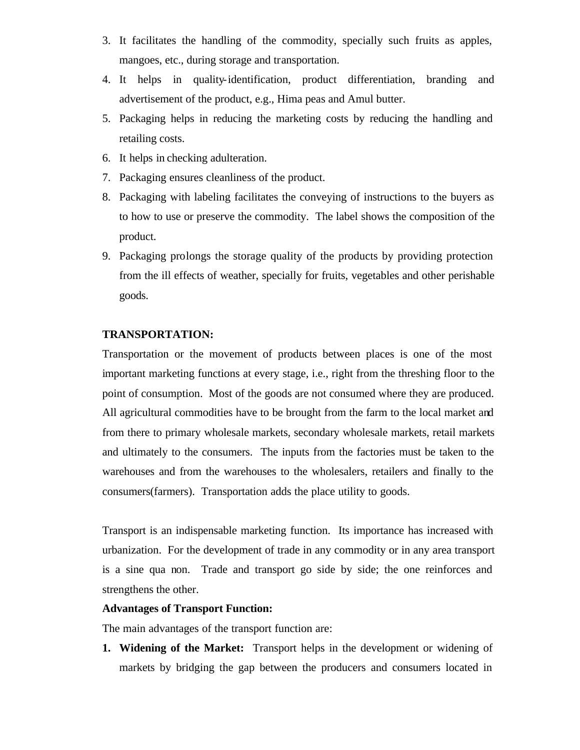3. It facilitates the handling of the commodity, specially such fruits as apples, mangoes, etc., during storage and transportation.
4. It helps in quality-identification, product differentiation, branding and advertisement of the product, e.g., Hima peas and Amul butter.
5. Packaging helps in reducing the marketing costs by reducing the handling and retailing costs.
6. It helps in checking adulteration.
7. Packaging ensures cleanliness of the product.
8. Packaging with labeling facilitates the conveying of instructions to the buyers as to how to use or preserve the commodity. The label shows the composition of the product.
9. Packaging prolongs the storage quality of the products by providing protection from the ill effects of weather, specially for fruits, vegetables and other perishable goods.

**TRANSPORTATION:**

Transportation or the movement of products between places is one of the most important marketing functions at every stage, i.e., right from the threshing floor to the point of consumption. Most of the goods are not consumed where they are produced. All agricultural commodities have to be brought from the farm to the local market and from there to primary wholesale markets, secondary wholesale markets, retail markets and ultimately to the consumers. The inputs from the factories must be taken to the warehouses and from the warehouses to the wholesalers, retailers and finally to the consumers(farmers). Transportation adds the place utility to goods.

Transport is an indispensable marketing function. Its importance has increased with urbanization. For the development of trade in any commodity or in any area transport is a sine qua non. Trade and transport go side by side; the one reinforces and strengthens the other.

**Advantages of Transport Function:**

The main advantages of the transport function are:

1. **Widening of the Market:** Transport helps in the development or widening of markets by bridging the gap between the producers and consumers located in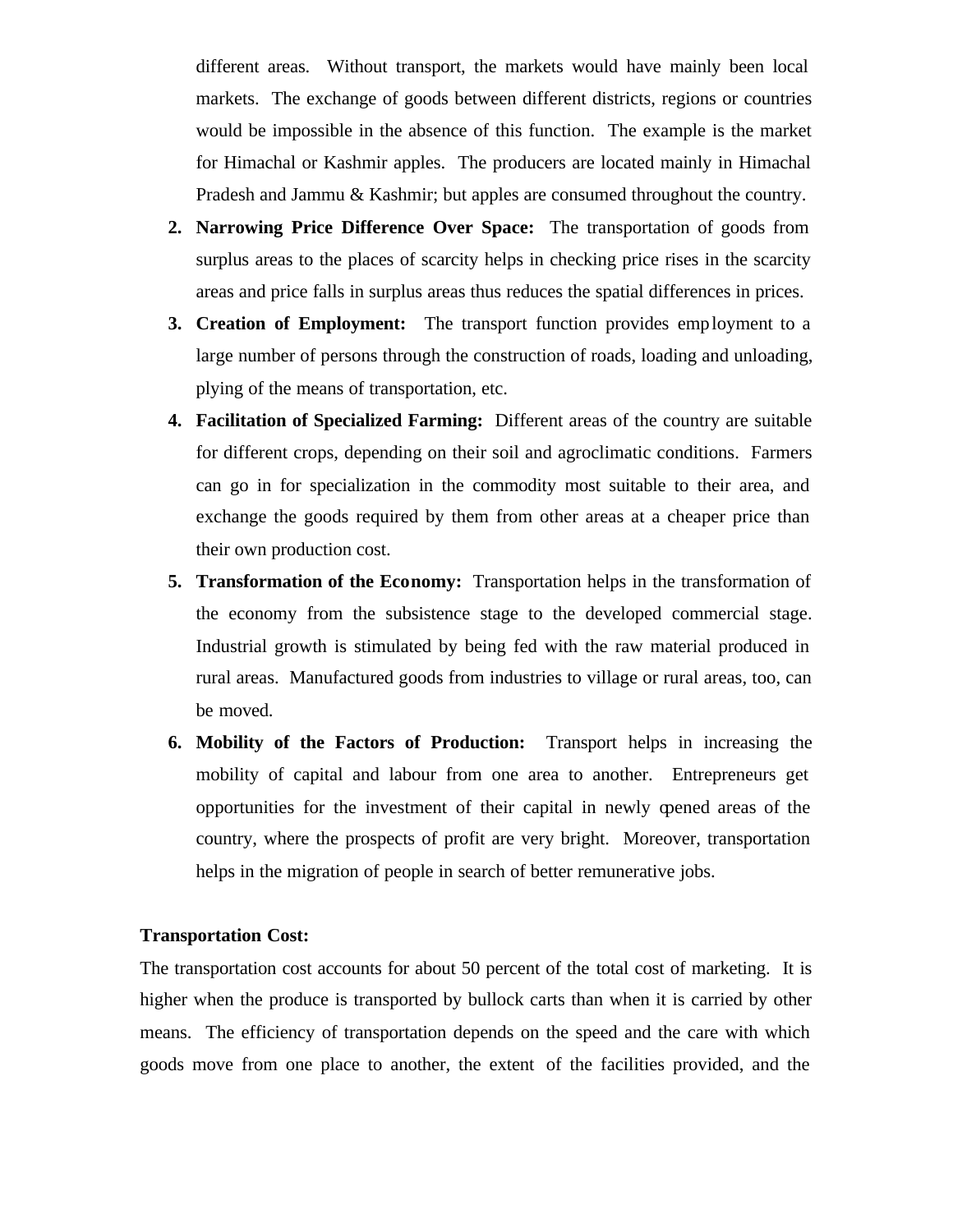different areas. Without transport, the markets would have mainly been local markets. The exchange of goods between different districts, regions or countries would be impossible in the absence of this function. The example is the market for Himachal or Kashmir apples. The producers are located mainly in Himachal Pradesh and Jammu & Kashmir; but apples are consumed throughout the country.

2. **Narrowing Price Difference Over Space:** The transportation of goods from surplus areas to the places of scarcity helps in checking price rises in the scarcity areas and price falls in surplus areas thus reduces the spatial differences in prices.
3. **Creation of Employment:** The transport function provides employment to a large number of persons through the construction of roads, loading and unloading, plying of the means of transportation, etc.
4. **Facilitation of Specialized Farming:** Different areas of the country are suitable for different crops, depending on their soil and agroclimatic conditions. Farmers can go in for specialization in the commodity most suitable to their area, and exchange the goods required by them from other areas at a cheaper price than their own production cost.
5. **Transformation of the Economy:** Transportation helps in the transformation of the economy from the subsistence stage to the developed commercial stage. Industrial growth is stimulated by being fed with the raw material produced in rural areas. Manufactured goods from industries to village or rural areas, too, can be moved.
6. **Mobility of the Factors of Production:** Transport helps in increasing the mobility of capital and labour from one area to another. Entrepreneurs get opportunities for the investment of their capital in newly opened areas of the country, where the prospects of profit are very bright. Moreover, transportation helps in the migration of people in search of better remunerative jobs.

**Transportation Cost:**

The transportation cost accounts for about 50 percent of the total cost of marketing. It is higher when the produce is transported by bullock carts than when it is carried by other means. The efficiency of transportation depends on the speed and the care with which goods move from one place to another, the extent of the facilities provided, and the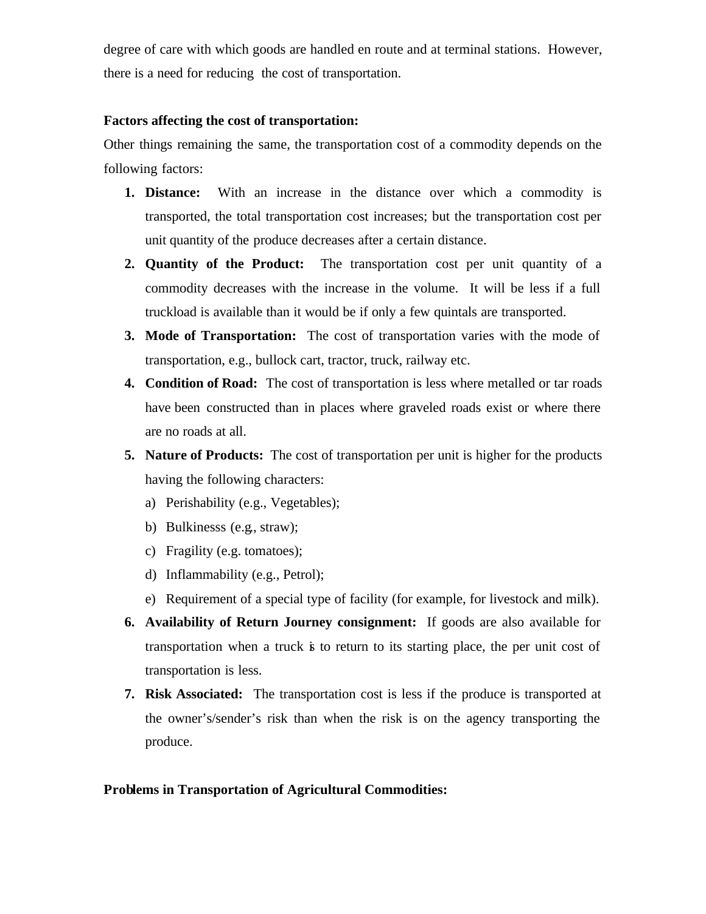degree of care with which goods are handled en route and at terminal stations. However, there is a need for reducing the cost of transportation.

**Factors affecting the cost of transportation:**

Other things remaining the same, the transportation cost of a commodity depends on the following factors:

1. **Distance:** With an increase in the distance over which a commodity is transported, the total transportation cost increases; but the transportation cost per unit quantity of the produce decreases after a certain distance.
2. **Quantity of the Product:** The transportation cost per unit quantity of a commodity decreases with the increase in the volume. It will be less if a full truckload is available than it would be if only a few quintals are transported.
3. **Mode of Transportation:** The cost of transportation varies with the mode of transportation, e.g., bullock cart, tractor, truck, railway etc.
4. **Condition of Road:** The cost of transportation is less where metalled or tar roads have been constructed than in places where graveled roads exist or where there are no roads at all.
5. **Nature of Products:** The cost of transportation per unit is higher for the products having the following characters:
   a) Perishability (e.g., Vegetables);
   b) Bulkinesss (e.g., straw);
   c) Fragility (e.g. tomatoes);
   d) Inflammability (e.g., Petrol);
   e) Requirement of a special type of facility (for example, for livestock and milk).
6. **Availability of Return Journey consignment:** If goods are also available for transportation when a truck is to return to its starting place, the per unit cost of transportation is less.
7. **Risk Associated:** The transportation cost is less if the produce is transported at the owner's/sender's risk than when the risk is on the agency transporting the produce.

**Problems in Transportation of Agricultural Commodities:**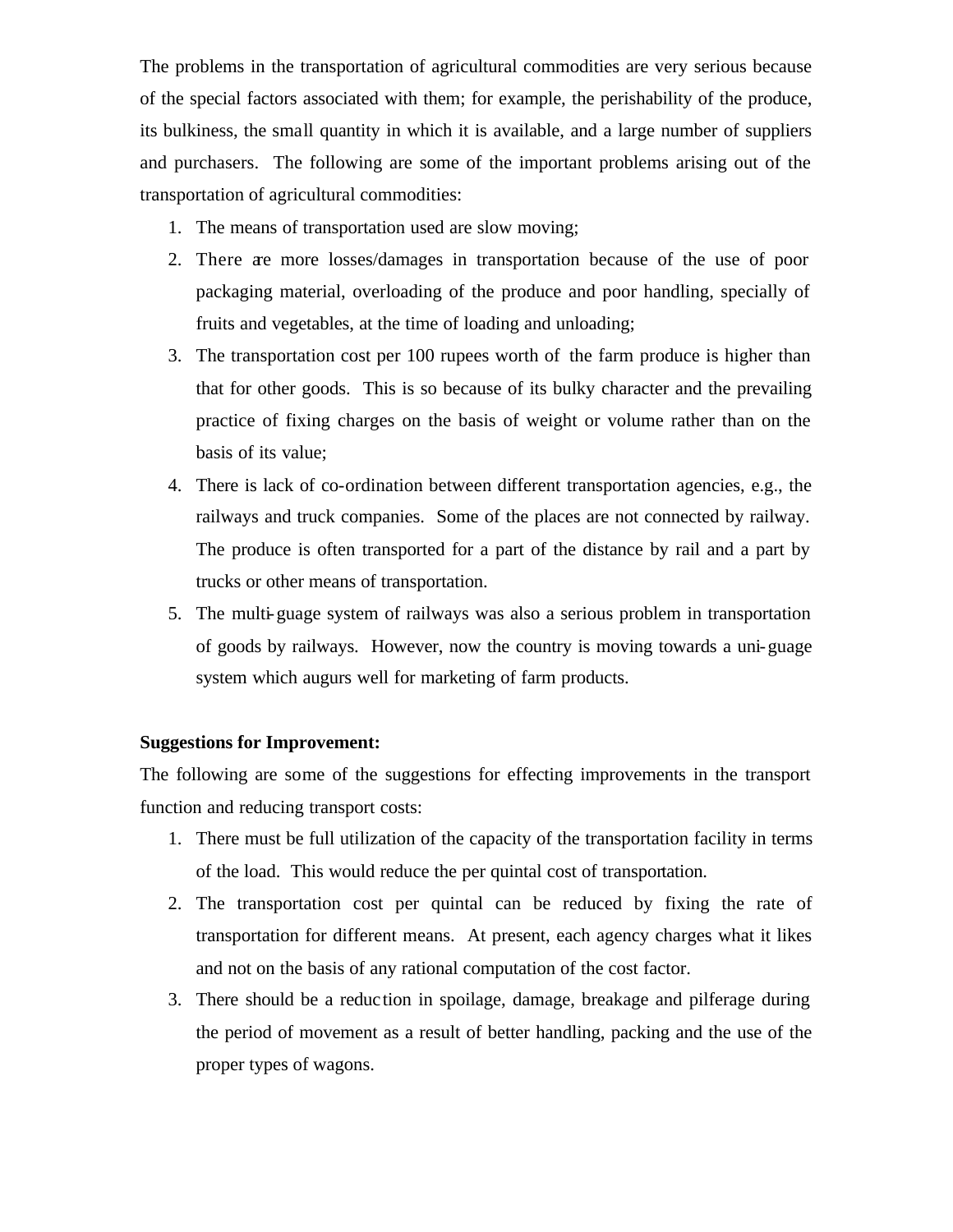The problems in the transportation of agricultural commodities are very serious because of the special factors associated with them; for example, the perishability of the produce, its bulkiness, the small quantity in which it is available, and a large number of suppliers and purchasers. The following are some of the important problems arising out of the transportation of agricultural commodities:

1. The means of transportation used are slow moving;
2. There are more losses/damages in transportation because of the use of poor packaging material, overloading of the produce and poor handling, specially of fruits and vegetables, at the time of loading and unloading;
3. The transportation cost per 100 rupees worth of the farm produce is higher than that for other goods. This is so because of its bulky character and the prevailing practice of fixing charges on the basis of weight or volume rather than on the basis of its value;
4. There is lack of co-ordination between different transportation agencies, e.g., the railways and truck companies. Some of the places are not connected by railway. The produce is often transported for a part of the distance by rail and a part by trucks or other means of transportation.
5. The multi-guage system of railways was also a serious problem in transportation of goods by railways. However, now the country is moving towards a uni-guage system which augurs well for marketing of farm products.

**Suggestions for Improvement:**

The following are some of the suggestions for effecting improvements in the transport function and reducing transport costs:

1. There must be full utilization of the capacity of the transportation facility in terms of the load. This would reduce the per quintal cost of transportation.
2. The transportation cost per quintal can be reduced by fixing the rate of transportation for different means. At present, each agency charges what it likes and not on the basis of any rational computation of the cost factor.
3. There should be a reduction in spoilage, damage, breakage and pilferage during the period of movement as a result of better handling, packing and the use of the proper types of wagons.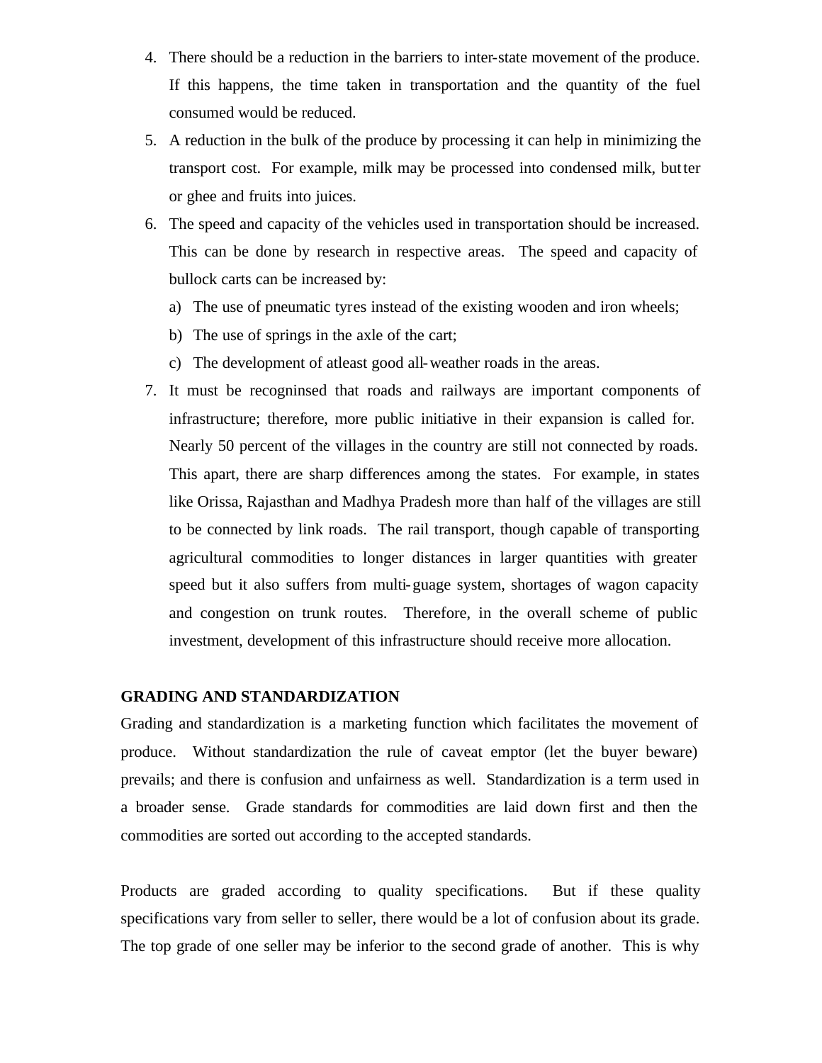4. There should be a reduction in the barriers to inter-state movement of the produce. If this happens, the time taken in transportation and the quantity of the fuel consumed would be reduced.
5. A reduction in the bulk of the produce by processing it can help in minimizing the transport cost. For example, milk may be processed into condensed milk, butter or ghee and fruits into juices.
6. The speed and capacity of the vehicles used in transportation should be increased. This can be done by research in respective areas. The speed and capacity of bullock carts can be increased by:
   a) The use of pneumatic tyres instead of the existing wooden and iron wheels;
   b) The use of springs in the axle of the cart;
   c) The development of atleast good all-weather roads in the areas.
7. It must be recogninsed that roads and railways are important components of infrastructure; therefore, more public initiative in their expansion is called for. Nearly 50 percent of the villages in the country are still not connected by roads. This apart, there are sharp differences among the states. For example, in states like Orissa, Rajasthan and Madhya Pradesh more than half of the villages are still to be connected by link roads. The rail transport, though capable of transporting agricultural commodities to longer distances in larger quantities with greater speed but it also suffers from multi-guage system, shortages of wagon capacity and congestion on trunk routes. Therefore, in the overall scheme of public investment, development of this infrastructure should receive more allocation.

**GRADING AND STANDARDIZATION**

Grading and standardization is a marketing function which facilitates the movement of produce. Without standardization the rule of caveat emptor (let the buyer beware) prevails; and there is confusion and unfairness as well. Standardization is a term used in a broader sense. Grade standards for commodities are laid down first and then the commodities are sorted out according to the accepted standards.

Products are graded according to quality specifications. But if these quality specifications vary from seller to seller, there would be a lot of confusion about its grade. The top grade of one seller may be inferior to the second grade of another. This is why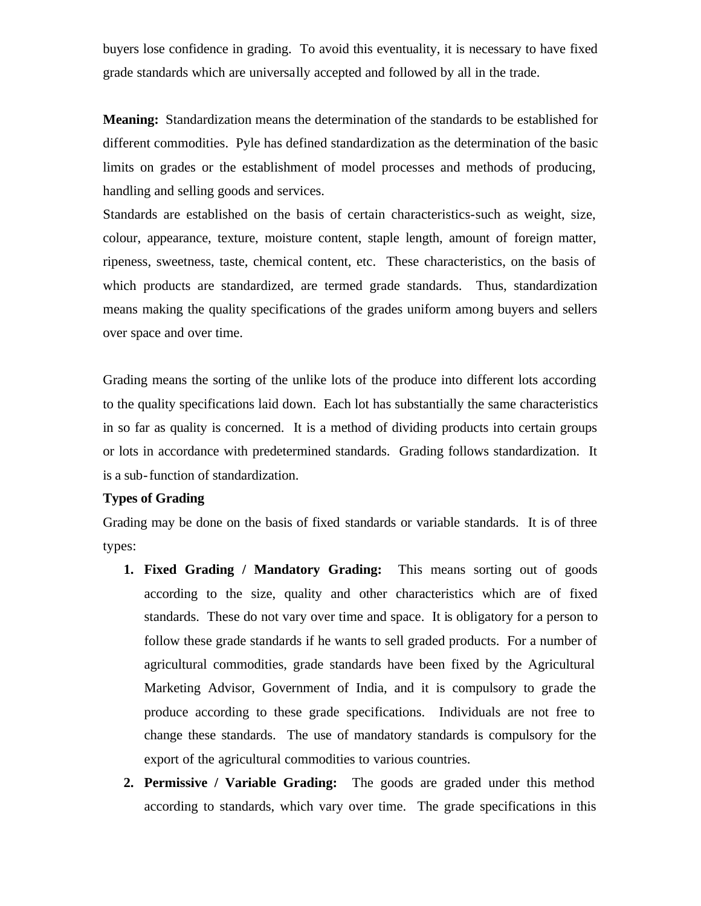buyers lose confidence in grading. To avoid this eventuality, it is necessary to have fixed grade standards which are universally accepted and followed by all in the trade.

**Meaning:** Standardization means the determination of the standards to be established for different commodities. Pyle has defined standardization as the determination of the basic limits on grades or the establishment of model processes and methods of producing, handling and selling goods and services.

Standards are established on the basis of certain characteristics-such as weight, size, colour, appearance, texture, moisture content, staple length, amount of foreign matter, ripeness, sweetness, taste, chemical content, etc. These characteristics, on the basis of which products are standardized, are termed grade standards. Thus, standardization means making the quality specifications of the grades uniform among buyers and sellers over space and over time.

Grading means the sorting of the unlike lots of the produce into different lots according to the quality specifications laid down. Each lot has substantially the same characteristics in so far as quality is concerned. It is a method of dividing products into certain groups or lots in accordance with predetermined standards. Grading follows standardization. It is a sub-function of standardization.

**Types of Grading**

Grading may be done on the basis of fixed standards or variable standards. It is of three types:

1. **Fixed Grading / Mandatory Grading:** This means sorting out of goods according to the size, quality and other characteristics which are of fixed standards. These do not vary over time and space. It is obligatory for a person to follow these grade standards if he wants to sell graded products. For a number of agricultural commodities, grade standards have been fixed by the Agricultural Marketing Advisor, Government of India, and it is compulsory to grade the produce according to these grade specifications. Individuals are not free to change these standards. The use of mandatory standards is compulsory for the export of the agricultural commodities to various countries.
2. **Permissive / Variable Grading:** The goods are graded under this method according to standards, which vary over time. The grade specifications in this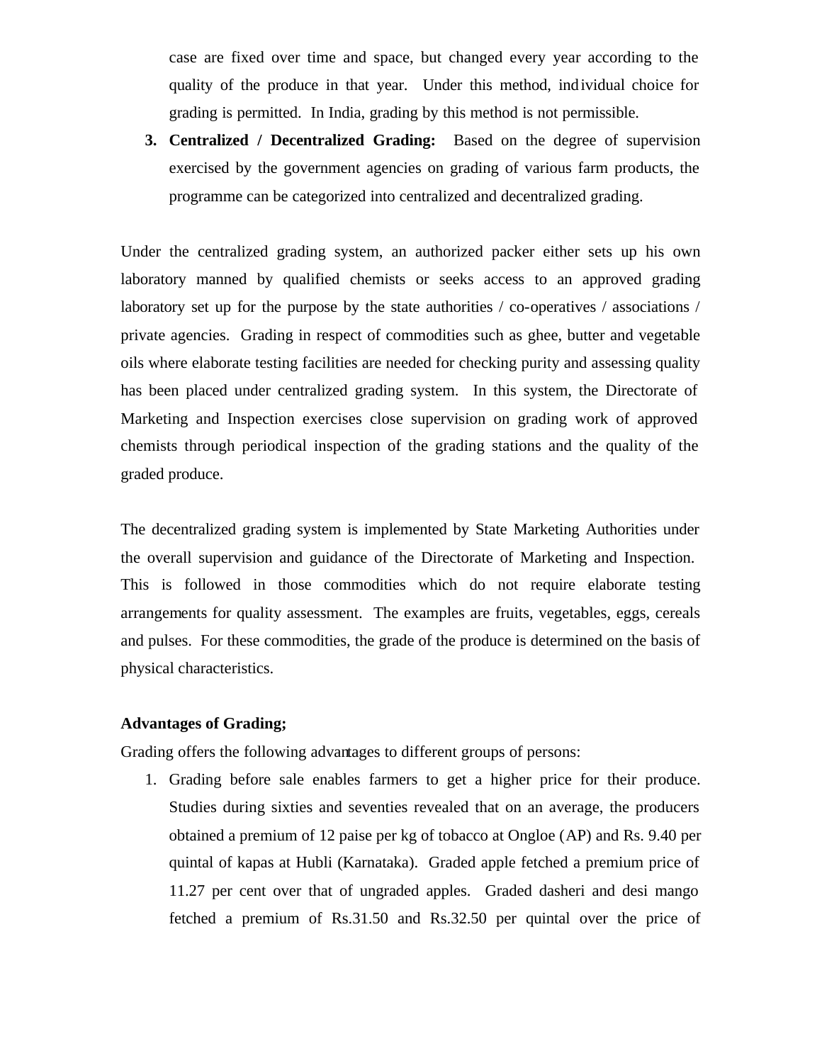case are fixed over time and space, but changed every year according to the quality of the produce in that year. Under this method, individual choice for grading is permitted. In India, grading by this method is not permissible.

3. **Centralized / Decentralized Grading:** Based on the degree of supervision exercised by the government agencies on grading of various farm products, the programme can be categorized into centralized and decentralized grading.

Under the centralized grading system, an authorized packer either sets up his own laboratory manned by qualified chemists or seeks access to an approved grading laboratory set up for the purpose by the state authorities / co-operatives / associations / private agencies. Grading in respect of commodities such as ghee, butter and vegetable oils where elaborate testing facilities are needed for checking purity and assessing quality has been placed under centralized grading system. In this system, the Directorate of Marketing and Inspection exercises close supervision on grading work of approved chemists through periodical inspection of the grading stations and the quality of the graded produce.

The decentralized grading system is implemented by State Marketing Authorities under the overall supervision and guidance of the Directorate of Marketing and Inspection. This is followed in those commodities which do not require elaborate testing arrangements for quality assessment. The examples are fruits, vegetables, eggs, cereals and pulses. For these commodities, the grade of the produce is determined on the basis of physical characteristics.

**Advantages of Grading;**

Grading offers the following advantages to different groups of persons:

1. Grading before sale enables farmers to get a higher price for their produce. Studies during sixties and seventies revealed that on an average, the producers obtained a premium of 12 paise per kg of tobacco at Ongloe (AP) and Rs. 9.40 per quintal of kapas at Hubli (Karnataka). Graded apple fetched a premium price of 11.27 per cent over that of ungraded apples. Graded dasheri and desi mango fetched a premium of Rs.31.50 and Rs.32.50 per quintal over the price of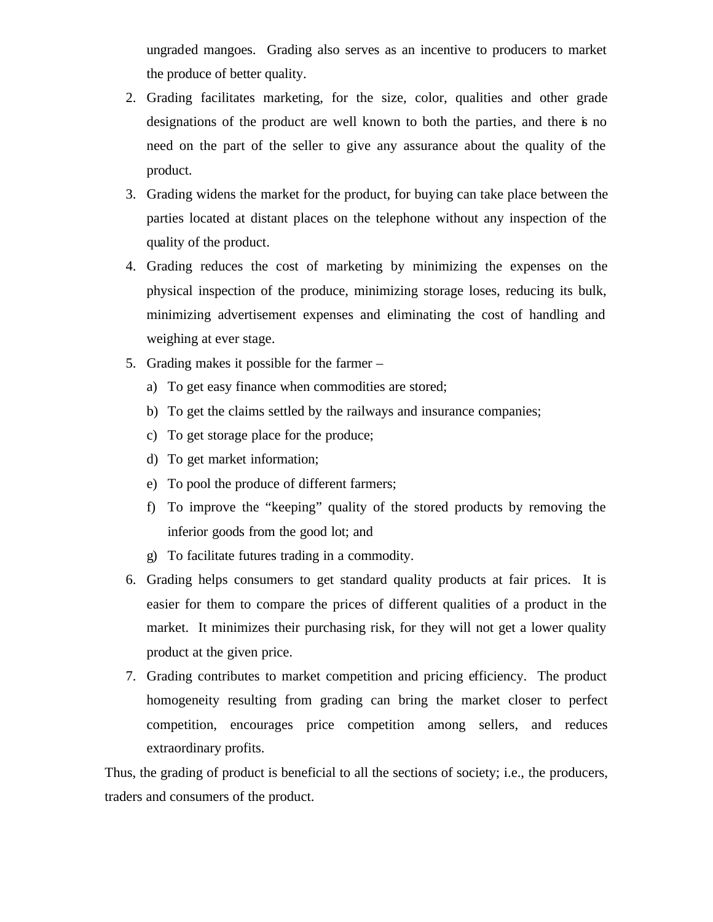ungraded mangoes. Grading also serves as an incentive to producers to market the produce of better quality.

2. Grading facilitates marketing, for the size, color, qualities and other grade designations of the product are well known to both the parties, and there is no need on the part of the seller to give any assurance about the quality of the product.
3. Grading widens the market for the product, for buying can take place between the parties located at distant places on the telephone without any inspection of the quality of the product.
4. Grading reduces the cost of marketing by minimizing the expenses on the physical inspection of the produce, minimizing storage loses, reducing its bulk, minimizing advertisement expenses and eliminating the cost of handling and weighing at ever stage.
5. Grading makes it possible for the farmer –
   a) To get easy finance when commodities are stored;
   b) To get the claims settled by the railways and insurance companies;
   c) To get storage place for the produce;
   d) To get market information;
   e) To pool the produce of different farmers;
   f) To improve the "keeping" quality of the stored products by removing the inferior goods from the good lot; and
   g) To facilitate futures trading in a commodity.
6. Grading helps consumers to get standard quality products at fair prices. It is easier for them to compare the prices of different qualities of a product in the market. It minimizes their purchasing risk, for they will not get a lower quality product at the given price.
7. Grading contributes to market competition and pricing efficiency. The product homogeneity resulting from grading can bring the market closer to perfect competition, encourages price competition among sellers, and reduces extraordinary profits.

Thus, the grading of product is beneficial to all the sections of society; i.e., the producers, traders and consumers of the product.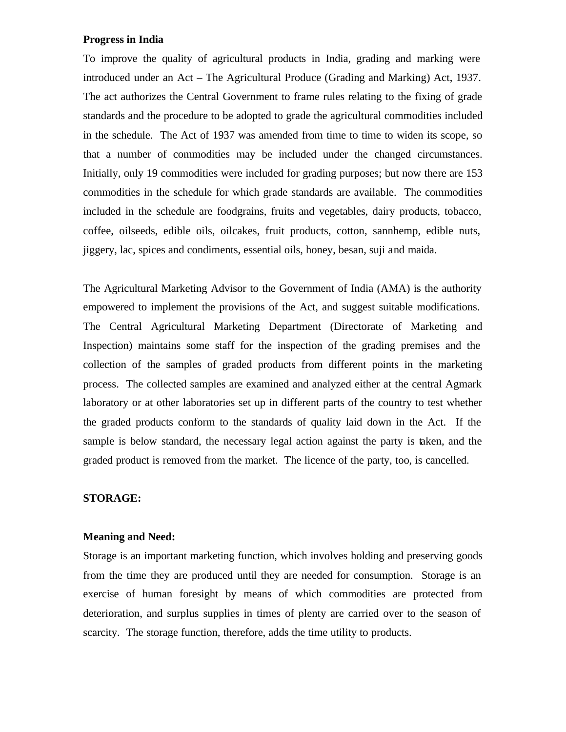**Progress in India**

To improve the quality of agricultural products in India, grading and marking were introduced under an Act – The Agricultural Produce (Grading and Marking) Act, 1937. The act authorizes the Central Government to frame rules relating to the fixing of grade standards and the procedure to be adopted to grade the agricultural commodities included in the schedule. The Act of 1937 was amended from time to time to widen its scope, so that a number of commodities may be included under the changed circumstances. Initially, only 19 commodities were included for grading purposes; but now there are 153 commodities in the schedule for which grade standards are available. The commodities included in the schedule are foodgrains, fruits and vegetables, dairy products, tobacco, coffee, oilseeds, edible oils, oilcakes, fruit products, cotton, sannhemp, edible nuts, jiggery, lac, spices and condiments, essential oils, honey, besan, suji and maida.

The Agricultural Marketing Advisor to the Government of India (AMA) is the authority empowered to implement the provisions of the Act, and suggest suitable modifications. The Central Agricultural Marketing Department (Directorate of Marketing and Inspection) maintains some staff for the inspection of the grading premises and the collection of the samples of graded products from different points in the marketing process. The collected samples are examined and analyzed either at the central Agmark laboratory or at other laboratories set up in different parts of the country to test whether the graded products conform to the standards of quality laid down in the Act. If the sample is below standard, the necessary legal action against the party is taken, and the graded product is removed from the market. The licence of the party, too, is cancelled.

**STORAGE:**

**Meaning and Need:**

Storage is an important marketing function, which involves holding and preserving goods from the time they are produced until they are needed for consumption. Storage is an exercise of human foresight by means of which commodities are protected from deterioration, and surplus supplies in times of plenty are carried over to the season of scarcity. The storage function, therefore, adds the time utility to products.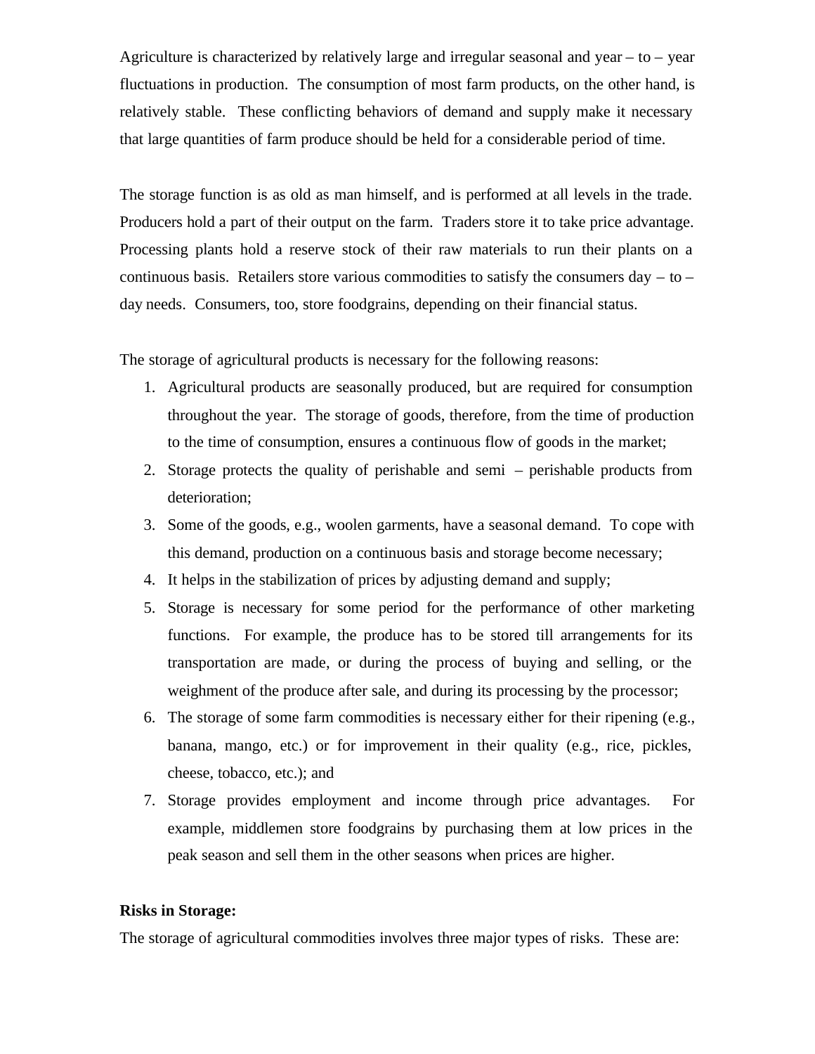Agriculture is characterized by relatively large and irregular seasonal and year – to – year fluctuations in production. The consumption of most farm products, on the other hand, is relatively stable. These conflicting behaviors of demand and supply make it necessary that large quantities of farm produce should be held for a considerable period of time.

The storage function is as old as man himself, and is performed at all levels in the trade. Producers hold a part of their output on the farm. Traders store it to take price advantage. Processing plants hold a reserve stock of their raw materials to run their plants on a continuous basis. Retailers store various commodities to satisfy the consumers day – to – day needs. Consumers, too, store foodgrains, depending on their financial status.

The storage of agricultural products is necessary for the following reasons:

1. Agricultural products are seasonally produced, but are required for consumption throughout the year. The storage of goods, therefore, from the time of production to the time of consumption, ensures a continuous flow of goods in the market;
2. Storage protects the quality of perishable and semi – perishable products from deterioration;
3. Some of the goods, e.g., woolen garments, have a seasonal demand. To cope with this demand, production on a continuous basis and storage become necessary;
4. It helps in the stabilization of prices by adjusting demand and supply;
5. Storage is necessary for some period for the performance of other marketing functions. For example, the produce has to be stored till arrangements for its transportation are made, or during the process of buying and selling, or the weighment of the produce after sale, and during its processing by the processor;
6. The storage of some farm commodities is necessary either for their ripening (e.g., banana, mango, etc.) or for improvement in their quality (e.g., rice, pickles, cheese, tobacco, etc.); and
7. Storage provides employment and income through price advantages. For example, middlemen store foodgrains by purchasing them at low prices in the peak season and sell them in the other seasons when prices are higher.

**Risks in Storage:**

The storage of agricultural commodities involves three major types of risks. These are: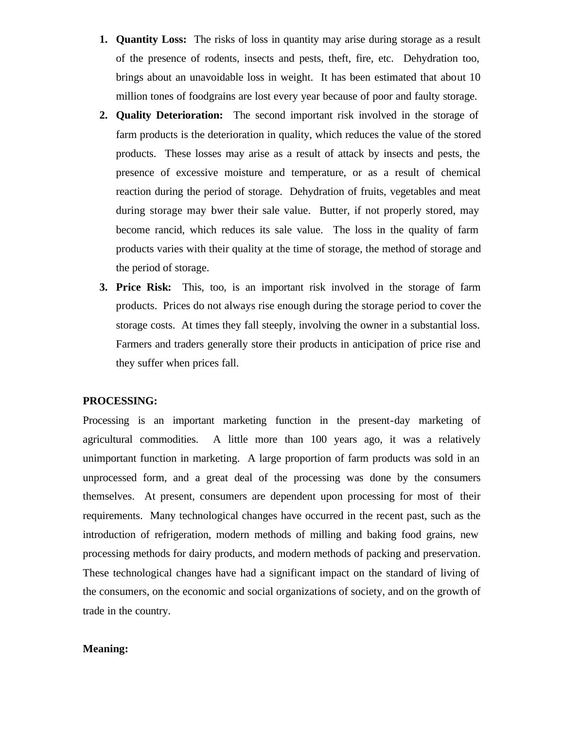1. **Quantity Loss:** The risks of loss in quantity may arise during storage as a result of the presence of rodents, insects and pests, theft, fire, etc. Dehydration too, brings about an unavoidable loss in weight. It has been estimated that about 10 million tones of foodgrains are lost every year because of poor and faulty storage.
2. **Quality Deterioration:** The second important risk involved in the storage of farm products is the deterioration in quality, which reduces the value of the stored products. These losses may arise as a result of attack by insects and pests, the presence of excessive moisture and temperature, or as a result of chemical reaction during the period of storage. Dehydration of fruits, vegetables and meat during storage may lower their sale value. Butter, if not properly stored, may become rancid, which reduces its sale value. The loss in the quality of farm products varies with their quality at the time of storage, the method of storage and the period of storage.
3. **Price Risk:** This, too, is an important risk involved in the storage of farm products. Prices do not always rise enough during the storage period to cover the storage costs. At times they fall steeply, involving the owner in a substantial loss. Farmers and traders generally store their products in anticipation of price rise and they suffer when prices fall.

**PROCESSING:**

Processing is an important marketing function in the present-day marketing of agricultural commodities. A little more than 100 years ago, it was a relatively unimportant function in marketing. A large proportion of farm products was sold in an unprocessed form, and a great deal of the processing was done by the consumers themselves. At present, consumers are dependent upon processing for most of their requirements. Many technological changes have occurred in the recent past, such as the introduction of refrigeration, modern methods of milling and baking food grains, new processing methods for dairy products, and modern methods of packing and preservation. These technological changes have had a significant impact on the standard of living of the consumers, on the economic and social organizations of society, and on the growth of trade in the country.

**Meaning:**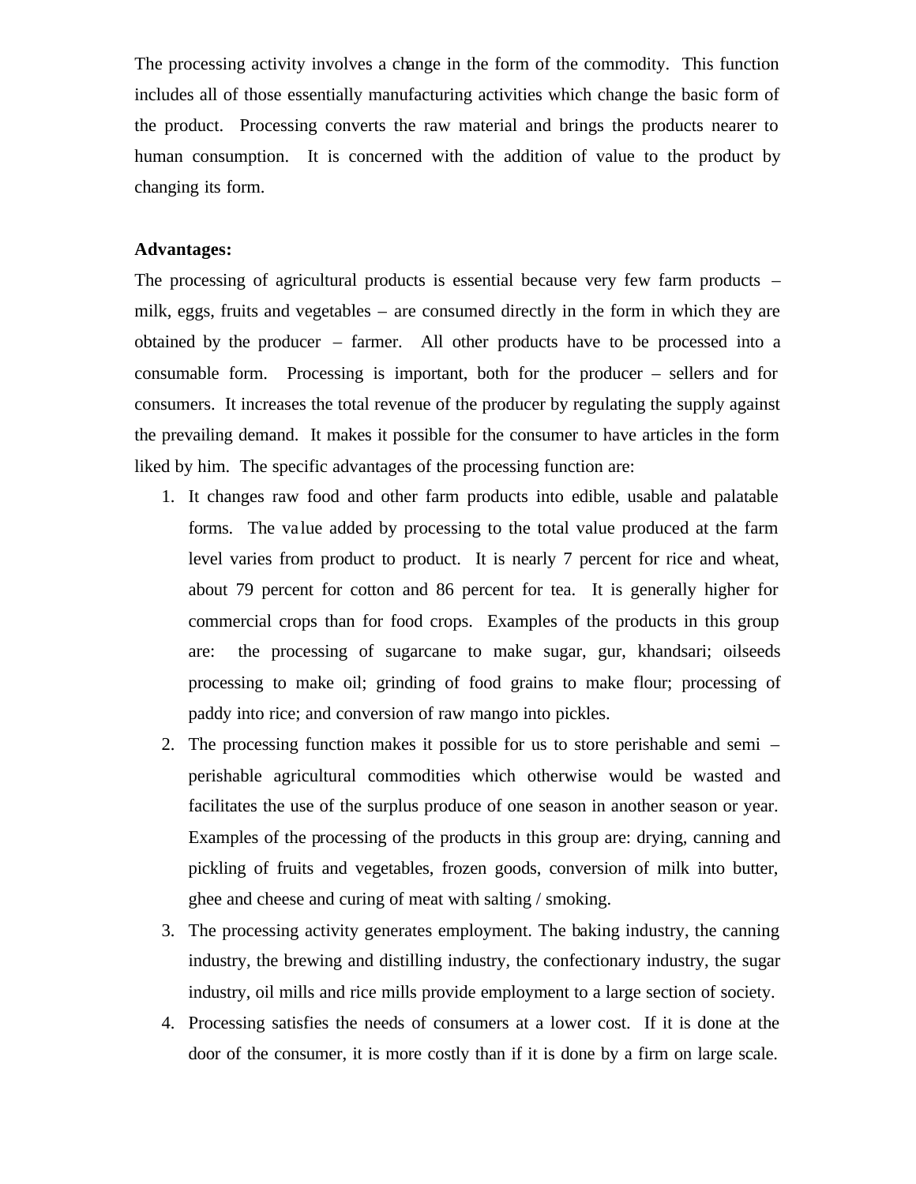The processing activity involves a change in the form of the commodity. This function includes all of those essentially manufacturing activities which change the basic form of the product. Processing converts the raw material and brings the products nearer to human consumption. It is concerned with the addition of value to the product by changing its form.

**Advantages:**

The processing of agricultural products is essential because very few farm products – milk, eggs, fruits and vegetables – are consumed directly in the form in which they are obtained by the producer – farmer. All other products have to be processed into a consumable form. Processing is important, both for the producer – sellers and for consumers. It increases the total revenue of the producer by regulating the supply against the prevailing demand. It makes it possible for the consumer to have articles in the form liked by him. The specific advantages of the processing function are:

1. It changes raw food and other farm products into edible, usable and palatable forms. The value added by processing to the total value produced at the farm level varies from product to product. It is nearly 7 percent for rice and wheat, about 79 percent for cotton and 86 percent for tea. It is generally higher for commercial crops than for food crops. Examples of the products in this group are: the processing of sugarcane to make sugar, gur, khandsari; oilseeds processing to make oil; grinding of food grains to make flour; processing of paddy into rice; and conversion of raw mango into pickles.
2. The processing function makes it possible for us to store perishable and semi – perishable agricultural commodities which otherwise would be wasted and facilitates the use of the surplus produce of one season in another season or year. Examples of the processing of the products in this group are: drying, canning and pickling of fruits and vegetables, frozen goods, conversion of milk into butter, ghee and cheese and curing of meat with salting / smoking.
3. The processing activity generates employment. The baking industry, the canning industry, the brewing and distilling industry, the confectionary industry, the sugar industry, oil mills and rice mills provide employment to a large section of society.
4. Processing satisfies the needs of consumers at a lower cost. If it is done at the door of the consumer, it is more costly than if it is done by a firm on large scale.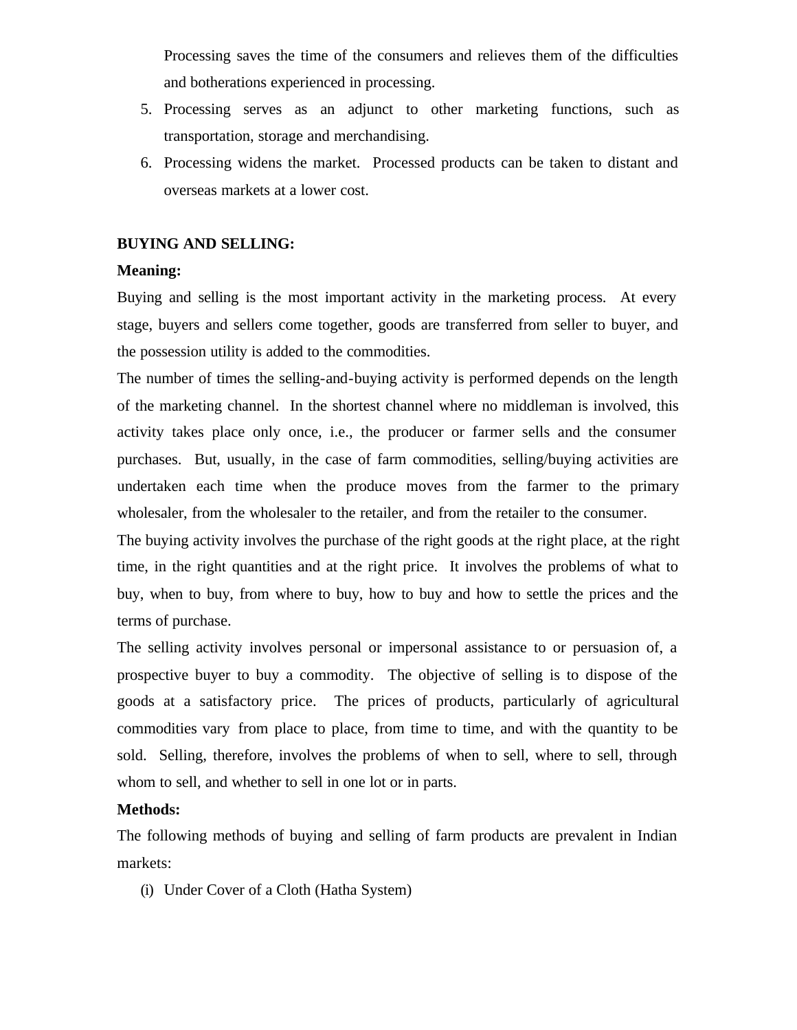Processing saves the time of the consumers and relieves them of the difficulties and botherations experienced in processing.

5. Processing serves as an adjunct to other marketing functions, such as transportation, storage and merchandising.
6. Processing widens the market. Processed products can be taken to distant and overseas markets at a lower cost.

**BUYING AND SELLING:**

**Meaning:**

Buying and selling is the most important activity in the marketing process. At every stage, buyers and sellers come together, goods are transferred from seller to buyer, and the possession utility is added to the commodities.

The number of times the selling-and-buying activity is performed depends on the length of the marketing channel. In the shortest channel where no middleman is involved, this activity takes place only once, i.e., the producer or farmer sells and the consumer purchases. But, usually, in the case of farm commodities, selling/buying activities are undertaken each time when the produce moves from the farmer to the primary wholesaler, from the wholesaler to the retailer, and from the retailer to the consumer.

The buying activity involves the purchase of the right goods at the right place, at the right time, in the right quantities and at the right price. It involves the problems of what to buy, when to buy, from where to buy, how to buy and how to settle the prices and the terms of purchase.

The selling activity involves personal or impersonal assistance to or persuasion of, a prospective buyer to buy a commodity. The objective of selling is to dispose of the goods at a satisfactory price. The prices of products, particularly of agricultural commodities vary from place to place, from time to time, and with the quantity to be sold. Selling, therefore, involves the problems of when to sell, where to sell, through whom to sell, and whether to sell in one lot or in parts.

**Methods:**

The following methods of buying and selling of farm products are prevalent in Indian markets:

(i) Under Cover of a Cloth (Hatha System)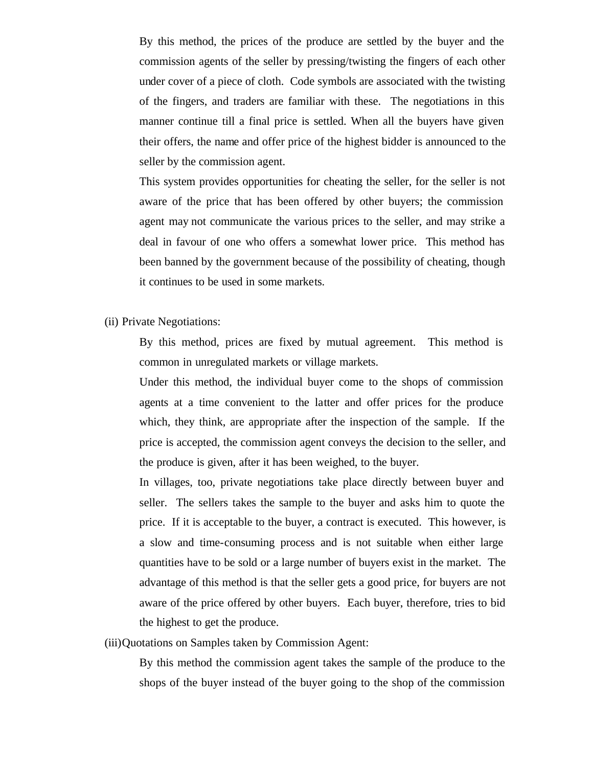By this method, the prices of the produce are settled by the buyer and the commission agents of the seller by pressing/twisting the fingers of each other under cover of a piece of cloth. Code symbols are associated with the twisting of the fingers, and traders are familiar with these. The negotiations in this manner continue till a final price is settled. When all the buyers have given their offers, the name and offer price of the highest bidder is announced to the seller by the commission agent.

This system provides opportunities for cheating the seller, for the seller is not aware of the price that has been offered by other buyers; the commission agent may not communicate the various prices to the seller, and may strike a deal in favour of one who offers a somewhat lower price. This method has been banned by the government because of the possibility of cheating, though it continues to be used in some markets.

(ii) Private Negotiations:

By this method, prices are fixed by mutual agreement. This method is common in unregulated markets or village markets.

Under this method, the individual buyer come to the shops of commission agents at a time convenient to the latter and offer prices for the produce which, they think, are appropriate after the inspection of the sample. If the price is accepted, the commission agent conveys the decision to the seller, and the produce is given, after it has been weighed, to the buyer.

In villages, too, private negotiations take place directly between buyer and seller. The sellers takes the sample to the buyer and asks him to quote the price. If it is acceptable to the buyer, a contract is executed. This however, is a slow and time-consuming process and is not suitable when either large quantities have to be sold or a large number of buyers exist in the market. The advantage of this method is that the seller gets a good price, for buyers are not aware of the price offered by other buyers. Each buyer, therefore, tries to bid the highest to get the produce.

(iii) Quotations on Samples taken by Commission Agent:

By this method the commission agent takes the sample of the produce to the shops of the buyer instead of the buyer going to the shop of the commission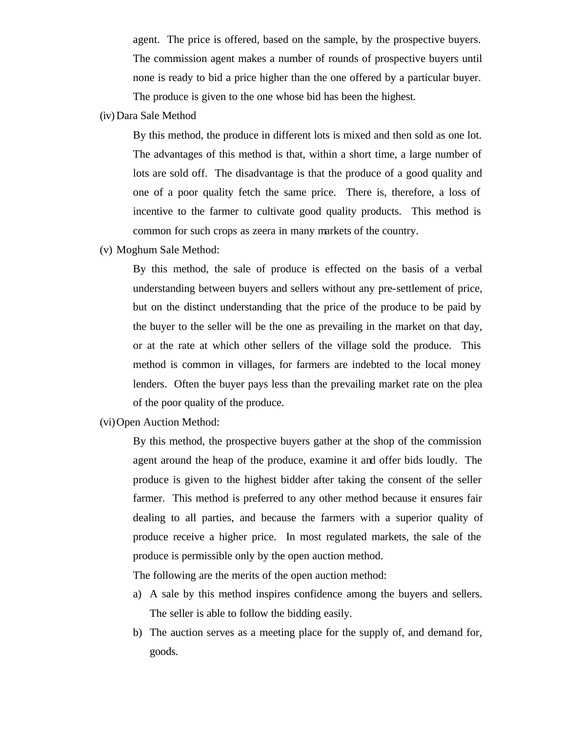agent. The price is offered, based on the sample, by the prospective buyers. The commission agent makes a number of rounds of prospective buyers until none is ready to bid a price higher than the one offered by a particular buyer. The produce is given to the one whose bid has been the highest.

(iv) Dara Sale Method

By this method, the produce in different lots is mixed and then sold as one lot. The advantages of this method is that, within a short time, a large number of lots are sold off. The disadvantage is that the produce of a good quality and one of a poor quality fetch the same price. There is, therefore, a loss of incentive to the farmer to cultivate good quality products. This method is common for such crops as zeera in many markets of the country.

(v) Moghum Sale Method:

By this method, the sale of produce is effected on the basis of a verbal understanding between buyers and sellers without any pre-settlement of price, but on the distinct understanding that the price of the produce to be paid by the buyer to the seller will be the one as prevailing in the market on that day, or at the rate at which other sellers of the village sold the produce. This method is common in villages, for farmers are indebted to the local money lenders. Often the buyer pays less than the prevailing market rate on the plea of the poor quality of the produce.

(vi) Open Auction Method:

By this method, the prospective buyers gather at the shop of the commission agent around the heap of the produce, examine it and offer bids loudly. The produce is given to the highest bidder after taking the consent of the seller farmer. This method is preferred to any other method because it ensures fair dealing to all parties, and because the farmers with a superior quality of produce receive a higher price. In most regulated markets, the sale of the produce is permissible only by the open auction method.

The following are the merits of the open auction method:

a) A sale by this method inspires confidence among the buyers and sellers. The seller is able to follow the bidding easily.
b) The auction serves as a meeting place for the supply of, and demand for, goods.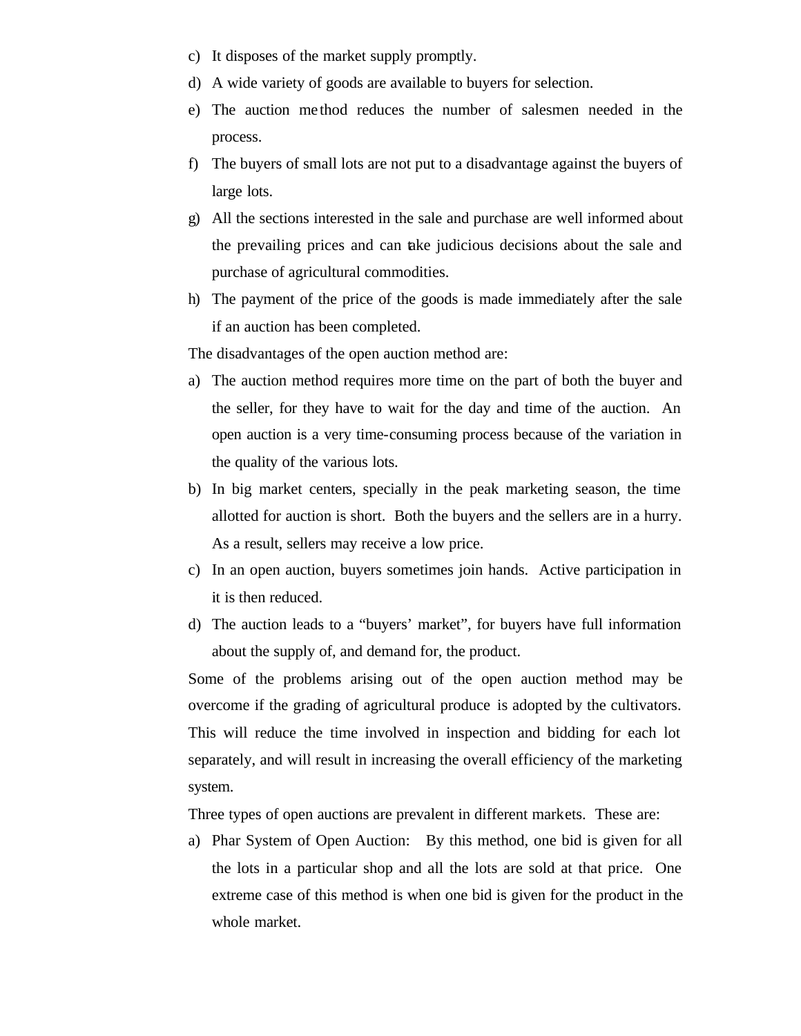c) It disposes of the market supply promptly.

d) A wide variety of goods are available to buyers for selection.

e) The auction method reduces the number of salesmen needed in the process.

f) The buyers of small lots are not put to a disadvantage against the buyers of large lots.

g) All the sections interested in the sale and purchase are well informed about the prevailing prices and can take judicious decisions about the sale and purchase of agricultural commodities.

h) The payment of the price of the goods is made immediately after the sale if an auction has been completed.

The disadvantages of the open auction method are:

a) The auction method requires more time on the part of both the buyer and the seller, for they have to wait for the day and time of the auction. An open auction is a very time-consuming process because of the variation in the quality of the various lots.

b) In big market centers, specially in the peak marketing season, the time allotted for auction is short. Both the buyers and the sellers are in a hurry. As a result, sellers may receive a low price.

c) In an open auction, buyers sometimes join hands. Active participation in it is then reduced.

d) The auction leads to a "buyers' market", for buyers have full information about the supply of, and demand for, the product.

Some of the problems arising out of the open auction method may be overcome if the grading of agricultural produce is adopted by the cultivators. This will reduce the time involved in inspection and bidding for each lot separately, and will result in increasing the overall efficiency of the marketing system.

Three types of open auctions are prevalent in different markets. These are:

a) Phar System of Open Auction: By this method, one bid is given for all the lots in a particular shop and all the lots are sold at that price. One extreme case of this method is when one bid is given for the product in the whole market.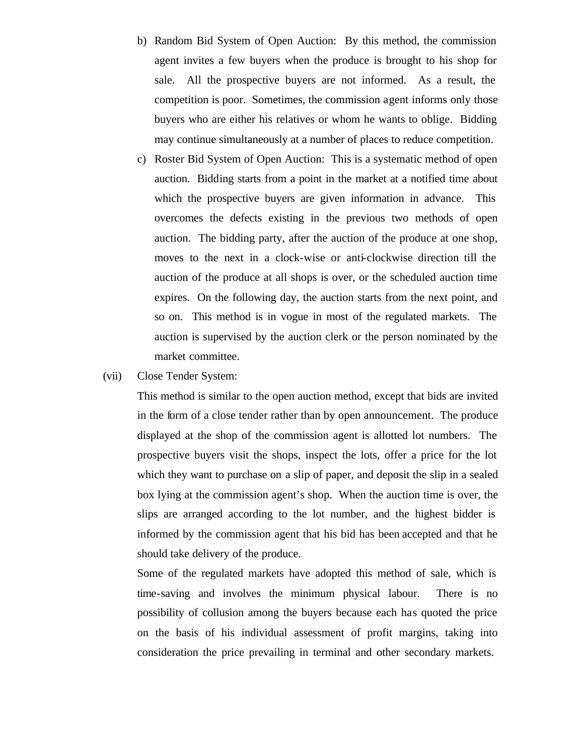b) Random Bid System of Open Auction: By this method, the commission agent invites a few buyers when the produce is brought to his shop for sale. All the prospective buyers are not informed. As a result, the competition is poor. Sometimes, the commission agent informs only those buyers who are either his relatives or whom he wants to oblige. Bidding may continue simultaneously at a number of places to reduce competition.

c) Roster Bid System of Open Auction: This is a systematic method of open auction. Bidding starts from a point in the market at a notified time about which the prospective buyers are given information in advance. This overcomes the defects existing in the previous two methods of open auction. The bidding party, after the auction of the produce at one shop, moves to the next in a clock-wise or anti-clockwise direction till the auction of the produce at all shops is over, or the scheduled auction time expires. On the following day, the auction starts from the next point, and so on. This method is in vogue in most of the regulated markets. The auction is supervised by the auction clerk or the person nominated by the market committee.

(vii) Close Tender System:

This method is similar to the open auction method, except that bids are invited in the form of a close tender rather than by open announcement. The produce displayed at the shop of the commission agent is allotted lot numbers. The prospective buyers visit the shops, inspect the lots, offer a price for the lot which they want to purchase on a slip of paper, and deposit the slip in a sealed box lying at the commission agent's shop. When the auction time is over, the slips are arranged according to the lot number, and the highest bidder is informed by the commission agent that his bid has been accepted and that he should take delivery of the produce.

Some of the regulated markets have adopted this method of sale, which is time-saving and involves the minimum physical labour. There is no possibility of collusion among the buyers because each has quoted the price on the basis of his individual assessment of profit margins, taking into consideration the price prevailing in terminal and other secondary markets.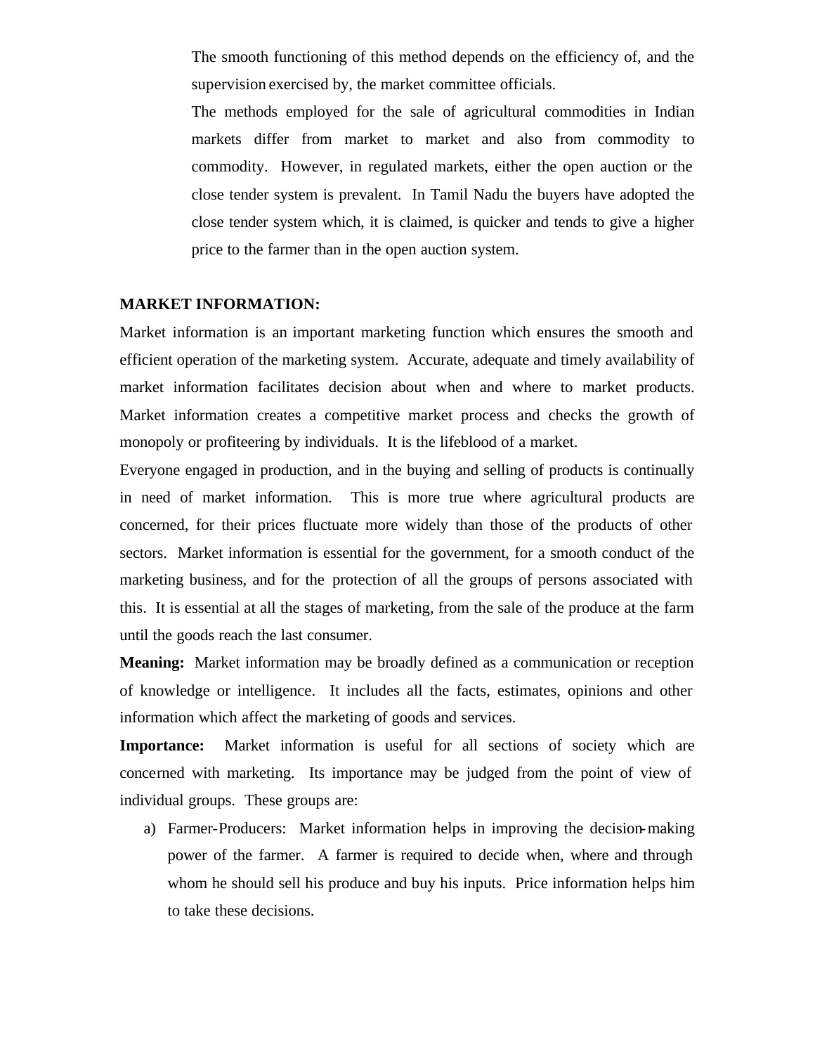The smooth functioning of this method depends on the efficiency of, and the supervision exercised by, the market committee officials.

The methods employed for the sale of agricultural commodities in Indian markets differ from market to market and also from commodity to commodity. However, in regulated markets, either the open auction or the close tender system is prevalent. In Tamil Nadu the buyers have adopted the close tender system which, it is claimed, is quicker and tends to give a higher price to the farmer than in the open auction system.

**MARKET INFORMATION:**

Market information is an important marketing function which ensures the smooth and efficient operation of the marketing system. Accurate, adequate and timely availability of market information facilitates decision about when and where to market products. Market information creates a competitive market process and checks the growth of monopoly or profiteering by individuals. It is the lifeblood of a market.

Everyone engaged in production, and in the buying and selling of products is continually in need of market information. This is more true where agricultural products are concerned, for their prices fluctuate more widely than those of the products of other sectors. Market information is essential for the government, for a smooth conduct of the marketing business, and for the protection of all the groups of persons associated with this. It is essential at all the stages of marketing, from the sale of the produce at the farm until the goods reach the last consumer.

**Meaning:** Market information may be broadly defined as a communication or reception of knowledge or intelligence. It includes all the facts, estimates, opinions and other information which affect the marketing of goods and services.

**Importance:** Market information is useful for all sections of society which are concerned with marketing. Its importance may be judged from the point of view of individual groups. These groups are:

a) Farmer-Producers: Market information helps in improving the decision-making power of the farmer. A farmer is required to decide when, where and through whom he should sell his produce and buy his inputs. Price information helps him to take these decisions.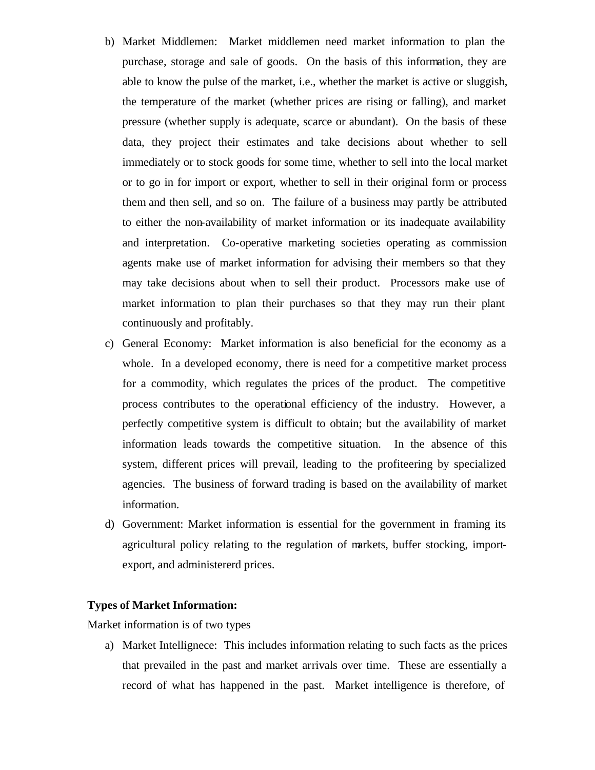b) Market Middlemen: Market middlemen need market information to plan the purchase, storage and sale of goods. On the basis of this information, they are able to know the pulse of the market, i.e., whether the market is active or sluggish, the temperature of the market (whether prices are rising or falling), and market pressure (whether supply is adequate, scarce or abundant). On the basis of these data, they project their estimates and take decisions about whether to sell immediately or to stock goods for some time, whether to sell into the local market or to go in for import or export, whether to sell in their original form or process them and then sell, and so on. The failure of a business may partly be attributed to either the non-availability of market information or its inadequate availability and interpretation. Co-operative marketing societies operating as commission agents make use of market information for advising their members so that they may take decisions about when to sell their product. Processors make use of market information to plan their purchases so that they may run their plant continuously and profitably.

c) General Economy: Market information is also beneficial for the economy as a whole. In a developed economy, there is need for a competitive market process for a commodity, which regulates the prices of the product. The competitive process contributes to the operational efficiency of the industry. However, a perfectly competitive system is difficult to obtain; but the availability of market information leads towards the competitive situation. In the absence of this system, different prices will prevail, leading to the profiteering by specialized agencies. The business of forward trading is based on the availability of market information.

d) Government: Market information is essential for the government in framing its agricultural policy relating to the regulation of markets, buffer stocking, import-export, and administererd prices.

**Types of Market Information:**

Market information is of two types

a) Market Intellignece: This includes information relating to such facts as the prices that prevailed in the past and market arrivals over time. These are essentially a record of what has happened in the past. Market intelligence is therefore, of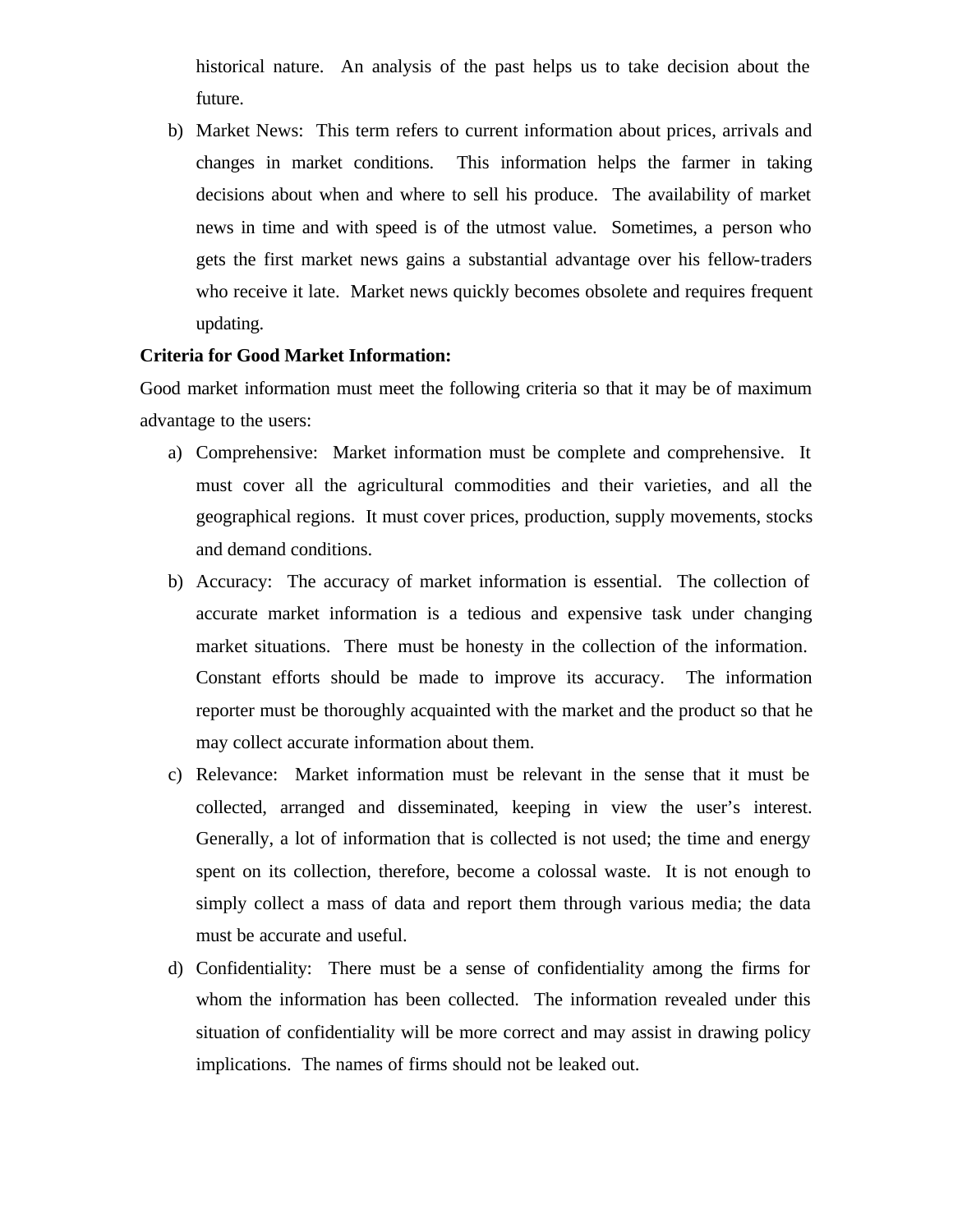historical nature. An analysis of the past helps us to take decision about the future.

b) Market News: This term refers to current information about prices, arrivals and changes in market conditions. This information helps the farmer in taking decisions about when and where to sell his produce. The availability of market news in time and with speed is of the utmost value. Sometimes, a person who gets the first market news gains a substantial advantage over his fellow-traders who receive it late. Market news quickly becomes obsolete and requires frequent updating.

**Criteria for Good Market Information:**

Good market information must meet the following criteria so that it may be of maximum advantage to the users:

a) Comprehensive: Market information must be complete and comprehensive. It must cover all the agricultural commodities and their varieties, and all the geographical regions. It must cover prices, production, supply movements, stocks and demand conditions.

b) Accuracy: The accuracy of market information is essential. The collection of accurate market information is a tedious and expensive task under changing market situations. There must be honesty in the collection of the information. Constant efforts should be made to improve its accuracy. The information reporter must be thoroughly acquainted with the market and the product so that he may collect accurate information about them.

c) Relevance: Market information must be relevant in the sense that it must be collected, arranged and disseminated, keeping in view the user's interest. Generally, a lot of information that is collected is not used; the time and energy spent on its collection, therefore, become a colossal waste. It is not enough to simply collect a mass of data and report them through various media; the data must be accurate and useful.

d) Confidentiality: There must be a sense of confidentiality among the firms for whom the information has been collected. The information revealed under this situation of confidentiality will be more correct and may assist in drawing policy implications. The names of firms should not be leaked out.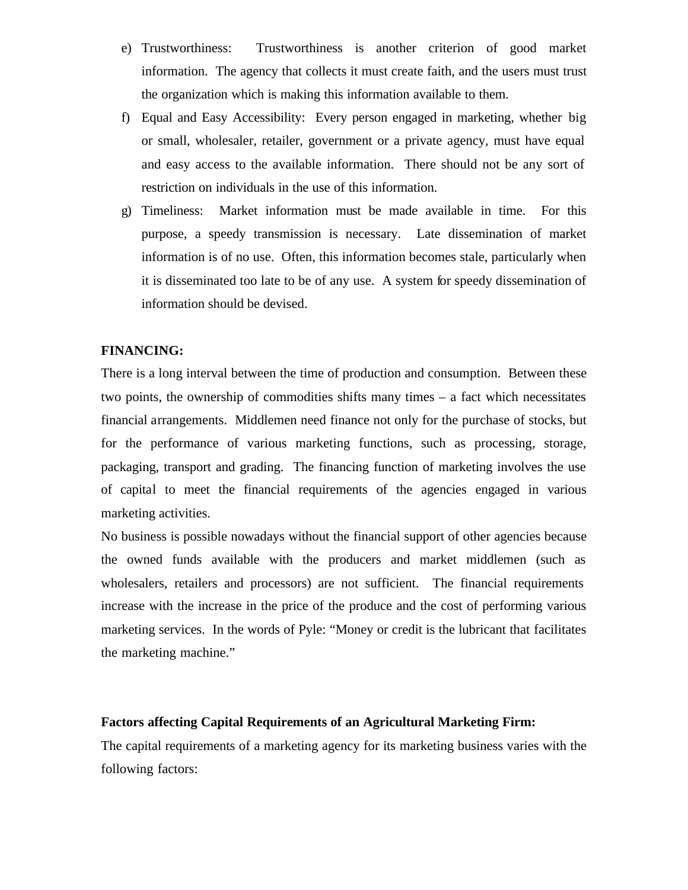e) Trustworthiness: Trustworthiness is another criterion of good market information. The agency that collects it must create faith, and the users must trust the organization which is making this information available to them.

f) Equal and Easy Accessibility: Every person engaged in marketing, whether big or small, wholesaler, retailer, government or a private agency, must have equal and easy access to the available information. There should not be any sort of restriction on individuals in the use of this information.

g) Timeliness: Market information must be made available in time. For this purpose, a speedy transmission is necessary. Late dissemination of market information is of no use. Often, this information becomes stale, particularly when it is disseminated too late to be of any use. A system for speedy dissemination of information should be devised.

**FINANCING:**

There is a long interval between the time of production and consumption. Between these two points, the ownership of commodities shifts many times – a fact which necessitates financial arrangements. Middlemen need finance not only for the purchase of stocks, but for the performance of various marketing functions, such as processing, storage, packaging, transport and grading. The financing function of marketing involves the use of capital to meet the financial requirements of the agencies engaged in various marketing activities.

No business is possible nowadays without the financial support of other agencies because the owned funds available with the producers and market middlemen (such as wholesalers, retailers and processors) are not sufficient. The financial requirements increase with the increase in the price of the produce and the cost of performing various marketing services. In the words of Pyle: "Money or credit is the lubricant that facilitates the marketing machine."

**Factors affecting Capital Requirements of an Agricultural Marketing Firm:**

The capital requirements of a marketing agency for its marketing business varies with the following factors: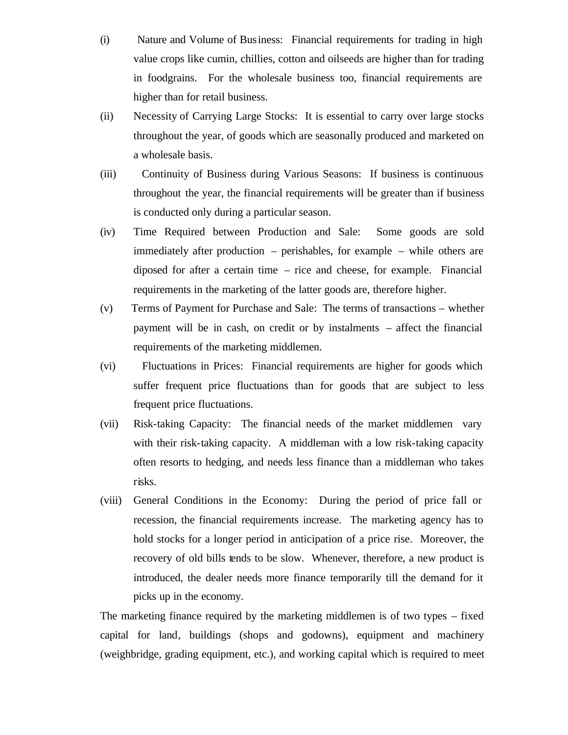(i) Nature and Volume of Business: Financial requirements for trading in high value crops like cumin, chillies, cotton and oilseeds are higher than for trading in foodgrains. For the wholesale business too, financial requirements are higher than for retail business.

(ii) Necessity of Carrying Large Stocks: It is essential to carry over large stocks throughout the year, of goods which are seasonally produced and marketed on a wholesale basis.

(iii) Continuity of Business during Various Seasons: If business is continuous throughout the year, the financial requirements will be greater than if business is conducted only during a particular season.

(iv) Time Required between Production and Sale: Some goods are sold immediately after production – perishables, for example – while others are diposed for after a certain time – rice and cheese, for example. Financial requirements in the marketing of the latter goods are, therefore higher.

(v) Terms of Payment for Purchase and Sale: The terms of transactions – whether payment will be in cash, on credit or by instalments – affect the financial requirements of the marketing middlemen.

(vi) Fluctuations in Prices: Financial requirements are higher for goods which suffer frequent price fluctuations than for goods that are subject to less frequent price fluctuations.

(vii) Risk-taking Capacity: The financial needs of the market middlemen vary with their risk-taking capacity. A middleman with a low risk-taking capacity often resorts to hedging, and needs less finance than a middleman who takes risks.

(viii) General Conditions in the Economy: During the period of price fall or recession, the financial requirements increase. The marketing agency has to hold stocks for a longer period in anticipation of a price rise. Moreover, the recovery of old bills tends to be slow. Whenever, therefore, a new product is introduced, the dealer needs more finance temporarily till the demand for it picks up in the economy.

The marketing finance required by the marketing middlemen is of two types – fixed capital for land, buildings (shops and godowns), equipment and machinery (weighbridge, grading equipment, etc.), and working capital which is required to meet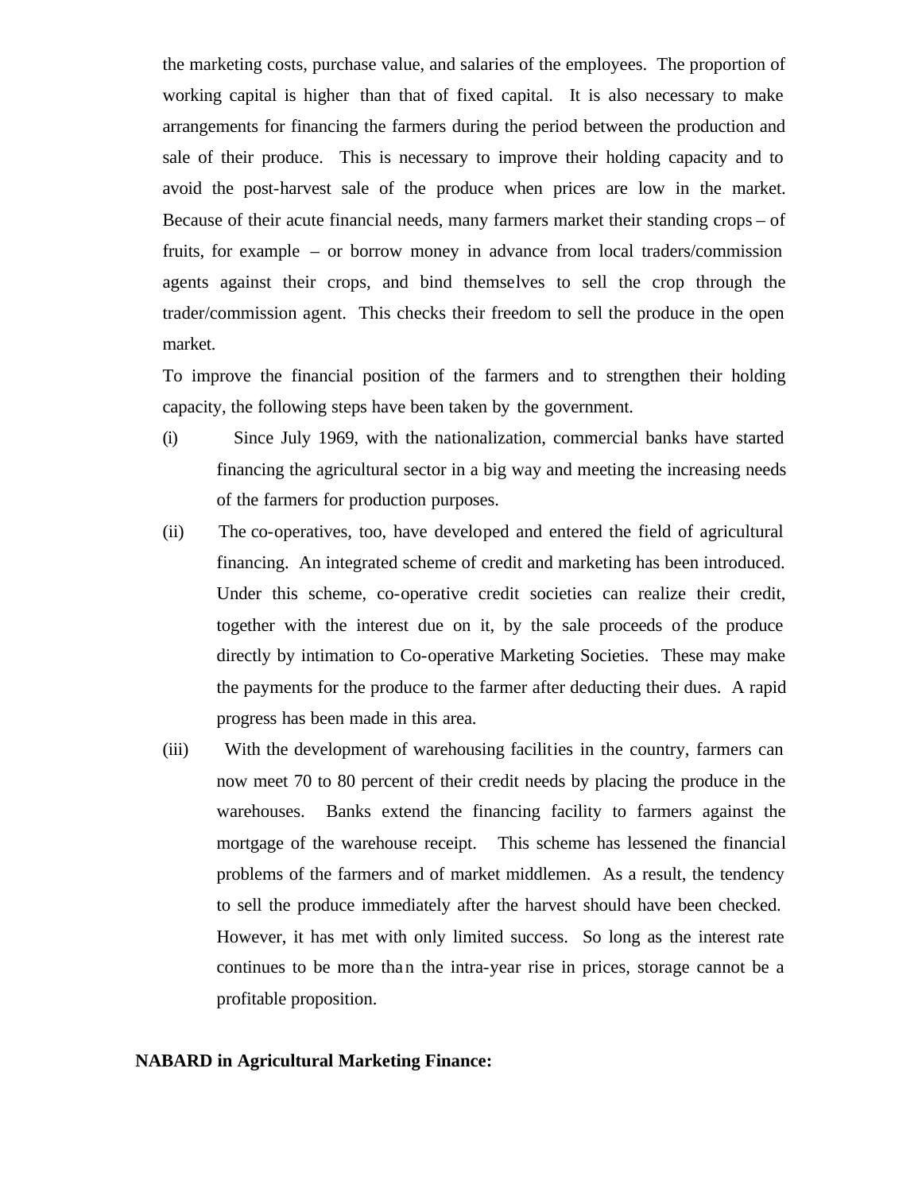the marketing costs, purchase value, and salaries of the employees. The proportion of working capital is higher than that of fixed capital. It is also necessary to make arrangements for financing the farmers during the period between the production and sale of their produce. This is necessary to improve their holding capacity and to avoid the post-harvest sale of the produce when prices are low in the market. Because of their acute financial needs, many farmers market their standing crops – of fruits, for example – or borrow money in advance from local traders/commission agents against their crops, and bind themselves to sell the crop through the trader/commission agent. This checks their freedom to sell the produce in the open market.

To improve the financial position of the farmers and to strengthen their holding capacity, the following steps have been taken by the government.

(i) Since July 1969, with the nationalization, commercial banks have started financing the agricultural sector in a big way and meeting the increasing needs of the farmers for production purposes.

(ii) The co-operatives, too, have developed and entered the field of agricultural financing. An integrated scheme of credit and marketing has been introduced. Under this scheme, co-operative credit societies can realize their credit, together with the interest due on it, by the sale proceeds of the produce directly by intimation to Co-operative Marketing Societies. These may make the payments for the produce to the farmer after deducting their dues. A rapid progress has been made in this area.

(iii) With the development of warehousing facilities in the country, farmers can now meet 70 to 80 percent of their credit needs by placing the produce in the warehouses. Banks extend the financing facility to farmers against the mortgage of the warehouse receipt. This scheme has lessened the financial problems of the farmers and of market middlemen. As a result, the tendency to sell the produce immediately after the harvest should have been checked. However, it has met with only limited success. So long as the interest rate continues to be more than the intra-year rise in prices, storage cannot be a profitable proposition.

**NABARD in Agricultural Marketing Finance:**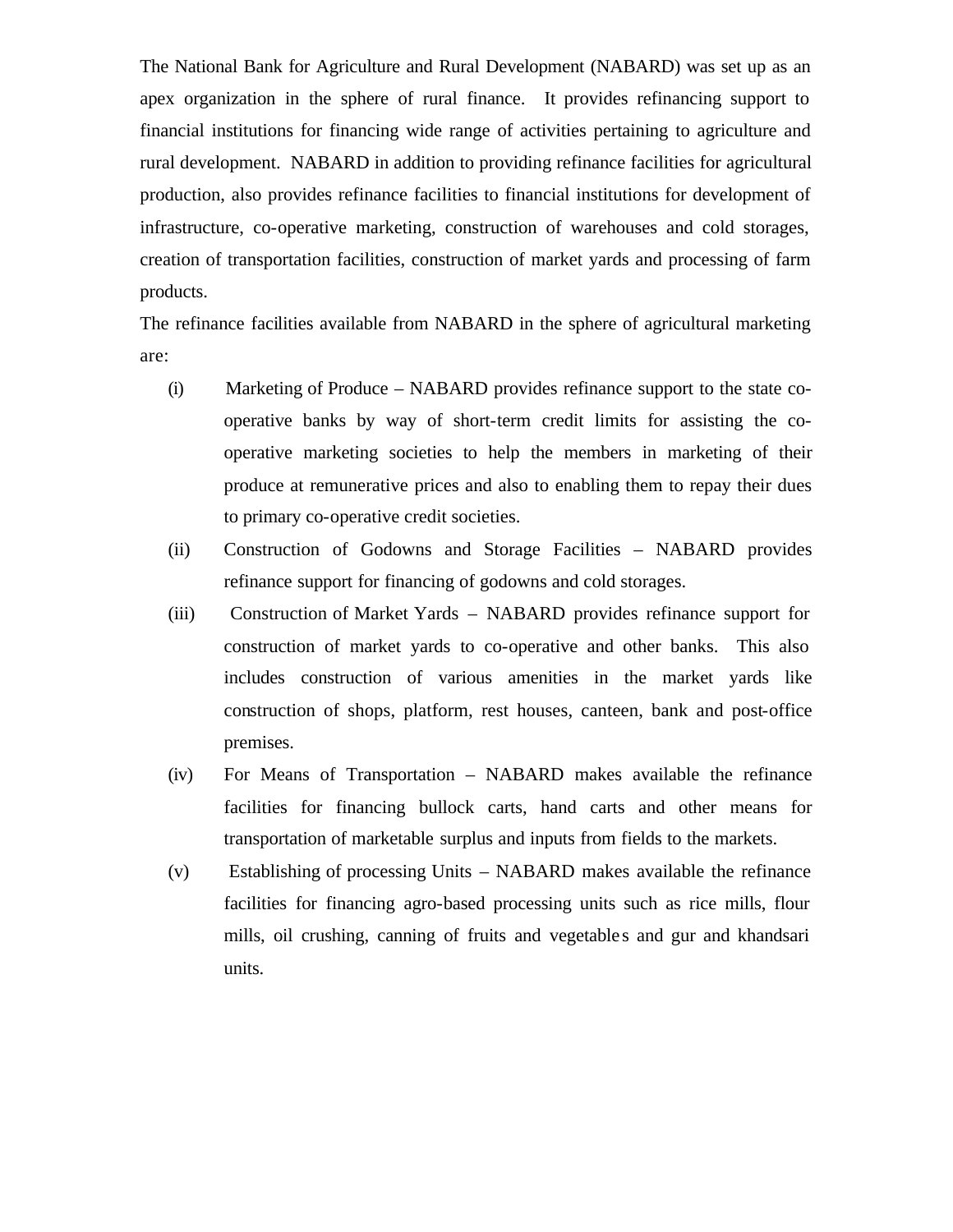The National Bank for Agriculture and Rural Development (NABARD) was set up as an apex organization in the sphere of rural finance. It provides refinancing support to financial institutions for financing wide range of activities pertaining to agriculture and rural development. NABARD in addition to providing refinance facilities for agricultural production, also provides refinance facilities to financial institutions for development of infrastructure, co-operative marketing, construction of warehouses and cold storages, creation of transportation facilities, construction of market yards and processing of farm products.

The refinance facilities available from NABARD in the sphere of agricultural marketing are:

(i) Marketing of Produce – NABARD provides refinance support to the state co-operative banks by way of short-term credit limits for assisting the co-operative marketing societies to help the members in marketing of their produce at remunerative prices and also to enabling them to repay their dues to primary co-operative credit societies.

(ii) Construction of Godowns and Storage Facilities – NABARD provides refinance support for financing of godowns and cold storages.

(iii) Construction of Market Yards – NABARD provides refinance support for construction of market yards to co-operative and other banks. This also includes construction of various amenities in the market yards like construction of shops, platform, rest houses, canteen, bank and post-office premises.

(iv) For Means of Transportation – NABARD makes available the refinance facilities for financing bullock carts, hand carts and other means for transportation of marketable surplus and inputs from fields to the markets.

(v) Establishing of processing Units – NABARD makes available the refinance facilities for financing agro-based processing units such as rice mills, flour mills, oil crushing, canning of fruits and vegetables and gur and khandsari units.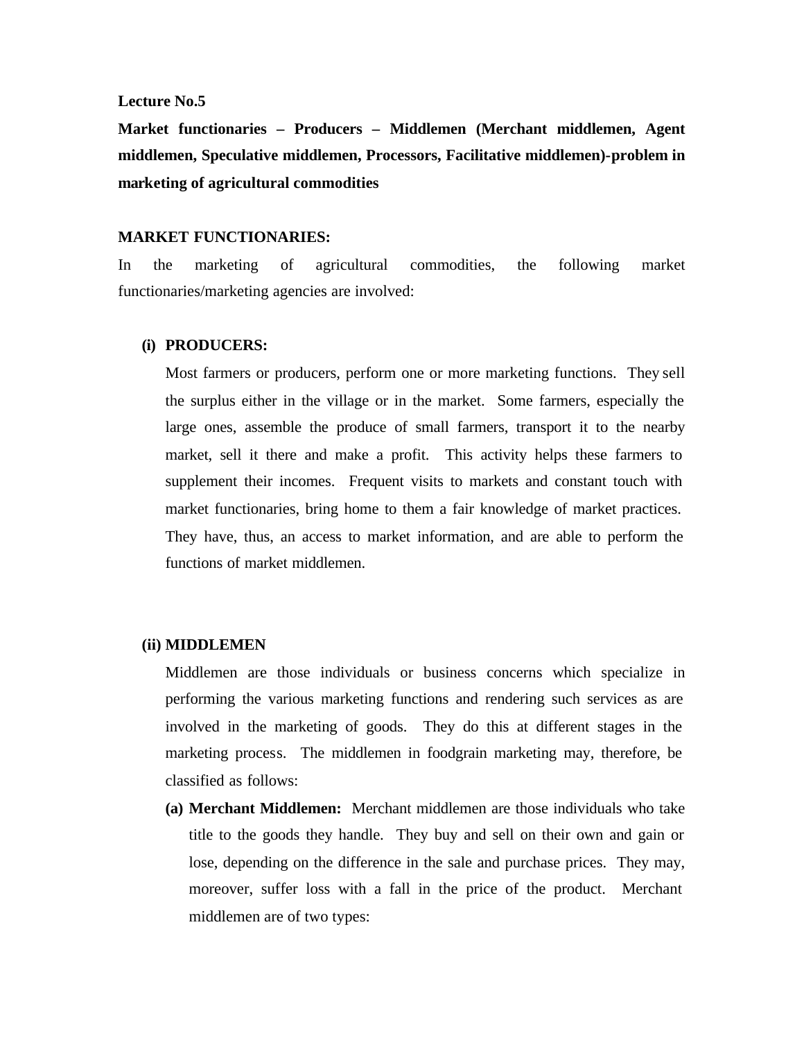**Lecture No.5**

**Market functionaries – Producers – Middlemen (Merchant middlemen, Agent middlemen, Speculative middlemen, Processors, Facilitative middlemen)-problem in marketing of agricultural commodities**

**MARKET FUNCTIONARIES:**

In the marketing of agricultural commodities, the following market functionaries/marketing agencies are involved:

**(i) PRODUCERS:**

Most farmers or producers, perform one or more marketing functions. They sell the surplus either in the village or in the market. Some farmers, especially the large ones, assemble the produce of small farmers, transport it to the nearby market, sell it there and make a profit. This activity helps these farmers to supplement their incomes. Frequent visits to markets and constant touch with market functionaries, bring home to them a fair knowledge of market practices. They have, thus, an access to market information, and are able to perform the functions of market middlemen.

**(ii) MIDDLEMEN**

Middlemen are those individuals or business concerns which specialize in performing the various marketing functions and rendering such services as are involved in the marketing of goods. They do this at different stages in the marketing process. The middlemen in foodgrain marketing may, therefore, be classified as follows:

**(a) Merchant Middlemen:** Merchant middlemen are those individuals who take title to the goods they handle. They buy and sell on their own and gain or lose, depending on the difference in the sale and purchase prices. They may, moreover, suffer loss with a fall in the price of the product. Merchant middlemen are of two types: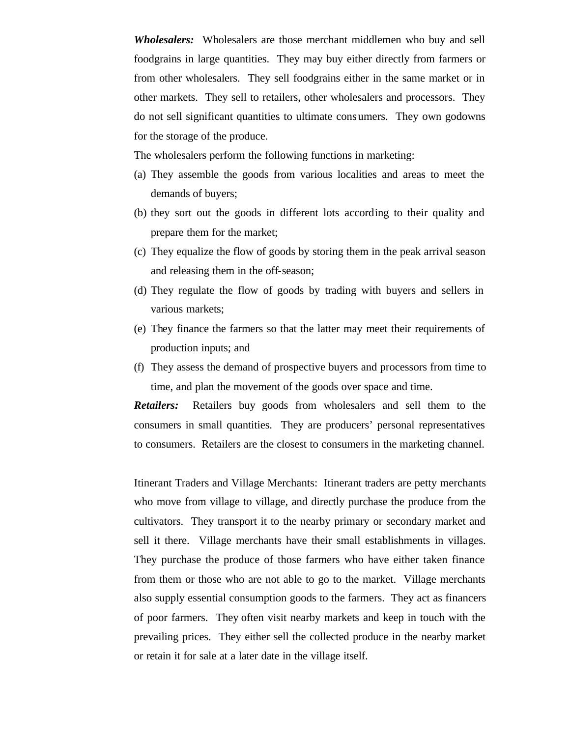***Wholesalers:*** Wholesalers are those merchant middlemen who buy and sell foodgrains in large quantities. They may buy either directly from farmers or from other wholesalers. They sell foodgrains either in the same market or in other markets. They sell to retailers, other wholesalers and processors. They do not sell significant quantities to ultimate consumers. They own godowns for the storage of the produce.

The wholesalers perform the following functions in marketing:

(a) They assemble the goods from various localities and areas to meet the demands of buyers;

(b) they sort out the goods in different lots according to their quality and prepare them for the market;

(c) They equalize the flow of goods by storing them in the peak arrival season and releasing them in the off-season;

(d) They regulate the flow of goods by trading with buyers and sellers in various markets;

(e) They finance the farmers so that the latter may meet their requirements of production inputs; and

(f) They assess the demand of prospective buyers and processors from time to time, and plan the movement of the goods over space and time.

***Retailers:*** Retailers buy goods from wholesalers and sell them to the consumers in small quantities. They are producers' personal representatives to consumers. Retailers are the closest to consumers in the marketing channel.

Itinerant Traders and Village Merchants: Itinerant traders are petty merchants who move from village to village, and directly purchase the produce from the cultivators. They transport it to the nearby primary or secondary market and sell it there. Village merchants have their small establishments in villages. They purchase the produce of those farmers who have either taken finance from them or those who are not able to go to the market. Village merchants also supply essential consumption goods to the farmers. They act as financers of poor farmers. They often visit nearby markets and keep in touch with the prevailing prices. They either sell the collected produce in the nearby market or retain it for sale at a later date in the village itself.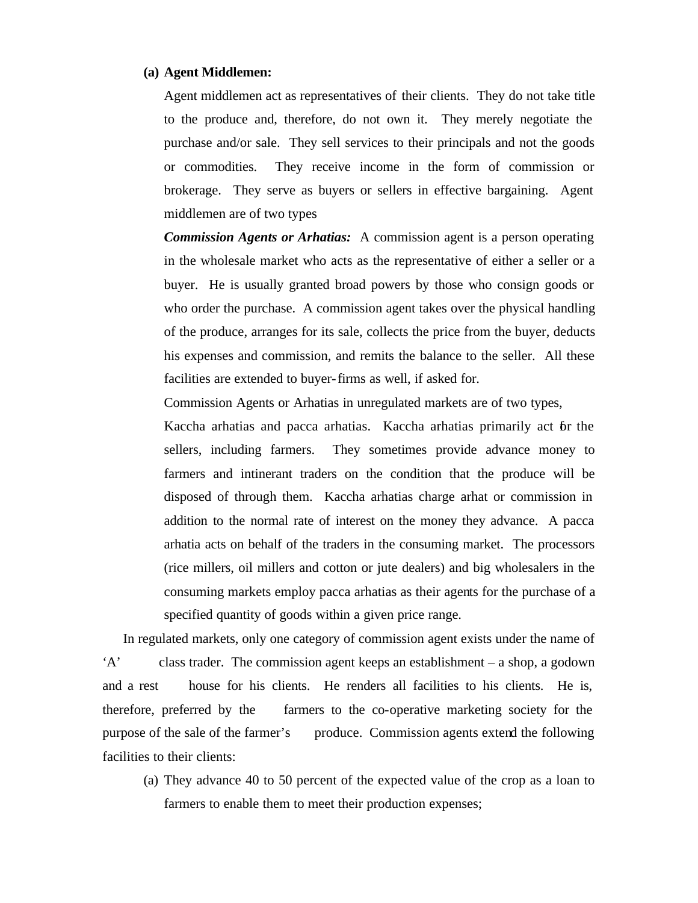**(a) Agent Middlemen:**

Agent middlemen act as representatives of their clients. They do not take title to the produce and, therefore, do not own it. They merely negotiate the purchase and/or sale. They sell services to their principals and not the goods or commodities. They receive income in the form of commission or brokerage. They serve as buyers or sellers in effective bargaining. Agent middlemen are of two types

***Commission Agents or Arhatias:*** A commission agent is a person operating in the wholesale market who acts as the representative of either a seller or a buyer. He is usually granted broad powers by those who consign goods or who order the purchase. A commission agent takes over the physical handling of the produce, arranges for its sale, collects the price from the buyer, deducts his expenses and commission, and remits the balance to the seller. All these facilities are extended to buyer-firms as well, if asked for.

Commission Agents or Arhatias in unregulated markets are of two types,

Kaccha arhatias and pacca arhatias. Kaccha arhatias primarily act for the sellers, including farmers. They sometimes provide advance money to farmers and intinerant traders on the condition that the produce will be disposed of through them. Kaccha arhatias charge arhat or commission in addition to the normal rate of interest on the money they advance. A pacca arhatia acts on behalf of the traders in the consuming market. The processors (rice millers, oil millers and cotton or jute dealers) and big wholesalers in the consuming markets employ pacca arhatias as their agents for the purchase of a specified quantity of goods within a given price range.

In regulated markets, only one category of commission agent exists under the name of 'A' class trader. The commission agent keeps an establishment – a shop, a godown and a rest house for his clients. He renders all facilities to his clients. He is, therefore, preferred by the farmers to the co-operative marketing society for the purpose of the sale of the farmer's produce. Commission agents extend the following facilities to their clients:

(a) They advance 40 to 50 percent of the expected value of the crop as a loan to farmers to enable them to meet their production expenses;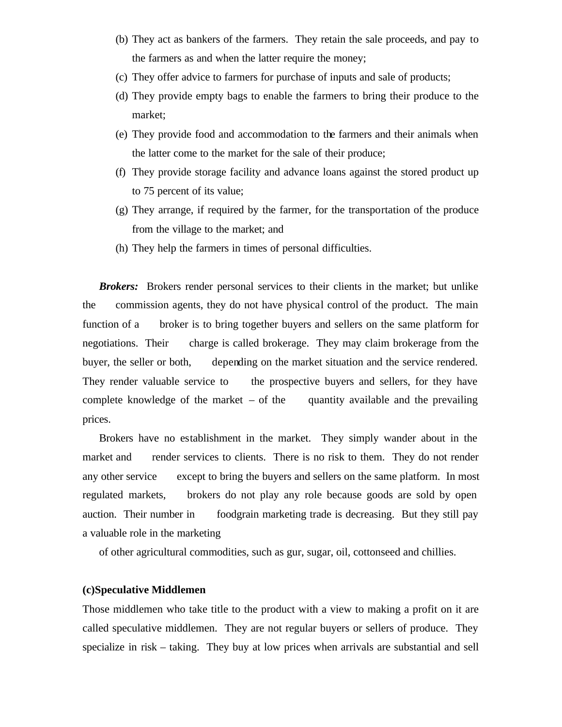(b) They act as bankers of the farmers. They retain the sale proceeds, and pay to the farmers as and when the latter require the money;

(c) They offer advice to farmers for purchase of inputs and sale of products;

(d) They provide empty bags to enable the farmers to bring their produce to the market;

(e) They provide food and accommodation to the farmers and their animals when the latter come to the market for the sale of their produce;

(f) They provide storage facility and advance loans against the stored product up to 75 percent of its value;

(g) They arrange, if required by the farmer, for the transportation of the produce from the village to the market; and

(h) They help the farmers in times of personal difficulties.

***Brokers:*** Brokers render personal services to their clients in the market; but unlike the commission agents, they do not have physical control of the product. The main function of a broker is to bring together buyers and sellers on the same platform for negotiations. Their charge is called brokerage. They may claim brokerage from the buyer, the seller or both, depending on the market situation and the service rendered. They render valuable service to the prospective buyers and sellers, for they have complete knowledge of the market – of the quantity available and the prevailing prices.

Brokers have no establishment in the market. They simply wander about in the market and render services to clients. There is no risk to them. They do not render any other service except to bring the buyers and sellers on the same platform. In most regulated markets, brokers do not play any role because goods are sold by open auction. Their number in foodgrain marketing trade is decreasing. But they still pay a valuable role in the marketing of other agricultural commodities, such as gur, sugar, oil, cottonseed and chillies.

**(c)Speculative Middlemen**

Those middlemen who take title to the product with a view to making a profit on it are called speculative middlemen. They are not regular buyers or sellers of produce. They specialize in risk – taking. They buy at low prices when arrivals are substantial and sell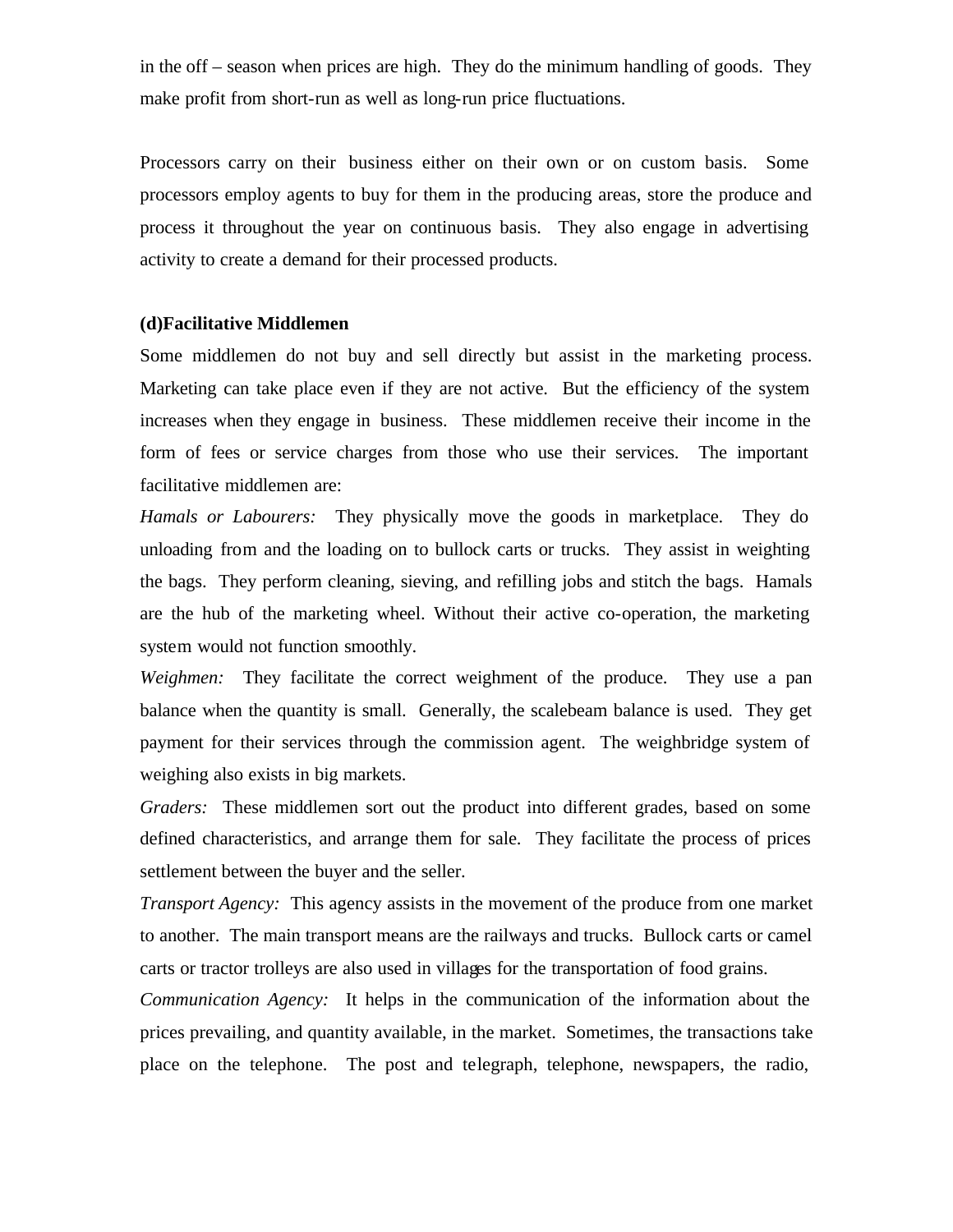in the off – season when prices are high. They do the minimum handling of goods. They make profit from short-run as well as long-run price fluctuations.

Processors carry on their business either on their own or on custom basis. Some processors employ agents to buy for them in the producing areas, store the produce and process it throughout the year on continuous basis. They also engage in advertising activity to create a demand for their processed products.

**(d)Facilitative Middlemen**

Some middlemen do not buy and sell directly but assist in the marketing process. Marketing can take place even if they are not active. But the efficiency of the system increases when they engage in business. These middlemen receive their income in the form of fees or service charges from those who use their services. The important facilitative middlemen are:

*Hamals or Labourers:* They physically move the goods in marketplace. They do unloading from and the loading on to bullock carts or trucks. They assist in weighting the bags. They perform cleaning, sieving, and refilling jobs and stitch the bags. Hamals are the hub of the marketing wheel. Without their active co-operation, the marketing system would not function smoothly.

*Weighmen:* They facilitate the correct weighment of the produce. They use a pan balance when the quantity is small. Generally, the scalebeam balance is used. They get payment for their services through the commission agent. The weighbridge system of weighing also exists in big markets.

*Graders:* These middlemen sort out the product into different grades, based on some defined characteristics, and arrange them for sale. They facilitate the process of prices settlement between the buyer and the seller.

*Transport Agency:* This agency assists in the movement of the produce from one market to another. The main transport means are the railways and trucks. Bullock carts or camel carts or tractor trolleys are also used in villages for the transportation of food grains.

*Communication Agency:* It helps in the communication of the information about the prices prevailing, and quantity available, in the market. Sometimes, the transactions take place on the telephone. The post and telegraph, telephone, newspapers, the radio,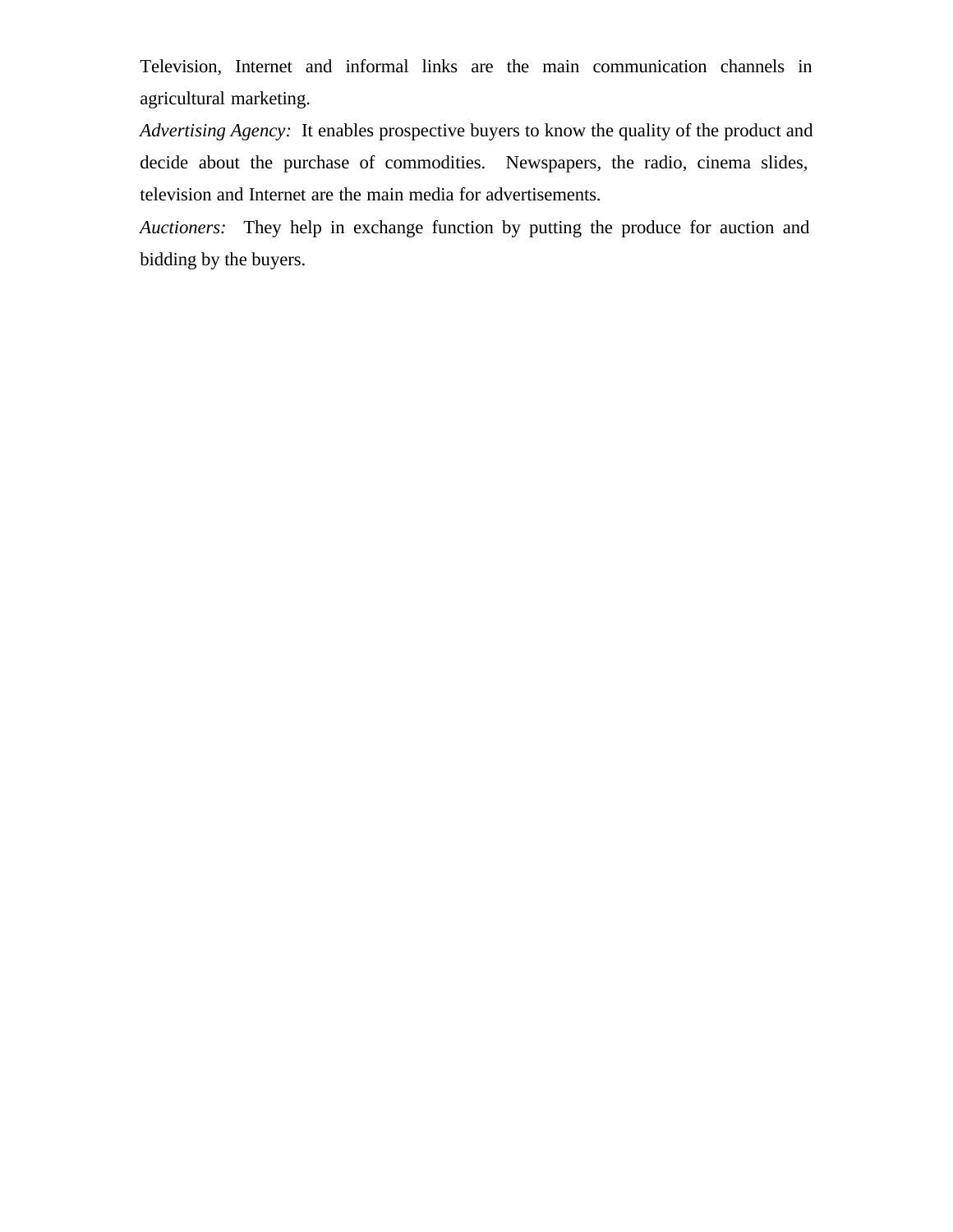Television, Internet and informal links are the main communication channels in agricultural marketing.

*Advertising Agency:* It enables prospective buyers to know the quality of the product and decide about the purchase of commodities. Newspapers, the radio, cinema slides, television and Internet are the main media for advertisements.

*Auctioners:* They help in exchange function by putting the produce for auction and bidding by the buyers.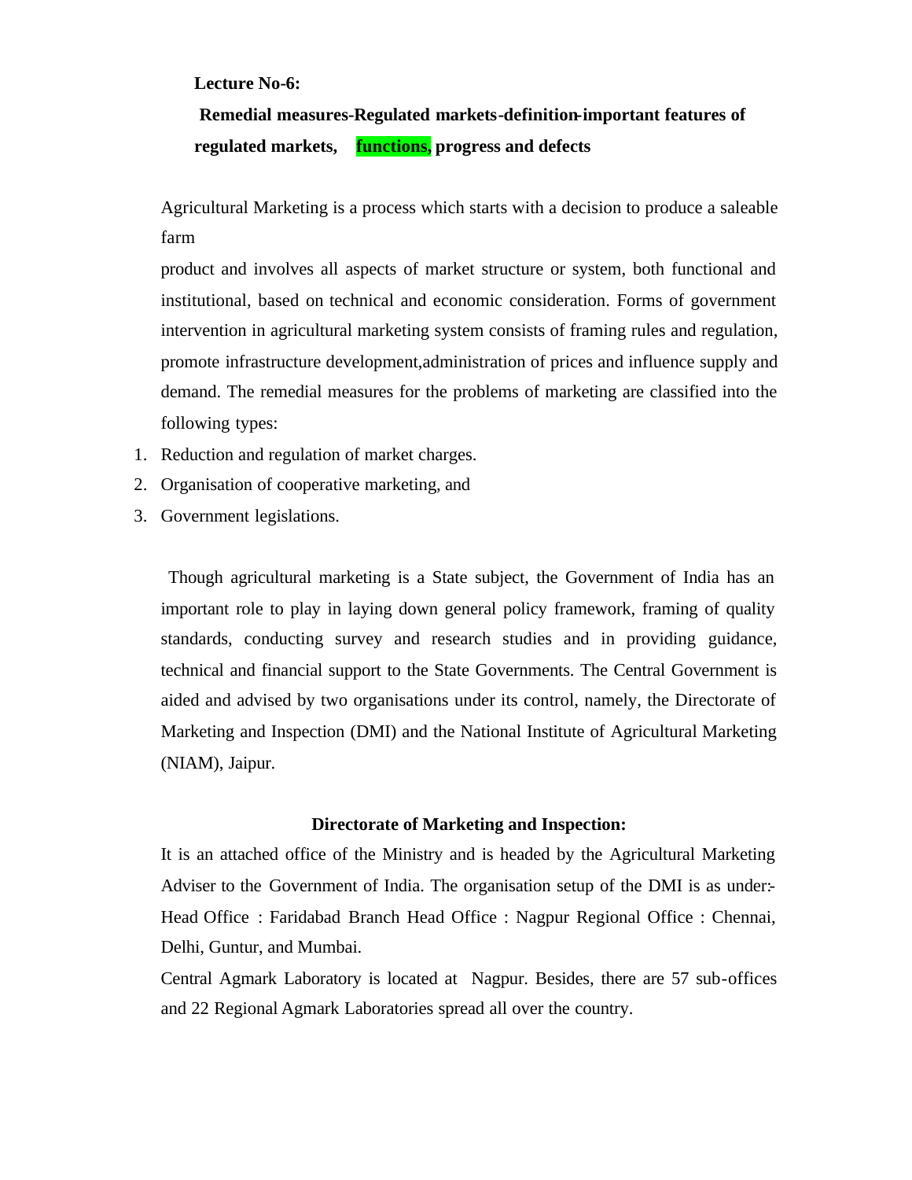**Lecture No-6:**

**Remedial measures-Regulated markets-definition-important features of regulated markets, functions, progress and defects**

Agricultural Marketing is a process which starts with a decision to produce a saleable farm product and involves all aspects of market structure or system, both functional and institutional, based on technical and economic consideration. Forms of government intervention in agricultural marketing system consists of framing rules and regulation, promote infrastructure development,administration of prices and influence supply and demand. The remedial measures for the problems of marketing are classified into the following types:

1. Reduction and regulation of market charges.
2. Organisation of cooperative marketing, and
3. Government legislations.

Though agricultural marketing is a State subject, the Government of India has an important role to play in laying down general policy framework, framing of quality standards, conducting survey and research studies and in providing guidance, technical and financial support to the State Governments. The Central Government is aided and advised by two organisations under its control, namely, the Directorate of Marketing and Inspection (DMI) and the National Institute of Agricultural Marketing (NIAM), Jaipur.

**Directorate of Marketing and Inspection:**

It is an attached office of the Ministry and is headed by the Agricultural Marketing Adviser to the Government of India. The organisation setup of the DMI is as under:-
Head Office : Faridabad Branch Head Office : Nagpur Regional Office : Chennai, Delhi, Guntur, and Mumbai.

Central Agmark Laboratory is located at Nagpur. Besides, there are 57 sub-offices and 22 Regional Agmark Laboratories spread all over the country.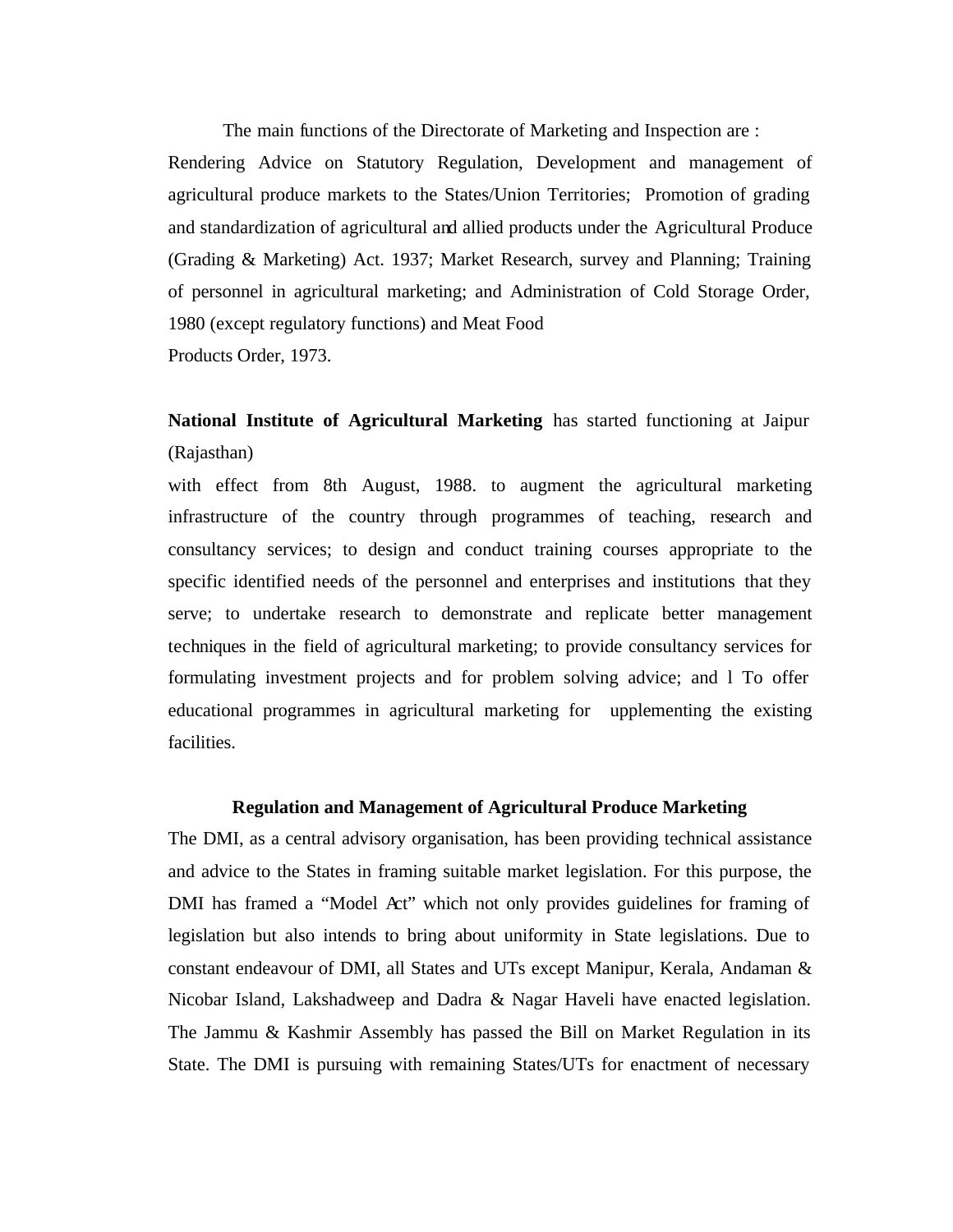The main functions of the Directorate of Marketing and Inspection are : Rendering Advice on Statutory Regulation, Development and management of agricultural produce markets to the States/Union Territories; Promotion of grading and standardization of agricultural and allied products under the Agricultural Produce (Grading & Marketing) Act. 1937; Market Research, survey and Planning; Training of personnel in agricultural marketing; and Administration of Cold Storage Order, 1980 (except regulatory functions) and Meat Food Products Order, 1973.

**National Institute of Agricultural Marketing** has started functioning at Jaipur (Rajasthan) with effect from 8th August, 1988. to augment the agricultural marketing infrastructure of the country through programmes of teaching, research and consultancy services; to design and conduct training courses appropriate to the specific identified needs of the personnel and enterprises and institutions that they serve; to undertake research to demonstrate and replicate better management techniques in the field of agricultural marketing; to provide consultancy services for formulating investment projects and for problem solving advice; and l To offer educational programmes in agricultural marketing for upplementing the existing facilities.

**Regulation and Management of Agricultural Produce Marketing**

The DMI, as a central advisory organisation, has been providing technical assistance and advice to the States in framing suitable market legislation. For this purpose, the DMI has framed a "Model Act" which not only provides guidelines for framing of legislation but also intends to bring about uniformity in State legislations. Due to constant endeavour of DMI, all States and UTs except Manipur, Kerala, Andaman & Nicobar Island, Lakshadweep and Dadra & Nagar Haveli have enacted legislation. The Jammu & Kashmir Assembly has passed the Bill on Market Regulation in its State. The DMI is pursuing with remaining States/UTs for enactment of necessary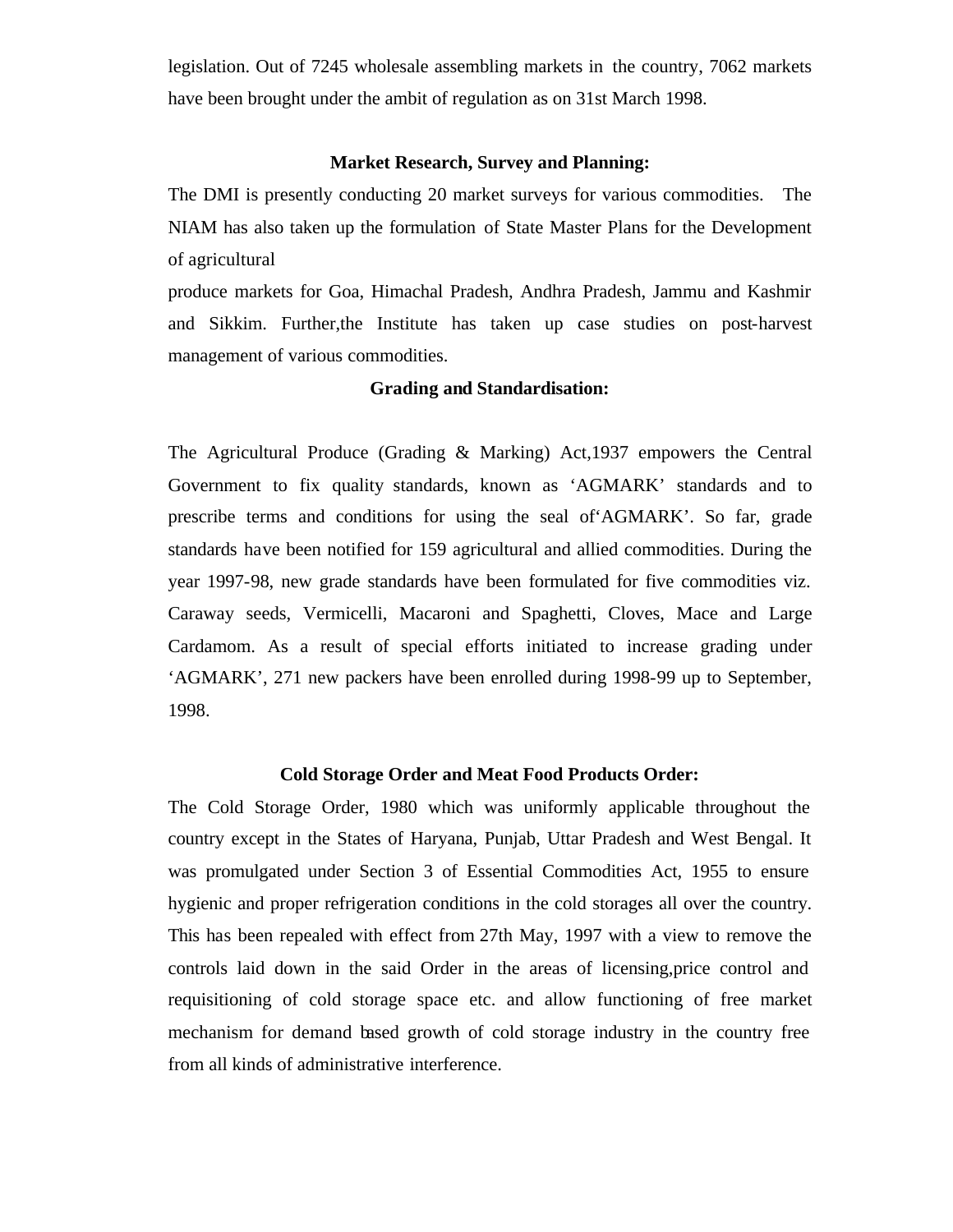legislation. Out of 7245 wholesale assembling markets in the country, 7062 markets have been brought under the ambit of regulation as on 31st March 1998.

### Market Research, Survey and Planning:

The DMI is presently conducting 20 market surveys for various commodities. The NIAM has also taken up the formulation of State Master Plans for the Development of agricultural
produce markets for Goa, Himachal Pradesh, Andhra Pradesh, Jammu and Kashmir and Sikkim. Further,the Institute has taken up case studies on post-harvest management of various commodities.

### Grading and Standardisation:

The Agricultural Produce (Grading & Marking) Act,1937 empowers the Central Government to fix quality standards, known as 'AGMARK' standards and to prescribe terms and conditions for using the seal of'AGMARK'. So far, grade standards have been notified for 159 agricultural and allied commodities. During the year 1997-98, new grade standards have been formulated for five commodities viz. Caraway seeds, Vermicelli, Macaroni and Spaghetti, Cloves, Mace and Large Cardamom. As a result of special efforts initiated to increase grading under 'AGMARK', 271 new packers have been enrolled during 1998-99 up to September, 1998.

### Cold Storage Order and Meat Food Products Order:

The Cold Storage Order, 1980 which was uniformly applicable throughout the country except in the States of Haryana, Punjab, Uttar Pradesh and West Bengal. It was promulgated under Section 3 of Essential Commodities Act, 1955 to ensure hygienic and proper refrigeration conditions in the cold storages all over the country. This has been repealed with effect from 27th May, 1997 with a view to remove the controls laid down in the said Order in the areas of licensing,price control and requisitioning of cold storage space etc. and allow functioning of free market mechanism for demand based growth of cold storage industry in the country free from all kinds of administrative interference.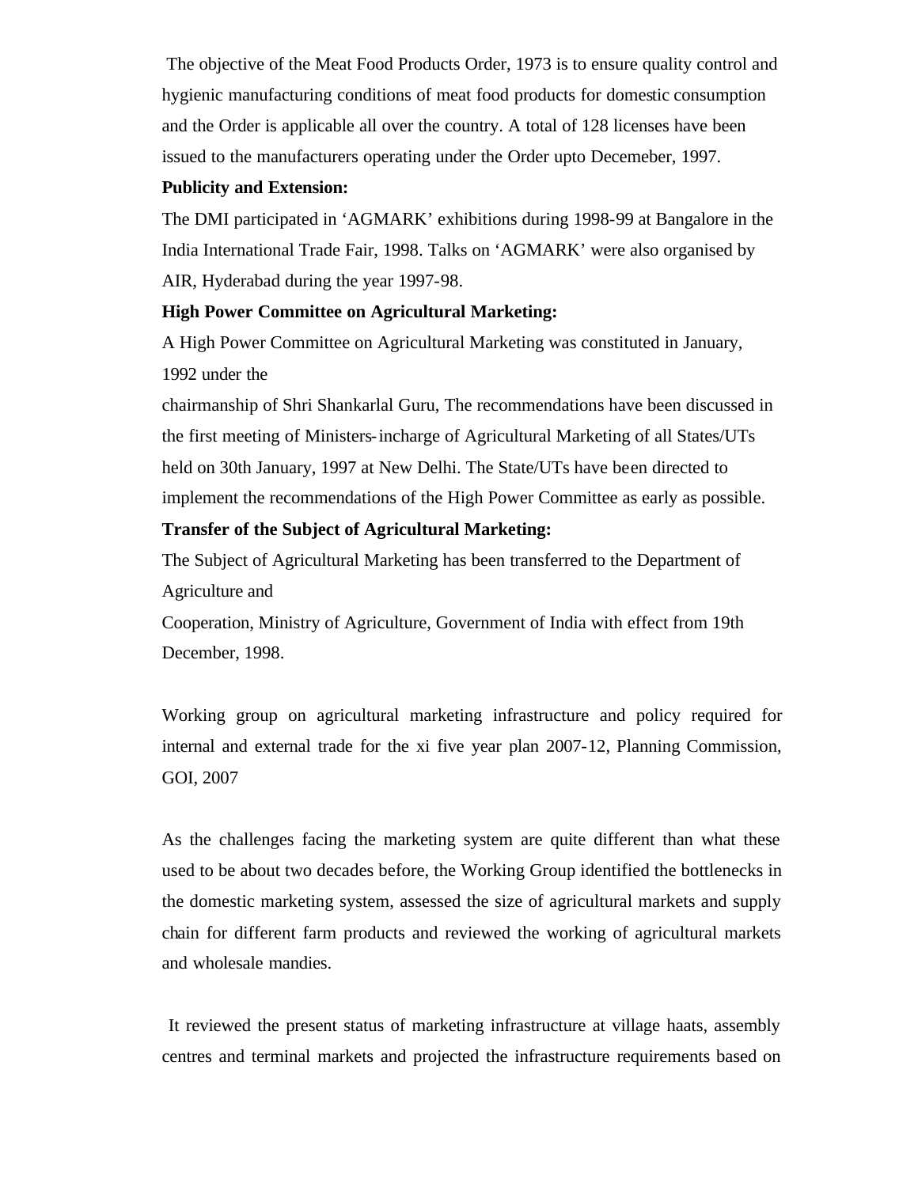The objective of the Meat Food Products Order, 1973 is to ensure quality control and hygienic manufacturing conditions of meat food products for domestic consumption and the Order is applicable all over the country. A total of 128 licenses have been issued to the manufacturers operating under the Order upto Decemeber, 1997.

**Publicity and Extension:**

The DMI participated in 'AGMARK' exhibitions during 1998-99 at Bangalore in the India International Trade Fair, 1998. Talks on 'AGMARK' were also organised by AIR, Hyderabad during the year 1997-98.

**High Power Committee on Agricultural Marketing:**

A High Power Committee on Agricultural Marketing was constituted in January, 1992 under the chairmanship of Shri Shankarlal Guru, The recommendations have been discussed in the first meeting of Ministers-incharge of Agricultural Marketing of all States/UTs held on 30th January, 1997 at New Delhi. The State/UTs have been directed to implement the recommendations of the High Power Committee as early as possible.

**Transfer of the Subject of Agricultural Marketing:**

The Subject of Agricultural Marketing has been transferred to the Department of Agriculture and Cooperation, Ministry of Agriculture, Government of India with effect from 19th December, 1998.

Working group on agricultural marketing infrastructure and policy required for internal and external trade for the xi five year plan 2007-12, Planning Commission, GOI, 2007

As the challenges facing the marketing system are quite different than what these used to be about two decades before, the Working Group identified the bottlenecks in the domestic marketing system, assessed the size of agricultural markets and supply chain for different farm products and reviewed the working of agricultural markets and wholesale mandies.

It reviewed the present status of marketing infrastructure at village haats, assembly centres and terminal markets and projected the infrastructure requirements based on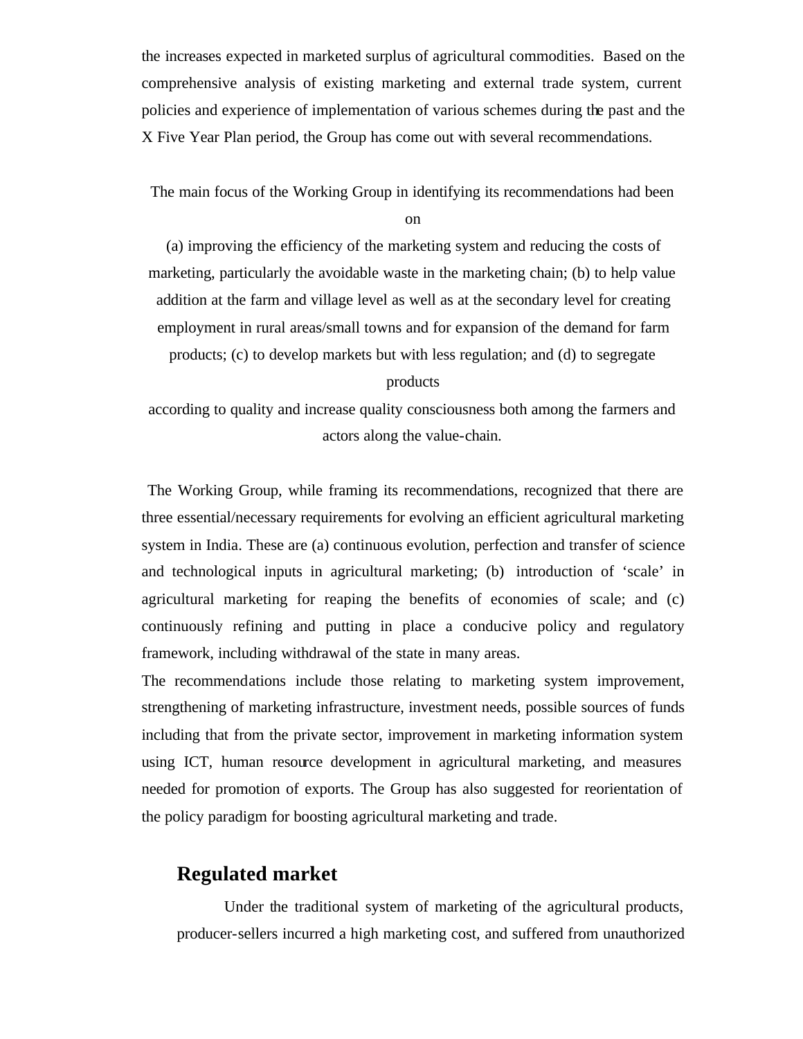the increases expected in marketed surplus of agricultural commodities. Based on the comprehensive analysis of existing marketing and external trade system, current policies and experience of implementation of various schemes during the past and the X Five Year Plan period, the Group has come out with several recommendations.

The main focus of the Working Group in identifying its recommendations had been on
(a) improving the efficiency of the marketing system and reducing the costs of marketing, particularly the avoidable waste in the marketing chain; (b) to help value addition at the farm and village level as well as at the secondary level for creating employment in rural areas/small towns and for expansion of the demand for farm products; (c) to develop markets but with less regulation; and (d) to segregate products
according to quality and increase quality consciousness both among the farmers and actors along the value-chain.

The Working Group, while framing its recommendations, recognized that there are three essential/necessary requirements for evolving an efficient agricultural marketing system in India. These are (a) continuous evolution, perfection and transfer of science and technological inputs in agricultural marketing; (b) introduction of 'scale' in agricultural marketing for reaping the benefits of economies of scale; and (c) continuously refining and putting in place a conducive policy and regulatory framework, including withdrawal of the state in many areas.
The recommendations include those relating to marketing system improvement, strengthening of marketing infrastructure, investment needs, possible sources of funds including that from the private sector, improvement in marketing information system using ICT, human resource development in agricultural marketing, and measures needed for promotion of exports. The Group has also suggested for reorientation of the policy paradigm for boosting agricultural marketing and trade.

## Regulated market

Under the traditional system of marketing of the agricultural products, producer-sellers incurred a high marketing cost, and suffered from unauthorized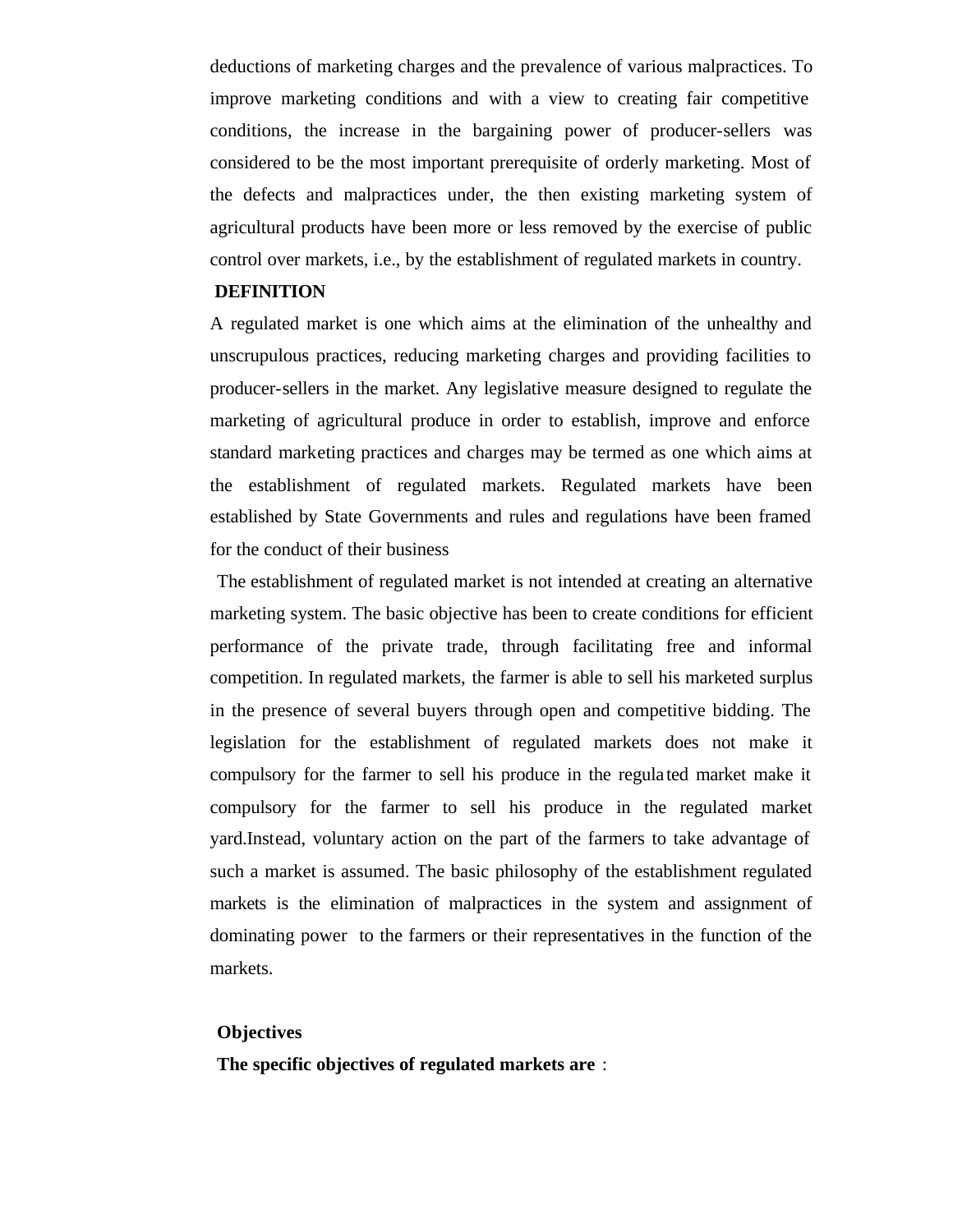deductions of marketing charges and the prevalence of various malpractices. To improve marketing conditions and with a view to creating fair competitive conditions, the increase in the bargaining power of producer-sellers was considered to be the most important prerequisite of orderly marketing. Most of the defects and malpractices under, the then existing marketing system of agricultural products have been more or less removed by the exercise of public control over markets, i.e., by the establishment of regulated markets in country.

**DEFINITION**

A regulated market is one which aims at the elimination of the unhealthy and unscrupulous practices, reducing marketing charges and providing facilities to producer-sellers in the market. Any legislative measure designed to regulate the marketing of agricultural produce in order to establish, improve and enforce standard marketing practices and charges may be termed as one which aims at the establishment of regulated markets. Regulated markets have been established by State Governments and rules and regulations have been framed for the conduct of their business

The establishment of regulated market is not intended at creating an alternative marketing system. The basic objective has been to create conditions for efficient performance of the private trade, through facilitating free and informal competition. In regulated markets, the farmer is able to sell his marketed surplus in the presence of several buyers through open and competitive bidding. The legislation for the establishment of regulated markets does not make it compulsory for the farmer to sell his produce in the regulated market make it compulsory for the farmer to sell his produce in the regulated market yard.Instead, voluntary action on the part of the farmers to take advantage of such a market is assumed. The basic philosophy of the establishment regulated markets is the elimination of malpractices in the system and assignment of dominating power to the farmers or their representatives in the function of the markets.

**Objectives**

**The specific objectives of regulated markets are** :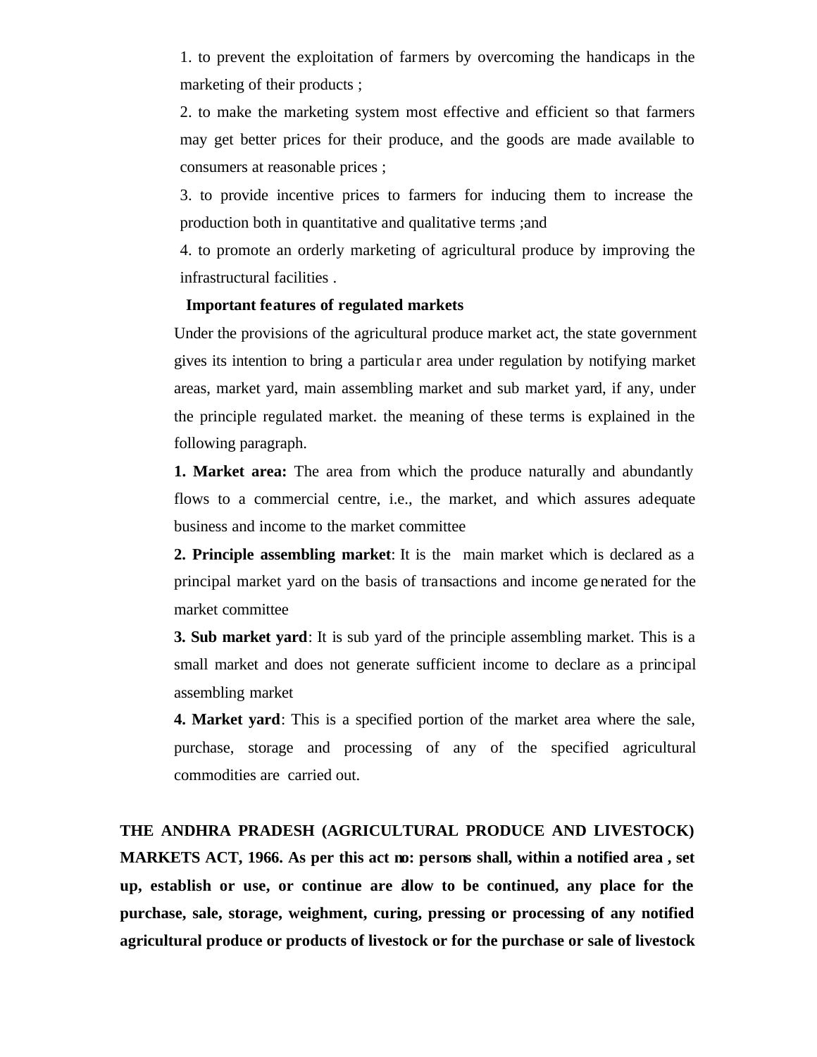1. to prevent the exploitation of farmers by overcoming the handicaps in the marketing of their products ;

2. to make the marketing system most effective and efficient so that farmers may get better prices for their produce, and the goods are made available to consumers at reasonable prices ;

3. to provide incentive prices to farmers for inducing them to increase the production both in quantitative and qualitative terms ;and

4. to promote an orderly marketing of agricultural produce by improving the infrastructural facilities .

**Important features of regulated markets**

Under the provisions of the agricultural produce market act, the state government gives its intention to bring a particular area under regulation by notifying market areas, market yard, main assembling market and sub market yard, if any, under the principle regulated market. the meaning of these terms is explained in the following paragraph.

**1. Market area:** The area from which the produce naturally and abundantly flows to a commercial centre, i.e., the market, and which assures adequate business and income to the market committee

**2. Principle assembling market**: It is the main market which is declared as a principal market yard on the basis of transactions and income generated for the market committee

**3. Sub market yard**: It is sub yard of the principle assembling market. This is a small market and does not generate sufficient income to declare as a principal assembling market

**4. Market yard**: This is a specified portion of the market area where the sale, purchase, storage and processing of any of the specified agricultural commodities are carried out.

**THE ANDHRA PRADESH (AGRICULTURAL PRODUCE AND LIVESTOCK) MARKETS ACT, 1966. As per this act no: persons shall, within a notified area , set up, establish or use, or continue are allow to be continued, any place for the purchase, sale, storage, weighment, curing, pressing or processing of any notified agricultural produce or products of livestock or for the purchase or sale of livestock**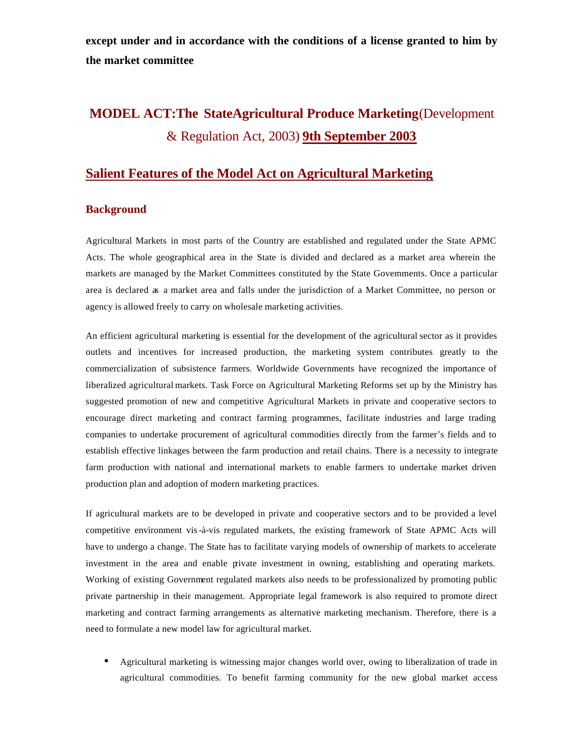**except under and in accordance with the conditions of a license granted to him by the market committee**

## MODEL ACT:The StateAgricultural Produce Marketing(Development & Regulation Act, 2003) 9th September 2003

## Salient Features of the Model Act on Agricultural Marketing

### Background

Agricultural Markets in most parts of the Country are established and regulated under the State APMC Acts. The whole geographical area in the State is divided and declared as a market area wherein the markets are managed by the Market Committees constituted by the State Governments. Once a particular area is declared as a market area and falls under the jurisdiction of a Market Committee, no person or agency is allowed freely to carry on wholesale marketing activities.

An efficient agricultural marketing is essential for the development of the agricultural sector as it provides outlets and incentives for increased production, the marketing system contributes greatly to the commercialization of subsistence farmers. Worldwide Governments have recognized the importance of liberalized agricultural markets. Task Force on Agricultural Marketing Reforms set up by the Ministry has suggested promotion of new and competitive Agricultural Markets in private and cooperative sectors to encourage direct marketing and contract farming programmes, facilitate industries and large trading companies to undertake procurement of agricultural commodities directly from the farmer's fields and to establish effective linkages between the farm production and retail chains. There is a necessity to integrate farm production with national and international markets to enable farmers to undertake market driven production plan and adoption of modern marketing practices.

If agricultural markets are to be developed in private and cooperative sectors and to be provided a level competitive environment vis-à-vis regulated markets, the existing framework of State APMC Acts will have to undergo a change. The State has to facilitate varying models of ownership of markets to accelerate investment in the area and enable private investment in owning, establishing and operating markets. Working of existing Government regulated markets also needs to be professionalized by promoting public private partnership in their management. Appropriate legal framework is also required to promote direct marketing and contract farming arrangements as alternative marketing mechanism. Therefore, there is a need to formulate a new model law for agricultural market.

- Agricultural marketing is witnessing major changes world over, owing to liberalization of trade in agricultural commodities. To benefit farming community for the new global market access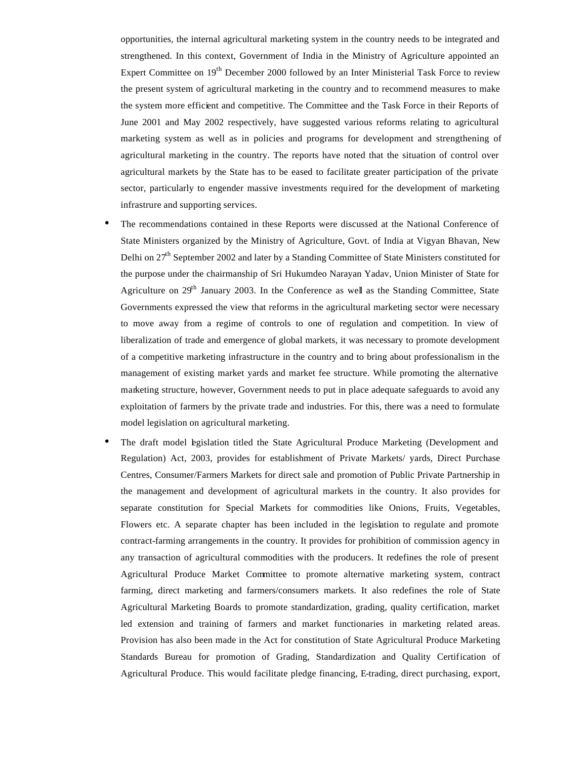opportunities, the internal agricultural marketing system in the country needs to be integrated and strengthened. In this context, Government of India in the Ministry of Agriculture appointed an Expert Committee on 19th December 2000 followed by an Inter Ministerial Task Force to review the present system of agricultural marketing in the country and to recommend measures to make the system more efficient and competitive. The Committee and the Task Force in their Reports of June 2001 and May 2002 respectively, have suggested various reforms relating to agricultural marketing system as well as in policies and programs for development and strengthening of agricultural marketing in the country. The reports have noted that the situation of control over agricultural markets by the State has to be eased to facilitate greater participation of the private sector, particularly to engender massive investments required for the development of marketing infrastrure and supporting services.

- The recommendations contained in these Reports were discussed at the National Conference of State Ministers organized by the Ministry of Agriculture, Govt. of India at Vigyan Bhavan, New Delhi on 27th September 2002 and later by a Standing Committee of State Ministers constituted for the purpose under the chairmanship of Sri Hukumdeo Narayan Yadav, Union Minister of State for Agriculture on 29th January 2003. In the Conference as well as the Standing Committee, State Governments expressed the view that reforms in the agricultural marketing sector were necessary to move away from a regime of controls to one of regulation and competition. In view of liberalization of trade and emergence of global markets, it was necessary to promote development of a competitive marketing infrastructure in the country and to bring about professionalism in the management of existing market yards and market fee structure. While promoting the alternative marketing structure, however, Government needs to put in place adequate safeguards to avoid any exploitation of farmers by the private trade and industries. For this, there was a need to formulate model legislation on agricultural marketing.
- The draft model legislation titled the State Agricultural Produce Marketing (Development and Regulation) Act, 2003, provides for establishment of Private Markets/ yards, Direct Purchase Centres, Consumer/Farmers Markets for direct sale and promotion of Public Private Partnership in the management and development of agricultural markets in the country. It also provides for separate constitution for Special Markets for commodities like Onions, Fruits, Vegetables, Flowers etc. A separate chapter has been included in the legislation to regulate and promote contract-farming arrangements in the country. It provides for prohibition of commission agency in any transaction of agricultural commodities with the producers. It redefines the role of present Agricultural Produce Market Committee to promote alternative marketing system, contract farming, direct marketing and farmers/consumers markets. It also redefines the role of State Agricultural Marketing Boards to promote standardization, grading, quality certification, market led extension and training of farmers and market functionaries in marketing related areas. Provision has also been made in the Act for constitution of State Agricultural Produce Marketing Standards Bureau for promotion of Grading, Standardization and Quality Certification of Agricultural Produce. This would facilitate pledge financing, E-trading, direct purchasing, export,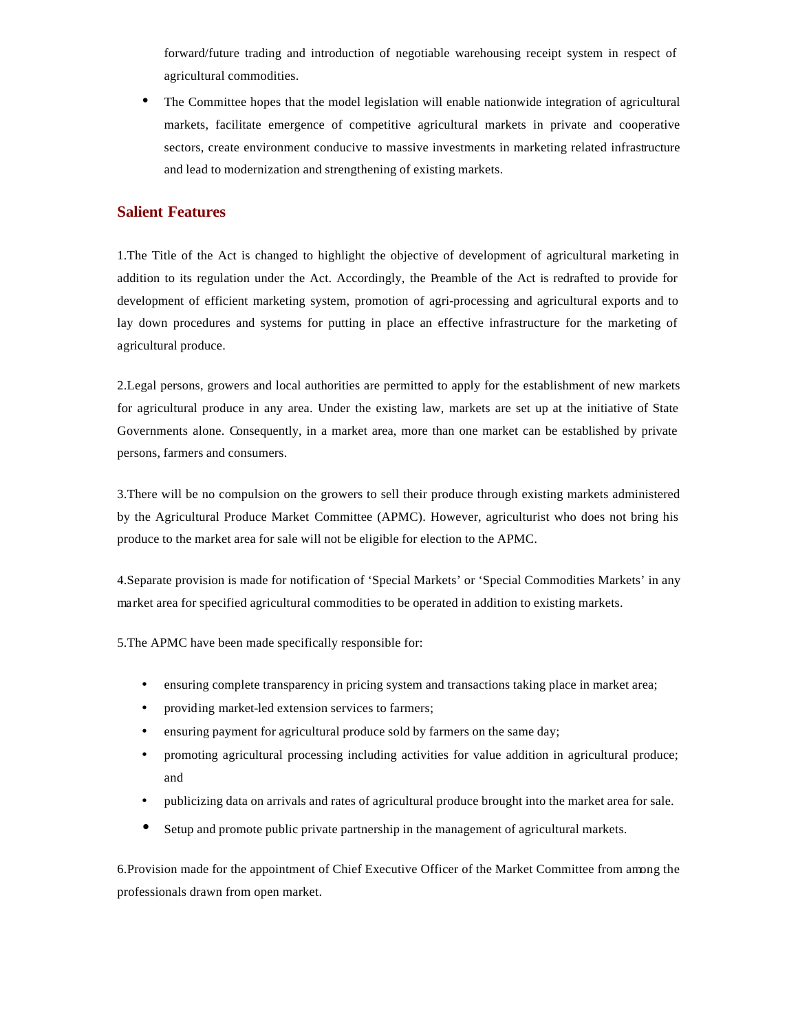forward/future trading and introduction of negotiable warehousing receipt system in respect of agricultural commodities.

- The Committee hopes that the model legislation will enable nationwide integration of agricultural markets, facilitate emergence of competitive agricultural markets in private and cooperative sectors, create environment conducive to massive investments in marketing related infrastructure and lead to modernization and strengthening of existing markets.

## Salient Features

1.The Title of the Act is changed to highlight the objective of development of agricultural marketing in addition to its regulation under the Act. Accordingly, the Preamble of the Act is redrafted to provide for development of efficient marketing system, promotion of agri-processing and agricultural exports and to lay down procedures and systems for putting in place an effective infrastructure for the marketing of agricultural produce.

2.Legal persons, growers and local authorities are permitted to apply for the establishment of new markets for agricultural produce in any area. Under the existing law, markets are set up at the initiative of State Governments alone. Consequently, in a market area, more than one market can be established by private persons, farmers and consumers.

3.There will be no compulsion on the growers to sell their produce through existing markets administered by the Agricultural Produce Market Committee (APMC). However, agriculturist who does not bring his produce to the market area for sale will not be eligible for election to the APMC.

4.Separate provision is made for notification of 'Special Markets' or 'Special Commodities Markets' in any market area for specified agricultural commodities to be operated in addition to existing markets.

5.The APMC have been made specifically responsible for:

- ensuring complete transparency in pricing system and transactions taking place in market area;
- providing market-led extension services to farmers;
- ensuring payment for agricultural produce sold by farmers on the same day;
- promoting agricultural processing including activities for value addition in agricultural produce; and
- publicizing data on arrivals and rates of agricultural produce brought into the market area for sale.
- Setup and promote public private partnership in the management of agricultural markets.

6.Provision made for the appointment of Chief Executive Officer of the Market Committee from among the professionals drawn from open market.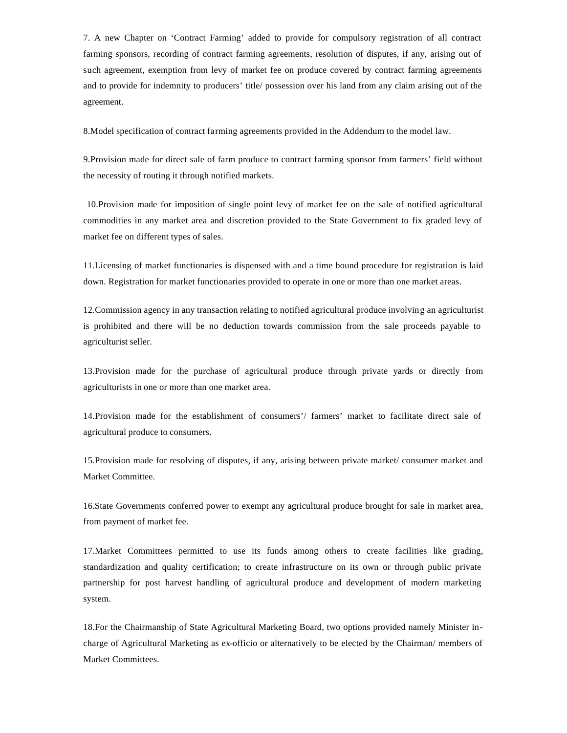7. A new Chapter on 'Contract Farming' added to provide for compulsory registration of all contract farming sponsors, recording of contract farming agreements, resolution of disputes, if any, arising out of such agreement, exemption from levy of market fee on produce covered by contract farming agreements and to provide for indemnity to producers' title/ possession over his land from any claim arising out of the agreement.

8.Model specification of contract farming agreements provided in the Addendum to the model law.

9.Provision made for direct sale of farm produce to contract farming sponsor from farmers' field without the necessity of routing it through notified markets.

10.Provision made for imposition of single point levy of market fee on the sale of notified agricultural commodities in any market area and discretion provided to the State Government to fix graded levy of market fee on different types of sales.

11.Licensing of market functionaries is dispensed with and a time bound procedure for registration is laid down. Registration for market functionaries provided to operate in one or more than one market areas.

12.Commission agency in any transaction relating to notified agricultural produce involving an agriculturist is prohibited and there will be no deduction towards commission from the sale proceeds payable to agriculturist seller.

13.Provision made for the purchase of agricultural produce through private yards or directly from agriculturists in one or more than one market area.

14.Provision made for the establishment of consumers'/ farmers' market to facilitate direct sale of agricultural produce to consumers.

15.Provision made for resolving of disputes, if any, arising between private market/ consumer market and Market Committee.

16.State Governments conferred power to exempt any agricultural produce brought for sale in market area, from payment of market fee.

17.Market Committees permitted to use its funds among others to create facilities like grading, standardization and quality certification; to create infrastructure on its own or through public private partnership for post harvest handling of agricultural produce and development of modern marketing system.

18.For the Chairmanship of State Agricultural Marketing Board, two options provided namely Minister in-charge of Agricultural Marketing as ex-officio or alternatively to be elected by the Chairman/ members of Market Committees.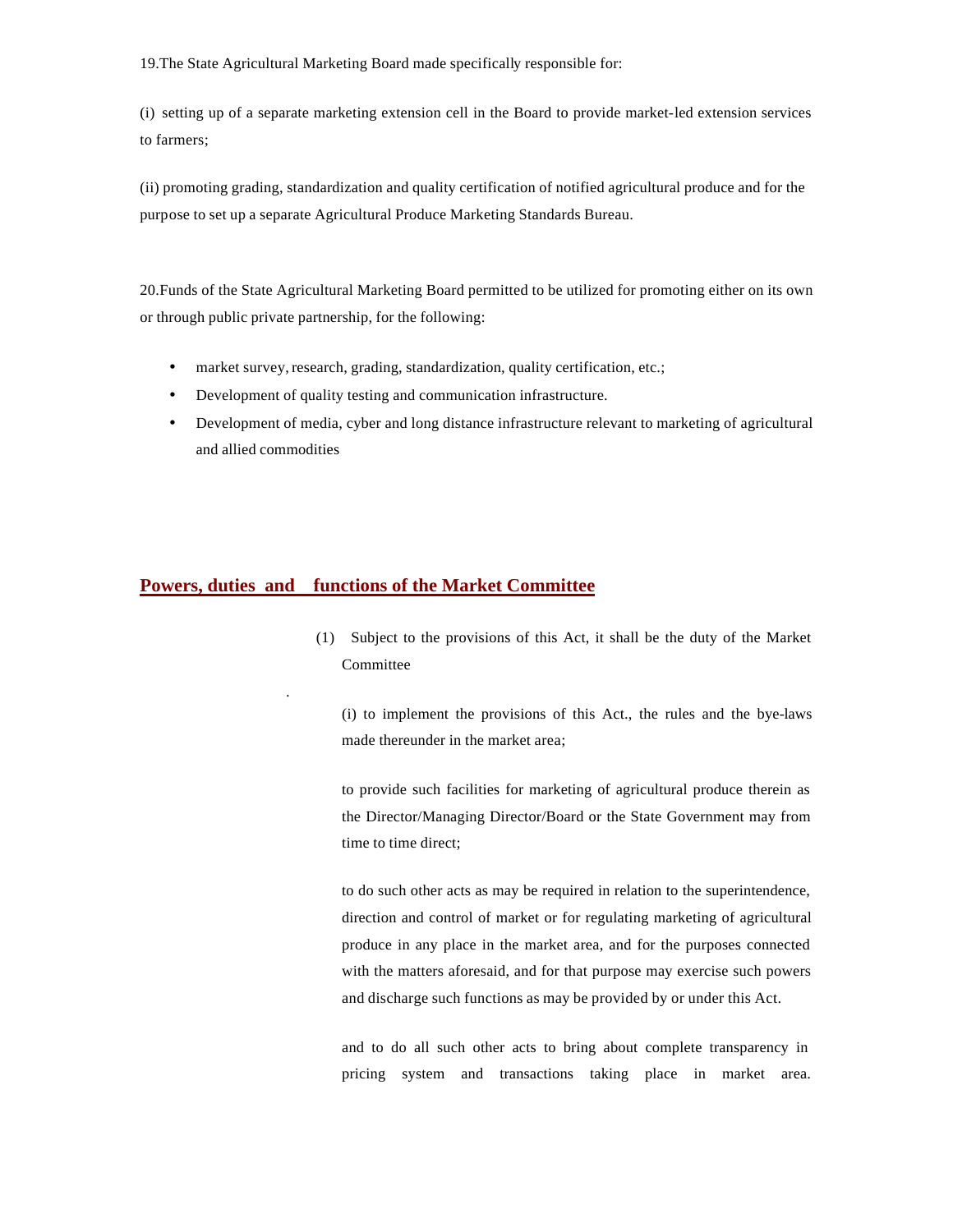19.The State Agricultural Marketing Board made specifically responsible for:

(i) setting up of a separate marketing extension cell in the Board to provide market-led extension services to farmers;

(ii) promoting grading, standardization and quality certification of notified agricultural produce and for the purpose to set up a separate Agricultural Produce Marketing Standards Bureau.

20.Funds of the State Agricultural Marketing Board permitted to be utilized for promoting either on its own or through public private partnership, for the following:

- market survey, research, grading, standardization, quality certification, etc.;
- Development of quality testing and communication infrastructure.
- Development of media, cyber and long distance infrastructure relevant to marketing of agricultural and allied commodities

## Powers, duties and functions of the Market Committee

(1) Subject to the provisions of this Act, it shall be the duty of the Market Committee

.

(i) to implement the provisions of this Act., the rules and the bye-laws made thereunder in the market area;

to provide such facilities for marketing of agricultural produce therein as the Director/Managing Director/Board or the State Government may from time to time direct;

to do such other acts as may be required in relation to the superintendence, direction and control of market or for regulating marketing of agricultural produce in any place in the market area, and for the purposes connected with the matters aforesaid, and for that purpose may exercise such powers and discharge such functions as may be provided by or under this Act.

and to do all such other acts to bring about complete transparency in pricing system and transactions taking place in market area.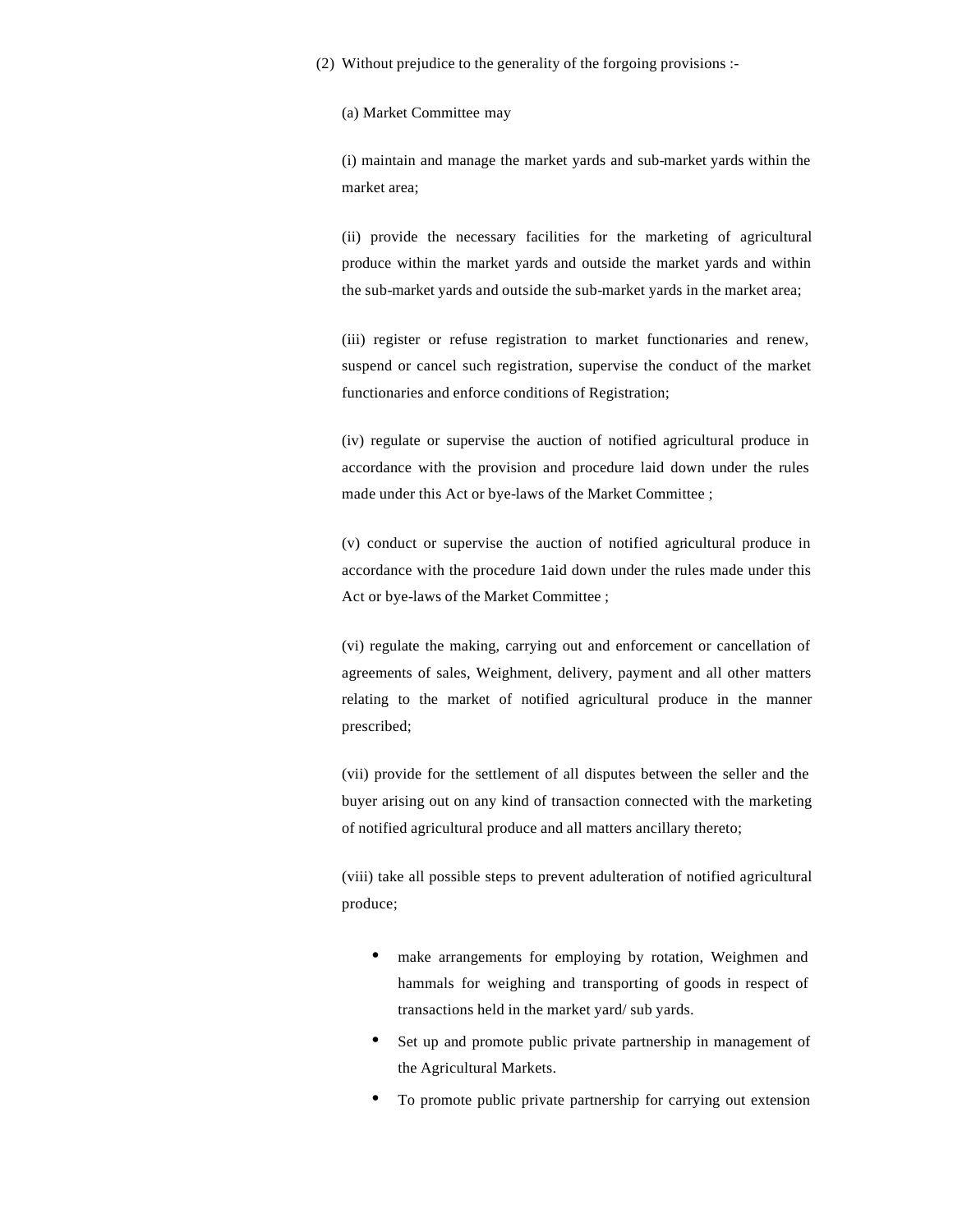(2) Without prejudice to the generality of the forgoing provisions :-

(a) Market Committee may

(i) maintain and manage the market yards and sub-market yards within the market area;

(ii) provide the necessary facilities for the marketing of agricultural produce within the market yards and outside the market yards and within the sub-market yards and outside the sub-market yards in the market area;

(iii) register or refuse registration to market functionaries and renew, suspend or cancel such registration, supervise the conduct of the market functionaries and enforce conditions of Registration;

(iv) regulate or supervise the auction of notified agricultural produce in accordance with the provision and procedure laid down under the rules made under this Act or bye-laws of the Market Committee ;

(v) conduct or supervise the auction of notified agricultural produce in accordance with the procedure 1aid down under the rules made under this Act or bye-laws of the Market Committee ;

(vi) regulate the making, carrying out and enforcement or cancellation of agreements of sales, Weighment, delivery, payment and all other matters relating to the market of notified agricultural produce in the manner prescribed;

(vii) provide for the settlement of all disputes between the seller and the buyer arising out on any kind of transaction connected with the marketing of notified agricultural produce and all matters ancillary thereto;

(viii) take all possible steps to prevent adulteration of notified agricultural produce;

- make arrangements for employing by rotation, Weighmen and hammals for weighing and transporting of goods in respect of transactions held in the market yard/ sub yards.
- Set up and promote public private partnership in management of the Agricultural Markets.
- To promote public private partnership for carrying out extension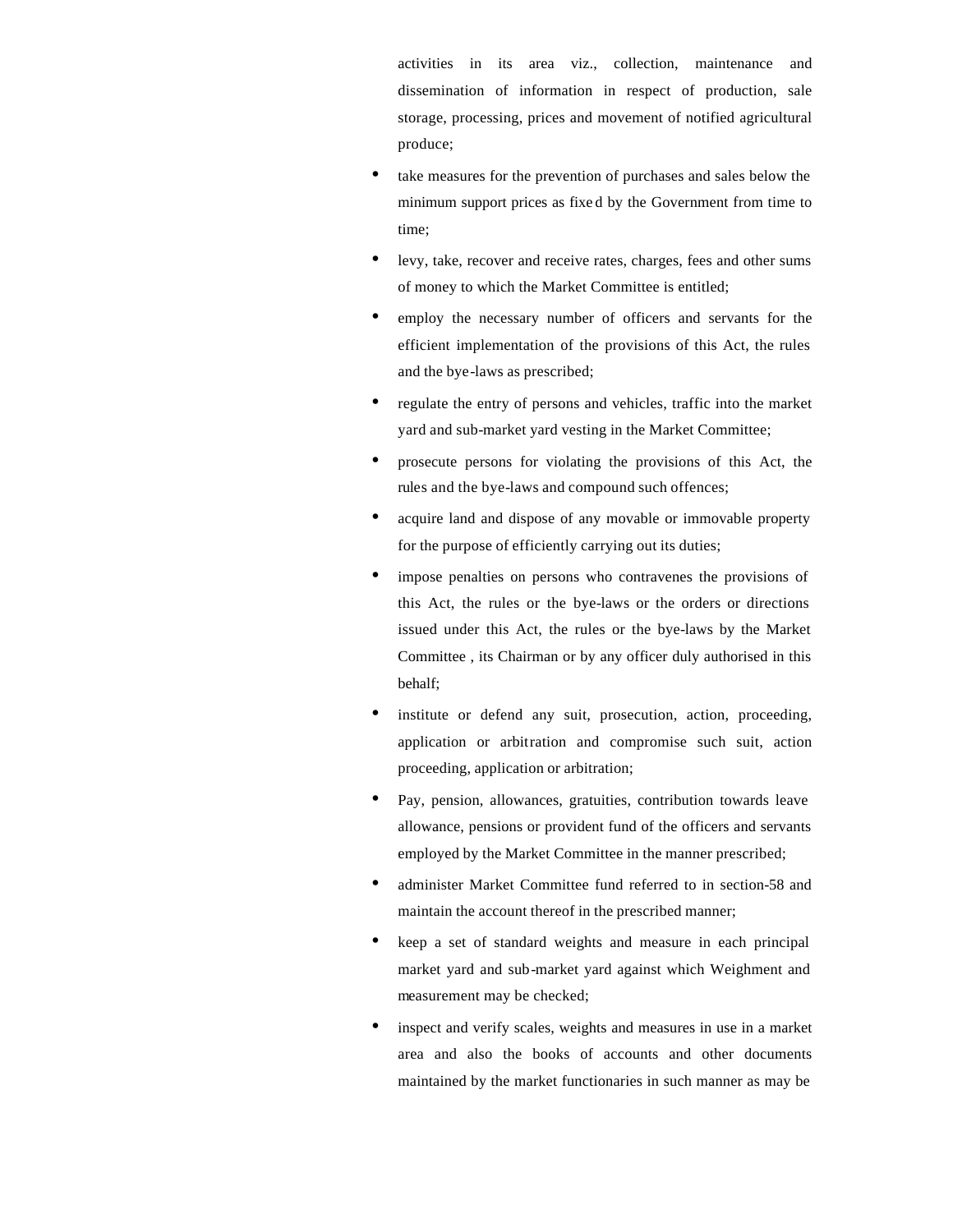activities in its area viz., collection, maintenance and dissemination of information in respect of production, sale storage, processing, prices and movement of notified agricultural produce;

- take measures for the prevention of purchases and sales below the minimum support prices as fixed by the Government from time to time;
- levy, take, recover and receive rates, charges, fees and other sums of money to which the Market Committee is entitled;
- employ the necessary number of officers and servants for the efficient implementation of the provisions of this Act, the rules and the bye-laws as prescribed;
- regulate the entry of persons and vehicles, traffic into the market yard and sub-market yard vesting in the Market Committee;
- prosecute persons for violating the provisions of this Act, the rules and the bye-laws and compound such offences;
- acquire land and dispose of any movable or immovable property for the purpose of efficiently carrying out its duties;
- impose penalties on persons who contravenes the provisions of this Act, the rules or the bye-laws or the orders or directions issued under this Act, the rules or the bye-laws by the Market Committee , its Chairman or by any officer duly authorised in this behalf;
- institute or defend any suit, prosecution, action, proceeding, application or arbitration and compromise such suit, action proceeding, application or arbitration;
- Pay, pension, allowances, gratuities, contribution towards leave allowance, pensions or provident fund of the officers and servants employed by the Market Committee in the manner prescribed;
- administer Market Committee fund referred to in section-58 and maintain the account thereof in the prescribed manner;
- keep a set of standard weights and measure in each principal market yard and sub-market yard against which Weighment and measurement may be checked;
- inspect and verify scales, weights and measures in use in a market area and also the books of accounts and other documents maintained by the market functionaries in such manner as may be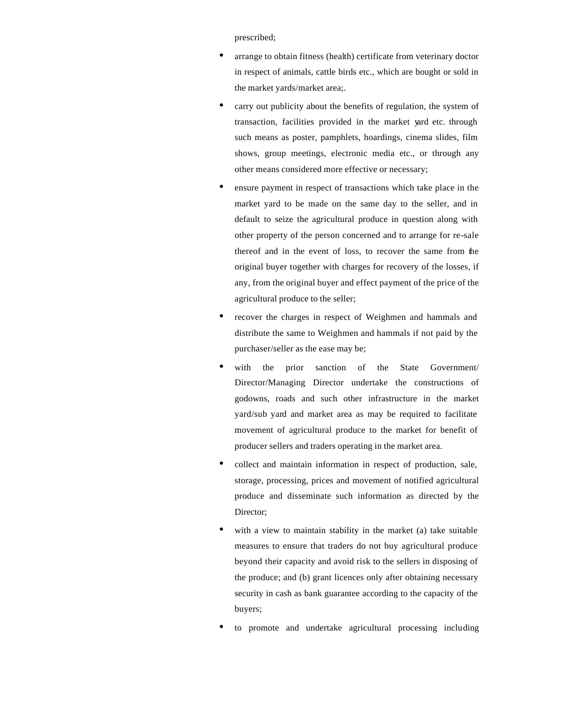prescribed;

- arrange to obtain fitness (health) certificate from veterinary doctor in respect of animals, cattle birds etc., which are bought or sold in the market yards/market area;.
- carry out publicity about the benefits of regulation, the system of transaction, facilities provided in the market yard etc. through such means as poster, pamphlets, hoardings, cinema slides, film shows, group meetings, electronic media etc., or through any other means considered more effective or necessary;
- ensure payment in respect of transactions which take place in the market yard to be made on the same day to the seller, and in default to seize the agricultural produce in question along with other property of the person concerned and to arrange for re-sale thereof and in the event of loss, to recover the same from the original buyer together with charges for recovery of the losses, if any, from the original buyer and effect payment of the price of the agricultural produce to the seller;
- recover the charges in respect of Weighmen and hammals and distribute the same to Weighmen and hammals if not paid by the purchaser/seller as the ease may be;
- with the prior sanction of the State Government/ Director/Managing Director undertake the constructions of godowns, roads and such other infrastructure in the market yard/sub yard and market area as may be required to facilitate movement of agricultural produce to the market for benefit of producer sellers and traders operating in the market area.
- collect and maintain information in respect of production, sale, storage, processing, prices and movement of notified agricultural produce and disseminate such information as directed by the Director;
- with a view to maintain stability in the market (a) take suitable measures to ensure that traders do not buy agricultural produce beyond their capacity and avoid risk to the sellers in disposing of the produce; and (b) grant licences only after obtaining necessary security in cash as bank guarantee according to the capacity of the buyers;
- to promote and undertake agricultural processing including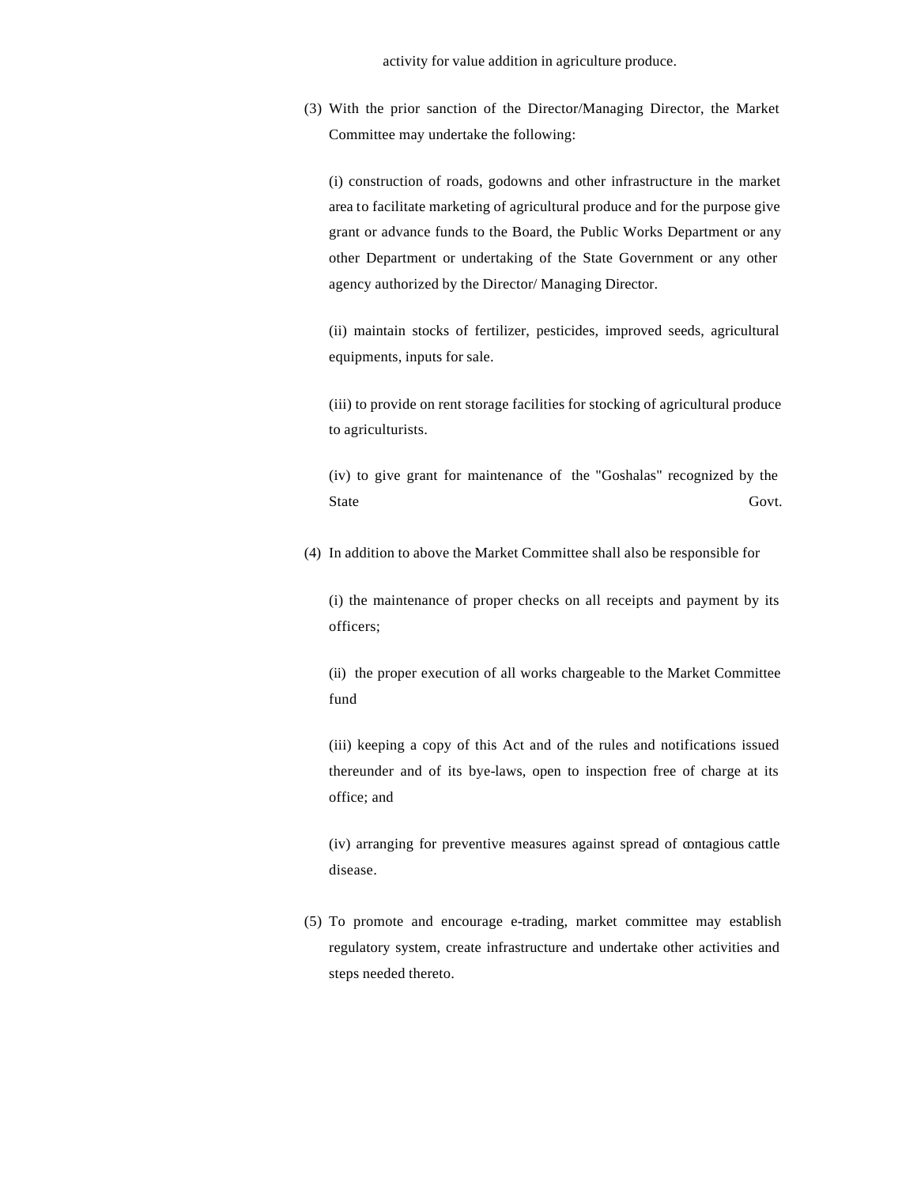activity for value addition in agriculture produce.

(3) With the prior sanction of the Director/Managing Director, the Market Committee may undertake the following:

(i) construction of roads, godowns and other infrastructure in the market area to facilitate marketing of agricultural produce and for the purpose give grant or advance funds to the Board, the Public Works Department or any other Department or undertaking of the State Government or any other agency authorized by the Director/ Managing Director.

(ii) maintain stocks of fertilizer, pesticides, improved seeds, agricultural equipments, inputs for sale.

(iii) to provide on rent storage facilities for stocking of agricultural produce to agriculturists.

(iv) to give grant for maintenance of the "Goshalas" recognized by the State Govt.

(4) In addition to above the Market Committee shall also be responsible for

(i) the maintenance of proper checks on all receipts and payment by its officers;

(ii) the proper execution of all works chargeable to the Market Committee fund

(iii) keeping a copy of this Act and of the rules and notifications issued thereunder and of its bye-laws, open to inspection free of charge at its office; and

(iv) arranging for preventive measures against spread of contagious cattle disease.

(5) To promote and encourage e-trading, market committee may establish regulatory system, create infrastructure and undertake other activities and steps needed thereto.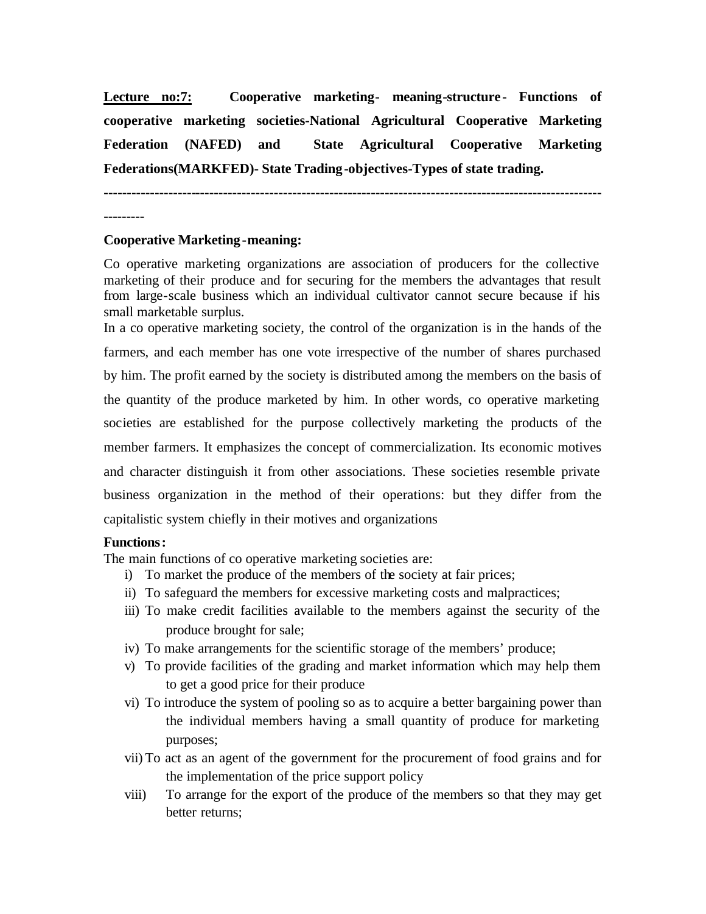**Lecture no:7:** **Cooperative marketing- meaning-structure- Functions of cooperative marketing societies-National Agricultural Cooperative Marketing Federation (NAFED) and State Agricultural Cooperative Marketing Federations(MARKFED)- State Trading-objectives-Types of state trading.**

---

**Cooperative Marketing-meaning:**

Co operative marketing organizations are association of producers for the collective marketing of their produce and for securing for the members the advantages that result from large-scale business which an individual cultivator cannot secure because if his small marketable surplus.

In a co operative marketing society, the control of the organization is in the hands of the farmers, and each member has one vote irrespective of the number of shares purchased by him. The profit earned by the society is distributed among the members on the basis of the quantity of the produce marketed by him. In other words, co operative marketing societies are established for the purpose collectively marketing the products of the member farmers. It emphasizes the concept of commercialization. Its economic motives and character distinguish it from other associations. These societies resemble private business organization in the method of their operations: but they differ from the capitalistic system chiefly in their motives and organizations

**Functions:**

The main functions of co operative marketing societies are:

i) To market the produce of the members of the society at fair prices;
ii) To safeguard the members for excessive marketing costs and malpractices;
iii) To make credit facilities available to the members against the security of the produce brought for sale;
iv) To make arrangements for the scientific storage of the members' produce;
v) To provide facilities of the grading and market information which may help them to get a good price for their produce
vi) To introduce the system of pooling so as to acquire a better bargaining power than the individual members having a small quantity of produce for marketing purposes;
vii) To act as an agent of the government for the procurement of food grains and for the implementation of the price support policy
viii) To arrange for the export of the produce of the members so that they may get better returns;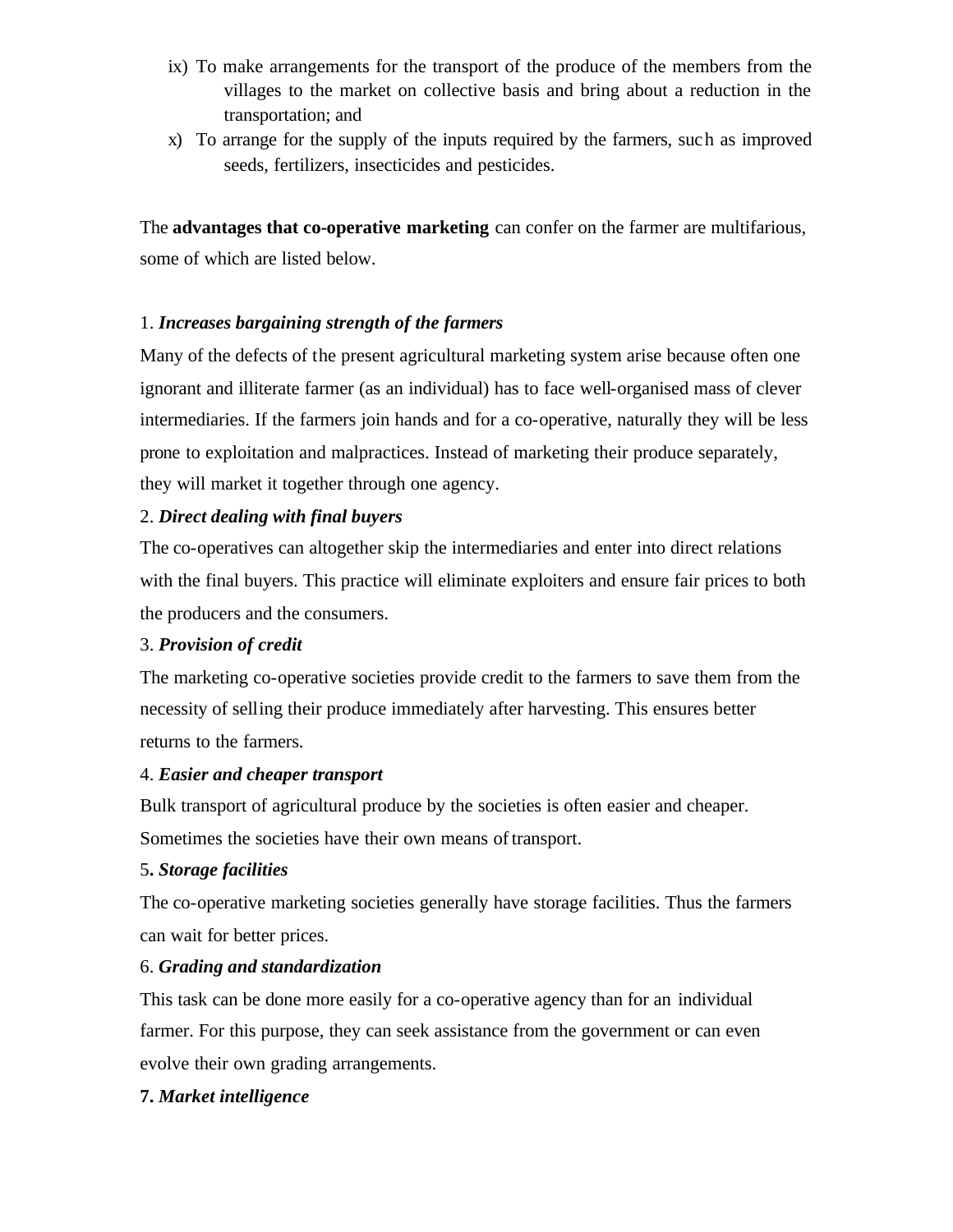ix) To make arrangements for the transport of the produce of the members from the villages to the market on collective basis and bring about a reduction in the transportation; and

x) To arrange for the supply of the inputs required by the farmers, such as improved seeds, fertilizers, insecticides and pesticides.

The **advantages that co-operative marketing** can confer on the farmer are multifarious, some of which are listed below.

1. ***Increases bargaining strength of the farmers***

Many of the defects of the present agricultural marketing system arise because often one ignorant and illiterate farmer (as an individual) has to face well-organised mass of clever intermediaries. If the farmers join hands and for a co-operative, naturally they will be less prone to exploitation and malpractices. Instead of marketing their produce separately, they will market it together through one agency.

2. ***Direct dealing with final buyers***

The co-operatives can altogether skip the intermediaries and enter into direct relations with the final buyers. This practice will eliminate exploiters and ensure fair prices to both the producers and the consumers.

3. ***Provision of credit***

The marketing co-operative societies provide credit to the farmers to save them from the necessity of selling their produce immediately after harvesting. This ensures better returns to the farmers.

4. ***Easier and cheaper transport***

Bulk transport of agricultural produce by the societies is often easier and cheaper. Sometimes the societies have their own means of transport.

5**. *Storage facilities***

The co-operative marketing societies generally have storage facilities. Thus the farmers can wait for better prices.

6. ***Grading and standardization***

This task can be done more easily for a co-operative agency than for an individual farmer. For this purpose, they can seek assistance from the government or can even evolve their own grading arrangements.

**7. *Market intelligence***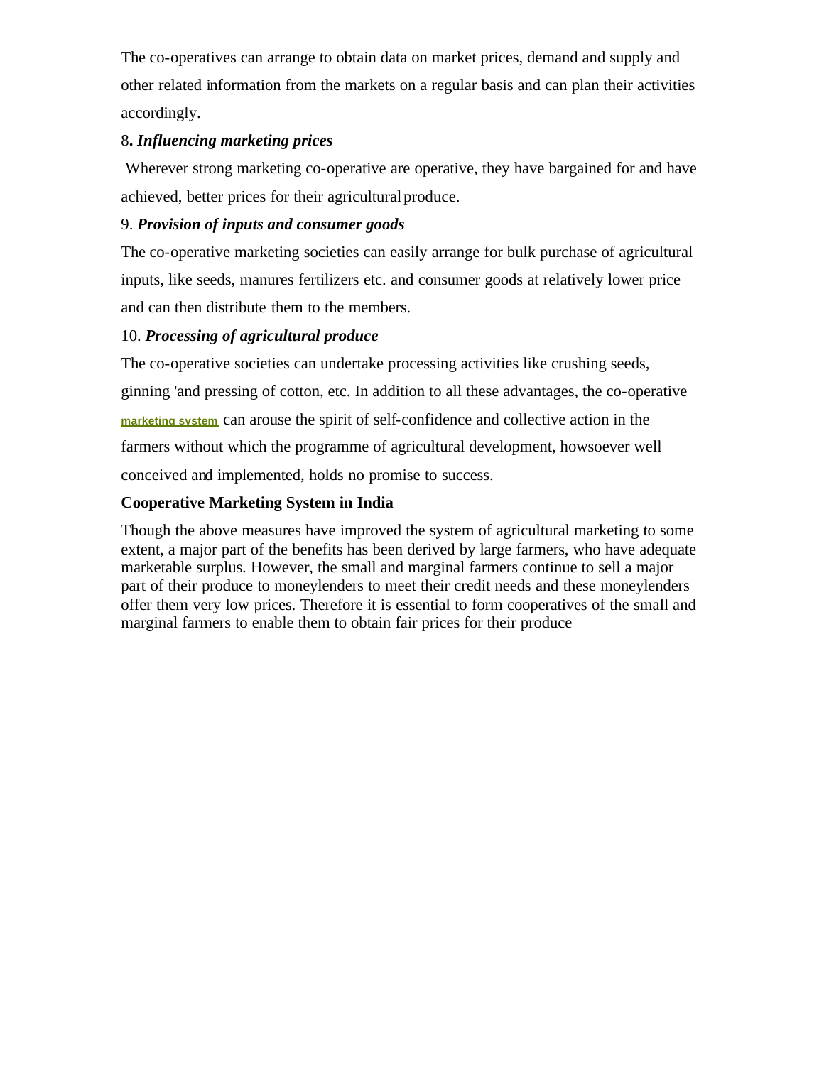The co-operatives can arrange to obtain data on market prices, demand and supply and other related information from the markets on a regular basis and can plan their activities accordingly.

8**. *Influencing marketing prices***

Wherever strong marketing co-operative are operative, they have bargained for and have achieved, better prices for their agricultural produce.

9. ***Provision of inputs and consumer goods***

The co-operative marketing societies can easily arrange for bulk purchase of agricultural inputs, like seeds, manures fertilizers etc. and consumer goods at relatively lower price and can then distribute them to the members.

10. ***Processing of agricultural produce***

The co-operative societies can undertake processing activities like crushing seeds, ginning 'and pressing of cotton, etc. In addition to all these advantages, the co-operative marketing system can arouse the spirit of self-confidence and collective action in the farmers without which the programme of agricultural development, howsoever well conceived and implemented, holds no promise to success.

**Cooperative Marketing System in India**

Though the above measures have improved the system of agricultural marketing to some extent, a major part of the benefits has been derived by large farmers, who have adequate marketable surplus. However, the small and marginal farmers continue to sell a major part of their produce to moneylenders to meet their credit needs and these moneylenders offer them very low prices. Therefore it is essential to form cooperatives of the small and marginal farmers to enable them to obtain fair prices for their produce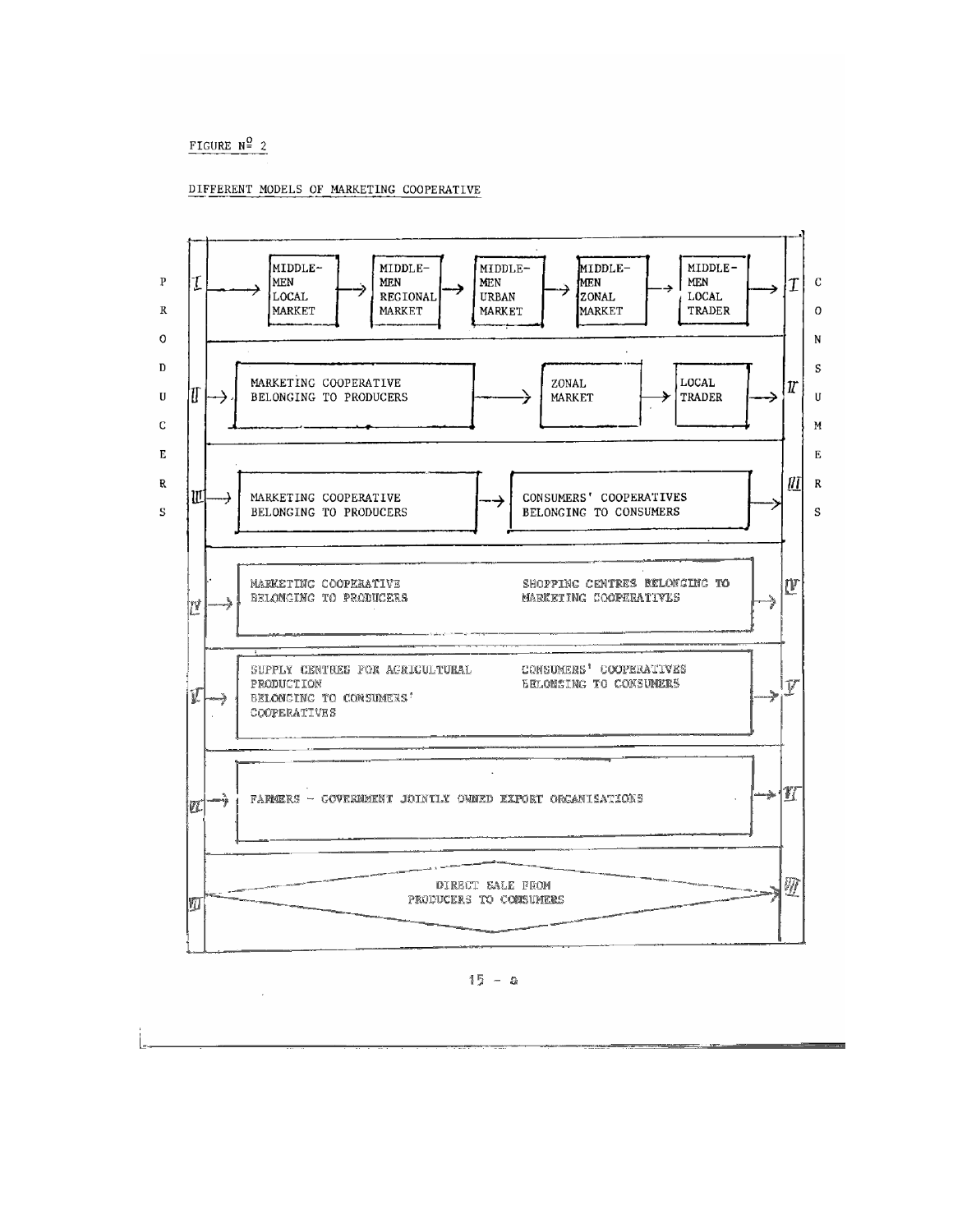FIGURE Nº 2

DIFFERENT MODELS OF MARKETING COOPERATIVE

PRODUCERS → CONSUMERS

| Model | Channel |
|---|---|
| I | MIDDLE-MEN LOCAL MARKET → MIDDLE-MEN REGIONAL MARKET → MIDDLE-MEN URBAN MARKET → MIDDLE-MEN ZONAL MARKET → MIDDLE-MEN LOCAL TRADER |
| II | MARKETING COOPERATIVE BELONGING TO PRODUCERS → ZONAL MARKET → LOCAL TRADER |
| III | MARKETING COOPERATIVE BELONGING TO PRODUCERS → CONSUMERS' COOPERATIVES BELONGING TO CONSUMERS |
| IV | MARKETING COOPERATIVE BELONGING TO PRODUCERS — SHOPPING CENTRES BELONGING TO MARKETING COOPERATIVES |
| V | SUPPLY CENTRES FOR AGRICULTURAL PRODUCTION BELONGING TO CONSUMERS' COOPERATIVES — CONSUMERS' COOPERATIVES BELONGING TO CONSUMERS |
| VI | FARMERS - GOVERNMENT JOINTLY OWNED EXPORT ORGANISATIONS |
| VII | DIRECT SALE FROM PRODUCERS TO CONSUMERS |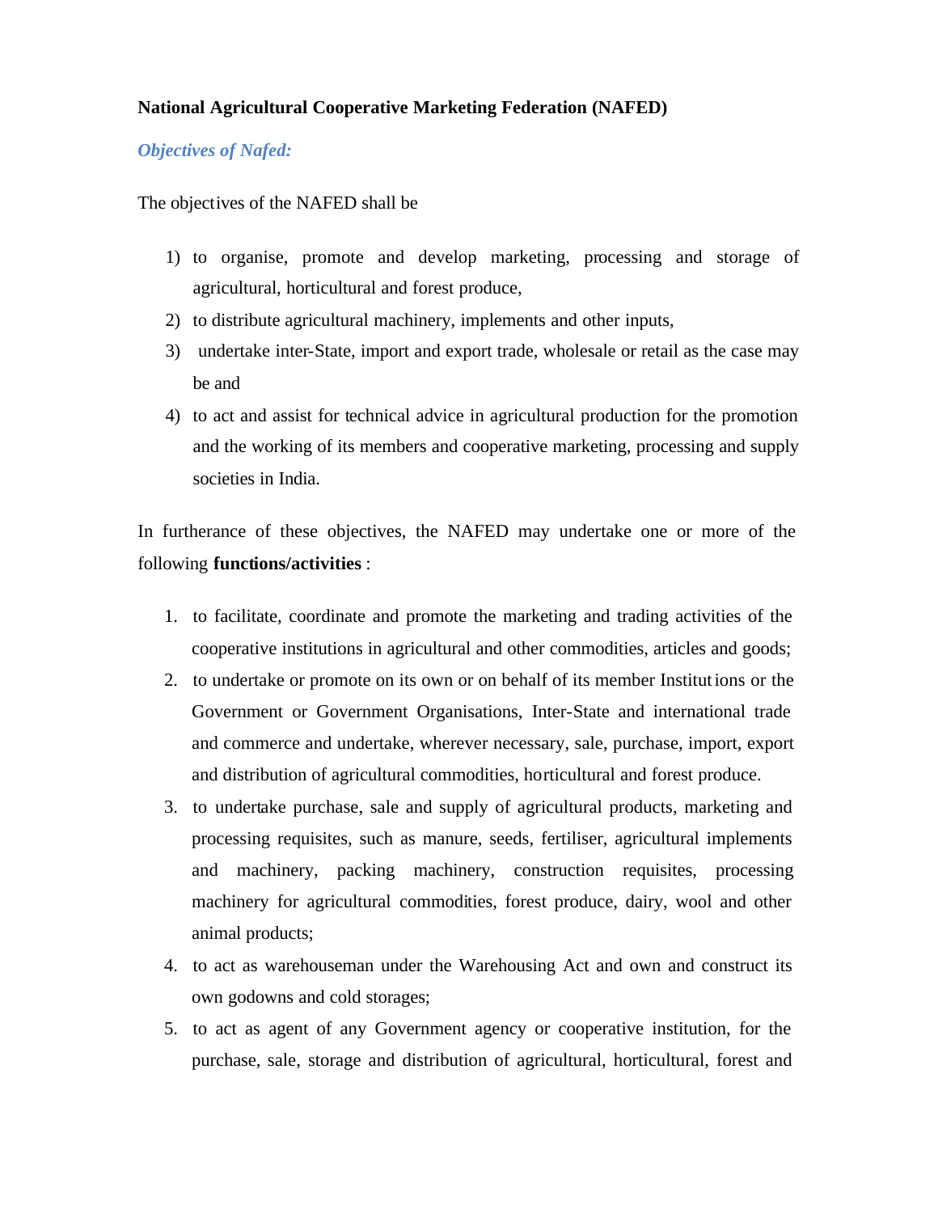**National Agricultural Cooperative Marketing Federation (NAFED)**

***Objectives of Nafed:***

The objectives of the NAFED shall be

1) to organise, promote and develop marketing, processing and storage of agricultural, horticultural and forest produce,
2) to distribute agricultural machinery, implements and other inputs,
3) undertake inter-State, import and export trade, wholesale or retail as the case may be and
4) to act and assist for technical advice in agricultural production for the promotion and the working of its members and cooperative marketing, processing and supply societies in India.

In furtherance of these objectives, the NAFED may undertake one or more of the following **functions/activities** :

1. to facilitate, coordinate and promote the marketing and trading activities of the cooperative institutions in agricultural and other commodities, articles and goods;
2. to undertake or promote on its own or on behalf of its member Institutions or the Government or Government Organisations, Inter-State and international trade and commerce and undertake, wherever necessary, sale, purchase, import, export and distribution of agricultural commodities, horticultural and forest produce.
3. to undertake purchase, sale and supply of agricultural products, marketing and processing requisites, such as manure, seeds, fertiliser, agricultural implements and machinery, packing machinery, construction requisites, processing machinery for agricultural commodities, forest produce, dairy, wool and other animal products;
4. to act as warehouseman under the Warehousing Act and own and construct its own godowns and cold storages;
5. to act as agent of any Government agency or cooperative institution, for the purchase, sale, storage and distribution of agricultural, horticultural, forest and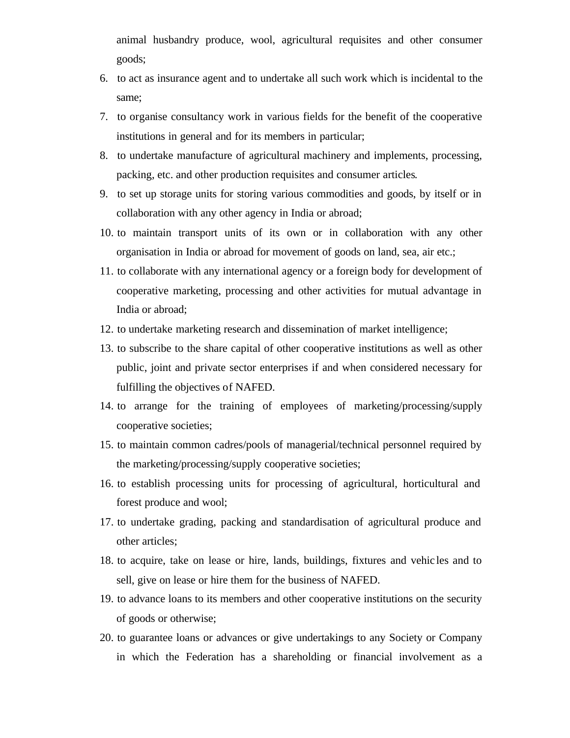animal husbandry produce, wool, agricultural requisites and other consumer goods;

6. to act as insurance agent and to undertake all such work which is incidental to the same;
7. to organise consultancy work in various fields for the benefit of the cooperative institutions in general and for its members in particular;
8. to undertake manufacture of agricultural machinery and implements, processing, packing, etc. and other production requisites and consumer articles.
9. to set up storage units for storing various commodities and goods, by itself or in collaboration with any other agency in India or abroad;
10. to maintain transport units of its own or in collaboration with any other organisation in India or abroad for movement of goods on land, sea, air etc.;
11. to collaborate with any international agency or a foreign body for development of cooperative marketing, processing and other activities for mutual advantage in India or abroad;
12. to undertake marketing research and dissemination of market intelligence;
13. to subscribe to the share capital of other cooperative institutions as well as other public, joint and private sector enterprises if and when considered necessary for fulfilling the objectives of NAFED.
14. to arrange for the training of employees of marketing/processing/supply cooperative societies;
15. to maintain common cadres/pools of managerial/technical personnel required by the marketing/processing/supply cooperative societies;
16. to establish processing units for processing of agricultural, horticultural and forest produce and wool;
17. to undertake grading, packing and standardisation of agricultural produce and other articles;
18. to acquire, take on lease or hire, lands, buildings, fixtures and vehicles and to sell, give on lease or hire them for the business of NAFED.
19. to advance loans to its members and other cooperative institutions on the security of goods or otherwise;
20. to guarantee loans or advances or give undertakings to any Society or Company in which the Federation has a shareholding or financial involvement as a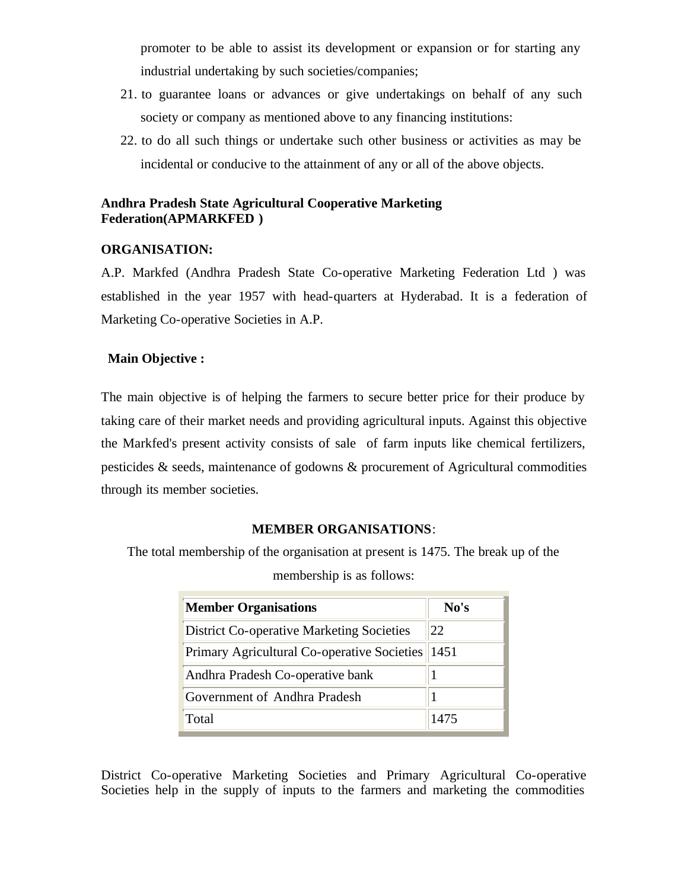promoter to be able to assist its development or expansion or for starting any industrial undertaking by such societies/companies;

21. to guarantee loans or advances or give undertakings on behalf of any such society or company as mentioned above to any financing institutions:
22. to do all such things or undertake such other business or activities as may be incidental or conducive to the attainment of any or all of the above objects.

**Andhra Pradesh State Agricultural Cooperative Marketing Federation(APMARKFED )**

**ORGANISATION:**

A.P. Markfed (Andhra Pradesh State Co-operative Marketing Federation Ltd ) was established in the year 1957 with head-quarters at Hyderabad. It is a federation of Marketing Co-operative Societies in A.P.

**Main Objective :**

The main objective is of helping the farmers to secure better price for their produce by taking care of their market needs and providing agricultural inputs. Against this objective the Markfed's present activity consists of sale of farm inputs like chemical fertilizers, pesticides & seeds, maintenance of godowns & procurement of Agricultural commodities through its member societies.

**MEMBER ORGANISATIONS**:

The total membership of the organisation at present is 1475. The break up of the membership is as follows:

| Member Organisations | No's |
|---|---|
| District Co-operative Marketing Societies | 22 |
| Primary Agricultural Co-operative Societies | 1451 |
| Andhra Pradesh Co-operative bank | 1 |
| Government of Andhra Pradesh | 1 |
| Total | 1475 |

District Co-operative Marketing Societies and Primary Agricultural Co-operative Societies help in the supply of inputs to the farmers and marketing the commodities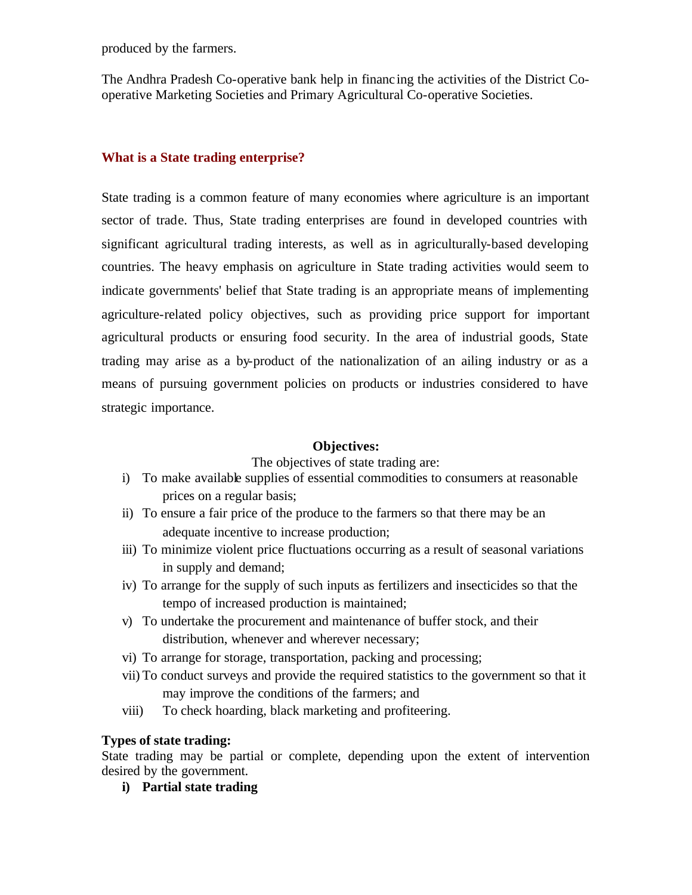produced by the farmers.

The Andhra Pradesh Co-operative bank help in financing the activities of the District Co-operative Marketing Societies and Primary Agricultural Co-operative Societies.

### What is a State trading enterprise?

State trading is a common feature of many economies where agriculture is an important sector of trade. Thus, State trading enterprises are found in developed countries with significant agricultural trading interests, as well as in agriculturally-based developing countries. The heavy emphasis on agriculture in State trading activities would seem to indicate governments' belief that State trading is an appropriate means of implementing agriculture-related policy objectives, such as providing price support for important agricultural products or ensuring food security. In the area of industrial goods, State trading may arise as a by-product of the nationalization of an ailing industry or as a means of pursuing government policies on products or industries considered to have strategic importance.

**Objectives:**

The objectives of state trading are:

i) To make available supplies of essential commodities to consumers at reasonable prices on a regular basis;
ii) To ensure a fair price of the produce to the farmers so that there may be an adequate incentive to increase production;
iii) To minimize violent price fluctuations occurring as a result of seasonal variations in supply and demand;
iv) To arrange for the supply of such inputs as fertilizers and insecticides so that the tempo of increased production is maintained;
v) To undertake the procurement and maintenance of buffer stock, and their distribution, whenever and wherever necessary;
vi) To arrange for storage, transportation, packing and processing;
vii) To conduct surveys and provide the required statistics to the government so that it may improve the conditions of the farmers; and
viii) To check hoarding, black marketing and profiteering.

**Types of state trading:**

State trading may be partial or complete, depending upon the extent of intervention desired by the government.

**i) Partial state trading**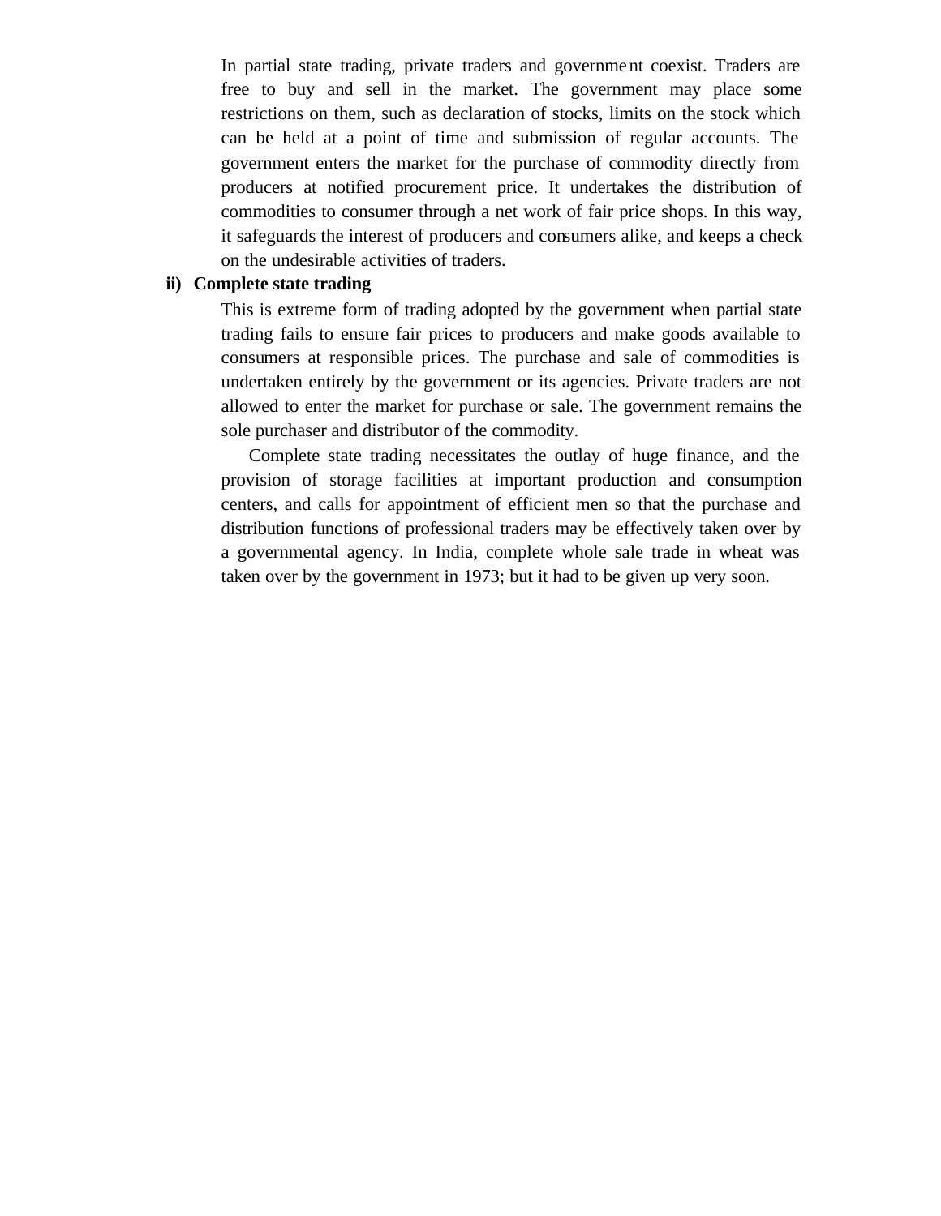In partial state trading, private traders and government coexist. Traders are free to buy and sell in the market. The government may place some restrictions on them, such as declaration of stocks, limits on the stock which can be held at a point of time and submission of regular accounts. The government enters the market for the purchase of commodity directly from producers at notified procurement price. It undertakes the distribution of commodities to consumer through a net work of fair price shops. In this way, it safeguards the interest of producers and consumers alike, and keeps a check on the undesirable activities of traders.

**ii) Complete state trading**

This is extreme form of trading adopted by the government when partial state trading fails to ensure fair prices to producers and make goods available to consumers at responsible prices. The purchase and sale of commodities is undertaken entirely by the government or its agencies. Private traders are not allowed to enter the market for purchase or sale. The government remains the sole purchaser and distributor of the commodity.

Complete state trading necessitates the outlay of huge finance, and the provision of storage facilities at important production and consumption centers, and calls for appointment of efficient men so that the purchase and distribution functions of professional traders may be effectively taken over by a governmental agency. In India, complete whole sale trade in wheat was taken over by the government in 1973; but it had to be given up very soon.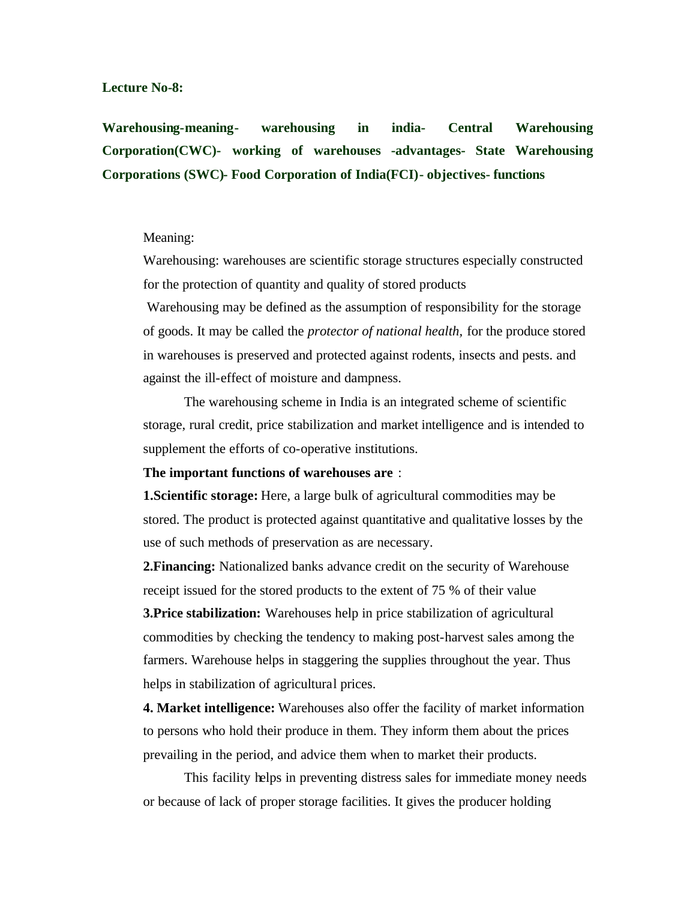**Lecture No-8:**

## Warehousing-meaning- warehousing in india- Central Warehousing Corporation(CWC)- working of warehouses -advantages- State Warehousing Corporations (SWC)- Food Corporation of India(FCI)- objectives- functions

Meaning:

Warehousing: warehouses are scientific storage structures especially constructed for the protection of quantity and quality of stored products

Warehousing may be defined as the assumption of responsibility for the storage of goods. It may be called the *protector of national health,* for the produce stored in warehouses is preserved and protected against rodents, insects and pests. and against the ill-effect of moisture and dampness.

The warehousing scheme in India is an integrated scheme of scientific storage, rural credit, price stabilization and market intelligence and is intended to supplement the efforts of co-operative institutions.

**The important functions of warehouses are** :

**1.Scientific storage:** Here, a large bulk of agricultural commodities may be stored. The product is protected against quantitative and qualitative losses by the use of such methods of preservation as are necessary.

**2.Financing:** Nationalized banks advance credit on the security of Warehouse receipt issued for the stored products to the extent of 75 % of their value

**3.Price stabilization:** Warehouses help in price stabilization of agricultural commodities by checking the tendency to making post-harvest sales among the farmers. Warehouse helps in staggering the supplies throughout the year. Thus helps in stabilization of agricultural prices.

**4. Market intelligence:** Warehouses also offer the facility of market information to persons who hold their produce in them. They inform them about the prices prevailing in the period, and advice them when to market their products.

This facility helps in preventing distress sales for immediate money needs or because of lack of proper storage facilities. It gives the producer holding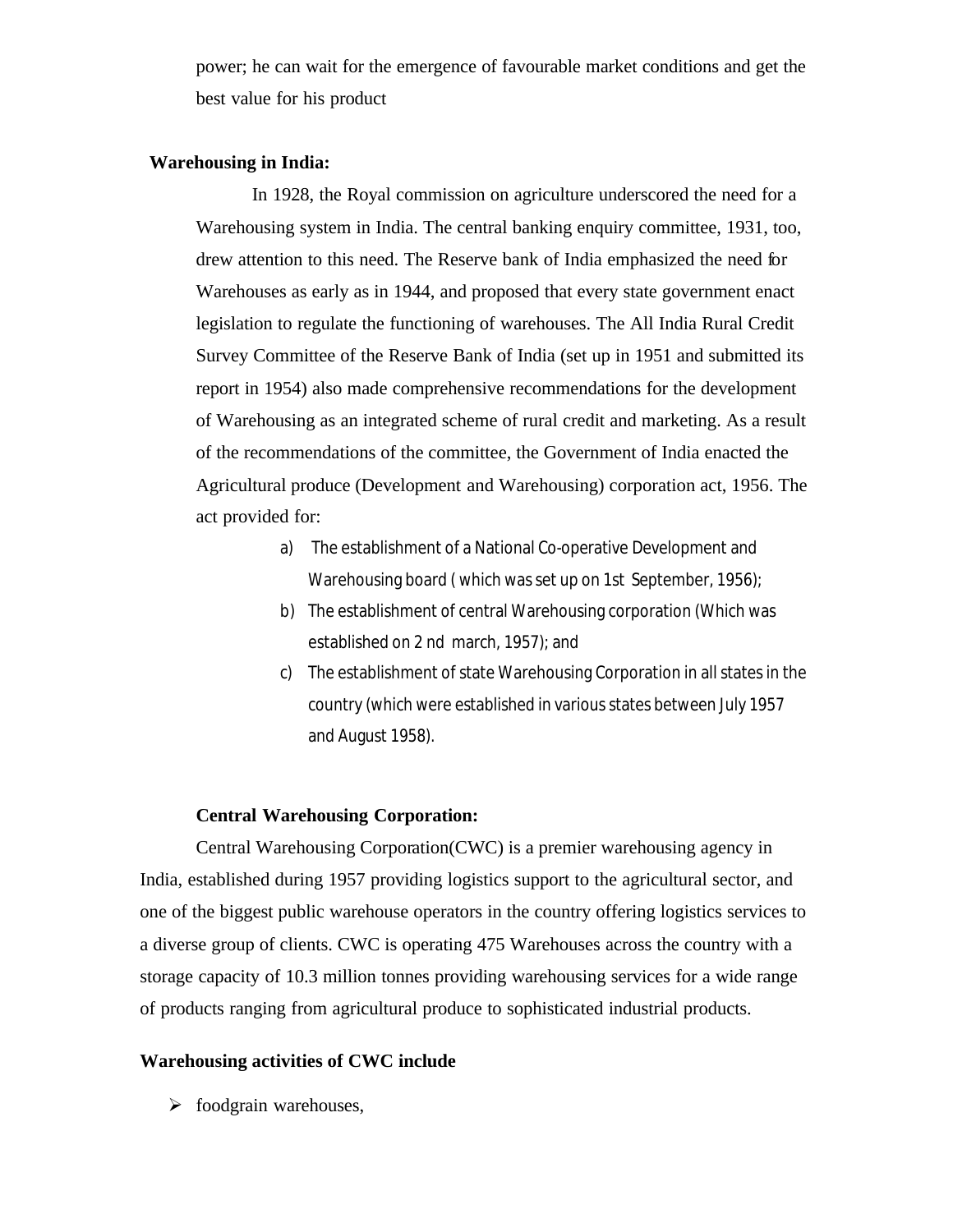power; he can wait for the emergence of favourable market conditions and get the best value for his product

**Warehousing in India:**

In 1928, the Royal commission on agriculture underscored the need for a Warehousing system in India. The central banking enquiry committee, 1931, too, drew attention to this need. The Reserve bank of India emphasized the need for Warehouses as early as in 1944, and proposed that every state government enact legislation to regulate the functioning of warehouses. The All India Rural Credit Survey Committee of the Reserve Bank of India (set up in 1951 and submitted its report in 1954) also made comprehensive recommendations for the development of Warehousing as an integrated scheme of rural credit and marketing. As a result of the recommendations of the committee, the Government of India enacted the Agricultural produce (Development and Warehousing) corporation act, 1956. The act provided for:

a) The establishment of a National Co-operative Development and Warehousing board ( which was set up on 1st September, 1956);
b) The establishment of central Warehousing corporation (Which was established on 2 nd march, 1957); and
c) The establishment of state Warehousing Corporation in all states in the country (which were established in various states between July 1957 and August 1958).

**Central Warehousing Corporation:**

Central Warehousing Corporation(CWC) is a premier warehousing agency in India, established during 1957 providing logistics support to the agricultural sector, and one of the biggest public warehouse operators in the country offering logistics services to a diverse group of clients. CWC is operating 475 Warehouses across the country with a storage capacity of 10.3 million tonnes providing warehousing services for a wide range of products ranging from agricultural produce to sophisticated industrial products.

**Warehousing activities of CWC include**

- foodgrain warehouses,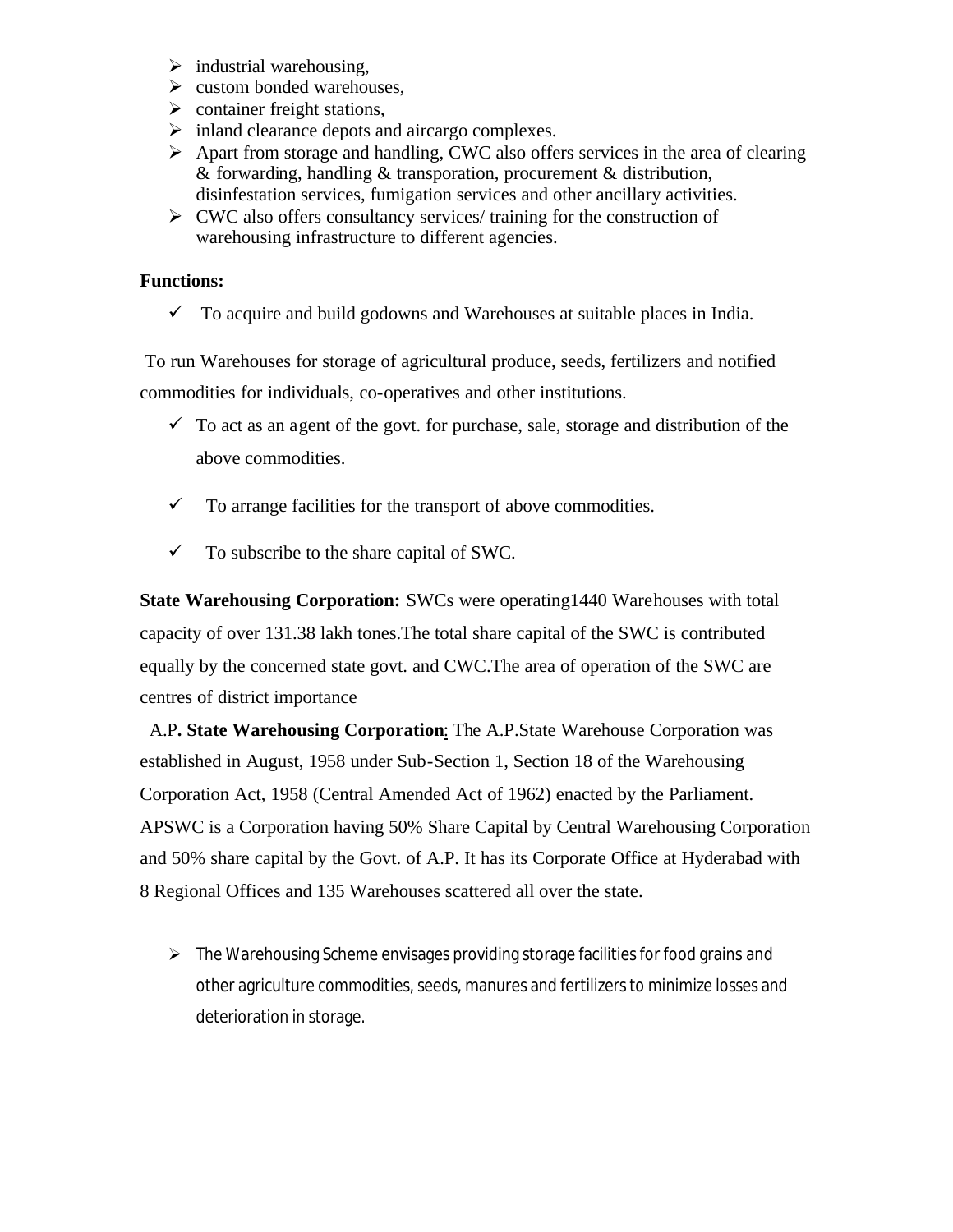- industrial warehousing,
- custom bonded warehouses,
- container freight stations,
- inland clearance depots and aircargo complexes.
- Apart from storage and handling, CWC also offers services in the area of clearing & forwarding, handling & transporation, procurement & distribution, disinfestation services, fumigation services and other ancillary activities.
- CWC also offers consultancy services/ training for the construction of warehousing infrastructure to different agencies.

**Functions:**

- To acquire and build godowns and Warehouses at suitable places in India.

To run Warehouses for storage of agricultural produce, seeds, fertilizers and notified commodities for individuals, co-operatives and other institutions.

- To act as an agent of the govt. for purchase, sale, storage and distribution of the above commodities.
- To arrange facilities for the transport of above commodities.
- To subscribe to the share capital of SWC.

**State Warehousing Corporation:** SWCs were operating1440 Warehouses with total capacity of over 131.38 lakh tones.The total share capital of the SWC is contributed equally by the concerned state govt. and CWC.The area of operation of the SWC are centres of district importance

A.P**. State Warehousing Corporation:** The A.P.State Warehouse Corporation was established in August, 1958 under Sub-Section 1, Section 18 of the Warehousing Corporation Act, 1958 (Central Amended Act of 1962) enacted by the Parliament. APSWC is a Corporation having 50% Share Capital by Central Warehousing Corporation and 50% share capital by the Govt. of A.P. It has its Corporate Office at Hyderabad with 8 Regional Offices and 135 Warehouses scattered all over the state.

- The Warehousing Scheme envisages providing storage facilities for food grains and other agriculture commodities, seeds, manures and fertilizers to minimize losses and deterioration in storage.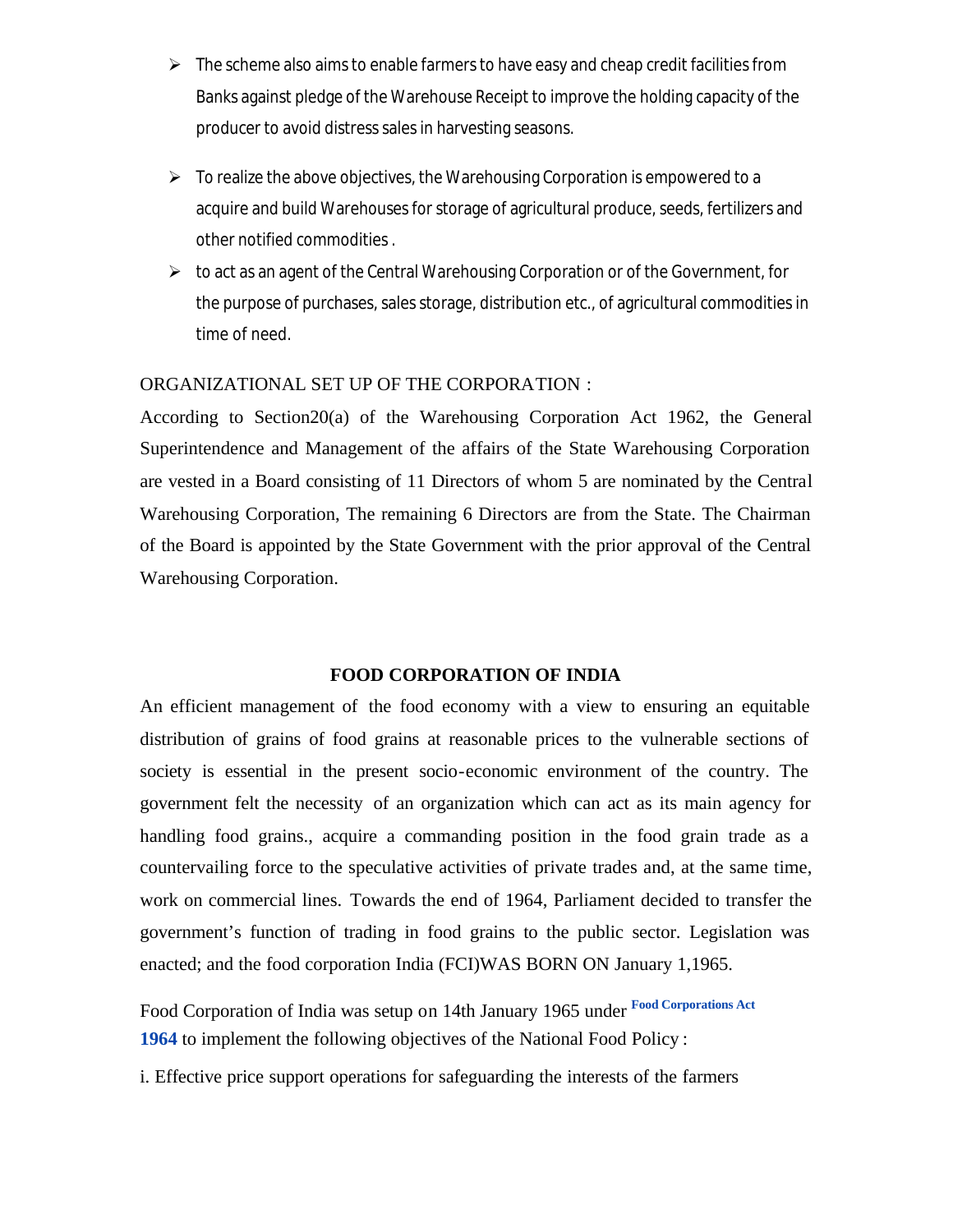- The scheme also aims to enable farmers to have easy and cheap credit facilities from Banks against pledge of the Warehouse Receipt to improve the holding capacity of the producer to avoid distress sales in harvesting seasons.

- To realize the above objectives, the Warehousing Corporation is empowered to a acquire and build Warehouses for storage of agricultural produce, seeds, fertilizers and other notified commodities .
- to act as an agent of the Central Warehousing Corporation or of the Government, for the purpose of purchases, sales storage, distribution etc., of agricultural commodities in time of need.

ORGANIZATIONAL SET UP OF THE CORPORATION :

According to Section20(a) of the Warehousing Corporation Act 1962, the General Superintendence and Management of the affairs of the State Warehousing Corporation are vested in a Board consisting of 11 Directors of whom 5 are nominated by the Central Warehousing Corporation, The remaining 6 Directors are from the State. The Chairman of the Board is appointed by the State Government with the prior approval of the Central Warehousing Corporation.

## FOOD CORPORATION OF INDIA

An efficient management of the food economy with a view to ensuring an equitable distribution of grains of food grains at reasonable prices to the vulnerable sections of society is essential in the present socio-economic environment of the country. The government felt the necessity of an organization which can act as its main agency for handling food grains., acquire a commanding position in the food grain trade as a countervailing force to the speculative activities of private trades and, at the same time, work on commercial lines. Towards the end of 1964, Parliament decided to transfer the government's function of trading in food grains to the public sector. Legislation was enacted; and the food corporation India (FCI)WAS BORN ON January 1,1965.

Food Corporation of India was setup on 14th January 1965 under **Food Corporations Act 1964** to implement the following objectives of the National Food Policy :

i. Effective price support operations for safeguarding the interests of the farmers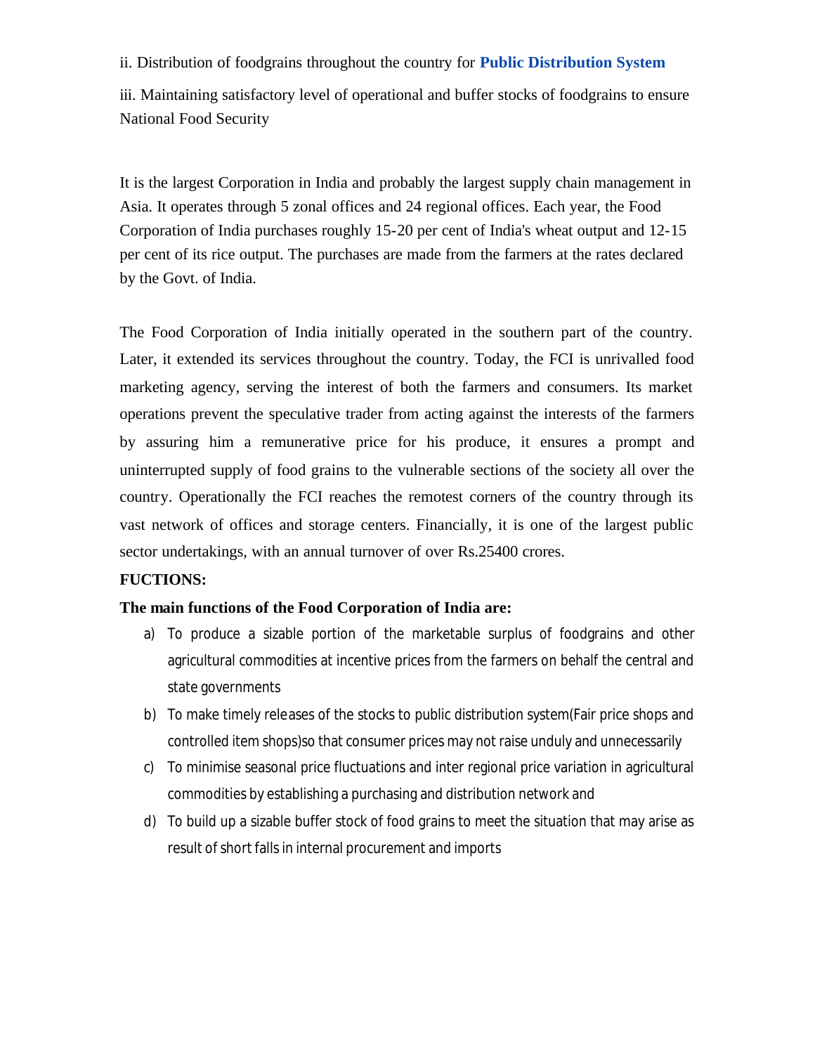ii. Distribution of foodgrains throughout the country for **Public Distribution System**

iii. Maintaining satisfactory level of operational and buffer stocks of foodgrains to ensure National Food Security

It is the largest Corporation in India and probably the largest supply chain management in Asia. It operates through 5 zonal offices and 24 regional offices. Each year, the Food Corporation of India purchases roughly 15-20 per cent of India's wheat output and 12-15 per cent of its rice output. The purchases are made from the farmers at the rates declared by the Govt. of India.

The Food Corporation of India initially operated in the southern part of the country. Later, it extended its services throughout the country. Today, the FCI is unrivalled food marketing agency, serving the interest of both the farmers and consumers. Its market operations prevent the speculative trader from acting against the interests of the farmers by assuring him a remunerative price for his produce, it ensures a prompt and uninterrupted supply of food grains to the vulnerable sections of the society all over the country. Operationally the FCI reaches the remotest corners of the country through its vast network of offices and storage centers. Financially, it is one of the largest public sector undertakings, with an annual turnover of over Rs.25400 crores.

**FUCTIONS:**

**The main functions of the Food Corporation of India are:**

a) To produce a sizable portion of the marketable surplus of foodgrains and other agricultural commodities at incentive prices from the farmers on behalf the central and state governments
b) To make timely releases of the stocks to public distribution system(Fair price shops and controlled item shops)so that consumer prices may not raise unduly and unnecessarily
c) To minimise seasonal price fluctuations and inter regional price variation in agricultural commodities by establishing a purchasing and distribution network and
d) To build up a sizable buffer stock of food grains to meet the situation that may arise as result of short falls in internal procurement and imports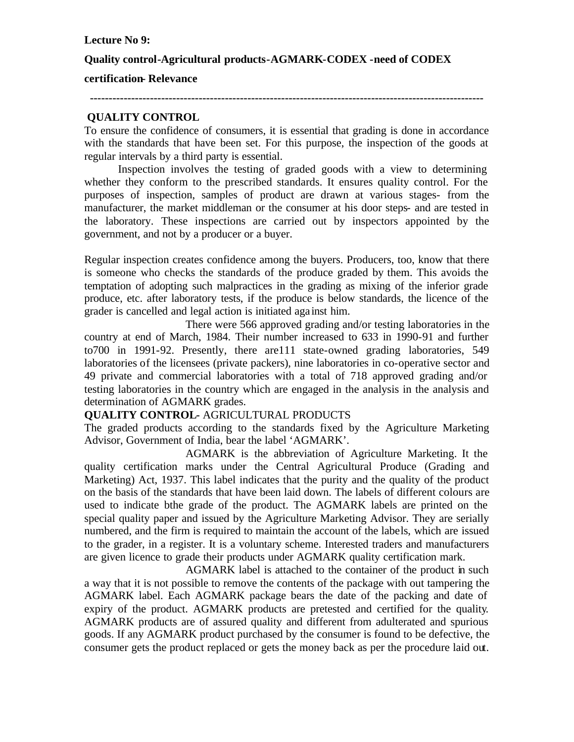**Lecture No 9:**

**Quality control-Agricultural products-AGMARK-CODEX -need of CODEX certification- Relevance**

---

**QUALITY CONTROL**

To ensure the confidence of consumers, it is essential that grading is done in accordance with the standards that have been set. For this purpose, the inspection of the goods at regular intervals by a third party is essential.

Inspection involves the testing of graded goods with a view to determining whether they conform to the prescribed standards. It ensures quality control. For the purposes of inspection, samples of product are drawn at various stages- from the manufacturer, the market middleman or the consumer at his door steps- and are tested in the laboratory. These inspections are carried out by inspectors appointed by the government, and not by a producer or a buyer.

Regular inspection creates confidence among the buyers. Producers, too, know that there is someone who checks the standards of the produce graded by them. This avoids the temptation of adopting such malpractices in the grading as mixing of the inferior grade produce, etc. after laboratory tests, if the produce is below standards, the licence of the grader is cancelled and legal action is initiated aga inst him.

There were 566 approved grading and/or testing laboratories in the country at end of March, 1984. Their number increased to 633 in 1990-91 and further to700 in 1991-92. Presently, there are111 state-owned grading laboratories, 549 laboratories of the licensees (private packers), nine laboratories in co-operative sector and 49 private and commercial laboratories with a total of 718 approved grading and/or testing laboratories in the country which are engaged in the analysis in the analysis and determination of AGMARK grades.

**QUALITY CONTROL-** AGRICULTURAL PRODUCTS

The graded products according to the standards fixed by the Agriculture Marketing Advisor, Government of India, bear the label 'AGMARK'.

AGMARK is the abbreviation of Agriculture Marketing. It the quality certification marks under the Central Agricultural Produce (Grading and Marketing) Act, 1937. This label indicates that the purity and the quality of the product on the basis of the standards that have been laid down. The labels of different colours are used to indicate bthe grade of the product. The AGMARK labels are printed on the special quality paper and issued by the Agriculture Marketing Advisor. They are serially numbered, and the firm is required to maintain the account of the labels, which are issued to the grader, in a register. It is a voluntary scheme. Interested traders and manufacturers are given licence to grade their products under AGMARK quality certification mark.

AGMARK label is attached to the container of the product in such a way that it is not possible to remove the contents of the package with out tampering the AGMARK label. Each AGMARK package bears the date of the packing and date of expiry of the product. AGMARK products are pretested and certified for the quality. AGMARK products are of assured quality and different from adulterated and spurious goods. If any AGMARK product purchased by the consumer is found to be defective, the consumer gets the product replaced or gets the money back as per the procedure laid out.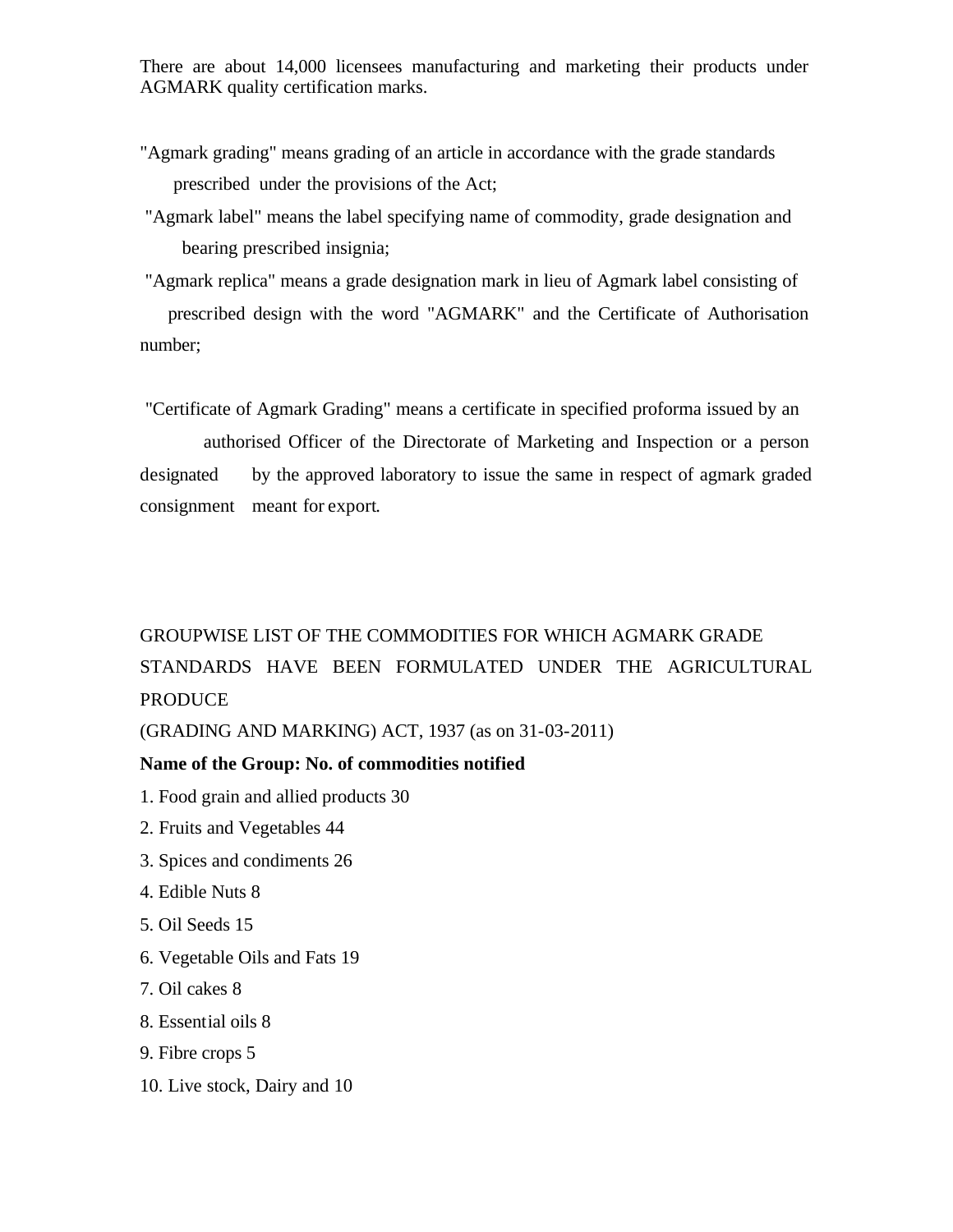There are about 14,000 licensees manufacturing and marketing their products under AGMARK quality certification marks.

"Agmark grading" means grading of an article in accordance with the grade standards prescribed under the provisions of the Act;

"Agmark label" means the label specifying name of commodity, grade designation and bearing prescribed insignia;

"Agmark replica" means a grade designation mark in lieu of Agmark label consisting of prescribed design with the word "AGMARK" and the Certificate of Authorisation number;

"Certificate of Agmark Grading" means a certificate in specified proforma issued by an authorised Officer of the Directorate of Marketing and Inspection or a person designated by the approved laboratory to issue the same in respect of agmark graded consignment meant for export.

GROUPWISE LIST OF THE COMMODITIES FOR WHICH AGMARK GRADE STANDARDS HAVE BEEN FORMULATED UNDER THE AGRICULTURAL PRODUCE (GRADING AND MARKING) ACT, 1937 (as on 31-03-2011)

**Name of the Group: No. of commodities notified**

1. Food grain and allied products 30
2. Fruits and Vegetables 44
3. Spices and condiments 26
4. Edible Nuts 8
5. Oil Seeds 15
6. Vegetable Oils and Fats 19
7. Oil cakes 8
8. Essential oils 8
9. Fibre crops 5
10. Live stock, Dairy and 10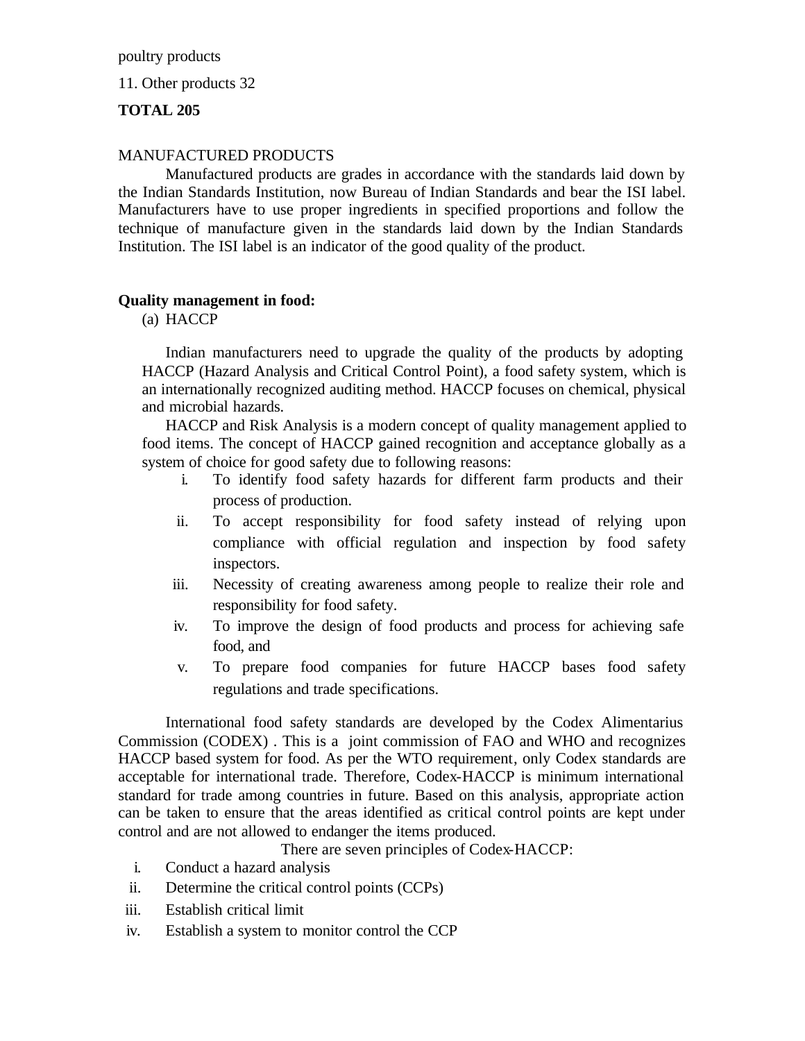poultry products

11. Other products 32

**TOTAL 205**

MANUFACTURED PRODUCTS

Manufactured products are grades in accordance with the standards laid down by the Indian Standards Institution, now Bureau of Indian Standards and bear the ISI label. Manufacturers have to use proper ingredients in specified proportions and follow the technique of manufacture given in the standards laid down by the Indian Standards Institution. The ISI label is an indicator of the good quality of the product.

**Quality management in food:**

(a) HACCP

Indian manufacturers need to upgrade the quality of the products by adopting HACCP (Hazard Analysis and Critical Control Point), a food safety system, which is an internationally recognized auditing method. HACCP focuses on chemical, physical and microbial hazards.

HACCP and Risk Analysis is a modern concept of quality management applied to food items. The concept of HACCP gained recognition and acceptance globally as a system of choice for good safety due to following reasons:

i. To identify food safety hazards for different farm products and their process of production.
ii. To accept responsibility for food safety instead of relying upon compliance with official regulation and inspection by food safety inspectors.
iii. Necessity of creating awareness among people to realize their role and responsibility for food safety.
iv. To improve the design of food products and process for achieving safe food, and
v. To prepare food companies for future HACCP bases food safety regulations and trade specifications.

International food safety standards are developed by the Codex Alimentarius Commission (CODEX) . This is a joint commission of FAO and WHO and recognizes HACCP based system for food. As per the WTO requirement, only Codex standards are acceptable for international trade. Therefore, Codex-HACCP is minimum international standard for trade among countries in future. Based on this analysis, appropriate action can be taken to ensure that the areas identified as critical control points are kept under control and are not allowed to endanger the items produced.

There are seven principles of Codex-HACCP:

i. Conduct a hazard analysis
ii. Determine the critical control points (CCPs)
iii. Establish critical limit
iv. Establish a system to monitor control the CCP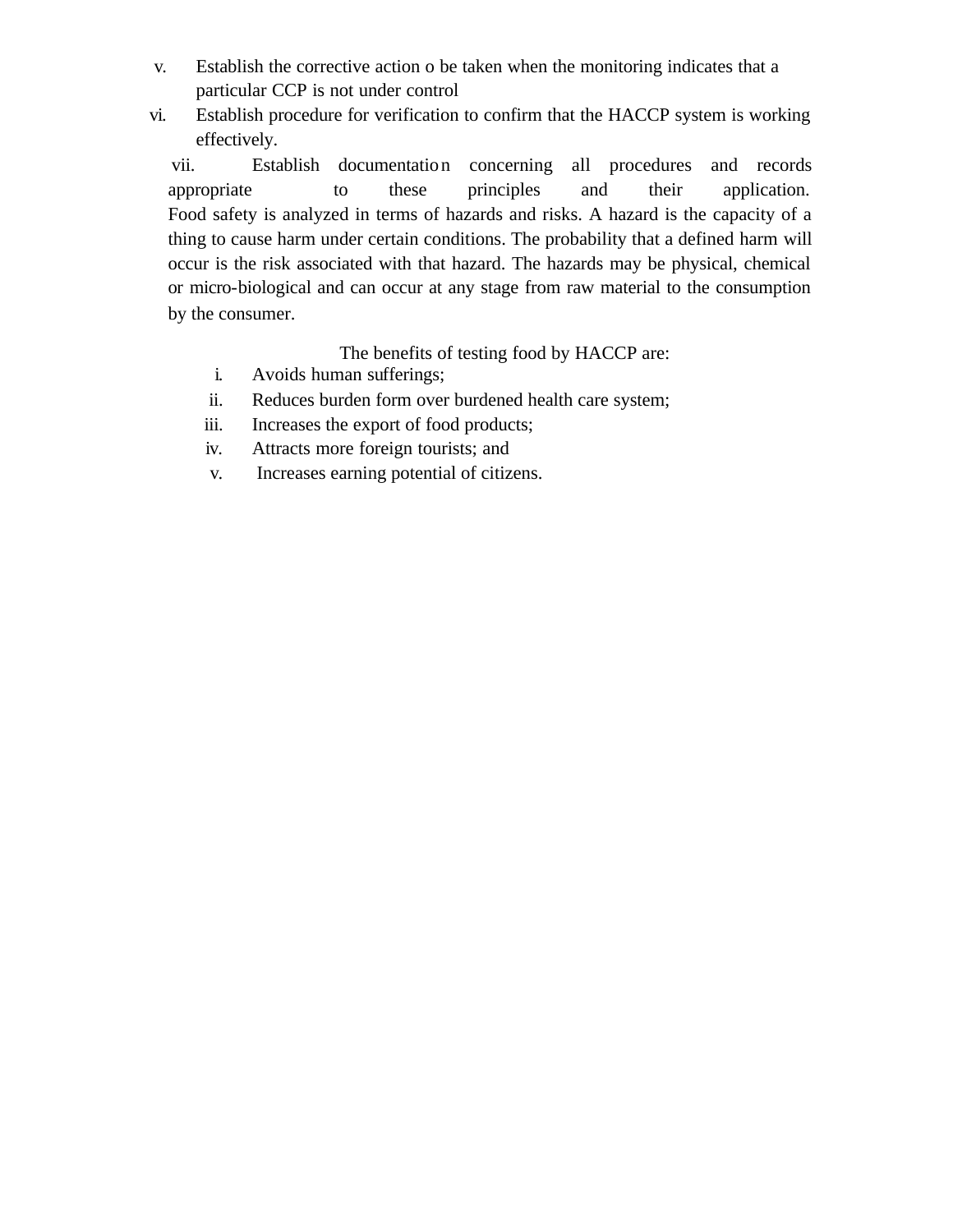v. Establish the corrective action o be taken when the monitoring indicates that a particular CCP is not under control
vi. Establish procedure for verification to confirm that the HACCP system is working effectively.
vii. Establish documentation concerning all procedures and records appropriate to these principles and their application.

Food safety is analyzed in terms of hazards and risks. A hazard is the capacity of a thing to cause harm under certain conditions. The probability that a defined harm will occur is the risk associated with that hazard. The hazards may be physical, chemical or micro-biological and can occur at any stage from raw material to the consumption by the consumer.

The benefits of testing food by HACCP are:

i. Avoids human sufferings;
ii. Reduces burden form over burdened health care system;
iii. Increases the export of food products;
iv. Attracts more foreign tourists; and
v. Increases earning potential of citizens.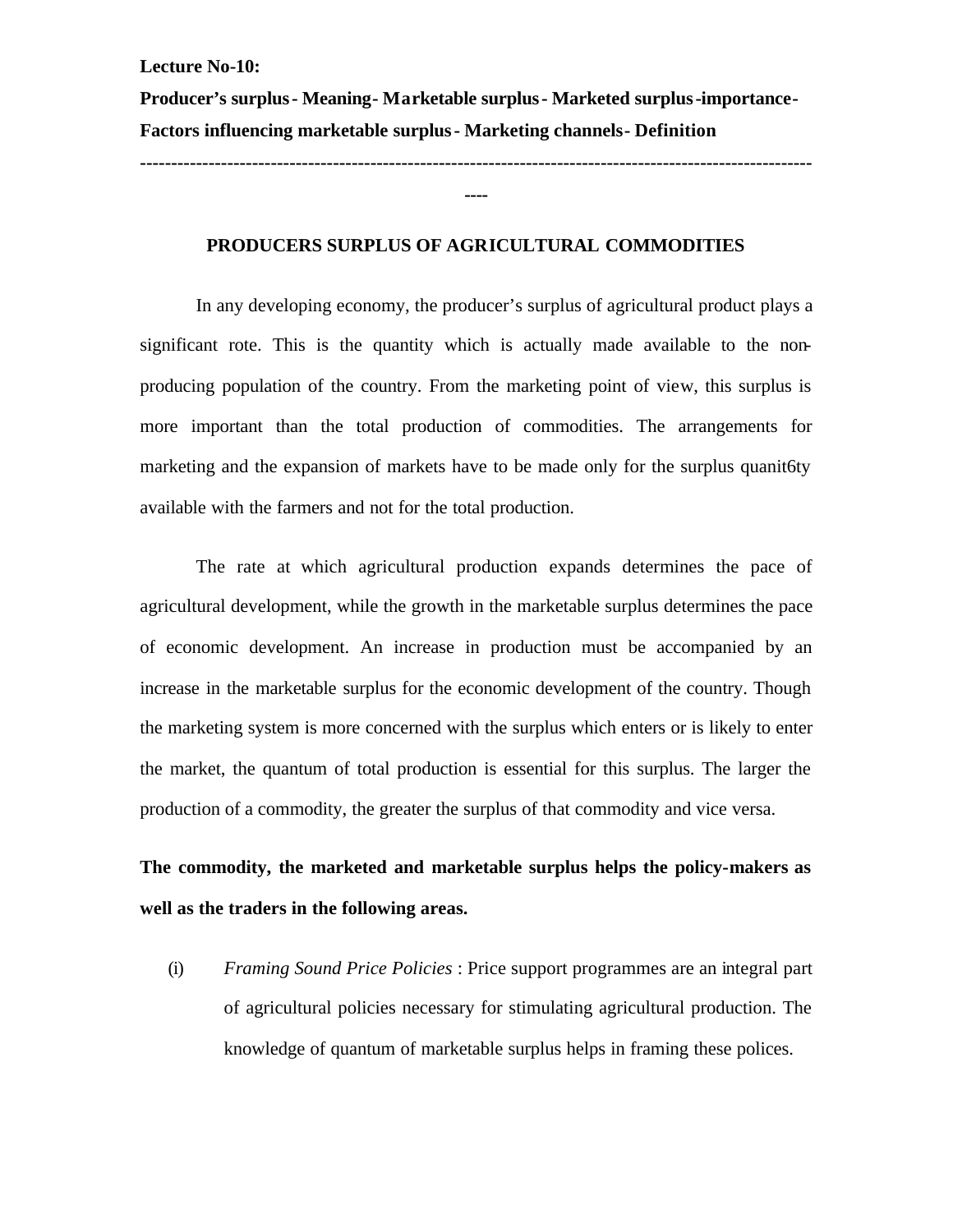**Lecture No-10:**

**Producer's surplus - Meaning - Marketable surplus - Marketed surplus -importance - Factors influencing marketable surplus - Marketing channels - Definition**

---

## PRODUCERS SURPLUS OF AGRICULTURAL COMMODITIES

In any developing economy, the producer's surplus of agricultural product plays a significant rote. This is the quantity which is actually made available to the non-producing population of the country. From the marketing point of view, this surplus is more important than the total production of commodities. The arrangements for marketing and the expansion of markets have to be made only for the surplus quanit6ty available with the farmers and not for the total production.

The rate at which agricultural production expands determines the pace of agricultural development, while the growth in the marketable surplus determines the pace of economic development. An increase in production must be accompanied by an increase in the marketable surplus for the economic development of the country. Though the marketing system is more concerned with the surplus which enters or is likely to enter the market, the quantum of total production is essential for this surplus. The larger the production of a commodity, the greater the surplus of that commodity and vice versa.

**The commodity, the marketed and marketable surplus helps the policy-makers as well as the traders in the following areas.**

(i) *Framing Sound Price Policies* : Price support programmes are an integral part of agricultural policies necessary for stimulating agricultural production. The knowledge of quantum of marketable surplus helps in framing these polices.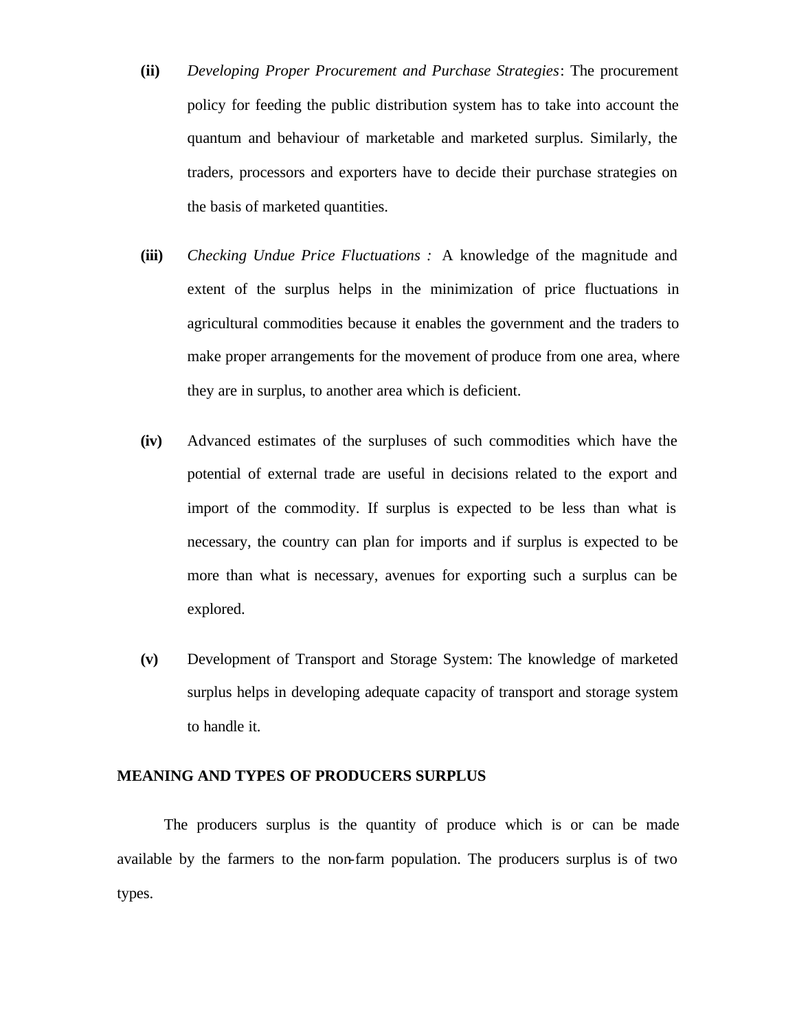**(ii)** *Developing Proper Procurement and Purchase Strategies*: The procurement policy for feeding the public distribution system has to take into account the quantum and behaviour of marketable and marketed surplus. Similarly, the traders, processors and exporters have to decide their purchase strategies on the basis of marketed quantities.

**(iii)** *Checking Undue Price Fluctuations :* A knowledge of the magnitude and extent of the surplus helps in the minimization of price fluctuations in agricultural commodities because it enables the government and the traders to make proper arrangements for the movement of produce from one area, where they are in surplus, to another area which is deficient.

**(iv)** Advanced estimates of the surpluses of such commodities which have the potential of external trade are useful in decisions related to the export and import of the commodity. If surplus is expected to be less than what is necessary, the country can plan for imports and if surplus is expected to be more than what is necessary, avenues for exporting such a surplus can be explored.

**(v)** Development of Transport and Storage System: The knowledge of marketed surplus helps in developing adequate capacity of transport and storage system to handle it.

## MEANING AND TYPES OF PRODUCERS SURPLUS

The producers surplus is the quantity of produce which is or can be made available by the farmers to the non-farm population. The producers surplus is of two types.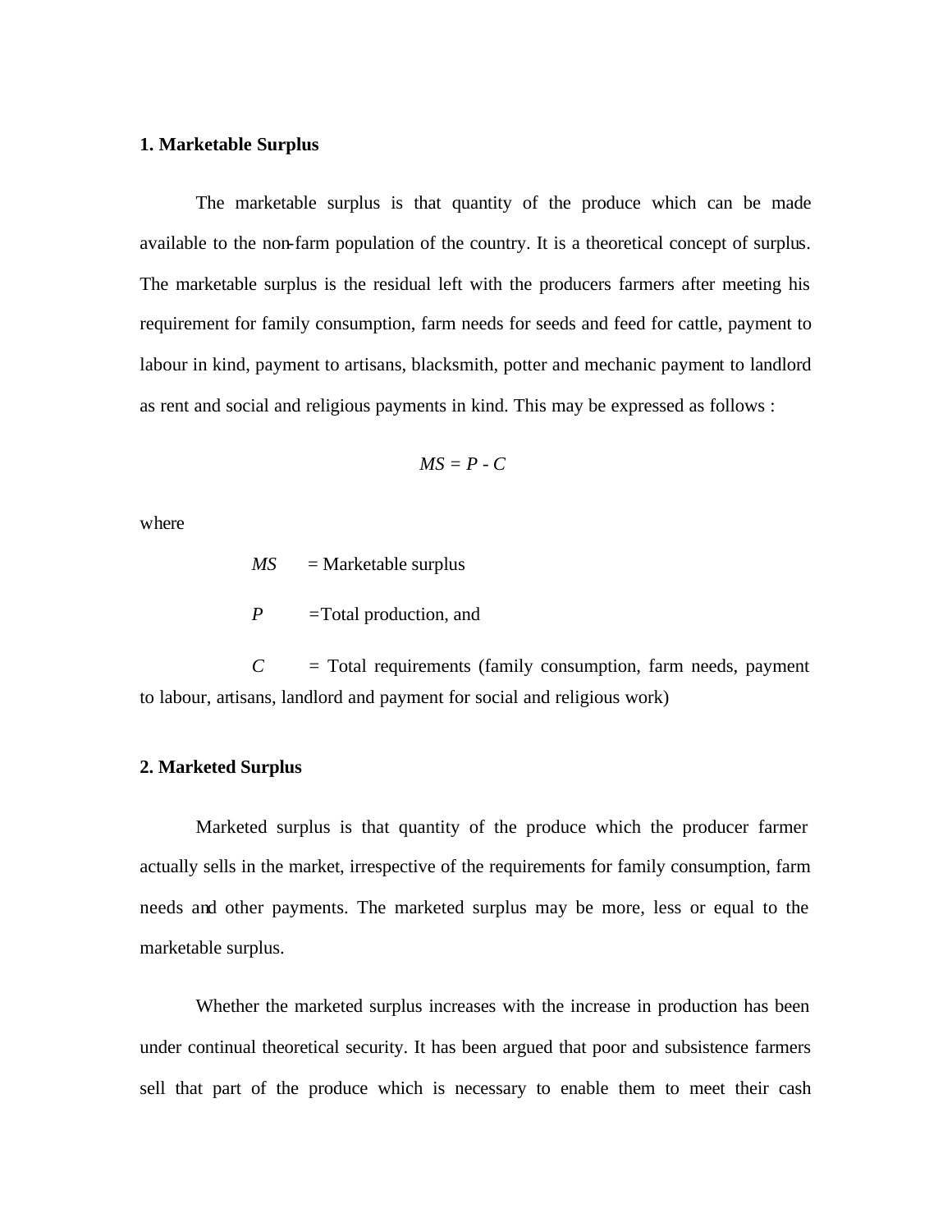## 1. Marketable Surplus

The marketable surplus is that quantity of the produce which can be made available to the non-farm population of the country. It is a theoretical concept of surplus. The marketable surplus is the residual left with the producers farmers after meeting his requirement for family consumption, farm needs for seeds and feed for cattle, payment to labour in kind, payment to artisans, blacksmith, potter and mechanic payment to landlord as rent and social and religious payments in kind. This may be expressed as follows :

$$MS = P - C$$

where

$MS$ = Marketable surplus

$P$ = Total production, and

$C$ = Total requirements (family consumption, farm needs, payment to labour, artisans, landlord and payment for social and religious work)

## 2. Marketed Surplus

Marketed surplus is that quantity of the produce which the producer farmer actually sells in the market, irrespective of the requirements for family consumption, farm needs and other payments. The marketed surplus may be more, less or equal to the marketable surplus.

Whether the marketed surplus increases with the increase in production has been under continual theoretical security. It has been argued that poor and subsistence farmers sell that part of the produce which is necessary to enable them to meet their cash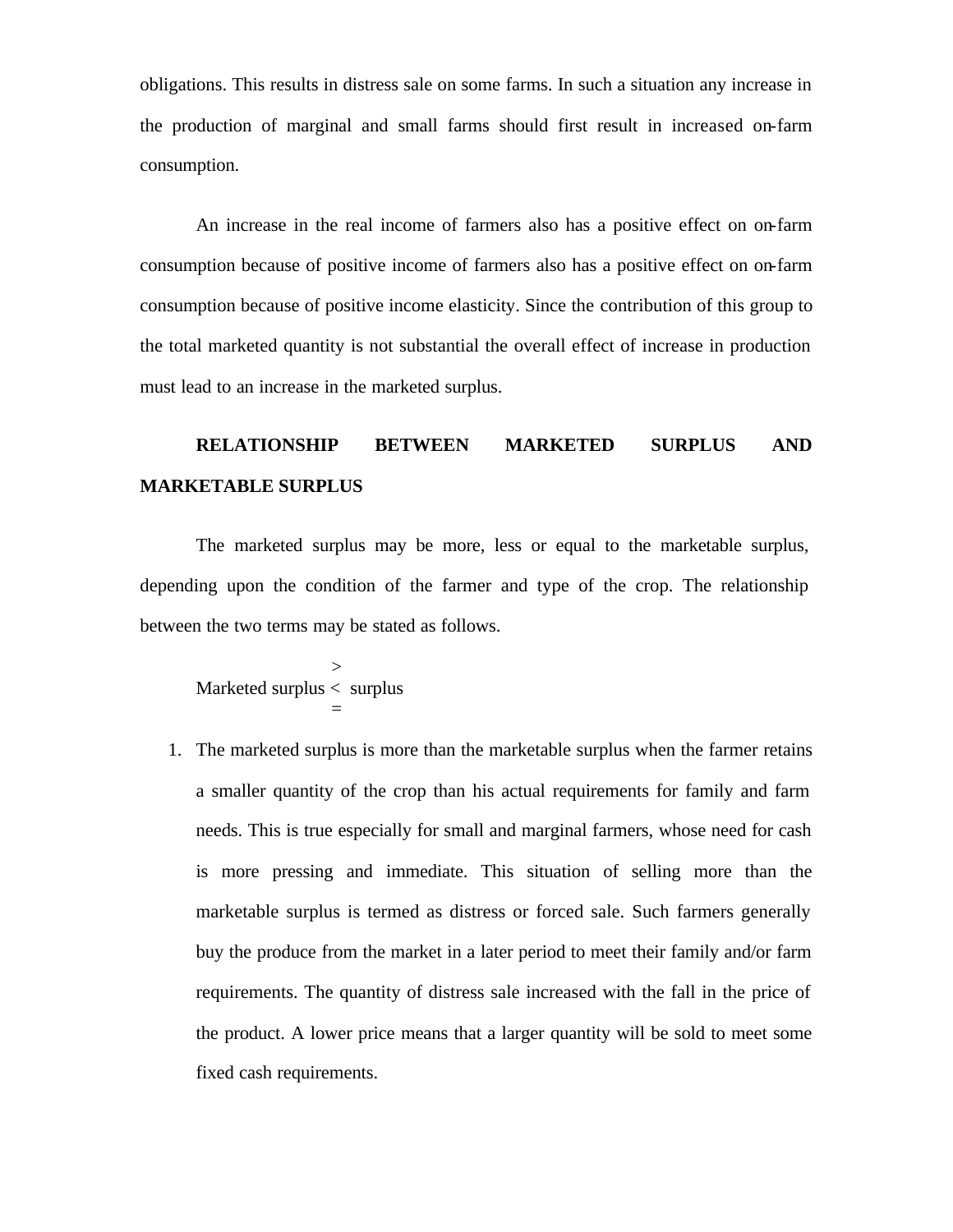obligations. This results in distress sale on some farms. In such a situation any increase in the production of marginal and small farms should first result in increased on-farm consumption.

An increase in the real income of farmers also has a positive effect on on-farm consumption because of positive income of farmers also has a positive effect on on-farm consumption because of positive income elasticity. Since the contribution of this group to the total marketed quantity is not substantial the overall effect of increase in production must lead to an increase in the marketed surplus.

**RELATIONSHIP BETWEEN MARKETED SURPLUS AND MARKETABLE SURPLUS**

The marketed surplus may be more, less or equal to the marketable surplus, depending upon the condition of the farmer and type of the crop. The relationship between the two terms may be stated as follows.

$$\text{Marketed surplus} \begin{matrix} > \\ < \\ = \end{matrix} \text{ surplus}$$

1. The marketed surplus is more than the marketable surplus when the farmer retains a smaller quantity of the crop than his actual requirements for family and farm needs. This is true especially for small and marginal farmers, whose need for cash is more pressing and immediate. This situation of selling more than the marketable surplus is termed as distress or forced sale. Such farmers generally buy the produce from the market in a later period to meet their family and/or farm requirements. The quantity of distress sale increased with the fall in the price of the product. A lower price means that a larger quantity will be sold to meet some fixed cash requirements.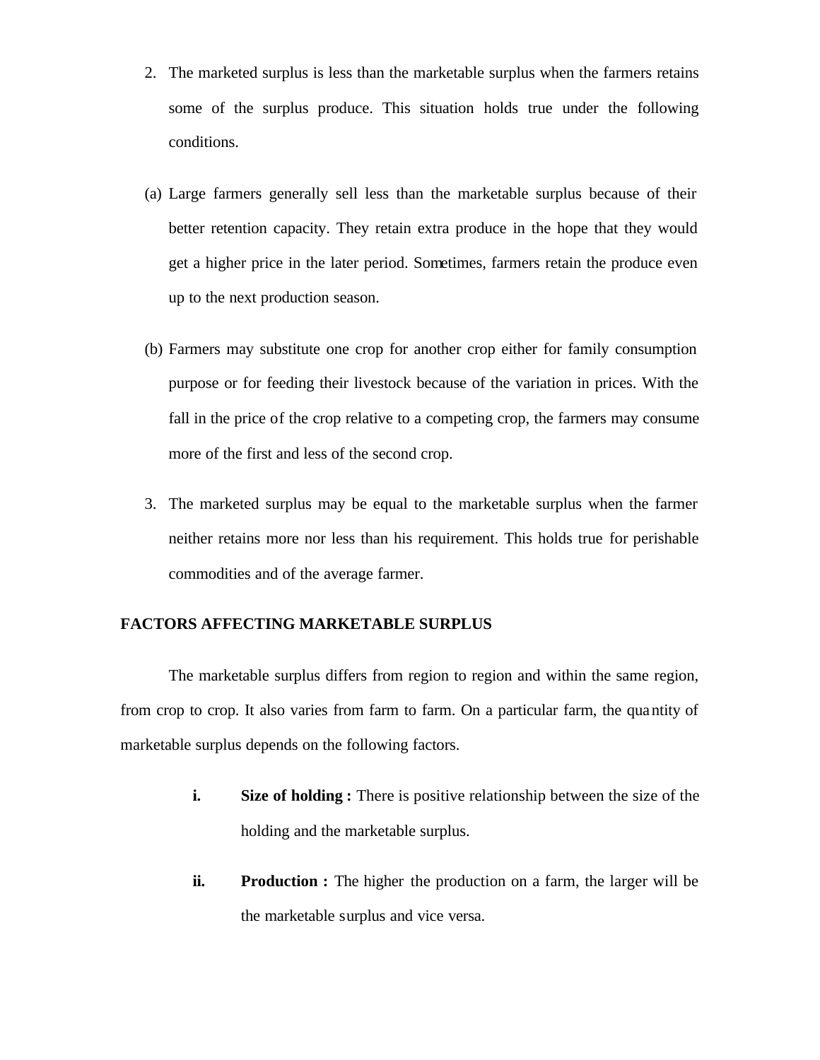2. The marketed surplus is less than the marketable surplus when the farmers retains some of the surplus produce. This situation holds true under the following conditions.

(a) Large farmers generally sell less than the marketable surplus because of their better retention capacity. They retain extra produce in the hope that they would get a higher price in the later period. Sometimes, farmers retain the produce even up to the next production season.

(b) Farmers may substitute one crop for another crop either for family consumption purpose or for feeding their livestock because of the variation in prices. With the fall in the price of the crop relative to a competing crop, the farmers may consume more of the first and less of the second crop.

3. The marketed surplus may be equal to the marketable surplus when the farmer neither retains more nor less than his requirement. This holds true for perishable commodities and of the average farmer.

**FACTORS AFFECTING MARKETABLE SURPLUS**

The marketable surplus differs from region to region and within the same region, from crop to crop. It also varies from farm to farm. On a particular farm, the quantity of marketable surplus depends on the following factors.

i. **Size of holding :** There is positive relationship between the size of the holding and the marketable surplus.

ii. **Production :** The higher the production on a farm, the larger will be the marketable surplus and vice versa.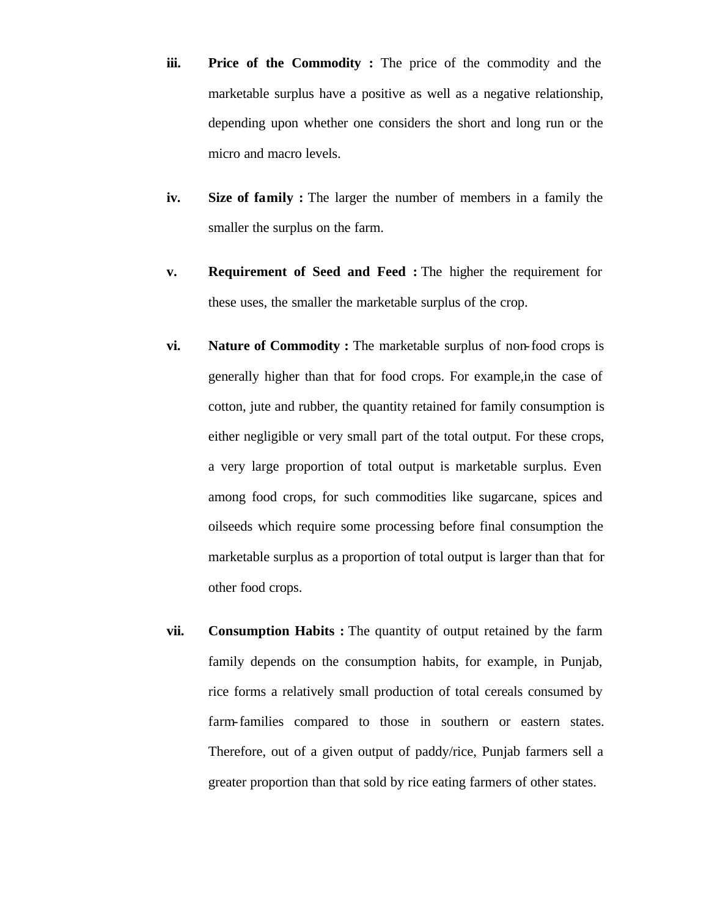iii. **Price of the Commodity :** The price of the commodity and the marketable surplus have a positive as well as a negative relationship, depending upon whether one considers the short and long run or the micro and macro levels.

iv. **Size of family :** The larger the number of members in a family the smaller the surplus on the farm.

v. **Requirement of Seed and Feed :** The higher the requirement for these uses, the smaller the marketable surplus of the crop.

vi. **Nature of Commodity :** The marketable surplus of non-food crops is generally higher than that for food crops. For example,in the case of cotton, jute and rubber, the quantity retained for family consumption is either negligible or very small part of the total output. For these crops, a very large proportion of total output is marketable surplus. Even among food crops, for such commodities like sugarcane, spices and oilseeds which require some processing before final consumption the marketable surplus as a proportion of total output is larger than that for other food crops.

vii. **Consumption Habits :** The quantity of output retained by the farm family depends on the consumption habits, for example, in Punjab, rice forms a relatively small production of total cereals consumed by farm-families compared to those in southern or eastern states. Therefore, out of a given output of paddy/rice, Punjab farmers sell a greater proportion than that sold by rice eating farmers of other states.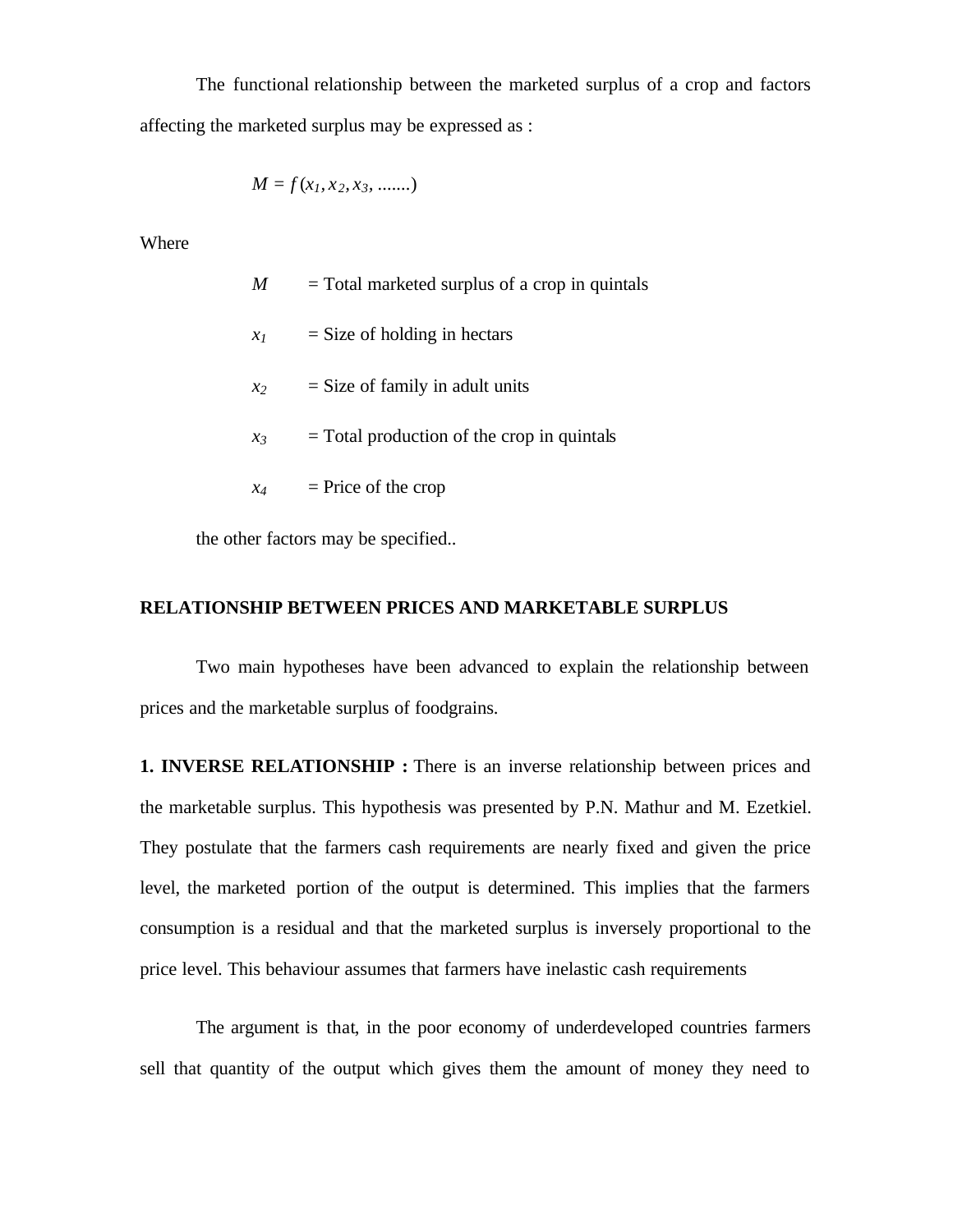The functional relationship between the marketed surplus of a crop and factors affecting the marketed surplus may be expressed as :

$$M = f(x_1, x_2, x_3, .......)$$

Where

$M$ = Total marketed surplus of a crop in quintals

$x_1$ = Size of holding in hectars

$x_2$ = Size of family in adult units

$x_3$ = Total production of the crop in quintals

$x_4$ = Price of the crop

the other factors may be specified..

**RELATIONSHIP BETWEEN PRICES AND MARKETABLE SURPLUS**

Two main hypotheses have been advanced to explain the relationship between prices and the marketable surplus of foodgrains.

**1. INVERSE RELATIONSHIP :** There is an inverse relationship between prices and the marketable surplus. This hypothesis was presented by P.N. Mathur and M. Ezetkiel. They postulate that the farmers cash requirements are nearly fixed and given the price level, the marketed portion of the output is determined. This implies that the farmers consumption is a residual and that the marketed surplus is inversely proportional to the price level. This behaviour assumes that farmers have inelastic cash requirements

The argument is that, in the poor economy of underdeveloped countries farmers sell that quantity of the output which gives them the amount of money they need to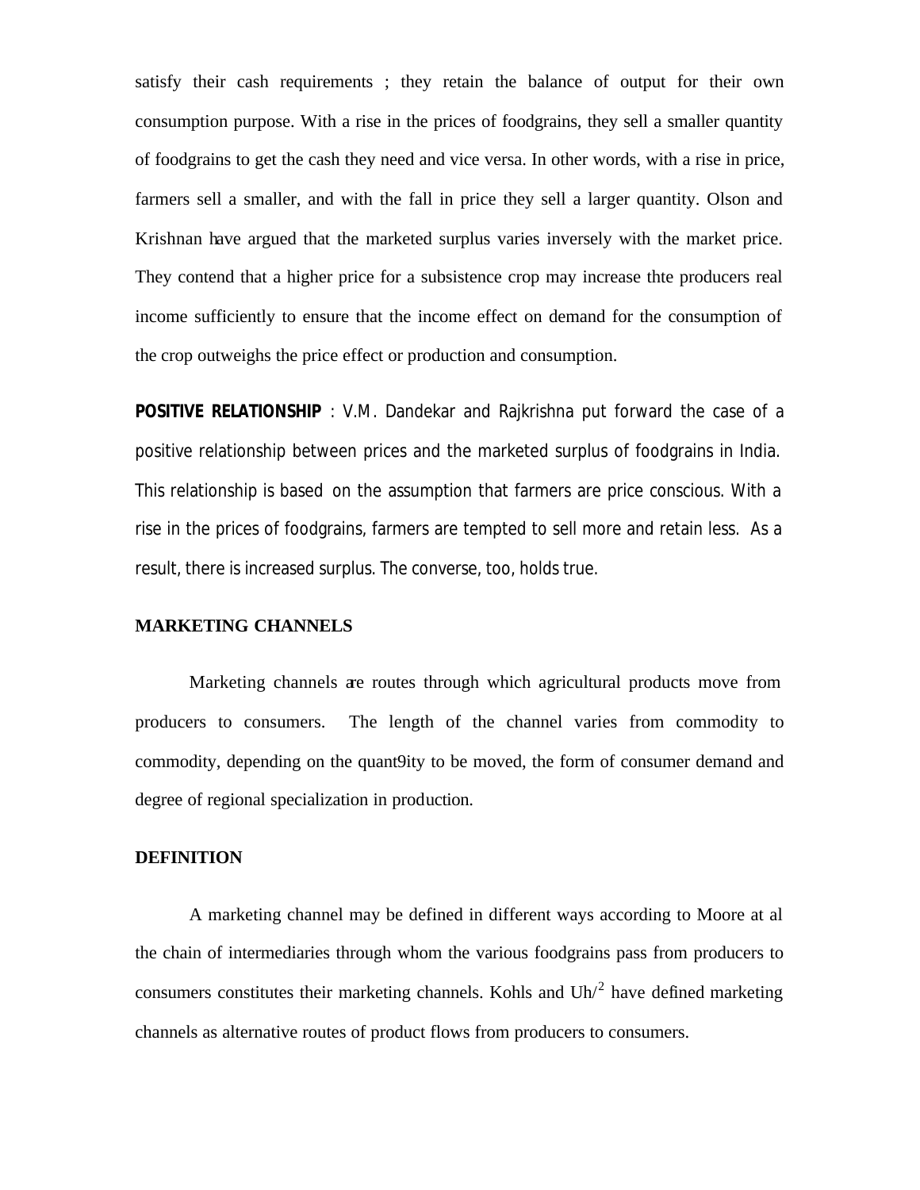satisfy their cash requirements ; they retain the balance of output for their own consumption purpose. With a rise in the prices of foodgrains, they sell a smaller quantity of foodgrains to get the cash they need and vice versa. In other words, with a rise in price, farmers sell a smaller, and with the fall in price they sell a larger quantity. Olson and Krishnan have argued that the marketed surplus varies inversely with the market price. They contend that a higher price for a subsistence crop may increase thte producers real income sufficiently to ensure that the income effect on demand for the consumption of the crop outweighs the price effect or production and consumption.

**POSITIVE RELATIONSHIP** : V.M. Dandekar and Rajkrishna put forward the case of a positive relationship between prices and the marketed surplus of foodgrains in India. This relationship is based on the assumption that farmers are price conscious. With a rise in the prices of foodgrains, farmers are tempted to sell more and retain less. As a result, there is increased surplus. The converse, too, holds true.

**MARKETING CHANNELS**

Marketing channels are routes through which agricultural products move from producers to consumers. The length of the channel varies from commodity to commodity, depending on the quant9ity to be moved, the form of consumer demand and degree of regional specialization in production.

**DEFINITION**

A marketing channel may be defined in different ways according to Moore at al the chain of intermediaries through whom the various foodgrains pass from producers to consumers constitutes their marketing channels. Kohls and Uh/[2] have defined marketing channels as alternative routes of product flows from producers to consumers.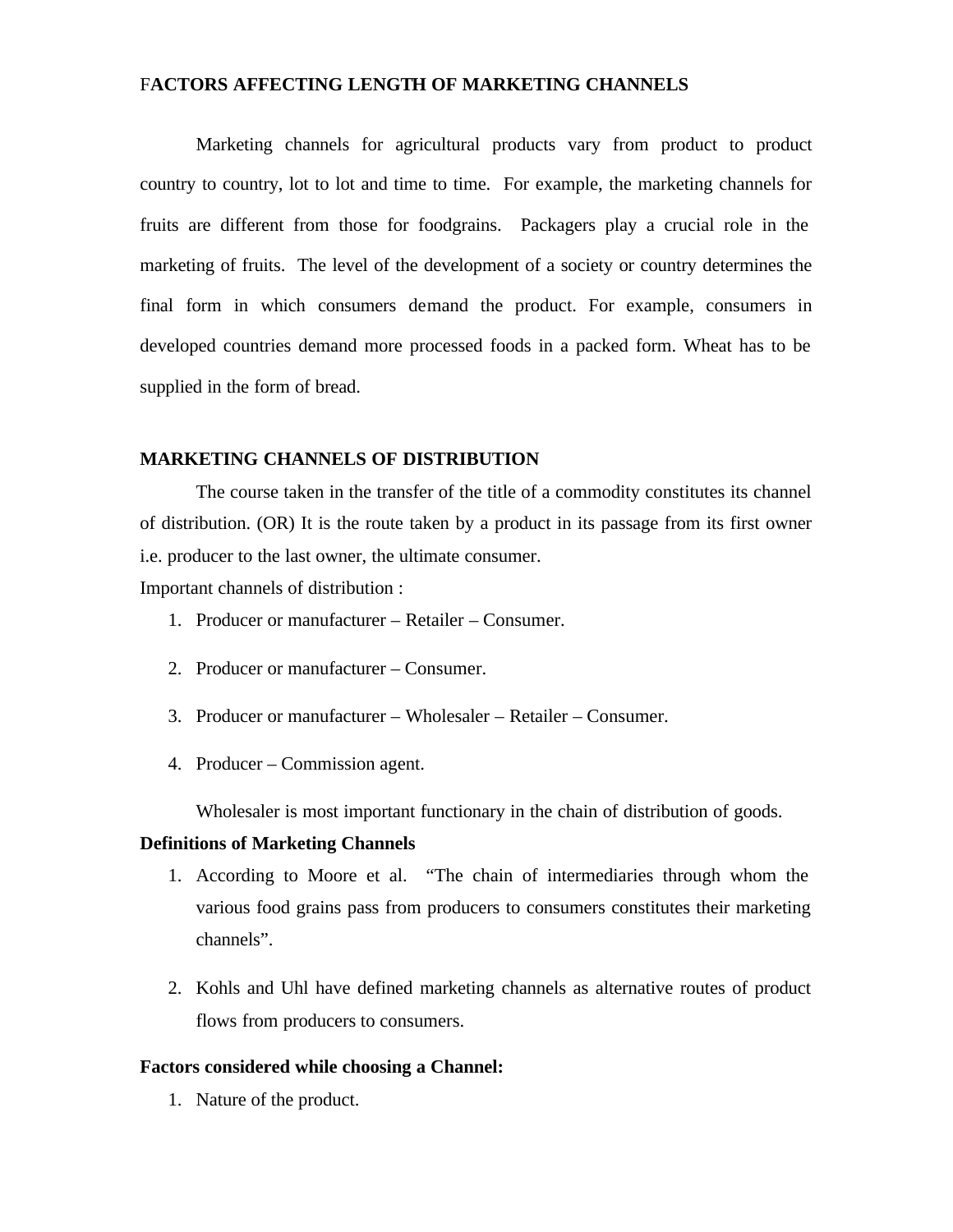## FACTORS AFFECTING LENGTH OF MARKETING CHANNELS

Marketing channels for agricultural products vary from product to product country to country, lot to lot and time to time. For example, the marketing channels for fruits are different from those for foodgrains. Packagers play a crucial role in the marketing of fruits. The level of the development of a society or country determines the final form in which consumers demand the product. For example, consumers in developed countries demand more processed foods in a packed form. Wheat has to be supplied in the form of bread.

## MARKETING CHANNELS OF DISTRIBUTION

The course taken in the transfer of the title of a commodity constitutes its channel of distribution. (OR) It is the route taken by a product in its passage from its first owner i.e. producer to the last owner, the ultimate consumer.

Important channels of distribution :

1. Producer or manufacturer – Retailer – Consumer.
2. Producer or manufacturer – Consumer.
3. Producer or manufacturer – Wholesaler – Retailer – Consumer.
4. Producer – Commission agent.

Wholesaler is most important functionary in the chain of distribution of goods.

**Definitions of Marketing Channels**

1. According to Moore et al. "The chain of intermediaries through whom the various food grains pass from producers to consumers constitutes their marketing channels".
2. Kohls and Uhl have defined marketing channels as alternative routes of product flows from producers to consumers.

**Factors considered while choosing a Channel:**

1. Nature of the product.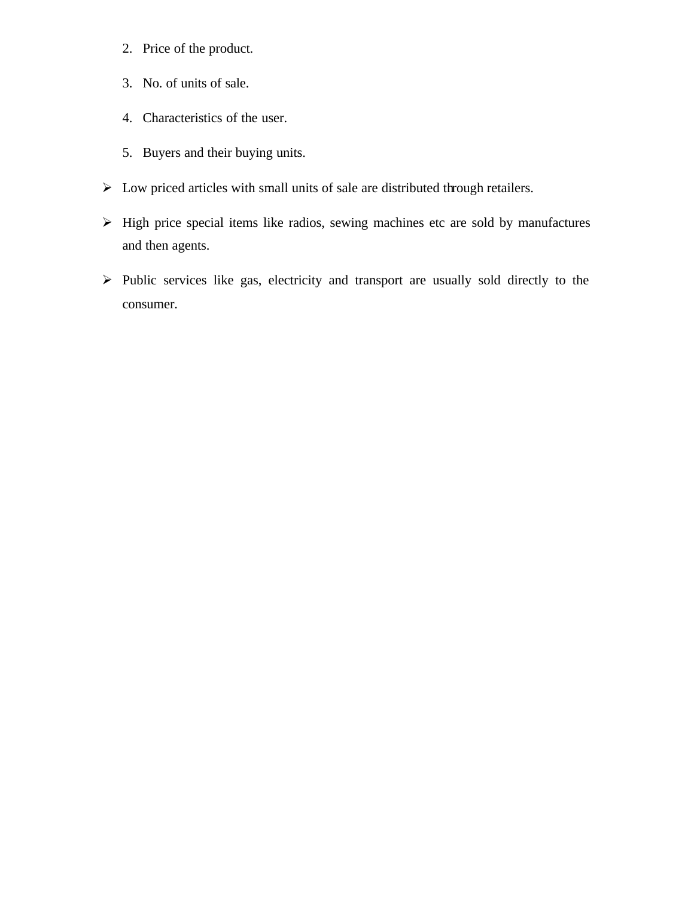2. Price of the product.
3. No. of units of sale.
4. Characteristics of the user.
5. Buyers and their buying units.

- Low priced articles with small units of sale are distributed through retailers.
- High price special items like radios, sewing machines etc are sold by manufactures and then agents.
- Public services like gas, electricity and transport are usually sold directly to the consumer.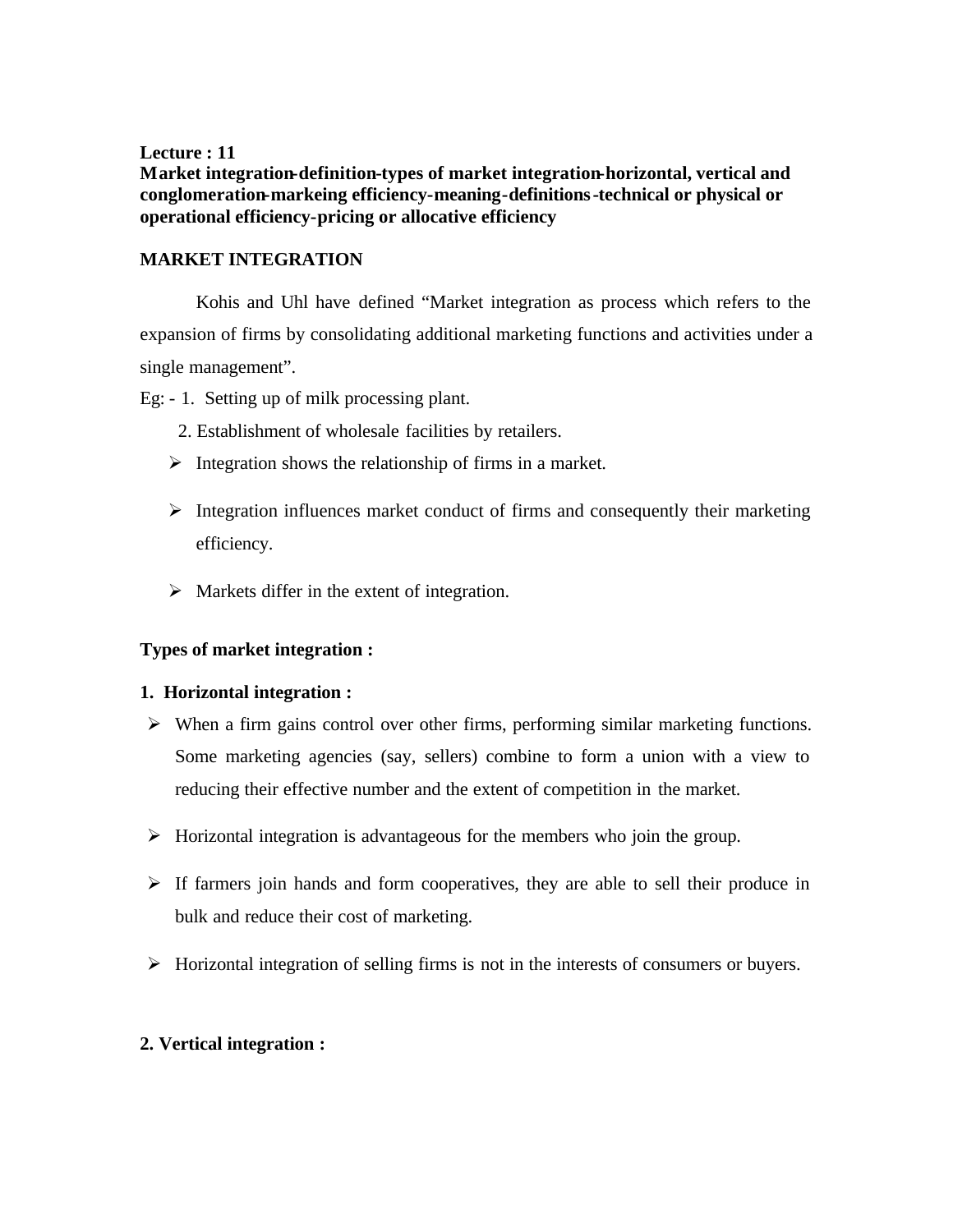**Lecture : 11**

**Market integration-definition-types of market integration-horizontal, vertical and conglomeration-markeing efficiency-meaning-definitions-technical or physical or operational efficiency-pricing or allocative efficiency**

**MARKET INTEGRATION**

Kohis and Uhl have defined "Market integration as process which refers to the expansion of firms by consolidating additional marketing functions and activities under a single management".

Eg: - 1. Setting up of milk processing plant.

2. Establishment of wholesale facilities by retailers.

- Integration shows the relationship of firms in a market.
- Integration influences market conduct of firms and consequently their marketing efficiency.
- Markets differ in the extent of integration.

**Types of market integration :**

**1. Horizontal integration :**

- When a firm gains control over other firms, performing similar marketing functions. Some marketing agencies (say, sellers) combine to form a union with a view to reducing their effective number and the extent of competition in the market.
- Horizontal integration is advantageous for the members who join the group.
- If farmers join hands and form cooperatives, they are able to sell their produce in bulk and reduce their cost of marketing.
- Horizontal integration of selling firms is not in the interests of consumers or buyers.

**2. Vertical integration :**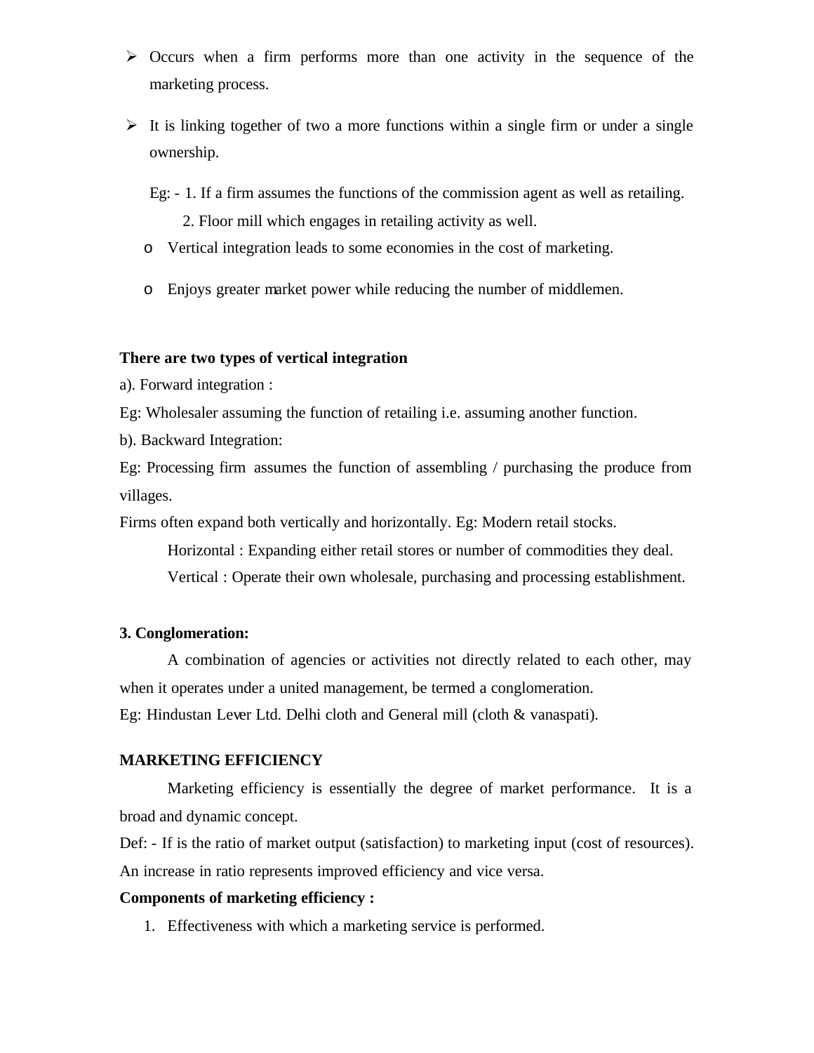- Occurs when a firm performs more than one activity in the sequence of the marketing process.
- It is linking together of two a more functions within a single firm or under a single ownership.

  Eg: - 1. If a firm assumes the functions of the commission agent as well as retailing.

  2. Floor mill which engages in retailing activity as well.

  - Vertical integration leads to some economies in the cost of marketing.
  - Enjoys greater market power while reducing the number of middlemen.

**There are two types of vertical integration**

a). Forward integration :

Eg: Wholesaler assuming the function of retailing i.e. assuming another function.

b). Backward Integration:

Eg: Processing firm assumes the function of assembling / purchasing the produce from villages.

Firms often expand both vertically and horizontally. Eg: Modern retail stocks.

Horizontal : Expanding either retail stores or number of commodities they deal.

Vertical : Operate their own wholesale, purchasing and processing establishment.

**3. Conglomeration:**

A combination of agencies or activities not directly related to each other, may when it operates under a united management, be termed a conglomeration.

Eg: Hindustan Lever Ltd. Delhi cloth and General mill (cloth & vanaspati).

**MARKETING EFFICIENCY**

Marketing efficiency is essentially the degree of market performance. It is a broad and dynamic concept.

Def: - If is the ratio of market output (satisfaction) to marketing input (cost of resources). An increase in ratio represents improved efficiency and vice versa.

**Components of marketing efficiency :**

1. Effectiveness with which a marketing service is performed.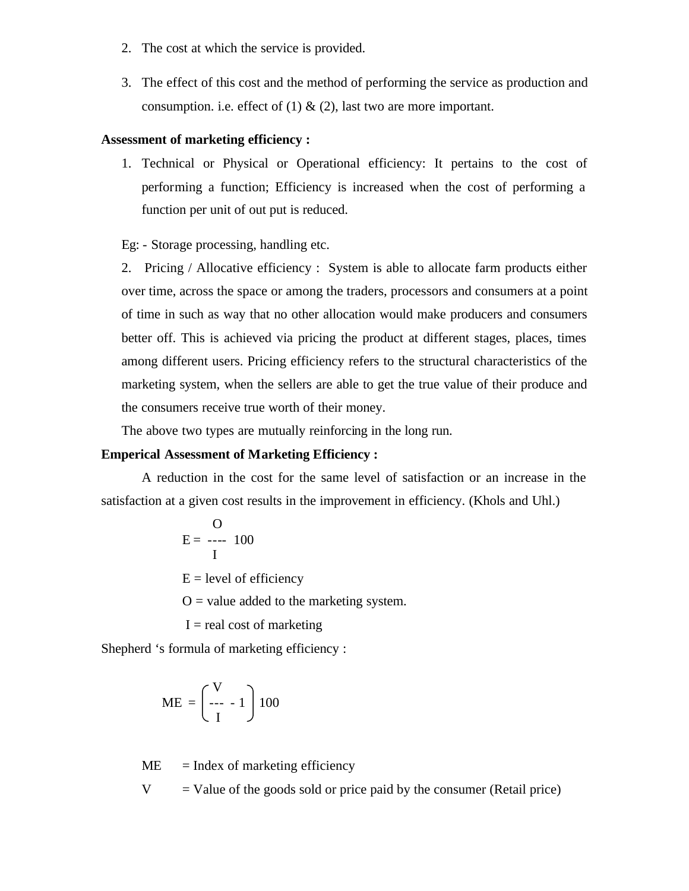2. The cost at which the service is provided.

3. The effect of this cost and the method of performing the service as production and consumption. i.e. effect of (1) & (2), last two are more important.

**Assessment of marketing efficiency :**

1. Technical or Physical or Operational efficiency: It pertains to the cost of performing a function; Efficiency is increased when the cost of performing a function per unit of out put is reduced.

Eg: - Storage processing, handling etc.

2. Pricing / Allocative efficiency : System is able to allocate farm products either over time, across the space or among the traders, processors and consumers at a point of time in such as way that no other allocation would make producers and consumers better off. This is achieved via pricing the product at different stages, places, times among different users. Pricing efficiency refers to the structural characteristics of the marketing system, when the sellers are able to get the true value of their produce and the consumers receive true worth of their money.

The above two types are mutually reinforcing in the long run.

**Emperical Assessment of Marketing Efficiency :**

A reduction in the cost for the same level of satisfaction or an increase in the satisfaction at a given cost results in the improvement in efficiency. (Khols and Uhl.)

$$E = \frac{O}{I} \; 100$$

E = level of efficiency

O = value added to the marketing system.

I = real cost of marketing

Shepherd 's formula of marketing efficiency :

$$ME = \left( \frac{V}{I} - 1 \right) 100$$

ME = Index of marketing efficiency

V = Value of the goods sold or price paid by the consumer (Retail price)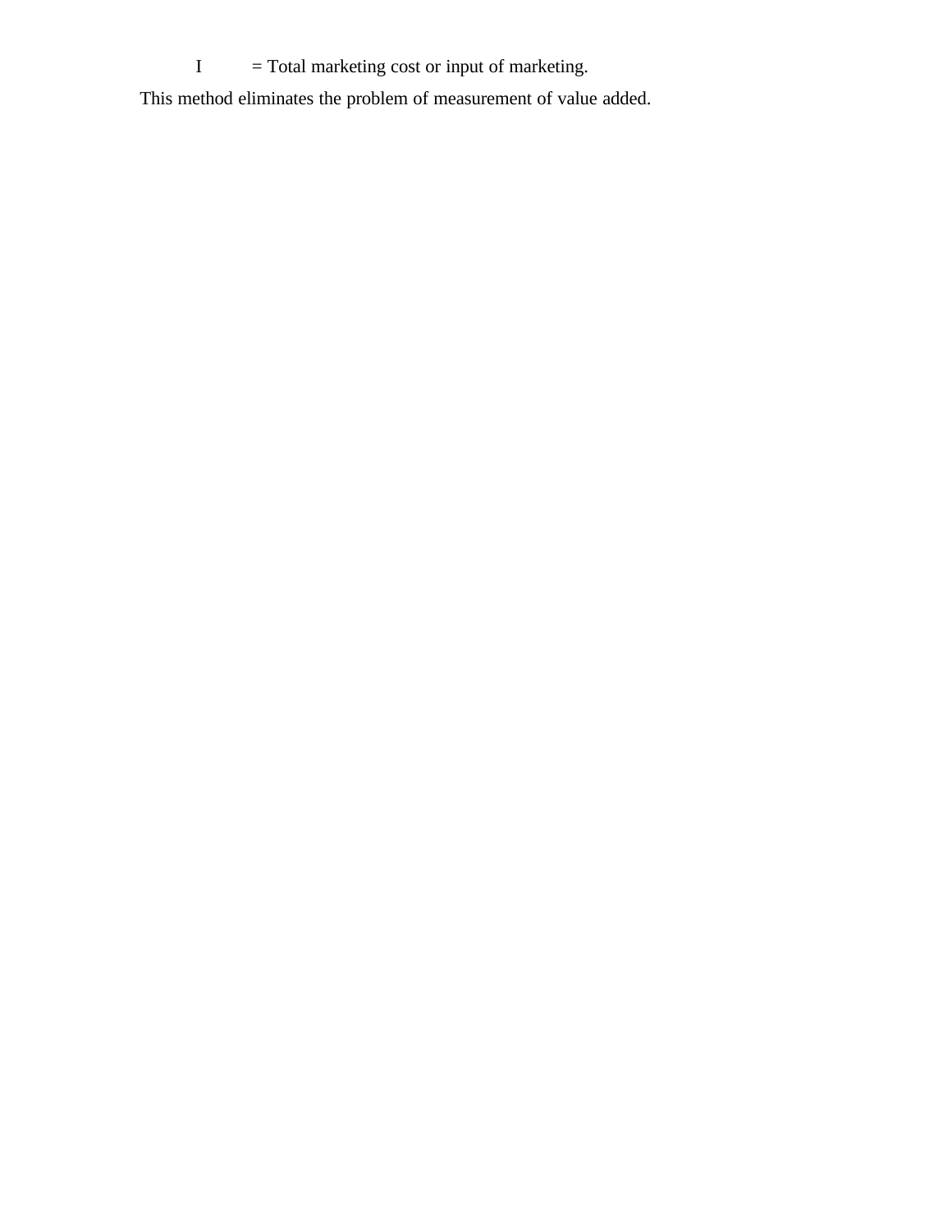$I$ = Total marketing cost or input of marketing.

This method eliminates the problem of measurement of value added.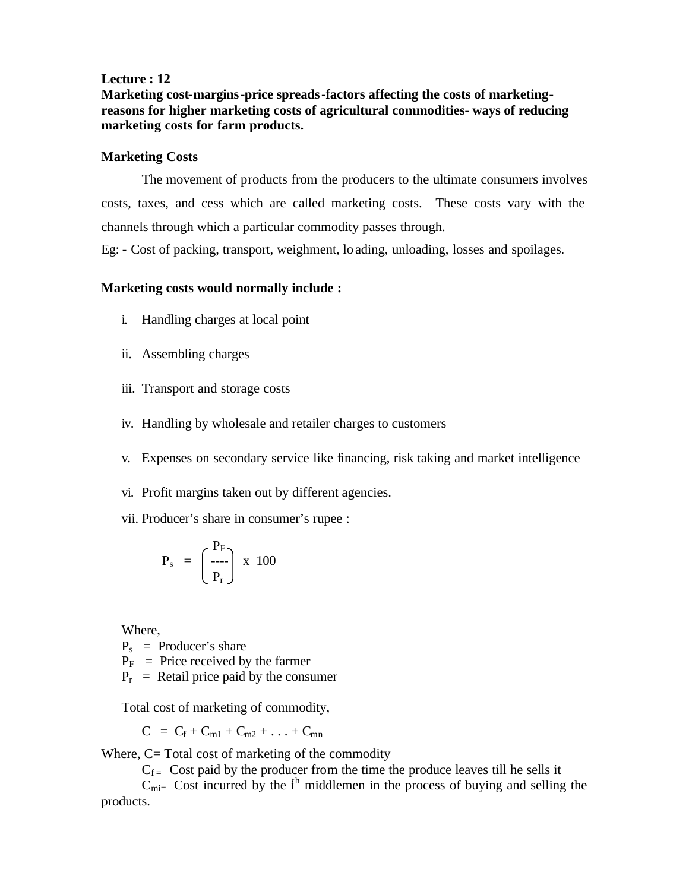**Lecture : 12**

**Marketing cost-margins-price spreads-factors affecting the costs of marketing-reasons for higher marketing costs of agricultural commodities- ways of reducing marketing costs for farm products.**

**Marketing Costs**

The movement of products from the producers to the ultimate consumers involves costs, taxes, and cess which are called marketing costs. These costs vary with the channels through which a particular commodity passes through.

Eg: - Cost of packing, transport, weighment, loading, unloading, losses and spoilages.

**Marketing costs would normally include :**

i. Handling charges at local point

ii. Assembling charges

iii. Transport and storage costs

iv. Handling by wholesale and retailer charges to customers

v. Expenses on secondary service like financing, risk taking and market intelligence

vi. Profit margins taken out by different agencies.

vii. Producer's share in consumer's rupee :

$$P_s = \left( \frac{P_F}{P_r} \right) \times 100$$

Where,

$P_s$ = Producer's share

$P_F$ = Price received by the farmer

$P_r$ = Retail price paid by the consumer

Total cost of marketing of commodity,

$$C = C_f + C_{m1} + C_{m2} + \ldots + C_{mn}$$

Where, C= Total cost of marketing of the commodity

$C_f$ = Cost paid by the producer from the time the produce leaves till he sells it

$C_{mi}$ = Cost incurred by the $i^{th}$ middlemen in the process of buying and selling the products.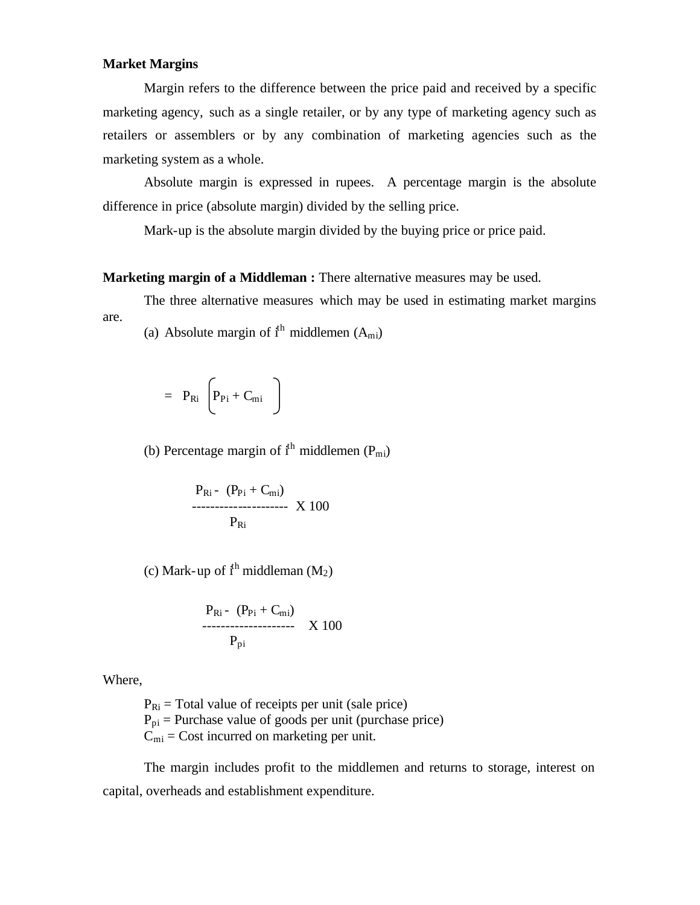**Market Margins**

Margin refers to the difference between the price paid and received by a specific marketing agency, such as a single retailer, or by any type of marketing agency such as retailers or assemblers or by any combination of marketing agencies such as the marketing system as a whole.

Absolute margin is expressed in rupees. A percentage margin is the absolute difference in price (absolute margin) divided by the selling price.

Mark-up is the absolute margin divided by the buying price or price paid.

**Marketing margin of a Middleman :** There alternative measures may be used.

The three alternative measures which may be used in estimating market margins are.

(a) Absolute margin of $i^{th}$ middlemen ($A_{mi}$)

$$= P_{Ri} \left( P_{Pi} + C_{mi} \right)$$

(b) Percentage margin of $i^{th}$ middlemen ($P_{mi}$)

$$\frac{P_{Ri} - (P_{Pi} + C_{mi})}{P_{Ri}} \times 100$$

(c) Mark-up of $i^{th}$ middleman ($M_2$)

$$\frac{P_{Ri} - (P_{Pi} + C_{mi})}{P_{pi}} \times 100$$

Where,

$P_{Ri}$ = Total value of receipts per unit (sale price)
$P_{pi}$ = Purchase value of goods per unit (purchase price)
$C_{mi}$ = Cost incurred on marketing per unit.

The margin includes profit to the middlemen and returns to storage, interest on capital, overheads and establishment expenditure.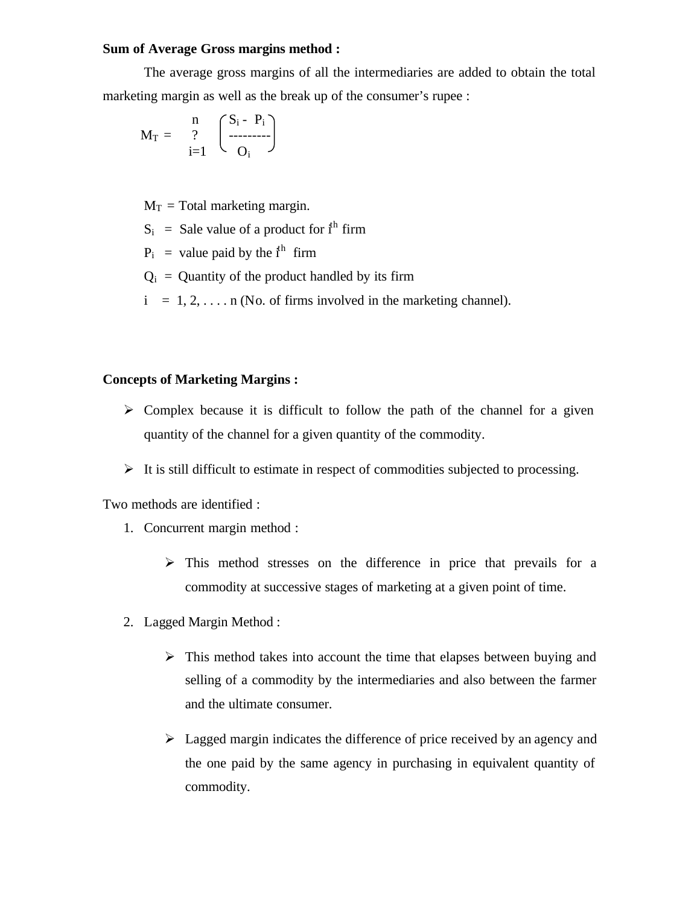**Sum of Average Gross margins method :**

The average gross margins of all the intermediaries are added to obtain the total marketing margin as well as the break up of the consumer's rupee :

$$M_T = \sum_{i=1}^{n} \left( \frac{S_i - P_i}{Q_i} \right)$$

$M_T$ = Total marketing margin.

$S_i$ = Sale value of a product for $i^{th}$ firm

$P_i$ = value paid by the $i^{th}$ firm

$Q_i$ = Quantity of the product handled by its firm

i = 1, 2, . . . . n (No. of firms involved in the marketing channel).

**Concepts of Marketing Margins :**

- Complex because it is difficult to follow the path of the channel for a given quantity of the channel for a given quantity of the commodity.
- It is still difficult to estimate in respect of commodities subjected to processing.

Two methods are identified :

1. Concurrent margin method :
   - This method stresses on the difference in price that prevails for a commodity at successive stages of marketing at a given point of time.
2. Lagged Margin Method :
   - This method takes into account the time that elapses between buying and selling of a commodity by the intermediaries and also between the farmer and the ultimate consumer.
   - Lagged margin indicates the difference of price received by an agency and the one paid by the same agency in purchasing in equivalent quantity of commodity.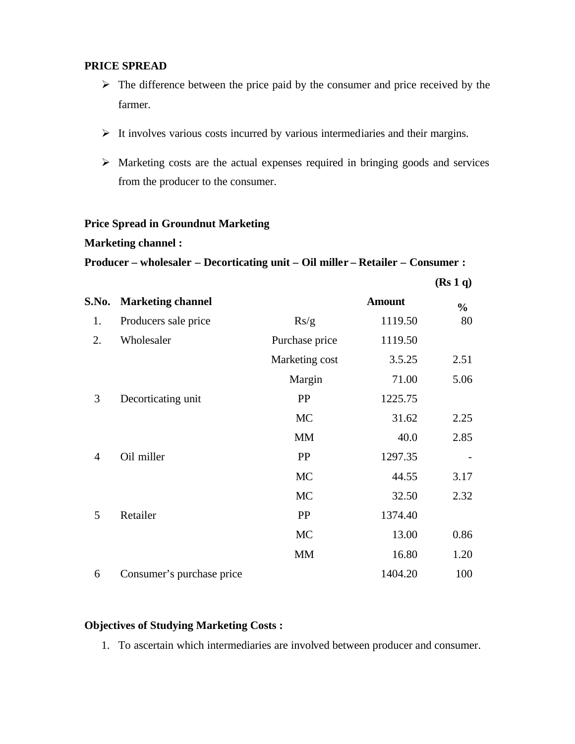**PRICE SPREAD**

- The difference between the price paid by the consumer and price received by the farmer.
- It involves various costs incurred by various intermediaries and their margins.
- Marketing costs are the actual expenses required in bringing goods and services from the producer to the consumer.

**Price Spread in Groundnut Marketing**

**Marketing channel :**

**Producer – wholesaler – Decorticating unit – Oil miller – Retailer – Consumer :**

**(Rs 1 q)**

| S.No. | Marketing channel | | Amount | % |
|---|---|---|---|---|
| 1. | Producers sale price | Rs/g | 1119.50 | 80 |
| 2. | Wholesaler | Purchase price | 1119.50 | |
| | | Marketing cost | 3.5.25 | 2.51 |
| | | Margin | 71.00 | 5.06 |
| 3 | Decorticating unit | PP | 1225.75 | |
| | | MC | 31.62 | 2.25 |
| | | MM | 40.0 | 2.85 |
| 4 | Oil miller | PP | 1297.35 | - |
| | | MC | 44.55 | 3.17 |
| | | MC | 32.50 | 2.32 |
| 5 | Retailer | PP | 1374.40 | |
| | | MC | 13.00 | 0.86 |
| | | MM | 16.80 | 1.20 |
| 6 | Consumer's purchase price | | 1404.20 | 100 |

**Objectives of Studying Marketing Costs :**

1. To ascertain which intermediaries are involved between producer and consumer.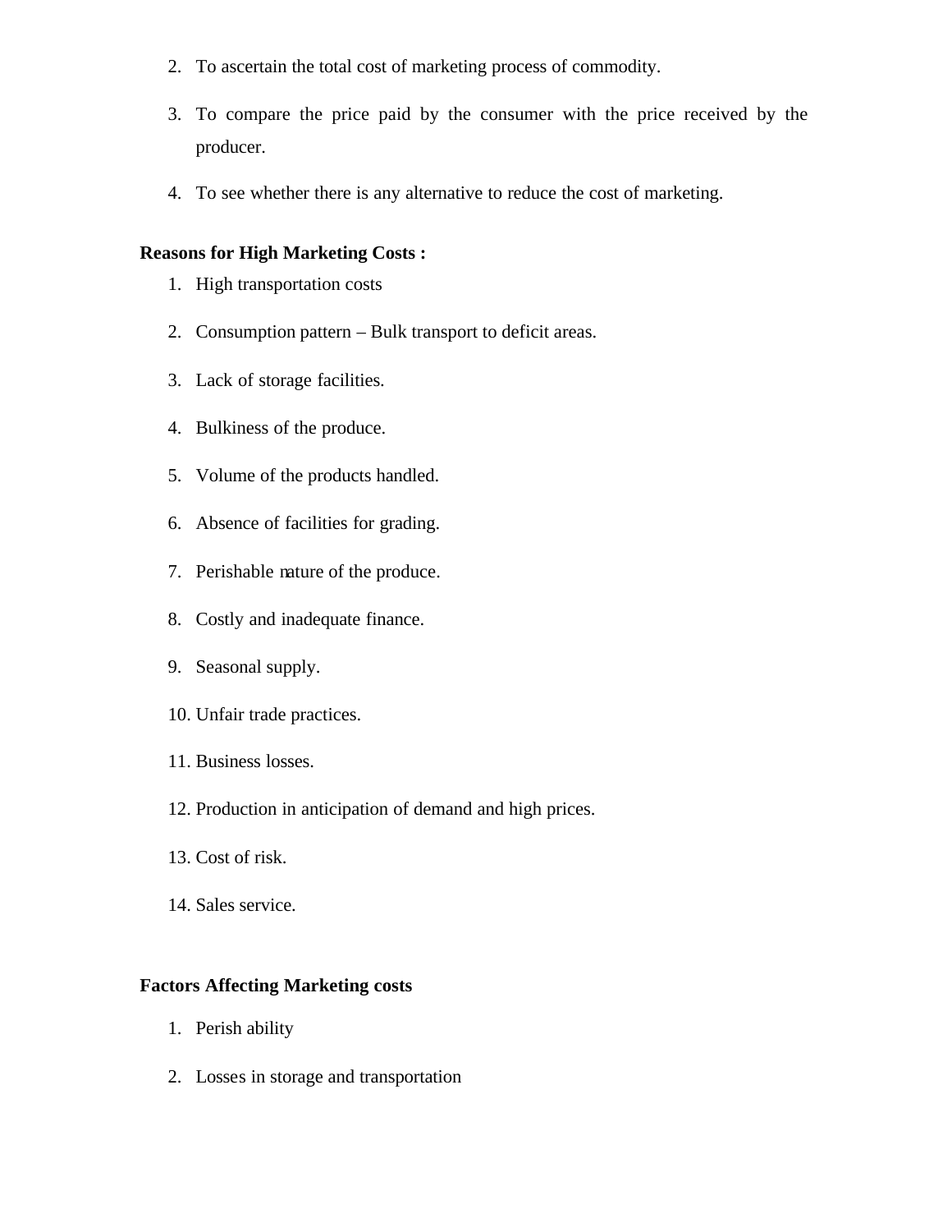2. To ascertain the total cost of marketing process of commodity.
3. To compare the price paid by the consumer with the price received by the producer.
4. To see whether there is any alternative to reduce the cost of marketing.

**Reasons for High Marketing Costs :**

1. High transportation costs
2. Consumption pattern – Bulk transport to deficit areas.
3. Lack of storage facilities.
4. Bulkiness of the produce.
5. Volume of the products handled.
6. Absence of facilities for grading.
7. Perishable nature of the produce.
8. Costly and inadequate finance.
9. Seasonal supply.
10. Unfair trade practices.
11. Business losses.
12. Production in anticipation of demand and high prices.
13. Cost of risk.
14. Sales service.

**Factors Affecting Marketing costs**

1. Perish ability
2. Losses in storage and transportation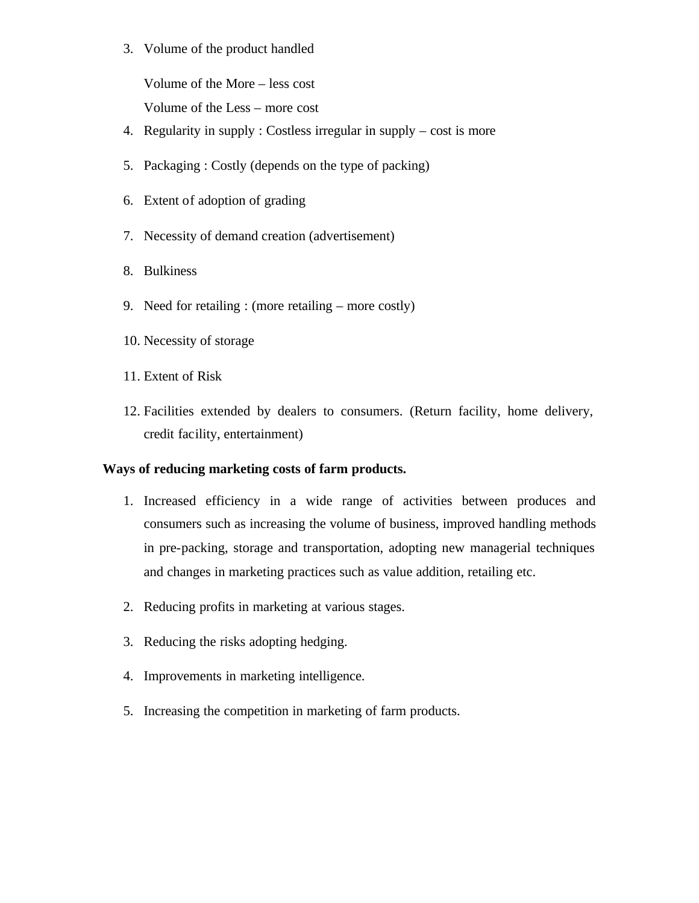3. Volume of the product handled

   Volume of the More – less cost

   Volume of the Less – more cost

4. Regularity in supply : Costless irregular in supply – cost is more

5. Packaging : Costly (depends on the type of packing)

6. Extent of adoption of grading

7. Necessity of demand creation (advertisement)

8. Bulkiness

9. Need for retailing : (more retailing – more costly)

10. Necessity of storage

11. Extent of Risk

12. Facilities extended by dealers to consumers. (Return facility, home delivery, credit facility, entertainment)

**Ways of reducing marketing costs of farm products.**

1. Increased efficiency in a wide range of activities between produces and consumers such as increasing the volume of business, improved handling methods in pre-packing, storage and transportation, adopting new managerial techniques and changes in marketing practices such as value addition, retailing etc.

2. Reducing profits in marketing at various stages.

3. Reducing the risks adopting hedging.

4. Improvements in marketing intelligence.

5. Increasing the competition in marketing of farm products.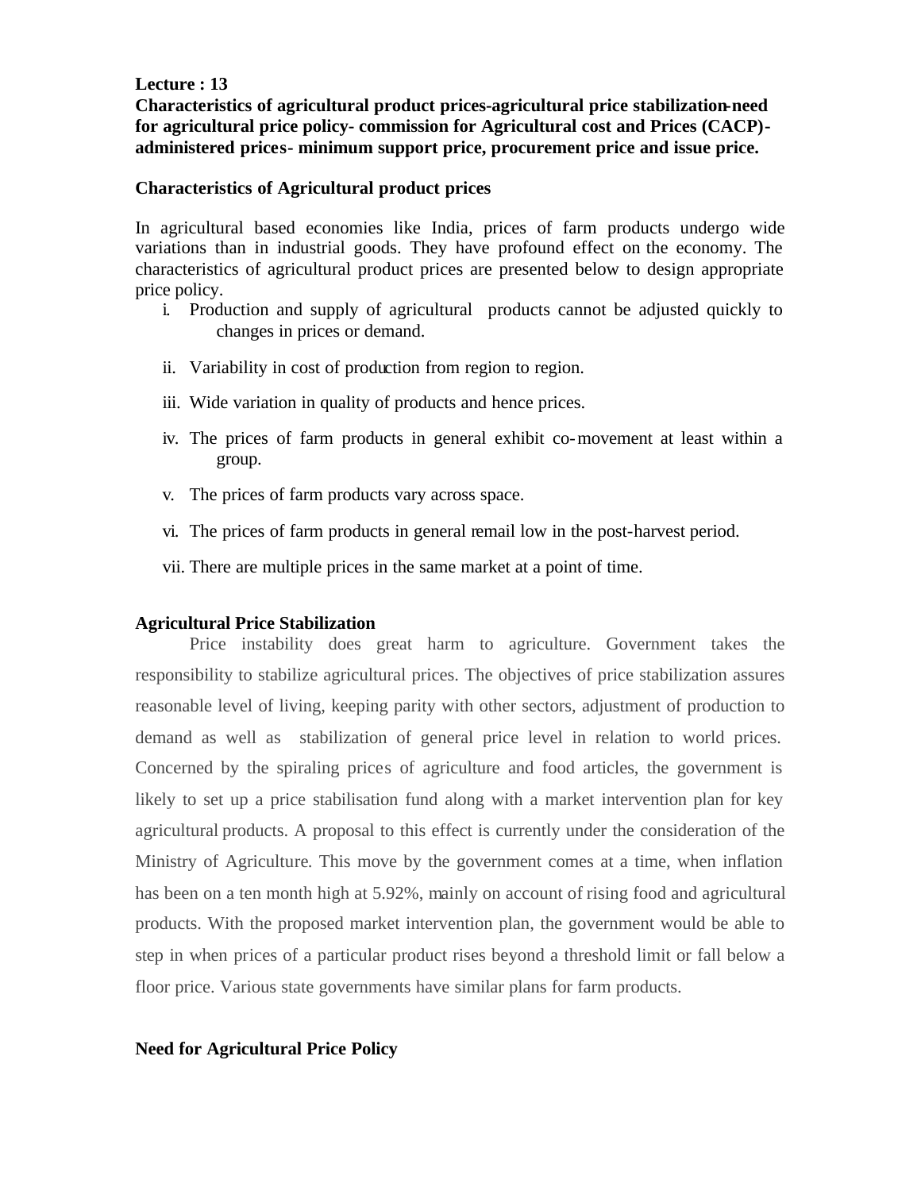**Lecture : 13**

**Characteristics of agricultural product prices-agricultural price stabilization-need for agricultural price policy- commission for Agricultural cost and Prices (CACP)- administered prices- minimum support price, procurement price and issue price.**

**Characteristics of Agricultural product prices**

In agricultural based economies like India, prices of farm products undergo wide variations than in industrial goods. They have profound effect on the economy. The characteristics of agricultural product prices are presented below to design appropriate price policy.

i. Production and supply of agricultural products cannot be adjusted quickly to changes in prices or demand.

ii. Variability in cost of production from region to region.

iii. Wide variation in quality of products and hence prices.

iv. The prices of farm products in general exhibit co-movement at least within a group.

v. The prices of farm products vary across space.

vi. The prices of farm products in general remail low in the post-harvest period.

vii. There are multiple prices in the same market at a point of time.

**Agricultural Price Stabilization**

Price instability does great harm to agriculture. Government takes the responsibility to stabilize agricultural prices. The objectives of price stabilization assures reasonable level of living, keeping parity with other sectors, adjustment of production to demand as well as stabilization of general price level in relation to world prices. Concerned by the spiraling prices of agriculture and food articles, the government is likely to set up a price stabilisation fund along with a market intervention plan for key agricultural products. A proposal to this effect is currently under the consideration of the Ministry of Agriculture. This move by the government comes at a time, when inflation has been on a ten month high at 5.92%, mainly on account of rising food and agricultural products. With the proposed market intervention plan, the government would be able to step in when prices of a particular product rises beyond a threshold limit or fall below a floor price. Various state governments have similar plans for farm products.

**Need for Agricultural Price Policy**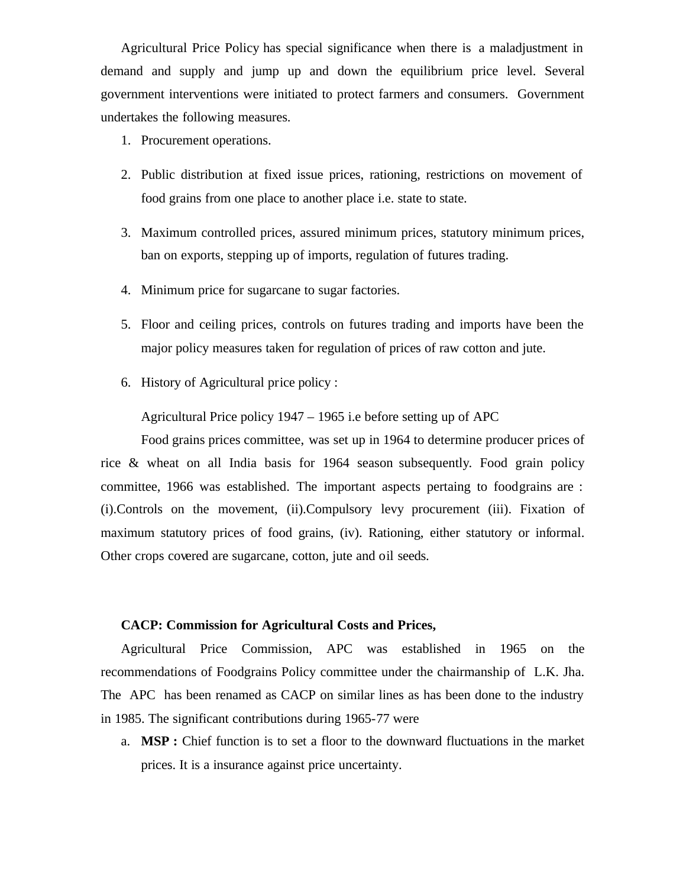Agricultural Price Policy has special significance when there is a maladjustment in demand and supply and jump up and down the equilibrium price level. Several government interventions were initiated to protect farmers and consumers. Government undertakes the following measures.

1. Procurement operations.

2. Public distribution at fixed issue prices, rationing, restrictions on movement of food grains from one place to another place i.e. state to state.

3. Maximum controlled prices, assured minimum prices, statutory minimum prices, ban on exports, stepping up of imports, regulation of futures trading.

4. Minimum price for sugarcane to sugar factories.

5. Floor and ceiling prices, controls on futures trading and imports have been the major policy measures taken for regulation of prices of raw cotton and jute.

6. History of Agricultural price policy :

   Agricultural Price policy 1947 – 1965 i.e before setting up of APC

   Food grains prices committee, was set up in 1964 to determine producer prices of rice & wheat on all India basis for 1964 season subsequently. Food grain policy committee, 1966 was established. The important aspects pertaing to foodgrains are : (i).Controls on the movement, (ii).Compulsory levy procurement (iii). Fixation of maximum statutory prices of food grains, (iv). Rationing, either statutory or informal. Other crops covered are sugarcane, cotton, jute and oil seeds.

**CACP: Commission for Agricultural Costs and Prices,**

Agricultural Price Commission, APC was established in 1965 on the recommendations of Foodgrains Policy committee under the chairmanship of L.K. Jha. The APC has been renamed as CACP on similar lines as has been done to the industry in 1985. The significant contributions during 1965-77 were

a. **MSP :** Chief function is to set a floor to the downward fluctuations in the market prices. It is a insurance against price uncertainty.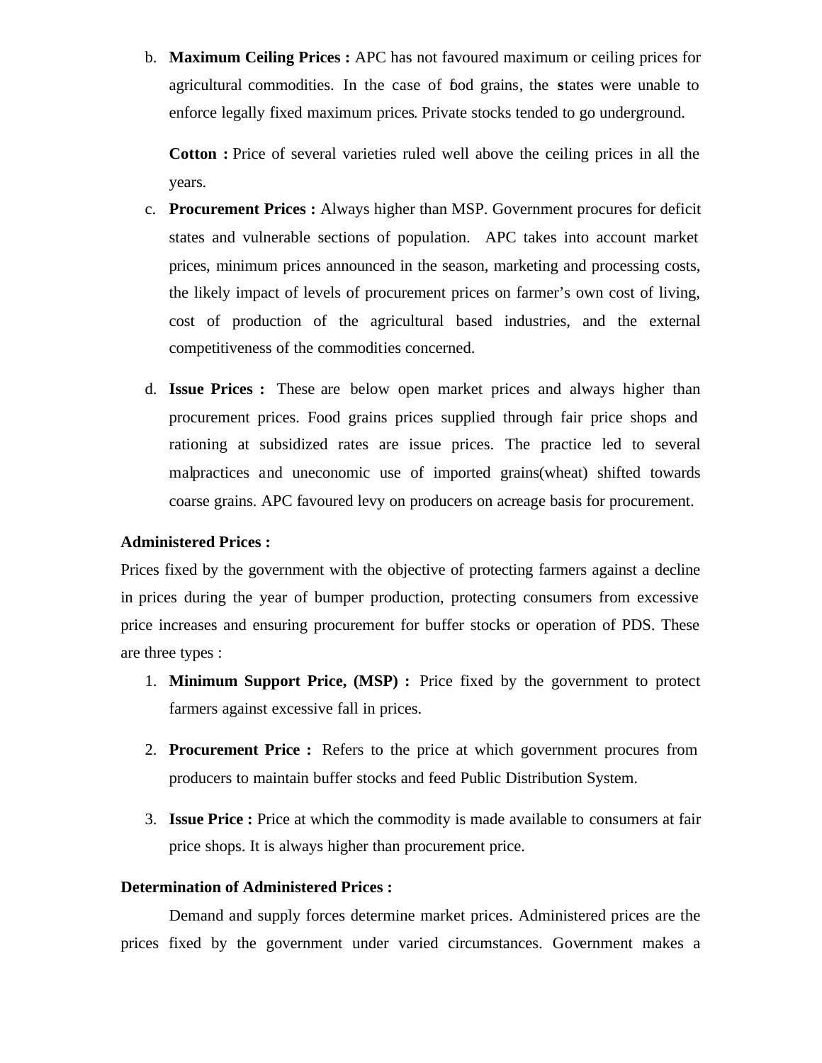b. **Maximum Ceiling Prices :** APC has not favoured maximum or ceiling prices for agricultural commodities. In the case of food grains, the states were unable to enforce legally fixed maximum prices. Private stocks tended to go underground.

   **Cotton :** Price of several varieties ruled well above the ceiling prices in all the years.

c. **Procurement Prices :** Always higher than MSP. Government procures for deficit states and vulnerable sections of population. APC takes into account market prices, minimum prices announced in the season, marketing and processing costs, the likely impact of levels of procurement prices on farmer's own cost of living, cost of production of the agricultural based industries, and the external competitiveness of the commodities concerned.

d. **Issue Prices :** These are below open market prices and always higher than procurement prices. Food grains prices supplied through fair price shops and rationing at subsidized rates are issue prices. The practice led to several malpractices and uneconomic use of imported grains(wheat) shifted towards coarse grains. APC favoured levy on producers on acreage basis for procurement.

**Administered Prices :**

Prices fixed by the government with the objective of protecting farmers against a decline in prices during the year of bumper production, protecting consumers from excessive price increases and ensuring procurement for buffer stocks or operation of PDS. These are three types :

1. **Minimum Support Price, (MSP) :** Price fixed by the government to protect farmers against excessive fall in prices.

2. **Procurement Price :** Refers to the price at which government procures from producers to maintain buffer stocks and feed Public Distribution System.

3. **Issue Price :** Price at which the commodity is made available to consumers at fair price shops. It is always higher than procurement price.

**Determination of Administered Prices :**

Demand and supply forces determine market prices. Administered prices are the prices fixed by the government under varied circumstances. Government makes a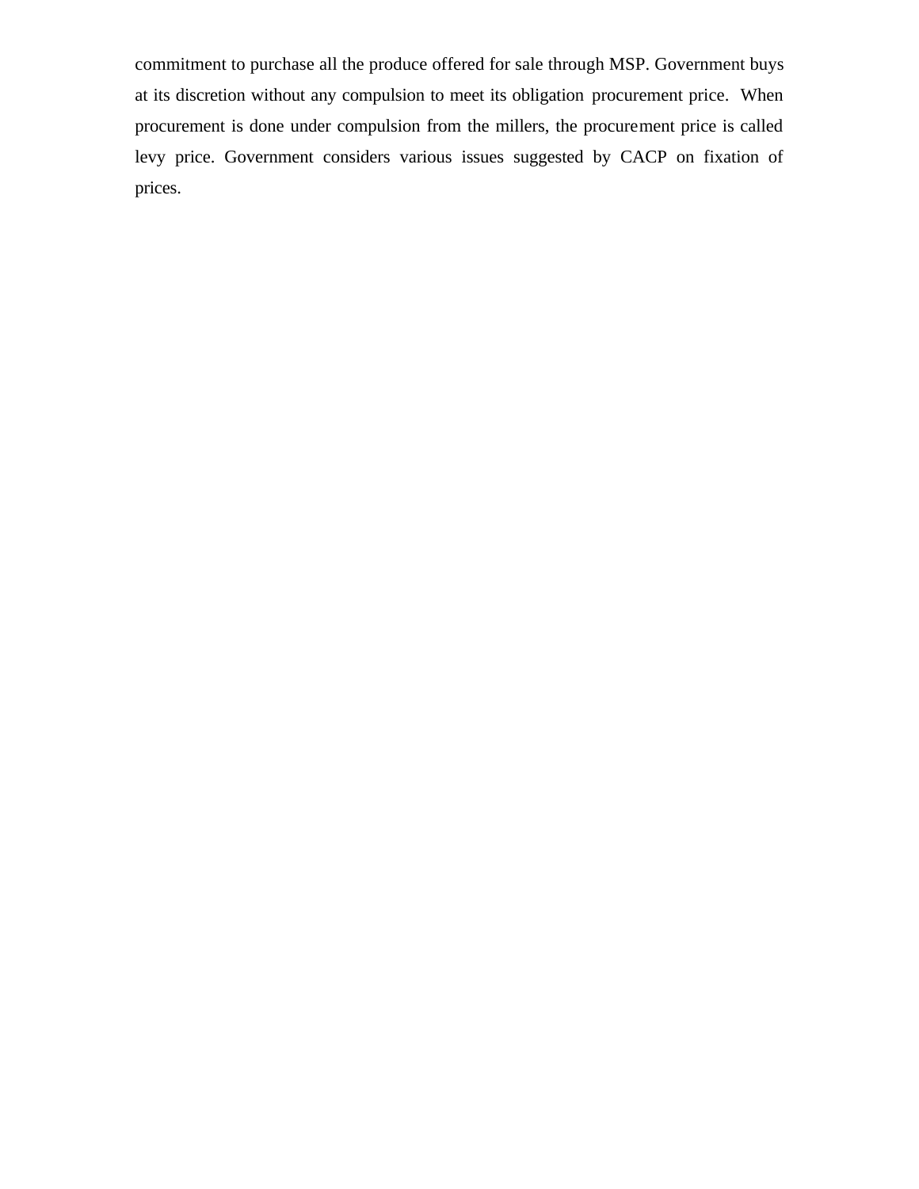commitment to purchase all the produce offered for sale through MSP. Government buys at its discretion without any compulsion to meet its obligation procurement price. When procurement is done under compulsion from the millers, the procurement price is called levy price. Government considers various issues suggested by CACP on fixation of prices.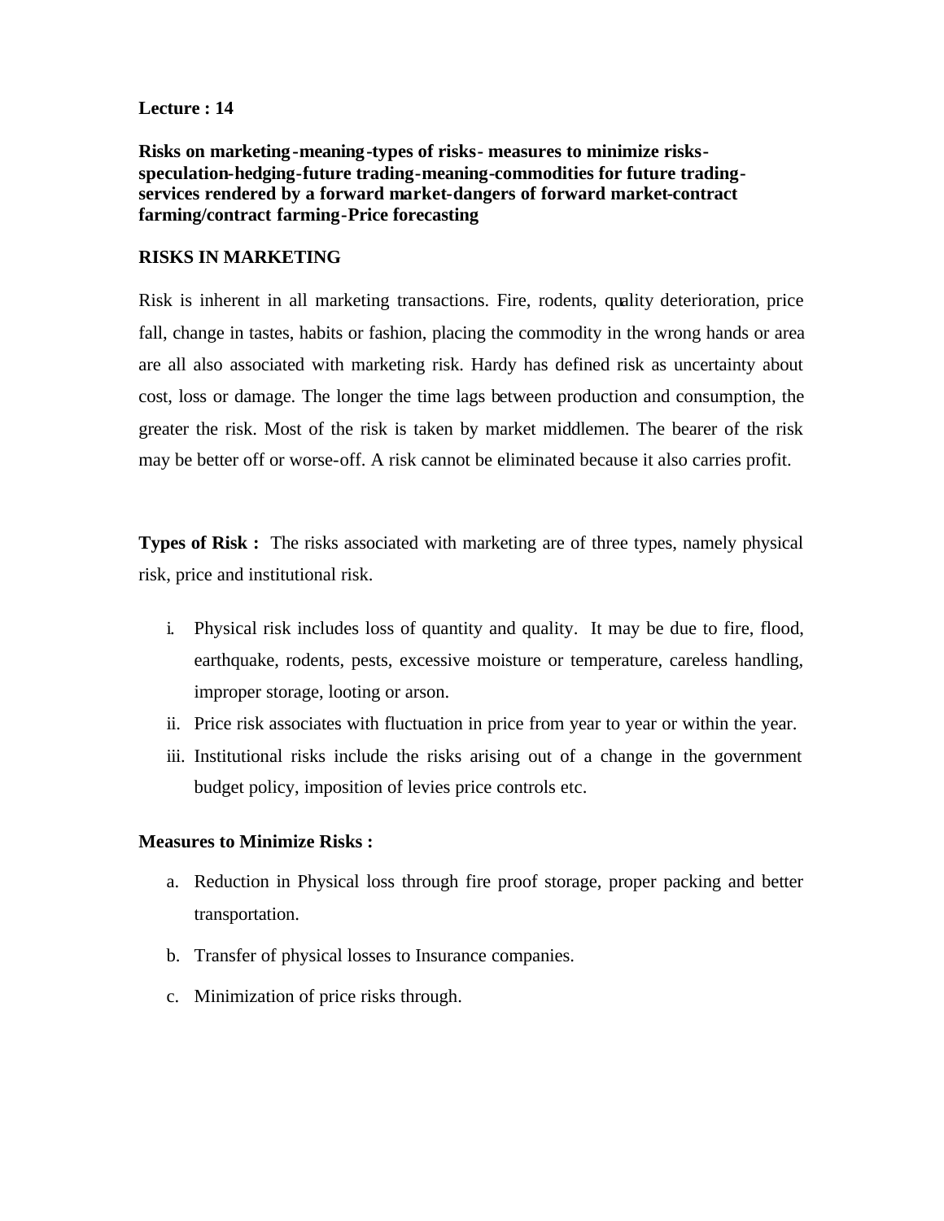**Lecture : 14**

**Risks on marketing-meaning-types of risks- measures to minimize risks-speculation-hedging-future trading-meaning-commodities for future trading-services rendered by a forward market-dangers of forward market-contract farming/contract farming-Price forecasting**

**RISKS IN MARKETING**

Risk is inherent in all marketing transactions. Fire, rodents, quality deterioration, price fall, change in tastes, habits or fashion, placing the commodity in the wrong hands or area are all also associated with marketing risk. Hardy has defined risk as uncertainty about cost, loss or damage. The longer the time lags between production and consumption, the greater the risk. Most of the risk is taken by market middlemen. The bearer of the risk may be better off or worse-off. A risk cannot be eliminated because it also carries profit.

**Types of Risk :** The risks associated with marketing are of three types, namely physical risk, price and institutional risk.

i. Physical risk includes loss of quantity and quality. It may be due to fire, flood, earthquake, rodents, pests, excessive moisture or temperature, careless handling, improper storage, looting or arson.
ii. Price risk associates with fluctuation in price from year to year or within the year.
iii. Institutional risks include the risks arising out of a change in the government budget policy, imposition of levies price controls etc.

**Measures to Minimize Risks :**

a. Reduction in Physical loss through fire proof storage, proper packing and better transportation.
b. Transfer of physical losses to Insurance companies.
c. Minimization of price risks through.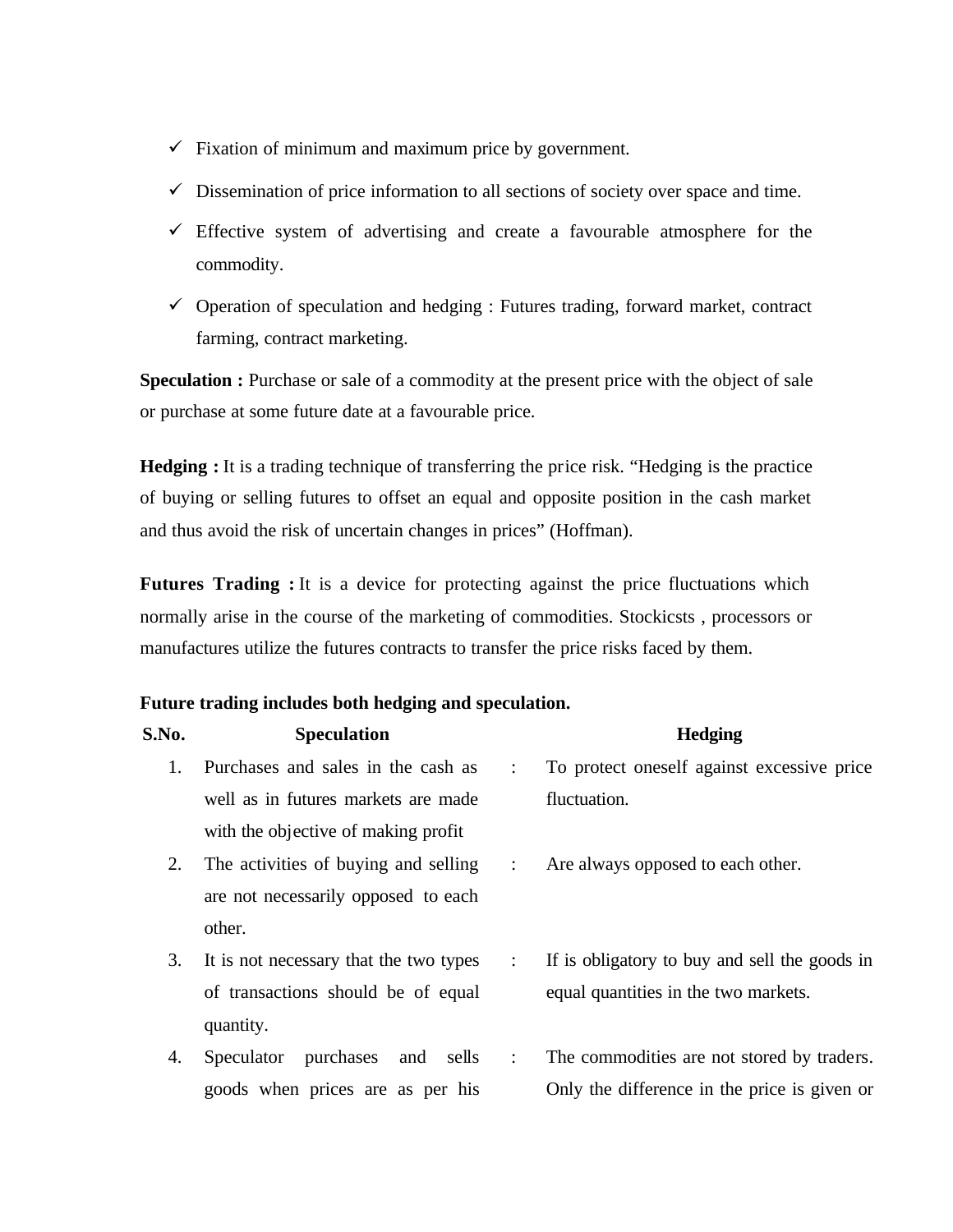- ✓ Fixation of minimum and maximum price by government.
- ✓ Dissemination of price information to all sections of society over space and time.
- ✓ Effective system of advertising and create a favourable atmosphere for the commodity.
- ✓ Operation of speculation and hedging : Futures trading, forward market, contract farming, contract marketing.

**Speculation :** Purchase or sale of a commodity at the present price with the object of sale or purchase at some future date at a favourable price.

**Hedging :** It is a trading technique of transferring the price risk. "Hedging is the practice of buying or selling futures to offset an equal and opposite position in the cash market and thus avoid the risk of uncertain changes in prices" (Hoffman).

**Futures Trading :** It is a device for protecting against the price fluctuations which normally arise in the course of the marketing of commodities. Stockicsts , processors or manufactures utilize the futures contracts to transfer the price risks faced by them.

**Future trading includes both hedging and speculation.**

| S.No. | Speculation | | Hedging |
|---|---|---|---|
| 1. | Purchases and sales in the cash as well as in futures markets are made with the objective of making profit | : | To protect oneself against excessive price fluctuation. |
| 2. | The activities of buying and selling are not necessarily opposed to each other. | : | Are always opposed to each other. |
| 3. | It is not necessary that the two types of transactions should be of equal quantity. | : | If is obligatory to buy and sell the goods in equal quantities in the two markets. |
| 4. | Speculator purchases and sells goods when prices are as per his | : | The commodities are not stored by traders. Only the difference in the price is given or |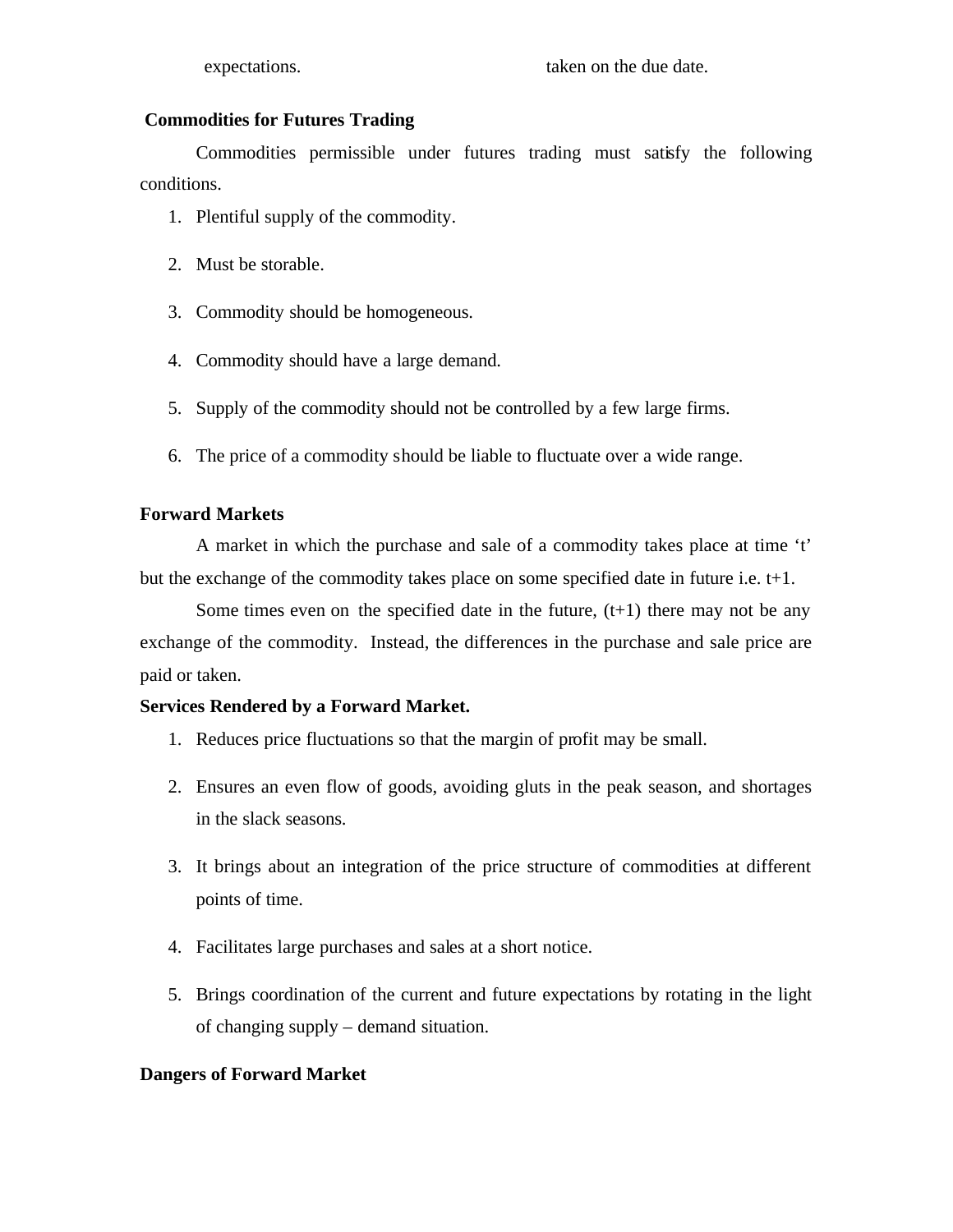| expectations. | taken on the due date. |
| --- | --- |

**Commodities for Futures Trading**

Commodities permissible under futures trading must satisfy the following conditions.

1. Plentiful supply of the commodity.
2. Must be storable.
3. Commodity should be homogeneous.
4. Commodity should have a large demand.
5. Supply of the commodity should not be controlled by a few large firms.
6. The price of a commodity should be liable to fluctuate over a wide range.

**Forward Markets**

A market in which the purchase and sale of a commodity takes place at time 't' but the exchange of the commodity takes place on some specified date in future i.e. t+1.

Some times even on the specified date in the future, (t+1) there may not be any exchange of the commodity. Instead, the differences in the purchase and sale price are paid or taken.

**Services Rendered by a Forward Market.**

1. Reduces price fluctuations so that the margin of profit may be small.
2. Ensures an even flow of goods, avoiding gluts in the peak season, and shortages in the slack seasons.
3. It brings about an integration of the price structure of commodities at different points of time.
4. Facilitates large purchases and sales at a short notice.
5. Brings coordination of the current and future expectations by rotating in the light of changing supply – demand situation.

**Dangers of Forward Market**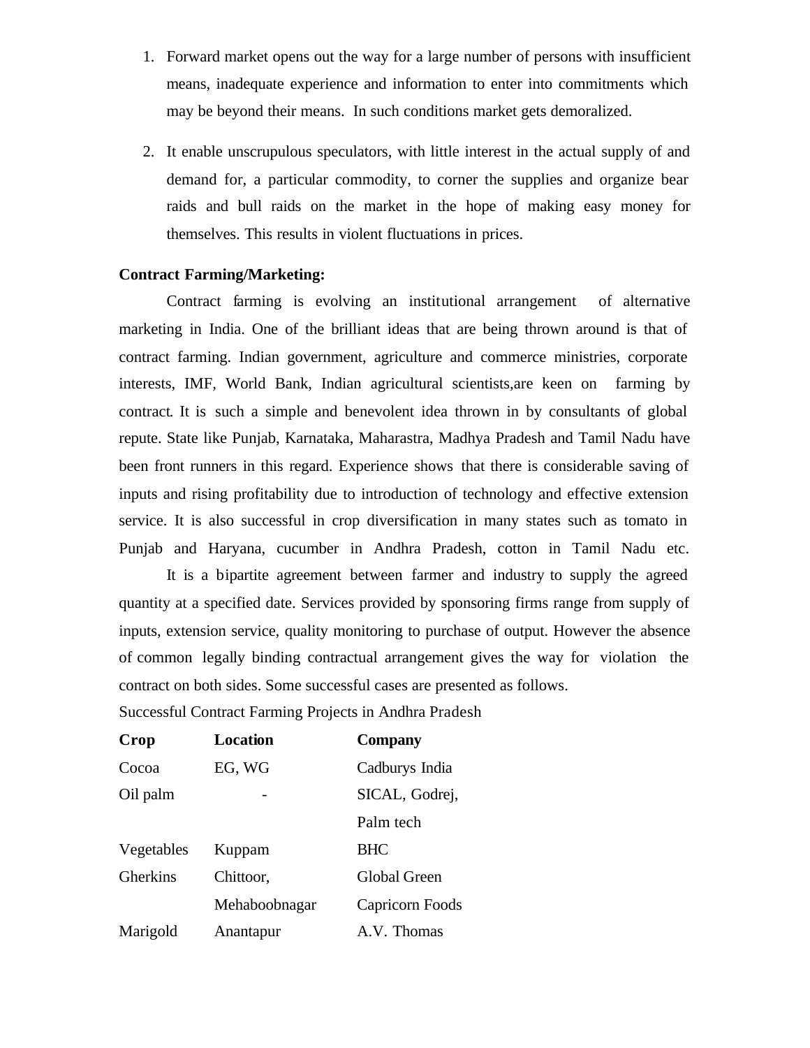1. Forward market opens out the way for a large number of persons with insufficient means, inadequate experience and information to enter into commitments which may be beyond their means. In such conditions market gets demoralized.

2. It enable unscrupulous speculators, with little interest in the actual supply of and demand for, a particular commodity, to corner the supplies and organize bear raids and bull raids on the market in the hope of making easy money for themselves. This results in violent fluctuations in prices.

**Contract Farming/Marketing:**

Contract farming is evolving an institutional arrangement of alternative marketing in India. One of the brilliant ideas that are being thrown around is that of contract farming. Indian government, agriculture and commerce ministries, corporate interests, IMF, World Bank, Indian agricultural scientists,are keen on farming by contract. It is such a simple and benevolent idea thrown in by consultants of global repute. State like Punjab, Karnataka, Maharastra, Madhya Pradesh and Tamil Nadu have been front runners in this regard. Experience shows that there is considerable saving of inputs and rising profitability due to introduction of technology and effective extension service. It is also successful in crop diversification in many states such as tomato in Punjab and Haryana, cucumber in Andhra Pradesh, cotton in Tamil Nadu etc.

It is a bipartite agreement between farmer and industry to supply the agreed quantity at a specified date. Services provided by sponsoring firms range from supply of inputs, extension service, quality monitoring to purchase of output. However the absence of common legally binding contractual arrangement gives the way for violation the contract on both sides. Some successful cases are presented as follows.

Successful Contract Farming Projects in Andhra Pradesh

| Crop | Location | Company |
|---|---|---|
| Cocoa | EG, WG | Cadburys India |
| Oil palm | - | SICAL, Godrej, Palm tech |
| Vegetables | Kuppam | BHC |
| Gherkins | Chittoor, Mehaboobnagar | Global Green Capricorn Foods |
| Marigold | Anantapur | A.V. Thomas |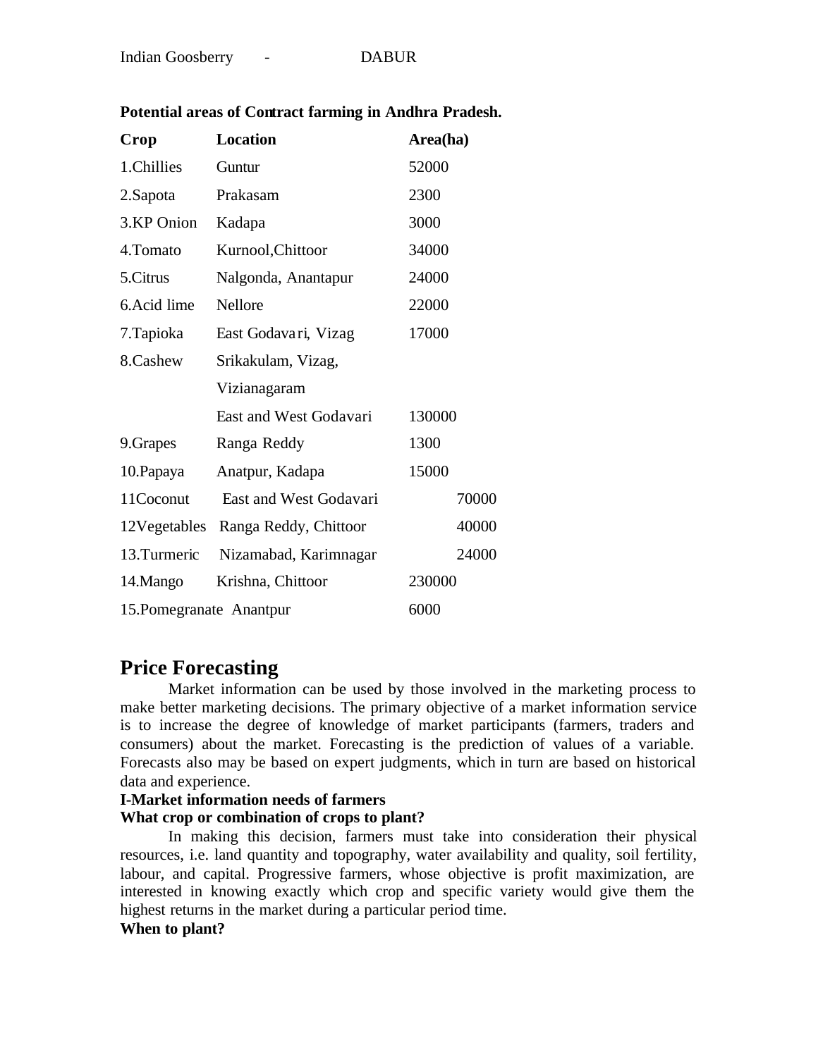Indian Goosberry - DABUR

**Potential areas of Contract farming in Andhra Pradesh.**

| Crop | Location | Area(ha) |
|---|---|---|
| 1.Chillies | Guntur | 52000 |
| 2.Sapota | Prakasam | 2300 |
| 3.KP Onion | Kadapa | 3000 |
| 4.Tomato | Kurnool,Chittoor | 34000 |
| 5.Citrus | Nalgonda, Anantapur | 24000 |
| 6.Acid lime | Nellore | 22000 |
| 7.Tapioka | East Godavari, Vizag | 17000 |
| 8.Cashew | Srikakulam, Vizag, Vizianagaram East and West Godavari | 130000 |
| 9.Grapes | Ranga Reddy | 1300 |
| 10.Papaya | Anatpur, Kadapa | 15000 |
| 11Coconut | East and West Godavari | 70000 |
| 12Vegetables | Ranga Reddy, Chittoor | 40000 |
| 13.Turmeric | Nizamabad, Karimnagar | 24000 |
| 14.Mango | Krishna, Chittoor | 230000 |
| 15.Pomegranate | Anantpur | 6000 |

## Price Forecasting

Market information can be used by those involved in the marketing process to make better marketing decisions. The primary objective of a market information service is to increase the degree of knowledge of market participants (farmers, traders and consumers) about the market. Forecasting is the prediction of values of a variable. Forecasts also may be based on expert judgments, which in turn are based on historical data and experience.

**I-Market information needs of farmers**

**What crop or combination of crops to plant?**

In making this decision, farmers must take into consideration their physical resources, i.e. land quantity and topography, water availability and quality, soil fertility, labour, and capital. Progressive farmers, whose objective is profit maximization, are interested in knowing exactly which crop and specific variety would give them the highest returns in the market during a particular period time.

**When to plant?**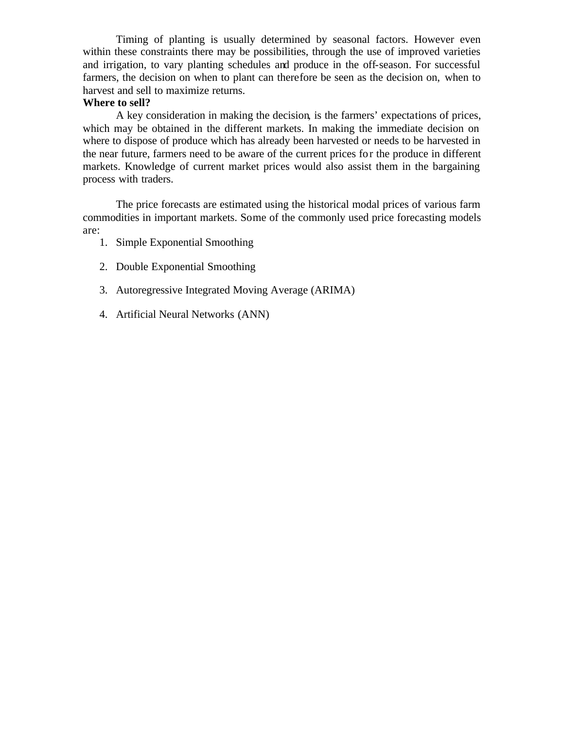Timing of planting is usually determined by seasonal factors. However even within these constraints there may be possibilities, through the use of improved varieties and irrigation, to vary planting schedules and produce in the off-season. For successful farmers, the decision on when to plant can therefore be seen as the decision on, when to harvest and sell to maximize returns.

**Where to sell?**

A key consideration in making the decision, is the farmers' expectations of prices, which may be obtained in the different markets. In making the immediate decision on where to dispose of produce which has already been harvested or needs to be harvested in the near future, farmers need to be aware of the current prices for the produce in different markets. Knowledge of current market prices would also assist them in the bargaining process with traders.

The price forecasts are estimated using the historical modal prices of various farm commodities in important markets. Some of the commonly used price forecasting models are:

1. Simple Exponential Smoothing
2. Double Exponential Smoothing
3. Autoregressive Integrated Moving Average (ARIMA)
4. Artificial Neural Networks (ANN)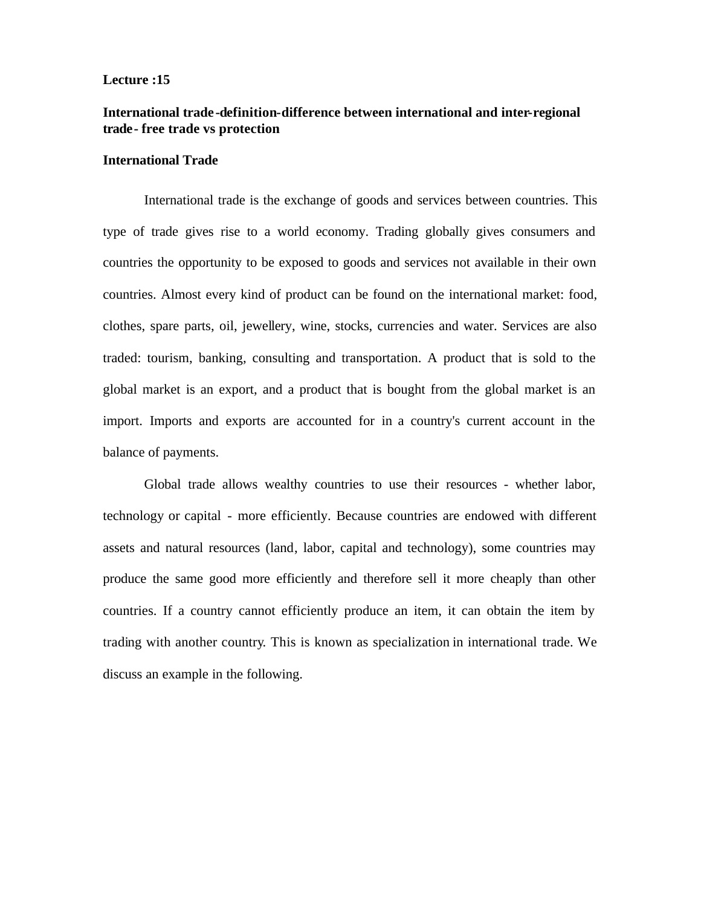**Lecture :15**

## International trade-definition-difference between international and inter-regional trade- free trade vs protection

### International Trade

International trade is the exchange of goods and services between countries. This type of trade gives rise to a world economy. Trading globally gives consumers and countries the opportunity to be exposed to goods and services not available in their own countries. Almost every kind of product can be found on the international market: food, clothes, spare parts, oil, jewellery, wine, stocks, currencies and water. Services are also traded: tourism, banking, consulting and transportation. A product that is sold to the global market is an export, and a product that is bought from the global market is an import. Imports and exports are accounted for in a country's current account in the balance of payments.

Global trade allows wealthy countries to use their resources - whether labor, technology or capital - more efficiently. Because countries are endowed with different assets and natural resources (land, labor, capital and technology), some countries may produce the same good more efficiently and therefore sell it more cheaply than other countries. If a country cannot efficiently produce an item, it can obtain the item by trading with another country. This is known as specialization in international trade. We discuss an example in the following.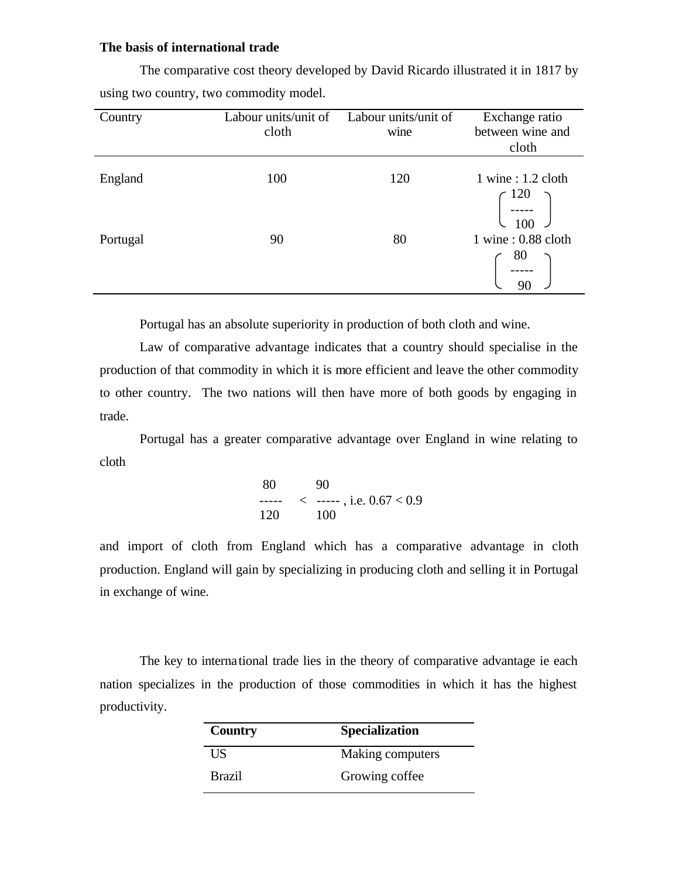**The basis of international trade**

The comparative cost theory developed by David Ricardo illustrated it in 1817 by using two country, two commodity model.

| Country | Labour units/unit of cloth | Labour units/unit of wine | Exchange ratio between wine and cloth |
|---|---|---|---|
| England | 100 | 120 | 1 wine : 1.2 cloth $\left(\frac{120}{100}\right)$ |
| Portugal | 90 | 80 | 1 wine : 0.88 cloth $\left(\frac{80}{90}\right)$ |

Portugal has an absolute superiority in production of both cloth and wine.

Law of comparative advantage indicates that a country should specialise in the production of that commodity in which it is more efficient and leave the other commodity to other country. The two nations will then have more of both goods by engaging in trade.

Portugal has a greater comparative advantage over England in wine relating to cloth

$$\frac{80}{120} < \frac{90}{100}, \text{ i.e. } 0.67 < 0.9$$

and import of cloth from England which has a comparative advantage in cloth production. England will gain by specializing in producing cloth and selling it in Portugal in exchange of wine.

The key to international trade lies in the theory of comparative advantage ie each nation specializes in the production of those commodities in which it has the highest productivity.

| **Country** | **Specialization** |
|---|---|
| US | Making computers |
| Brazil | Growing coffee |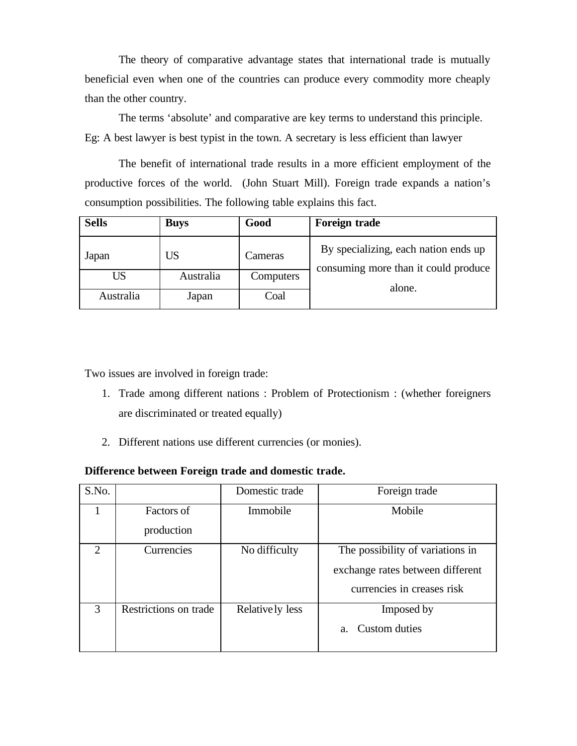The theory of comparative advantage states that international trade is mutually beneficial even when one of the countries can produce every commodity more cheaply than the other country.

The terms ‘absolute’ and comparative are key terms to understand this principle. Eg: A best lawyer is best typist in the town. A secretary is less efficient than lawyer

The benefit of international trade results in a more efficient employment of the productive forces of the world. (John Stuart Mill). Foreign trade expands a nation’s consumption possibilities. The following table explains this fact.

| **Sells** | **Buys** | **Good** | **Foreign trade** |
|---|---|---|---|
| Japan | US | Cameras | By specializing, each nation ends up consuming more than it could produce alone. |
| US | Australia | Computers | |
| Australia | Japan | Coal | |

Two issues are involved in foreign trade:

1. Trade among different nations : Problem of Protectionism : (whether foreigners are discriminated or treated equally)
2. Different nations use different currencies (or monies).

**Difference between Foreign trade and domestic trade.**

| S.No. | | Domestic trade | Foreign trade |
|---|---|---|---|
| 1 | Factors of production | Immobile | Mobile |
| 2 | Currencies | No difficulty | The possibility of variations in exchange rates between different currencies in creases risk |
| 3 | Restrictions on trade | Relatively less | Imposed by<br>a. Custom duties |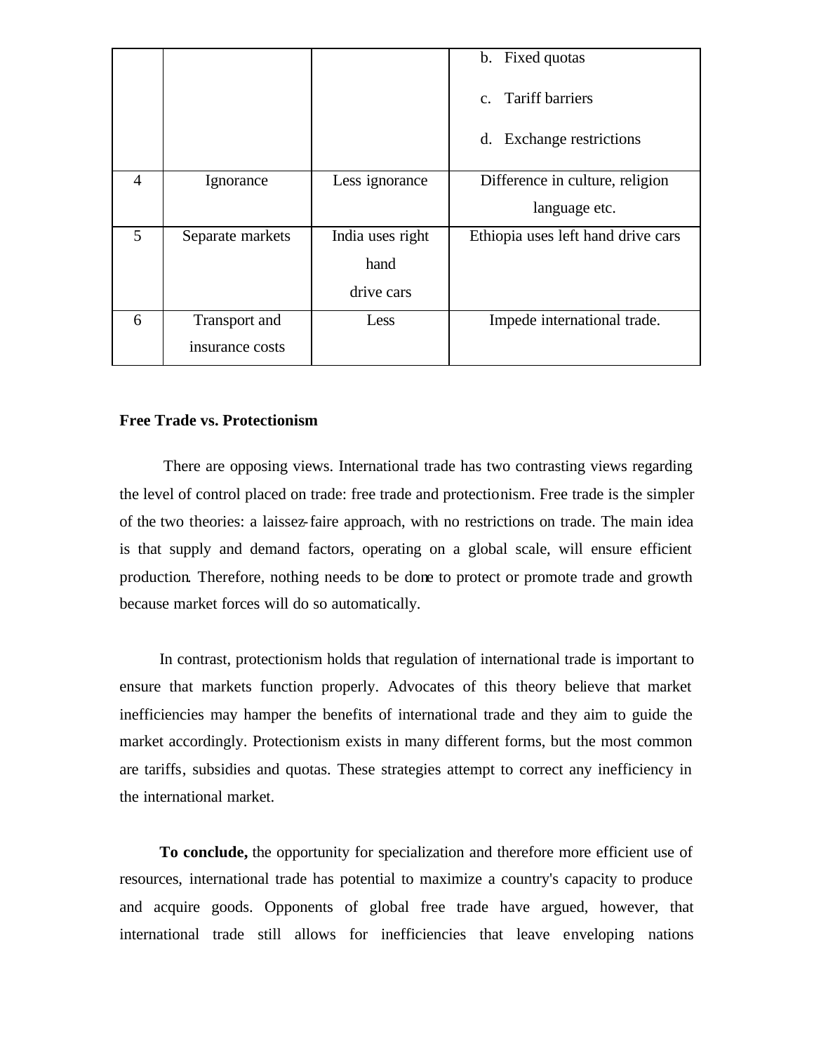| | | | |
|---|---|---|---|
| | | | b. Fixed quotas<br>c. Tariff barriers<br>d. Exchange restrictions |
| 4 | Ignorance | Less ignorance | Difference in culture, religion language etc. |
| 5 | Separate markets | India uses right hand drive cars | Ethiopia uses left hand drive cars |
| 6 | Transport and insurance costs | Less | Impede international trade. |

**Free Trade vs. Protectionism**

There are opposing views. International trade has two contrasting views regarding the level of control placed on trade: free trade and protectionism. Free trade is the simpler of the two theories: a laissez-faire approach, with no restrictions on trade. The main idea is that supply and demand factors, operating on a global scale, will ensure efficient production. Therefore, nothing needs to be done to protect or promote trade and growth because market forces will do so automatically.

In contrast, protectionism holds that regulation of international trade is important to ensure that markets function properly. Advocates of this theory believe that market inefficiencies may hamper the benefits of international trade and they aim to guide the market accordingly. Protectionism exists in many different forms, but the most common are tariffs, subsidies and quotas. These strategies attempt to correct any inefficiency in the international market.

**To conclude,** the opportunity for specialization and therefore more efficient use of resources, international trade has potential to maximize a country's capacity to produce and acquire goods. Opponents of global free trade have argued, however, that international trade still allows for inefficiencies that leave enveloping nations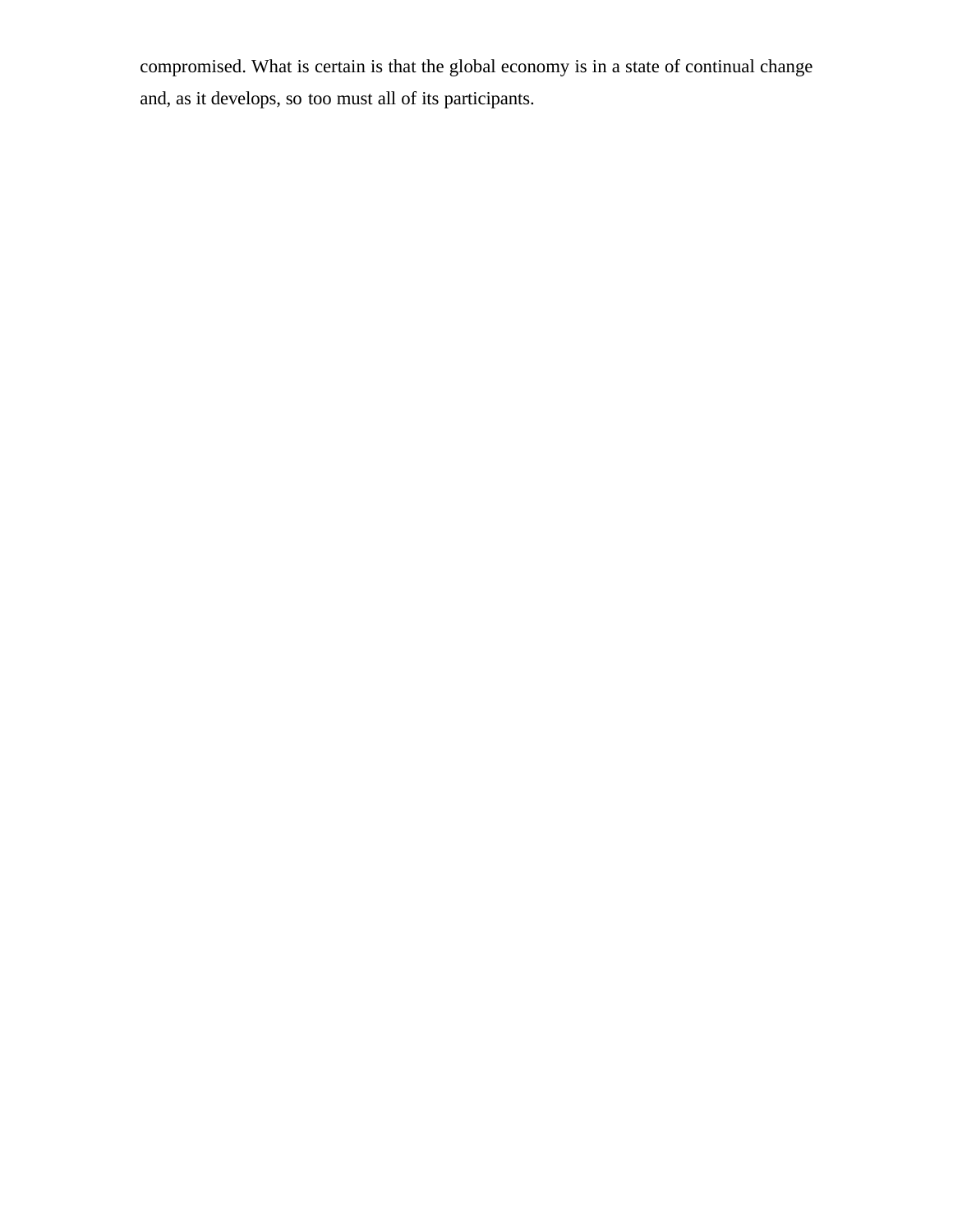compromised. What is certain is that the global economy is in a state of continual change and, as it develops, so too must all of its participants.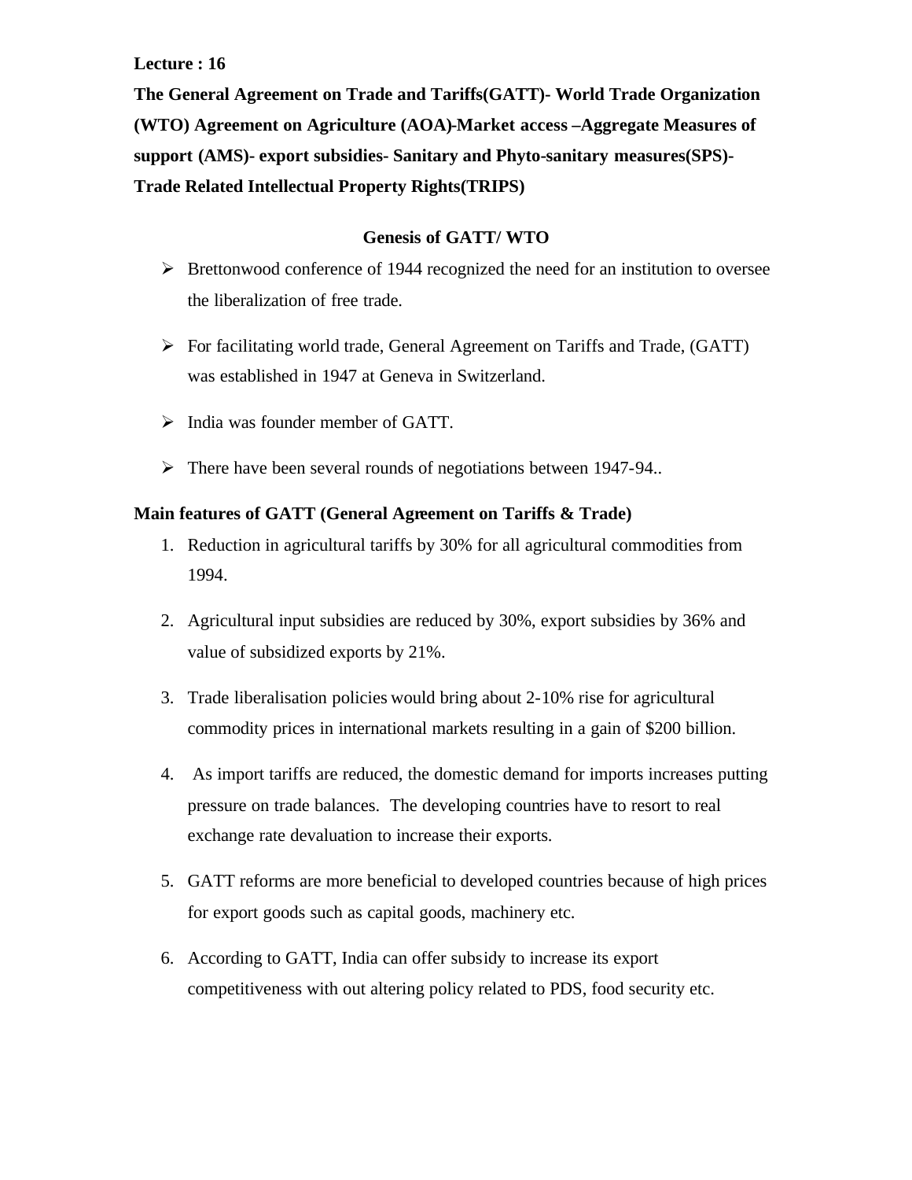**Lecture : 16**

**The General Agreement on Trade and Tariffs(GATT)- World Trade Organization (WTO) Agreement on Agriculture (AOA)-Market access –Aggregate Measures of support (AMS)- export subsidies- Sanitary and Phyto-sanitary measures(SPS)- Trade Related Intellectual Property Rights(TRIPS)**

## Genesis of GATT/ WTO

- Brettonwood conference of 1944 recognized the need for an institution to oversee the liberalization of free trade.
- For facilitating world trade, General Agreement on Tariffs and Trade, (GATT) was established in 1947 at Geneva in Switzerland.
- India was founder member of GATT.
- There have been several rounds of negotiations between 1947-94..

**Main features of GATT (General Agreement on Tariffs & Trade)**

1. Reduction in agricultural tariffs by 30% for all agricultural commodities from 1994.
2. Agricultural input subsidies are reduced by 30%, export subsidies by 36% and value of subsidized exports by 21%.
3. Trade liberalisation policies would bring about 2-10% rise for agricultural commodity prices in international markets resulting in a gain of $200 billion.
4. As import tariffs are reduced, the domestic demand for imports increases putting pressure on trade balances. The developing countries have to resort to real exchange rate devaluation to increase their exports.
5. GATT reforms are more beneficial to developed countries because of high prices for export goods such as capital goods, machinery etc.
6. According to GATT, India can offer subsidy to increase its export competitiveness with out altering policy related to PDS, food security etc.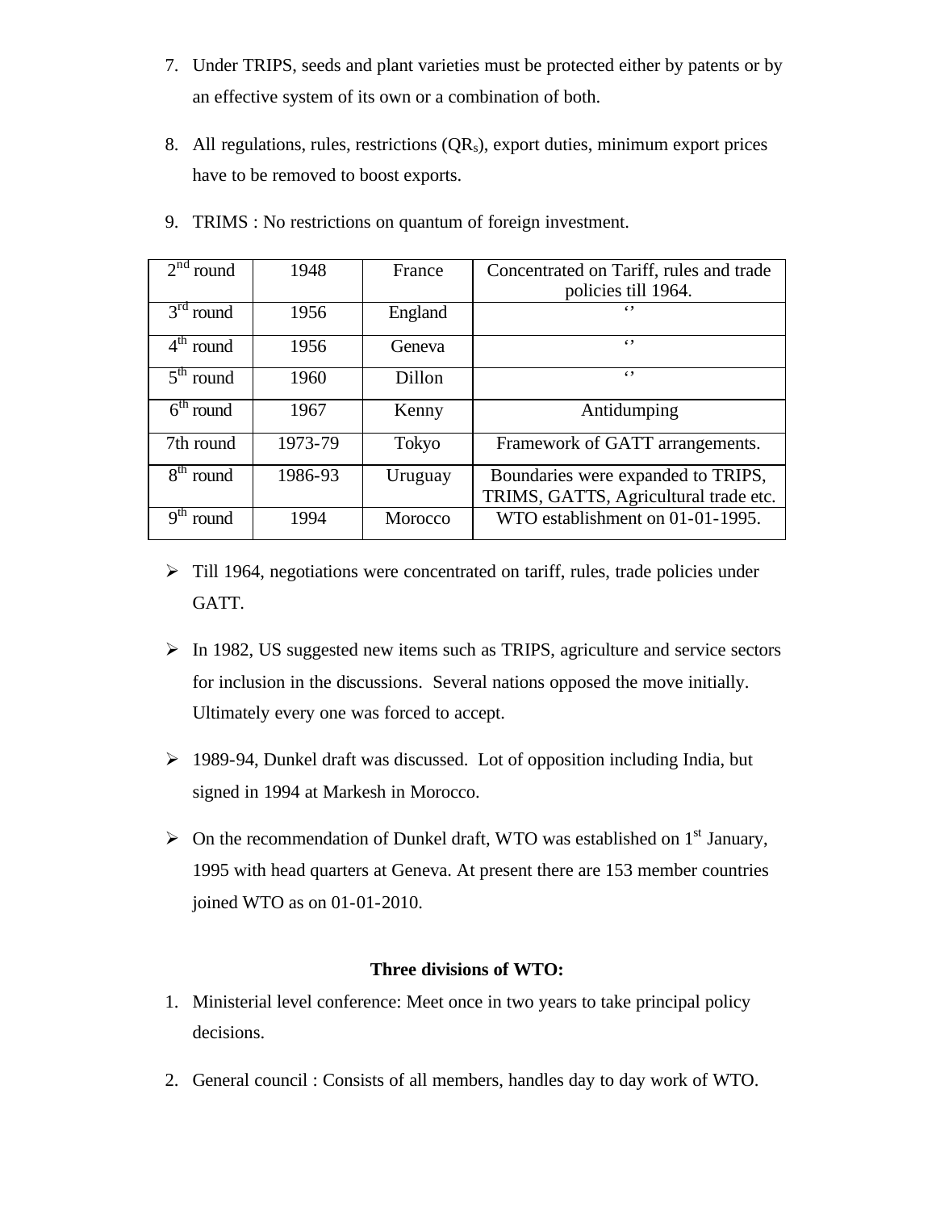7. Under TRIPS, seeds and plant varieties must be protected either by patents or by an effective system of its own or a combination of both.

8. All regulations, rules, restrictions ($QR_s$), export duties, minimum export prices have to be removed to boost exports.

9. TRIMS : No restrictions on quantum of foreign investment.

| 2nd round | 1948 | France | Concentrated on Tariff, rules and trade policies till 1964. |
|---|---|---|---|
| 3rd round | 1956 | England | ‘’ |
| 4th round | 1956 | Geneva | ‘’ |
| 5th round | 1960 | Dillon | ‘’ |
| 6th round | 1967 | Kenny | Antidumping |
| 7th round | 1973-79 | Tokyo | Framework of GATT arrangements. |
| 8th round | 1986-93 | Uruguay | Boundaries were expanded to TRIPS, TRIMS, GATTS, Agricultural trade etc. |
| 9th round | 1994 | Morocco | WTO establishment on 01-01-1995. |

- Till 1964, negotiations were concentrated on tariff, rules, trade policies under GATT.

- In 1982, US suggested new items such as TRIPS, agriculture and service sectors for inclusion in the discussions. Several nations opposed the move initially. Ultimately every one was forced to accept.

- 1989-94, Dunkel draft was discussed. Lot of opposition including India, but signed in 1994 at Markesh in Morocco.

- On the recommendation of Dunkel draft, WTO was established on 1st January, 1995 with head quarters at Geneva. At present there are 153 member countries joined WTO as on 01-01-2010.

**Three divisions of WTO:**

1. Ministerial level conference: Meet once in two years to take principal policy decisions.

2. General council : Consists of all members, handles day to day work of WTO.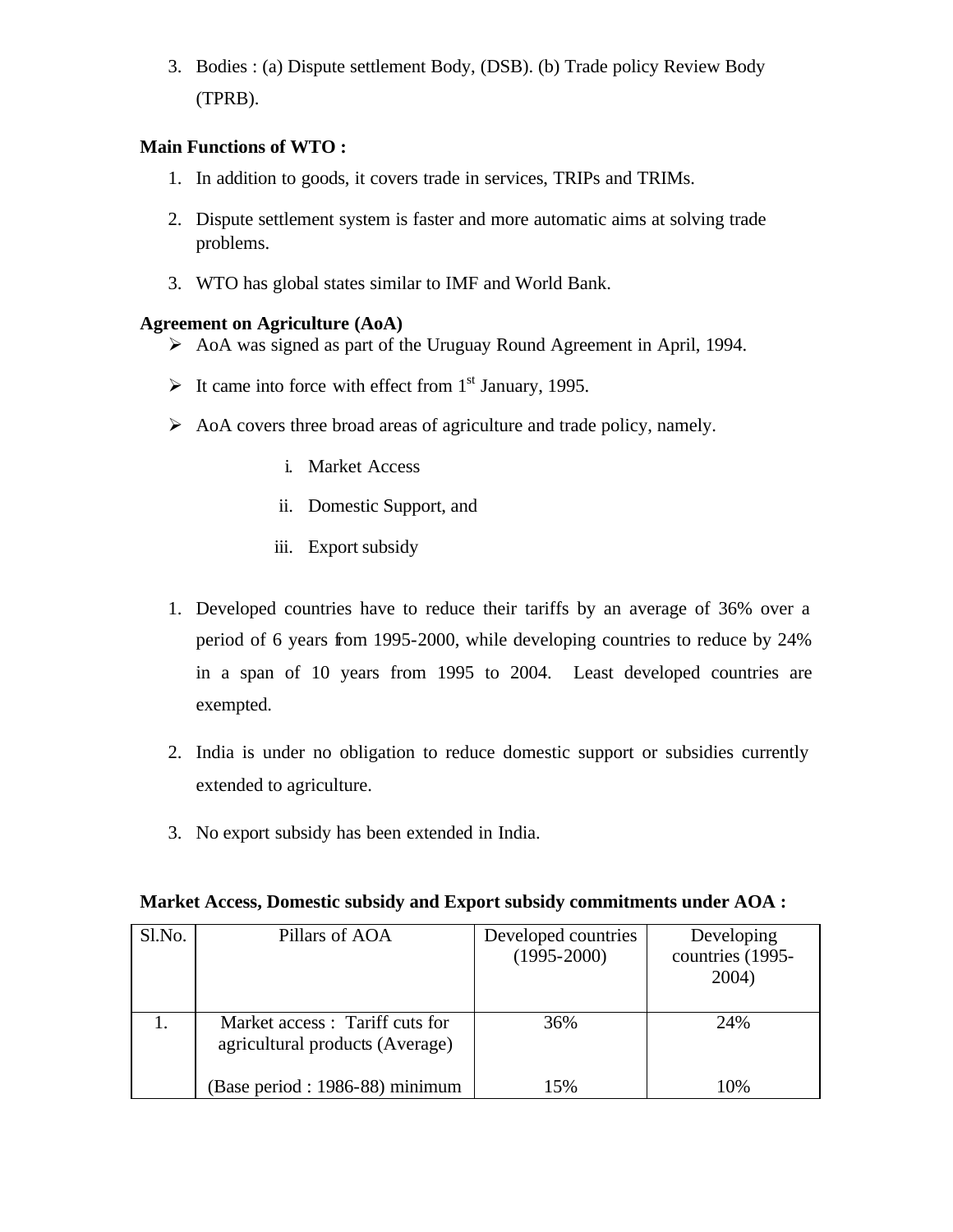3. Bodies : (a) Dispute settlement Body, (DSB). (b) Trade policy Review Body (TPRB).

**Main Functions of WTO :**

1. In addition to goods, it covers trade in services, TRIPs and TRIMs.
2. Dispute settlement system is faster and more automatic aims at solving trade problems.
3. WTO has global states similar to IMF and World Bank.

**Agreement on Agriculture (AoA)**

- AoA was signed as part of the Uruguay Round Agreement in April, 1994.
- It came into force with effect from 1st January, 1995.
- AoA covers three broad areas of agriculture and trade policy, namely.
    - i. Market Access
    - ii. Domestic Support, and
    - iii. Export subsidy

1. Developed countries have to reduce their tariffs by an average of 36% over a period of 6 years from 1995-2000, while developing countries to reduce by 24% in a span of 10 years from 1995 to 2004. Least developed countries are exempted.
2. India is under no obligation to reduce domestic support or subsidies currently extended to agriculture.
3. No export subsidy has been extended in India.

**Market Access, Domestic subsidy and Export subsidy commitments under AOA :**

| Sl.No. | Pillars of AOA | Developed countries (1995-2000) | Developing countries (1995-2004) |
|---|---|---|---|
| 1. | Market access : Tariff cuts for agricultural products (Average) | 36% | 24% |
| | (Base period : 1986-88) minimum | 15% | 10% |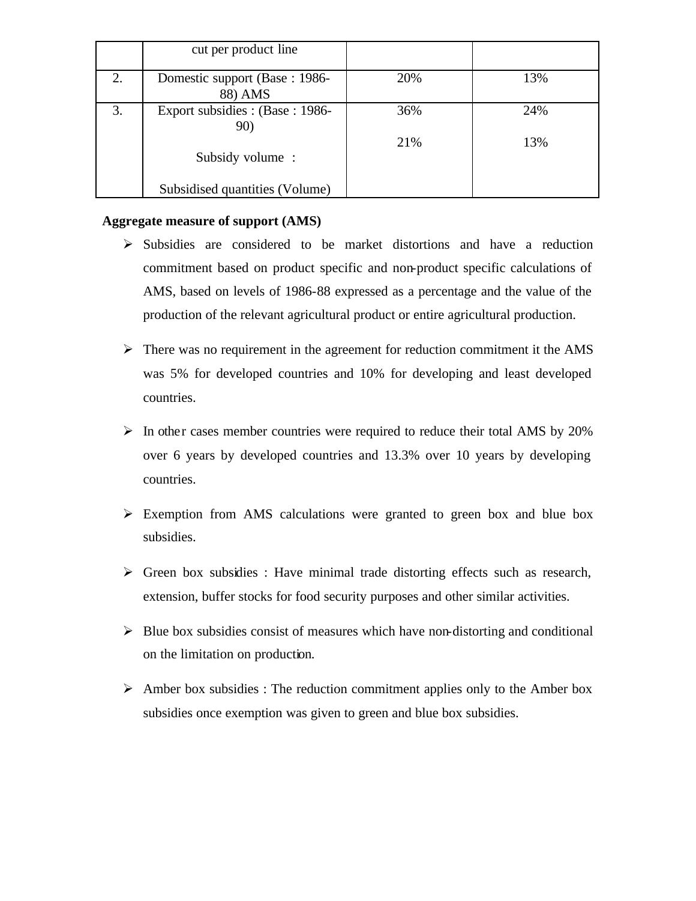|  | cut per product line |  |  |
|---|---|---|---|
| 2. | Domestic support (Base : 1986-88) AMS | 20% | 13% |
| 3. | Export subsidies : (Base : 1986-90)<br><br>Subsidy volume :<br><br>Subsidised quantities (Volume) | 36%<br><br>21% | 24%<br><br>13% |

**Aggregate measure of support (AMS)**

- Subsidies are considered to be market distortions and have a reduction commitment based on product specific and non-product specific calculations of AMS, based on levels of 1986-88 expressed as a percentage and the value of the production of the relevant agricultural product or entire agricultural production.
- There was no requirement in the agreement for reduction commitment it the AMS was 5% for developed countries and 10% for developing and least developed countries.
- In other cases member countries were required to reduce their total AMS by 20% over 6 years by developed countries and 13.3% over 10 years by developing countries.
- Exemption from AMS calculations were granted to green box and blue box subsidies.
- Green box subsidies : Have minimal trade distorting effects such as research, extension, buffer stocks for food security purposes and other similar activities.
- Blue box subsidies consist of measures which have non-distorting and conditional on the limitation on production.
- Amber box subsidies : The reduction commitment applies only to the Amber box subsidies once exemption was given to green and blue box subsidies.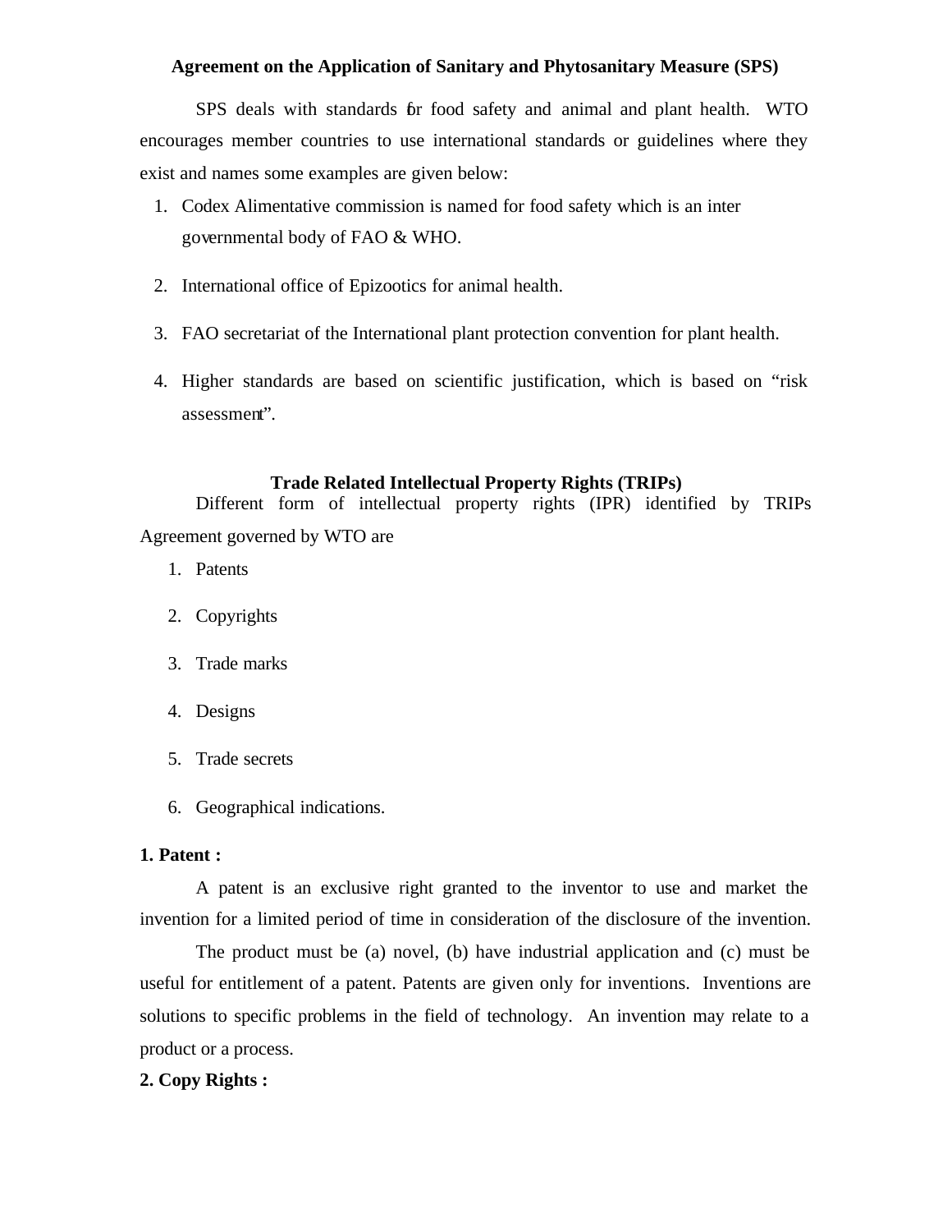## Agreement on the Application of Sanitary and Phytosanitary Measure (SPS)

SPS deals with standards for food safety and animal and plant health. WTO encourages member countries to use international standards or guidelines where they exist and names some examples are given below:

1. Codex Alimentative commission is named for food safety which is an inter governmental body of FAO & WHO.
2. International office of Epizootics for animal health.
3. FAO secretariat of the International plant protection convention for plant health.
4. Higher standards are based on scientific justification, which is based on "risk assessment".

## Trade Related Intellectual Property Rights (TRIPs)

Different form of intellectual property rights (IPR) identified by TRIPs Agreement governed by WTO are

1. Patents
2. Copyrights
3. Trade marks
4. Designs
5. Trade secrets
6. Geographical indications.

**1. Patent :**

A patent is an exclusive right granted to the inventor to use and market the invention for a limited period of time in consideration of the disclosure of the invention.

The product must be (a) novel, (b) have industrial application and (c) must be useful for entitlement of a patent. Patents are given only for inventions. Inventions are solutions to specific problems in the field of technology. An invention may relate to a product or a process.

**2. Copy Rights :**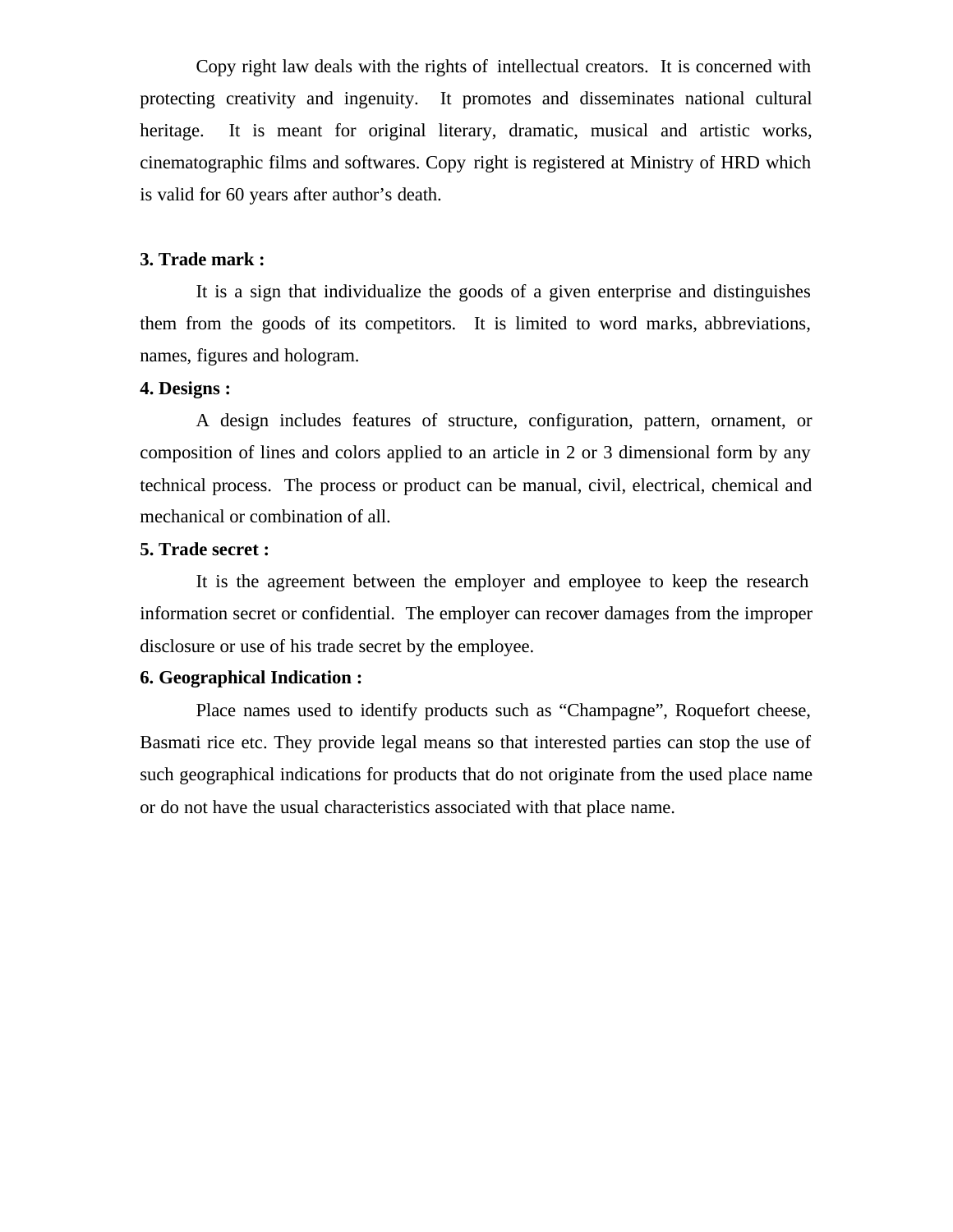Copy right law deals with the rights of intellectual creators. It is concerned with protecting creativity and ingenuity. It promotes and disseminates national cultural heritage. It is meant for original literary, dramatic, musical and artistic works, cinematographic films and softwares. Copy right is registered at Ministry of HRD which is valid for 60 years after author's death.

**3. Trade mark :**

It is a sign that individualize the goods of a given enterprise and distinguishes them from the goods of its competitors. It is limited to word marks, abbreviations, names, figures and hologram.

**4. Designs :**

A design includes features of structure, configuration, pattern, ornament, or composition of lines and colors applied to an article in 2 or 3 dimensional form by any technical process. The process or product can be manual, civil, electrical, chemical and mechanical or combination of all.

**5. Trade secret :**

It is the agreement between the employer and employee to keep the research information secret or confidential. The employer can recover damages from the improper disclosure or use of his trade secret by the employee.

**6. Geographical Indication :**

Place names used to identify products such as "Champagne", Roquefort cheese, Basmati rice etc. They provide legal means so that interested parties can stop the use of such geographical indications for products that do not originate from the used place name or do not have the usual characteristics associated with that place name.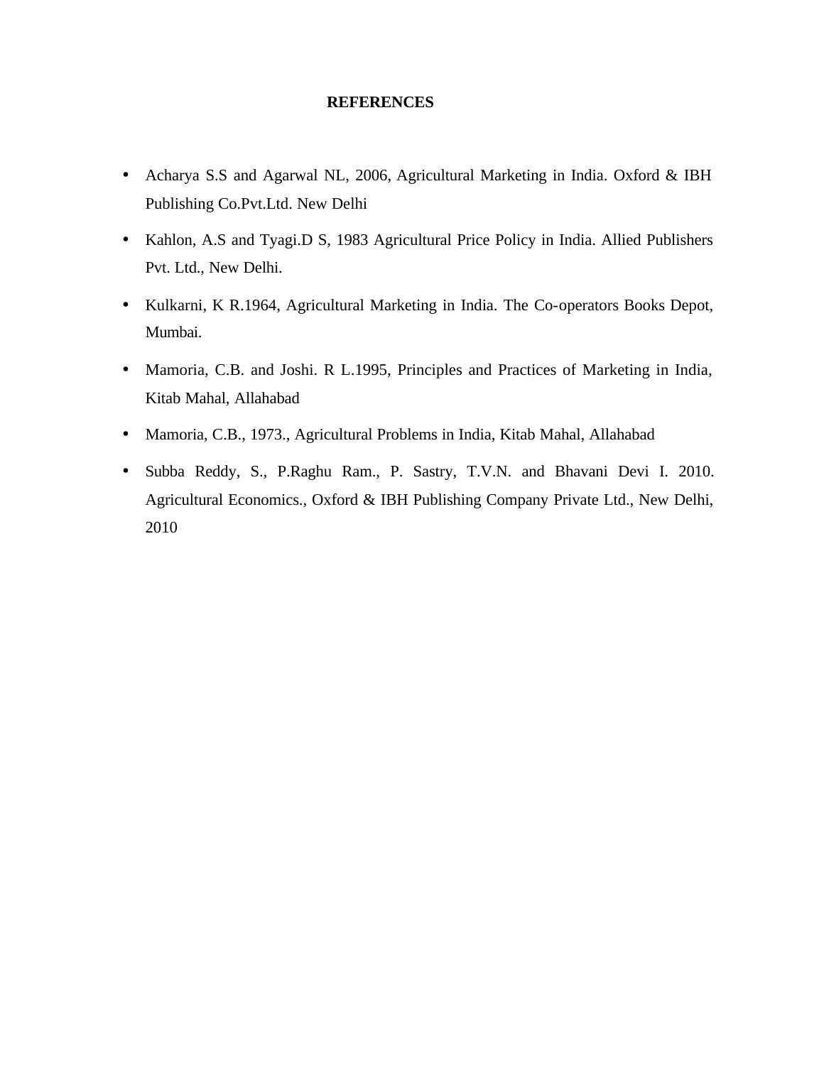# REFERENCES

- Acharya S.S and Agarwal NL, 2006, Agricultural Marketing in India. Oxford & IBH Publishing Co.Pvt.Ltd. New Delhi
- Kahlon, A.S and Tyagi.D S, 1983 Agricultural Price Policy in India. Allied Publishers Pvt. Ltd., New Delhi.
- Kulkarni, K R.1964, Agricultural Marketing in India. The Co-operators Books Depot, Mumbai.
- Mamoria, C.B. and Joshi. R L.1995, Principles and Practices of Marketing in India, Kitab Mahal, Allahabad
- Mamoria, C.B., 1973., Agricultural Problems in India, Kitab Mahal, Allahabad
- Subba Reddy, S., P.Raghu Ram., P. Sastry, T.V.N. and Bhavani Devi I. 2010. Agricultural Economics., Oxford & IBH Publishing Company Private Ltd., New Delhi, 2010